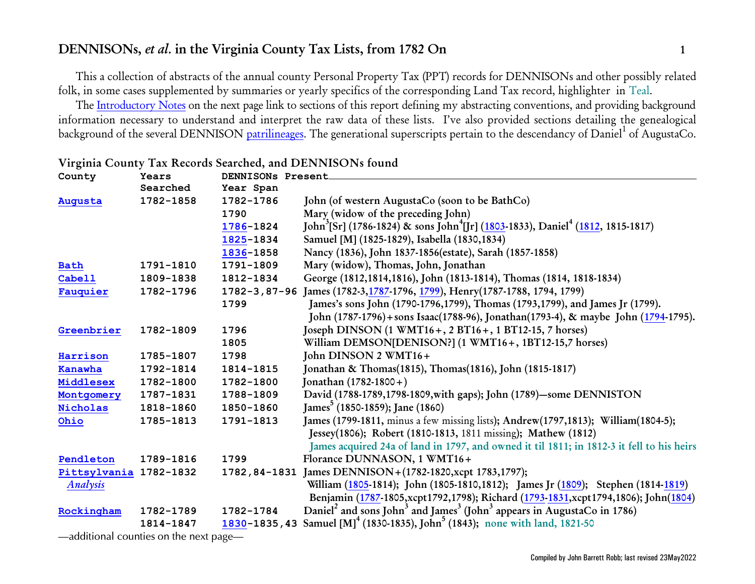# DENNISONs, *et al*. in the Virginia County Tax Lists, from 1782 On

This a collection of abstracts of the annual county Personal Property Tax (PPT) records for DENNISONs and other possibly related folk, in some cases supplemented by summaries or yearly specifics of the corresponding Land Tax record, highlighter in Teal.

The Introductory Notes on the next page link to sections of this report defining my abstracting conventions, and providing background information necessary to understand and interpret the raw data of these lists. I've also provided sections detailing the genealogical background of the several DENNISON patrilineages. The generational superscripts pertain to the descendancy of Daniel[1] of AugustaCo.

## Virginia County Tax Records Searched, and DENNISONs found

| County | Years Searched | DENNISONs Present Year Span | |
|---|---|---|---|
| **Augusta** | 1782-1858 | 1782-1786 | John (of western AugustaCo (soon to be BathCo) |
| | | 1790 | Mary (widow of the preceding John) |
| | | 1786-1824 | John[3][Sr] (1786-1824) & sons John[4][Jr] (1803-1833), Daniel[4] (1812, 1815-1817) |
| | | 1825-1834 | Samuel [M] (1825-1829), Isabella (1830,1834) |
| | | 1836-1858 | Nancy (1836), John 1837-1856(estate), Sarah (1857-1858) |
| **Bath** | 1791-1810 | 1791-1809 | Mary (widow), Thomas, John, Jonathan |
| **Cabell** | 1809-1838 | 1812-1834 | George (1812,1814,1816), John (1813-1814), Thomas (1814, 1818-1834) |
| **Fauquier** | 1782-1796 | 1782-3,87-96 | James (1782-3,1787-1796, 1799), Henry(1787-1788, 1794, 1799) |
| | | 1799 | James's sons John (1790-1796,1799), Thomas (1793,1799), and James Jr (1799). |
| | | | John (1787-1796)+sons Isaac(1788-96), Jonathan(1793-4), & maybe John (1794-1795). |
| **Greenbrier** | 1782-1809 | 1796 | Joseph DINSON (1 WMT16+, 2 BT16+, 1 BT12-15, 7 horses) |
| | | 1805 | William DEMSON[DENISON?] (1 WMT16+, 1BT12-15,7 horses) |
| **Harrison** | 1785-1807 | 1798 | John DINSON 2 WMT16+ |
| **Kanawha** | 1792-1814 | 1814-1815 | Jonathan & Thomas(1815), Thomas(1816), John (1815-1817) |
| **Middlesex** | 1782-1800 | 1782-1800 | Jonathan (1782-1800+) |
| **Montgomery** | 1787-1831 | 1788-1809 | David (1788-1789,1798-1809,with gaps); John (1789)—some DENNISTON |
| **Nicholas** | 1818-1860 | 1850-1860 | James[5] (1850-1859); Jane (1860) |
| **Ohio** | 1785-1813 | 1791-1813 | James (1799-1811, minus a few missing lists); Andrew(1797,1813); William(1804-5); |
| | | | Jessey(1806); Robert (1810-1813, 1811 missing); Mathew (1812) |
| | | | James acquired 24a of land in 1797, and owned it til 1811; in 1812-3 it fell to his heirs |
| **Pendleton** | 1789-1816 | 1799 | Florance DUNNASON, 1 WMT16+ |
| **Pittsylvania** *Analysis* | 1782-1832 | 1782,84-1831 | James DENNISON+(1782-1820,xcpt 1783,1797); |
| | | | William (1805-1814); John (1805-1810,1812); James Jr (1809); Stephen (1814-1819) |
| | | | Benjamin (1787-1805,xcpt1792,1798); Richard (1793-1831,xcpt1794,1806); John(1804) |
| **Rockingham** | 1782-1789 | 1782-1784 | Daniel[2] and sons John[3] and James[3] (John[3] appears in AugustaCo in 1786) |
| | 1814-1847 | 1830-1835,43 | Samuel [M][4] (1830-1835), John[5] (1843); none with land, 1821-50 |

—additional counties on the next page—

Compiled by John Barrett Robb; last revised 23May2022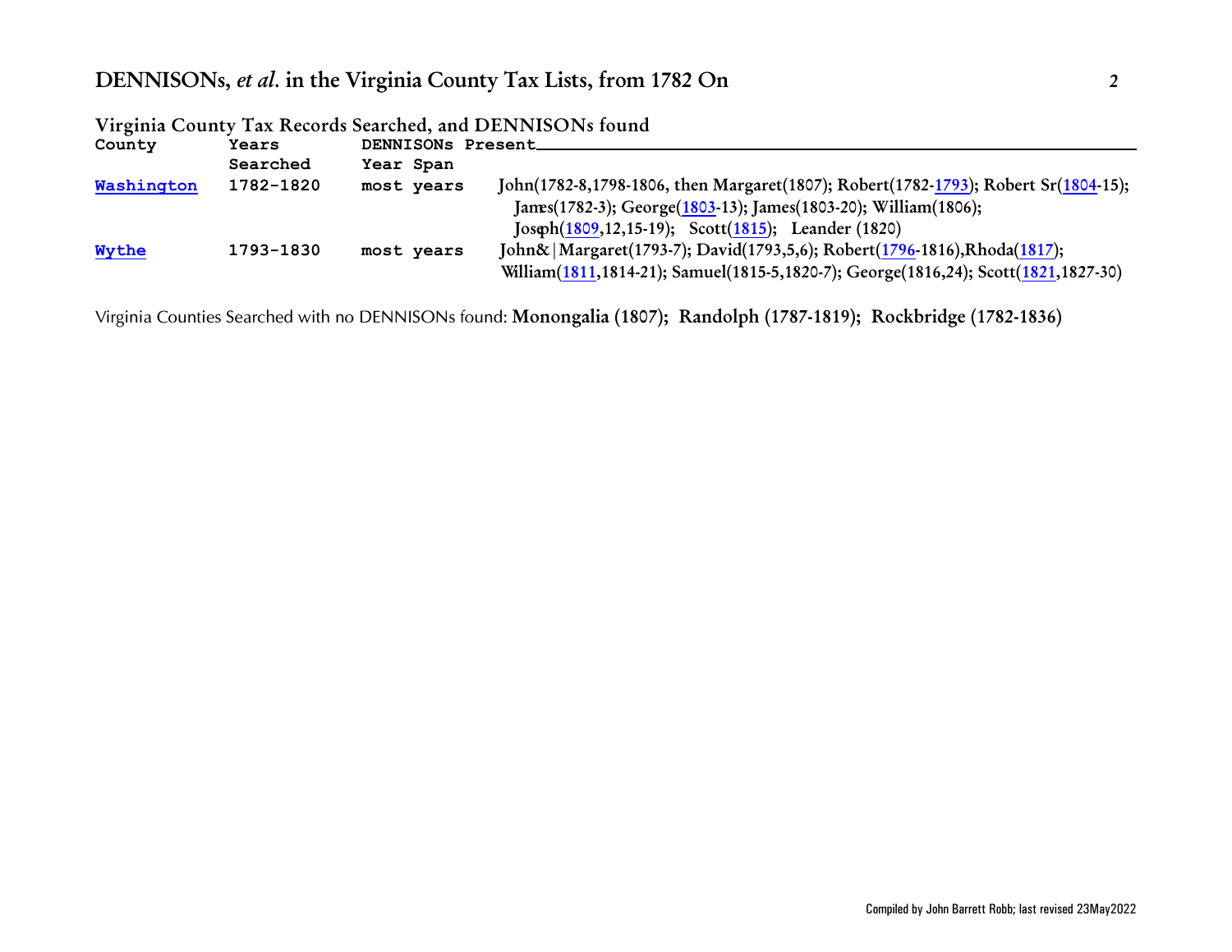## Virginia County Tax Records Searched, and DENNISONs found

| County | Years Searched | DENNISONs Present Year Span | |
|---|---|---|---|
| Washington | 1782-1820 | most years | John(1782-8,1798-1806, then Margaret(1807); Robert(1782-1793); Robert Sr(1804-15); James(1782-3); George(1803-13); James(1803-20); William(1806); Joseph(1809,12,15-19); Scott(1815); Leander (1820) |
| Wythe | 1793-1830 | most years | John&\|Margaret(1793-7); David(1793,5,6); Robert(1796-1816),Rhoda(1817); William(1811,1814-21); Samuel(1815-5,1820-7); George(1816,24); Scott(1821,1827-30) |

Virginia Counties Searched with no DENNISONs found: **Monongalia (1807); Randolph (1787-1819); Rockbridge (1782-1836)**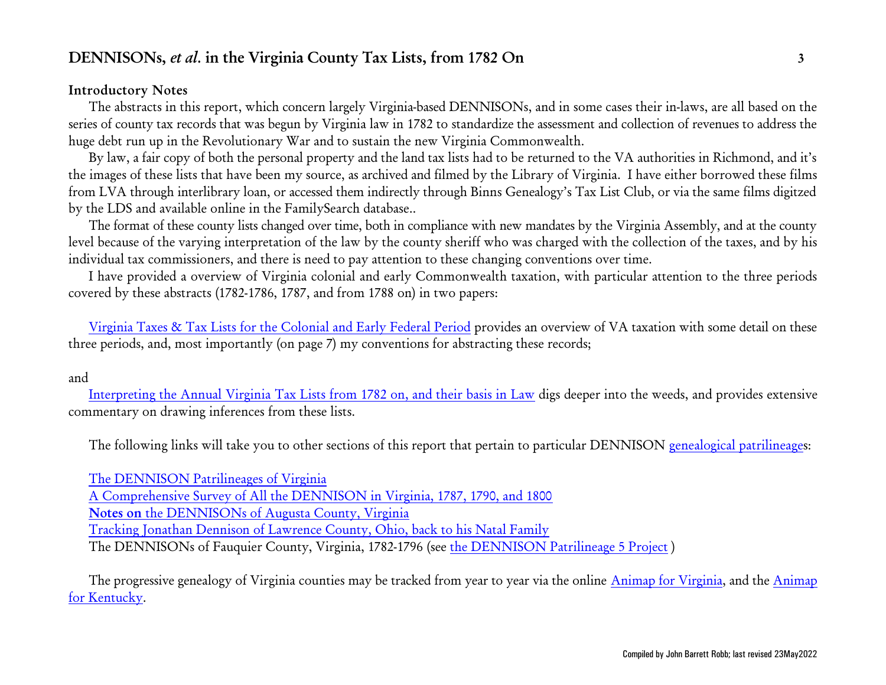## Introductory Notes

The abstracts in this report, which concern largely Virginia-based DENNISONs, and in some cases their in-laws, are all based on the series of county tax records that was begun by Virginia law in 1782 to standardize the assessment and collection of revenues to address the huge debt run up in the Revolutionary War and to sustain the new Virginia Commonwealth.

By law, a fair copy of both the personal property and the land tax lists had to be returned to the VA authorities in Richmond, and it's the images of these lists that have been my source, as archived and filmed by the Library of Virginia. I have either borrowed these films from LVA through interlibrary loan, or accessed them indirectly through Binns Genealogy's Tax List Club, or via the same films digitzed by the LDS and available online in the FamilySearch database..

The format of these county lists changed over time, both in compliance with new mandates by the Virginia Assembly, and at the county level because of the varying interpretation of the law by the county sheriff who was charged with the collection of the taxes, and by his individual tax commissioners, and there is need to pay attention to these changing conventions over time.

I have provided a overview of Virginia colonial and early Commonwealth taxation, with particular attention to the three periods covered by these abstracts (1782-1786, 1787, and from 1788 on) in two papers:

Virginia Taxes & Tax Lists for the Colonial and Early Federal Period provides an overview of VA taxation with some detail on these three periods, and, most importantly (on page 7) my conventions for abstracting these records;

and

Interpreting the Annual Virginia Tax Lists from 1782 on, and their basis in Law digs deeper into the weeds, and provides extensive commentary on drawing inferences from these lists.

The following links will take you to other sections of this report that pertain to particular DENNISON genealogical patrilineages:

The DENNISON Patrilineages of Virginia
A Comprehensive Survey of All the DENNISON in Virginia, 1787, 1790, and 1800
**Notes on** the DENNISONs of Augusta County, Virginia
Tracking Jonathan Dennison of Lawrence County, Ohio, back to his Natal Family
The DENNISONs of Fauquier County, Virginia, 1782-1796 (see the DENNISON Patrilineage 5 Project )

The progressive genealogy of Virginia counties may be tracked from year to year via the online Animap for Virginia, and the Animap for Kentucky.

Compiled by John Barrett Robb; last revised 23May2022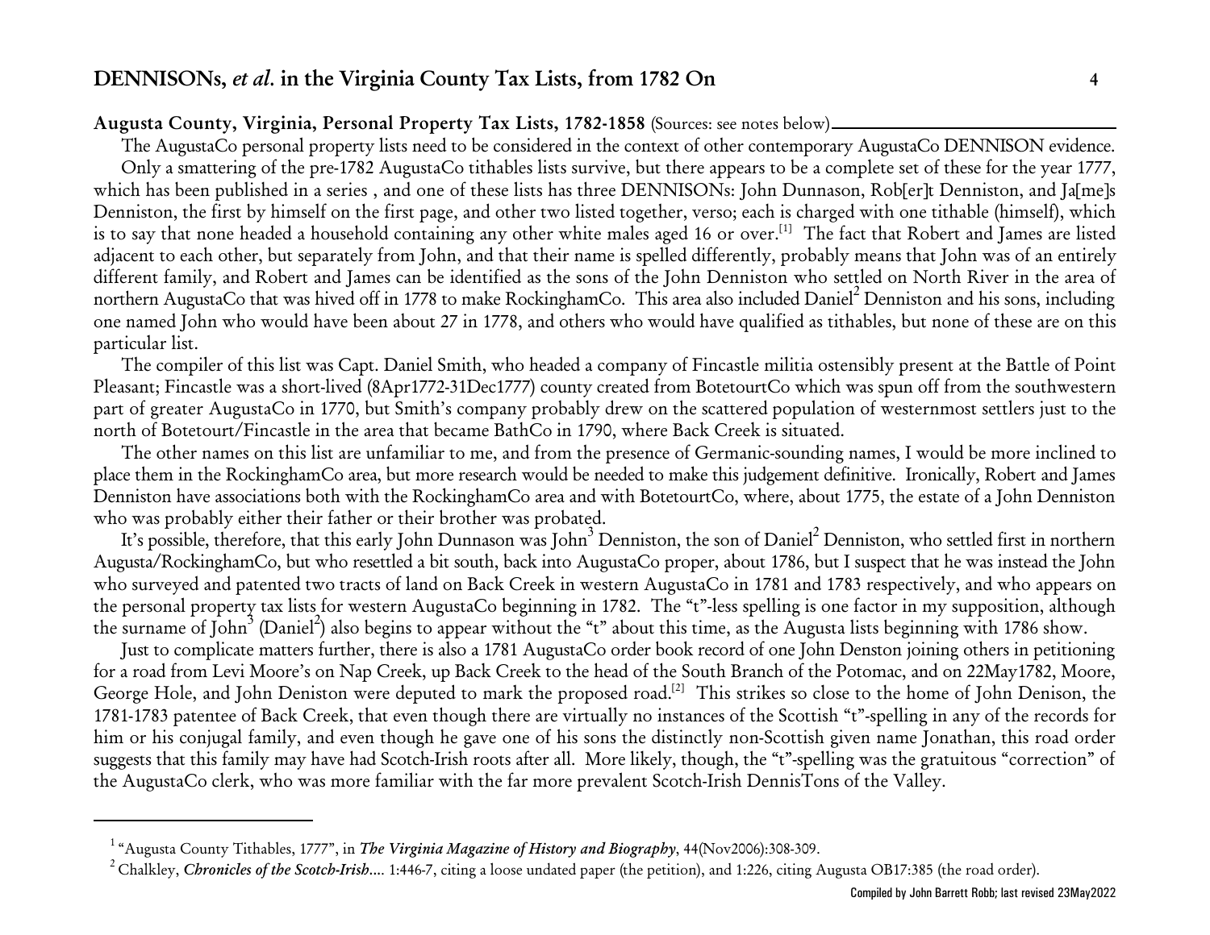**Augusta County, Virginia, Personal Property Tax Lists, 1782-1858** (Sources: see notes below)

The AugustaCo personal property lists need to be considered in the context of other contemporary AugustaCo DENNISON evidence.

Only a smattering of the pre-1782 AugustaCo tithables lists survive, but there appears to be a complete set of these for the year 1777, which has been published in a series , and one of these lists has three DENNISONs: John Dunnason, Rob[er]t Denniston, and Ja[me]s Denniston, the first by himself on the first page, and other two listed together, verso; each is charged with one tithable (himself), which is to say that none headed a household containing any other white males aged 16 or over.[1] The fact that Robert and James are listed adjacent to each other, but separately from John, and that their name is spelled differently, probably means that John was of an entirely different family, and Robert and James can be identified as the sons of the John Denniston who settled on North River in the area of northern AugustaCo that was hived off in 1778 to make RockinghamCo. This area also included Daniel[2] Denniston and his sons, including one named John who would have been about 27 in 1778, and others who would have qualified as tithables, but none of these are on this particular list.

The compiler of this list was Capt. Daniel Smith, who headed a company of Fincastle militia ostensibly present at the Battle of Point Pleasant; Fincastle was a short-lived (8Apr1772-31Dec1777) county created from BotetourtCo which was spun off from the southwestern part of greater AugustaCo in 1770, but Smith's company probably drew on the scattered population of westernmost settlers just to the north of Botetourt/Fincastle in the area that became BathCo in 1790, where Back Creek is situated.

The other names on this list are unfamiliar to me, and from the presence of Germanic-sounding names, I would be more inclined to place them in the RockinghamCo area, but more research would be needed to make this judgement definitive. Ironically, Robert and James Denniston have associations both with the RockinghamCo area and with BotetourtCo, where, about 1775, the estate of a John Denniston who was probably either their father or their brother was probated.

It's possible, therefore, that this early John Dunnason was John[3] Denniston, the son of Daniel[2] Denniston, who settled first in northern Augusta/RockinghamCo, but who resettled a bit south, back into AugustaCo proper, about 1786, but I suspect that he was instead the John who surveyed and patented two tracts of land on Back Creek in western AugustaCo in 1781 and 1783 respectively, and who appears on the personal property tax lists for western AugustaCo beginning in 1782. The "t"-less spelling is one factor in my supposition, although the surname of John[3] (Daniel[2]) also begins to appear without the "t" about this time, as the Augusta lists beginning with 1786 show.

Just to complicate matters further, there is also a 1781 AugustaCo order book record of one John Denston joining others in petitioning for a road from Levi Moore's on Nap Creek, up Back Creek to the head of the South Branch of the Potomac, and on 22May1782, Moore, George Hole, and John Deniston were deputed to mark the proposed road.[2] This strikes so close to the home of John Denison, the 1781-1783 patentee of Back Creek, that even though there are virtually no instances of the Scottish "t"-spelling in any of the records for him or his conjugal family, and even though he gave one of his sons the distinctly non-Scottish given name Jonathan, this road order suggests that this family may have had Scotch-Irish roots after all. More likely, though, the "t"-spelling was the gratuitous "correction" of the AugustaCo clerk, who was more familiar with the far more prevalent Scotch-Irish DennisTons of the Valley.

---

[1] "Augusta County Tithables, 1777", in ***The Virginia Magazine of History and Biography***, 44(Nov2006):308-309.

[2] Chalkley, ***Chronicles of the Scotch-Irish....*** 1:446-7, citing a loose undated paper (the petition), and 1:226, citing Augusta OB17:385 (the road order).

Compiled by John Barrett Robb; last revised 23May2022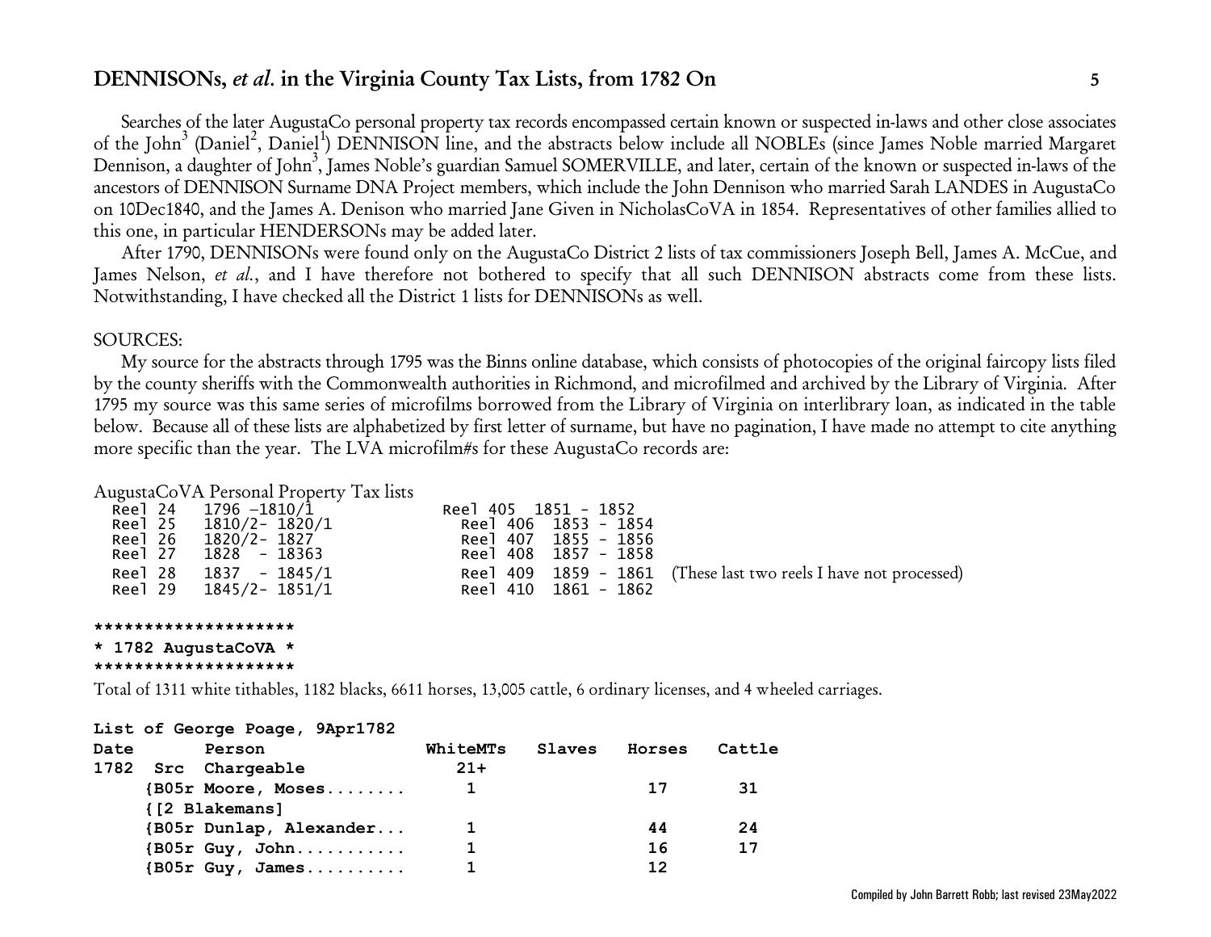Searches of the later AugustaCo personal property tax records encompassed certain known or suspected in-laws and other close associates of the John[3] (Daniel[2], Daniel[1]) DENNISON line, and the abstracts below include all NOBLEs (since James Noble married Margaret Dennison, a daughter of John[3], James Noble's guardian Samuel SOMERVILLE, and later, certain of the known or suspected in-laws of the ancestors of DENNISON Surname DNA Project members, which include the John Dennison who married Sarah LANDES in AugustaCo on 10Dec1840, and the James A. Denison who married Jane Given in NicholasCoVA in 1854. Representatives of other families allied to this one, in particular HENDERSONs may be added later.

After 1790, DENNISONs were found only on the AugustaCo District 2 lists of tax commissioners Joseph Bell, James A. McCue, and James Nelson, *et al.*, and I have therefore not bothered to specify that all such DENNISON abstracts come from these lists. Notwithstanding, I have checked all the District 1 lists for DENNISONs as well.

SOURCES:

My source for the abstracts through 1795 was the Binns online database, which consists of photocopies of the original faircopy lists filed by the county sheriffs with the Commonwealth authorities in Richmond, and microfilmed and archived by the Library of Virginia. After 1795 my source was this same series of microfilms borrowed from the Library of Virginia on interlibrary loan, as indicated in the table below. Because all of these lists are alphabetized by first letter of surname, but have no pagination, I have made no attempt to cite anything more specific than the year. The LVA microfilm#s for these AugustaCo records are:

AugustaCoVA Personal Property Tax lists

```
  Reel 24   1796 –1810/1           Reel 405  1851 - 1852
  Reel 25   1810/2- 1820/1           Reel 406  1853 - 1854
  Reel 26   1820/2- 1827             Reel 407  1855 - 1856
  Reel 27   1828  - 18363            Reel 408  1857 - 1858
  Reel 28   1837  - 1845/1           Reel 409  1859 - 1861  (These last two reels I have not processed)
  Reel 29   1845/2- 1851/1           Reel 410  1861 - 1862
```

```
********************
* 1782 AugustaCoVA *
********************
```

Total of 1311 white tithables, 1182 blacks, 6611 horses, 13,005 cattle, 6 ordinary licenses, and 4 wheeled carriages.

```
List of George Poage, 9Apr1782
Date       Person               WhiteMTs   Slaves   Horses   Cattle
1782  Src  Chargeable             21+
     {B05r Moore, Moses........    1                  17       31
     {[2 Blakemans]
     {B05r Dunlap, Alexander...    1                  44       24
     {B05r Guy, John...........    1                  16       17
     {B05r Guy, James..........    1                  12
```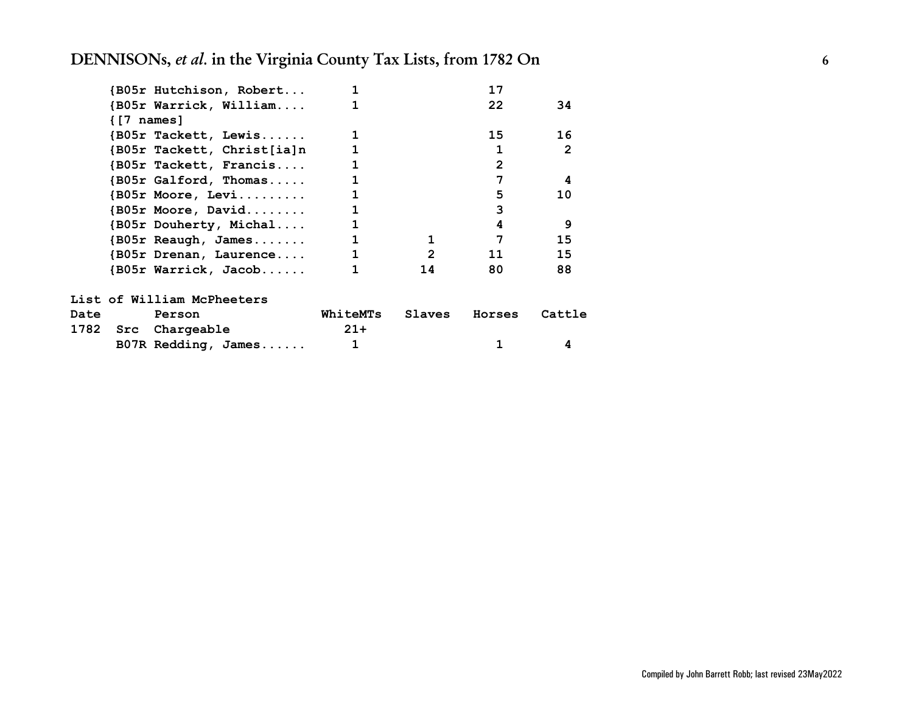| Date | Src | Person | WhiteMTs | Slaves | Horses | Cattle |
|---|---|---|---|---|---|---|
| | {B05r | Hutchison, Robert... | 1 | | 17 | |
| | {B05r | Warrick, William.... | 1 | | 22 | 34 |
| | {[7 names] | | | | | |
| | {B05r | Tackett, Lewis...... | 1 | | 15 | 16 |
| | {B05r | Tackett, Christ[ia]n | 1 | | 1 | 2 |
| | {B05r | Tackett, Francis.... | 1 | | 2 | |
| | {B05r | Galford, Thomas..... | 1 | | 7 | 4 |
| | {B05r | Moore, Levi......... | 1 | | 5 | 10 |
| | {B05r | Moore, David........ | 1 | | 3 | |
| | {B05r | Douherty, Michal.... | 1 | | 4 | 9 |
| | {B05r | Reaugh, James....... | 1 | 1 | 7 | 15 |
| | {B05r | Drenan, Laurence.... | 1 | 2 | 11 | 15 |
| | {B05r | Warrick, Jacob...... | 1 | 14 | 80 | 88 |

List of William McPheeters

| Date | Src | Person Chargeable | WhiteMTs 21+ | Slaves | Horses | Cattle |
|---|---|---|---|---|---|---|
| 1782 | B07R | Redding, James...... | 1 | | 1 | 4 |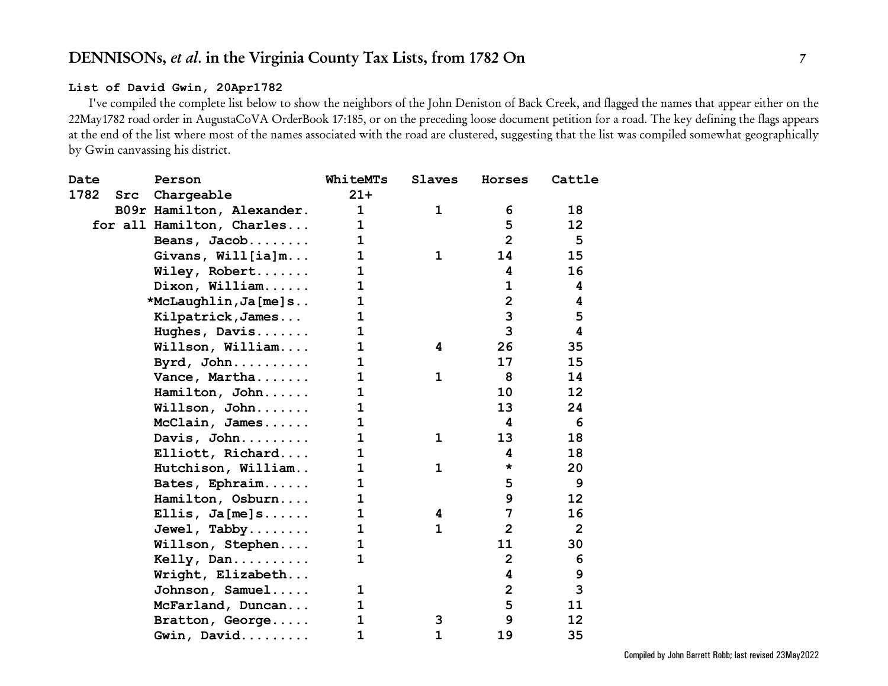**List of David Gwin, 20Apr1782**

I've compiled the complete list below to show the neighbors of the John Deniston of Back Creek, and flagged the names that appear either on the 22May1782 road order in AugustaCoVA OrderBook 17:185, or on the preceding loose document petition for a road. The key defining the flags appears at the end of the list where most of the names associated with the road are clustered, suggesting that the list was compiled somewhat geographically by Gwin canvassing his district.

| Date 1782 | Src | Person Chargeable | WhiteMTs 21+ | Slaves | Horses | Cattle |
|---|---|---|---|---|---|---|
| | B09r | Hamilton, Alexander. | 1 | 1 | 6 | 18 |
| | for all | Hamilton, Charles... | 1 | | 5 | 12 |
| | | Beans, Jacob........ | 1 | | 2 | 5 |
| | | Givans, Will[ia]m... | 1 | 1 | 14 | 15 |
| | | Wiley, Robert....... | 1 | | 4 | 16 |
| | | Dixon, William...... | 1 | | 1 | 4 |
| | | *McLaughlin,Ja[me]s.. | 1 | | 2 | 4 |
| | | Kilpatrick,James... | 1 | | 3 | 5 |
| | | Hughes, Davis....... | 1 | | 3 | 4 |
| | | Willson, William.... | 1 | 4 | 26 | 35 |
| | | Byrd, John.......... | 1 | | 17 | 15 |
| | | Vance, Martha....... | 1 | 1 | 8 | 14 |
| | | Hamilton, John...... | 1 | | 10 | 12 |
| | | Willson, John....... | 1 | | 13 | 24 |
| | | McClain, James...... | 1 | | 4 | 6 |
| | | Davis, John......... | 1 | 1 | 13 | 18 |
| | | Elliott, Richard.... | 1 | | 4 | 18 |
| | | Hutchison, William.. | 1 | 1 | * | 20 |
| | | Bates, Ephraim...... | 1 | | 5 | 9 |
| | | Hamilton, Osburn.... | 1 | | 9 | 12 |
| | | Ellis, Ja[me]s...... | 1 | 4 | 7 | 16 |
| | | Jewel, Tabby........ | 1 | 1 | 2 | 2 |
| | | Willson, Stephen.... | 1 | | 11 | 30 |
| | | Kelly, Dan.......... | 1 | | 2 | 6 |
| | | Wright, Elizabeth... | | | 4 | 9 |
| | | Johnson, Samuel..... | 1 | | 2 | 3 |
| | | McFarland, Duncan... | 1 | | 5 | 11 |
| | | Bratton, George..... | 1 | 3 | 9 | 12 |
| | | Gwin, David......... | 1 | 1 | 19 | 35 |

Compiled by John Barrett Robb; last revised 23May2022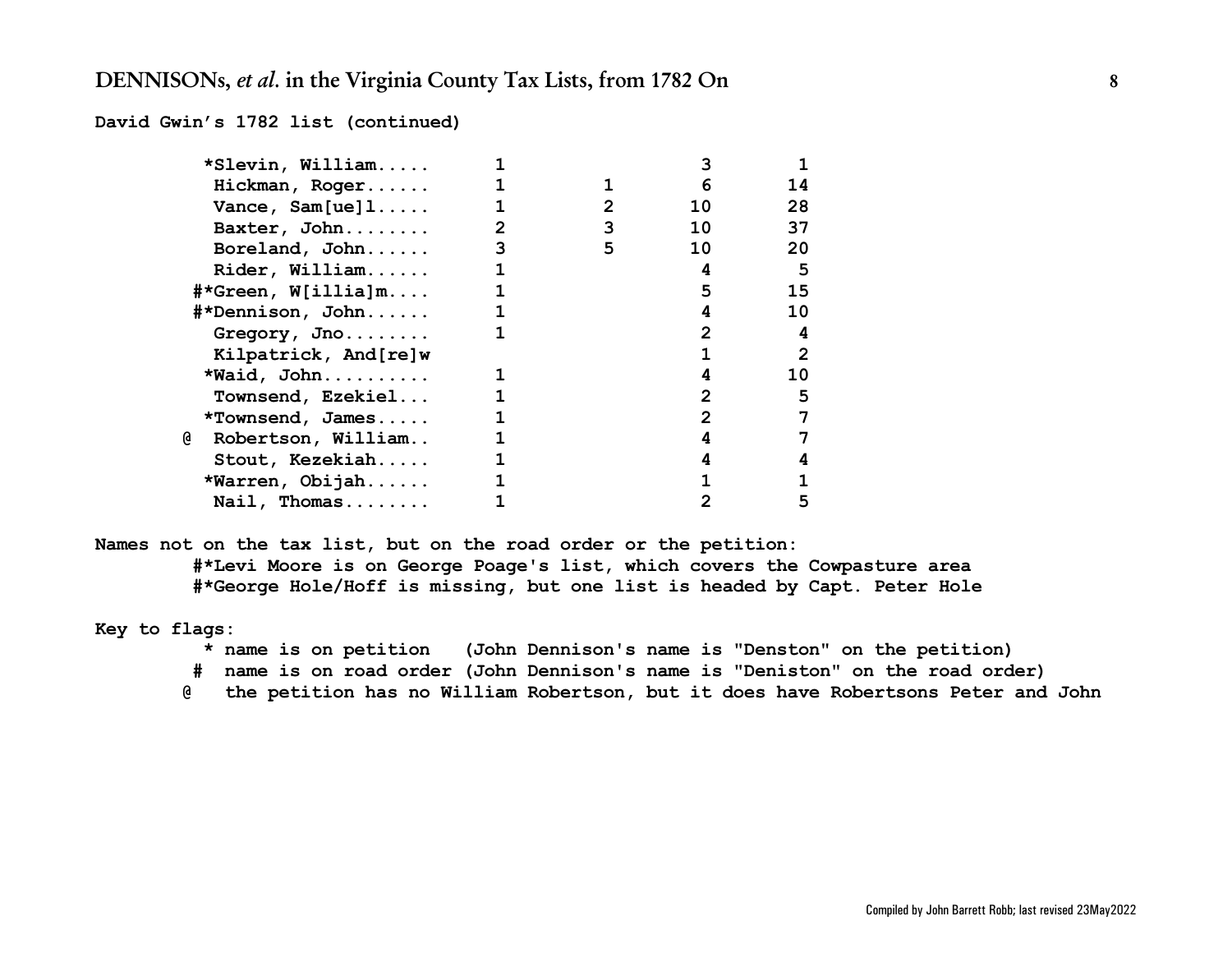**David Gwin's 1782 list (continued)**

| Flag | Name | | | | |
|---|---|---|---|---|---|
| * | Slevin, William..... | 1 | | 3 | 1 |
| | Hickman, Roger...... | 1 | 1 | 6 | 14 |
| | Vance, Sam[ue]l..... | 1 | 2 | 10 | 28 |
| | Baxter, John........ | 2 | 3 | 10 | 37 |
| | Boreland, John...... | 3 | 5 | 10 | 20 |
| | Rider, William...... | 1 | | 4 | 5 |
| #* | Green, W[illia]m.... | 1 | | 5 | 15 |
| #* | Dennison, John...... | 1 | | 4 | 10 |
| | Gregory, Jno........ | 1 | | 2 | 4 |
| | Kilpatrick, And[re]w | | | 1 | 2 |
| * | Waid, John.......... | 1 | | 4 | 10 |
| | Townsend, Ezekiel... | 1 | | 2 | 5 |
| * | Townsend, James..... | 1 | | 2 | 7 |
| @ | Robertson, William.. | 1 | | 4 | 7 |
| | Stout, Kezekiah..... | 1 | | 4 | 4 |
| * | Warren, Obijah...... | 1 | | 1 | 1 |
| | Nail, Thomas........ | 1 | | 2 | 5 |

Names not on the tax list, but on the road order or the petition:

- #*Levi Moore is on George Poage's list, which covers the Cowpasture area
- #*George Hole/Hoff is missing, but one list is headed by Capt. Peter Hole

Key to flags:

- \* name is on petition (John Dennison's name is "Denston" on the petition)
- \# name is on road order (John Dennison's name is "Deniston" on the road order)
- @ the petition has no William Robertson, but it does have Robertsons Peter and John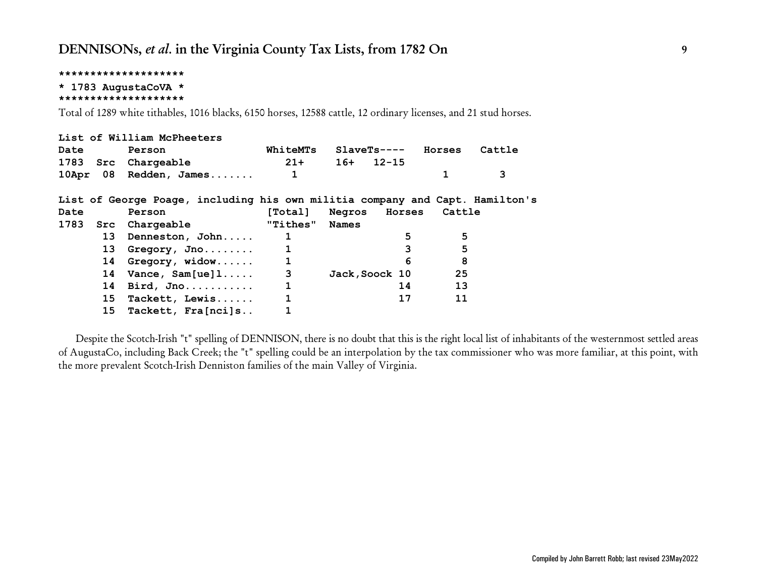```
********************
* 1783 AugustaCoVA *
********************
```

Total of 1289 white tithables, 1016 blacks, 6150 horses, 12588 cattle, 12 ordinary licenses, and 21 stud horses.

**List of William McPheeters**

| Date 1783 | Src | Person Chargeable | WhiteMTs 21+ | SlaveTs---- 16+ | 12-15 | Horses | Cattle |
|---|---|---|---|---|---|---|---|
| 10Apr | 08 | Redden, James....... | 1 | | | 1 | 3 |

**List of George Poage, including his own militia company and Capt. Hamilton's**

| Date 1783 | Src | Person Chargeable | [Total] "Tithes" | Negros Names | Horses | Cattle |
|---|---|---|---|---|---|---|
| | 13 | Denneston, John..... | 1 | | 5 | 5 |
| | 13 | Gregory, Jno........ | 1 | | 3 | 5 |
| | 14 | Gregory, widow...... | 1 | | 6 | 8 |
| | 14 | Vance, Sam[ue]l..... | 3 | Jack,Soock | 10 | 25 |
| | 14 | Bird, Jno........... | 1 | | 14 | 13 |
| | 15 | Tackett, Lewis...... | 1 | | 17 | 11 |
| | 15 | Tackett, Fra[nci]s.. | 1 | | | |

Despite the Scotch-Irish "t" spelling of DENNISON, there is no doubt that this is the right local list of inhabitants of the westernmost settled areas of AugustaCo, including Back Creek; the "t" spelling could be an interpolation by the tax commissioner who was more familiar, at this point, with the more prevalent Scotch-Irish Denniston families of the main Valley of Virginia.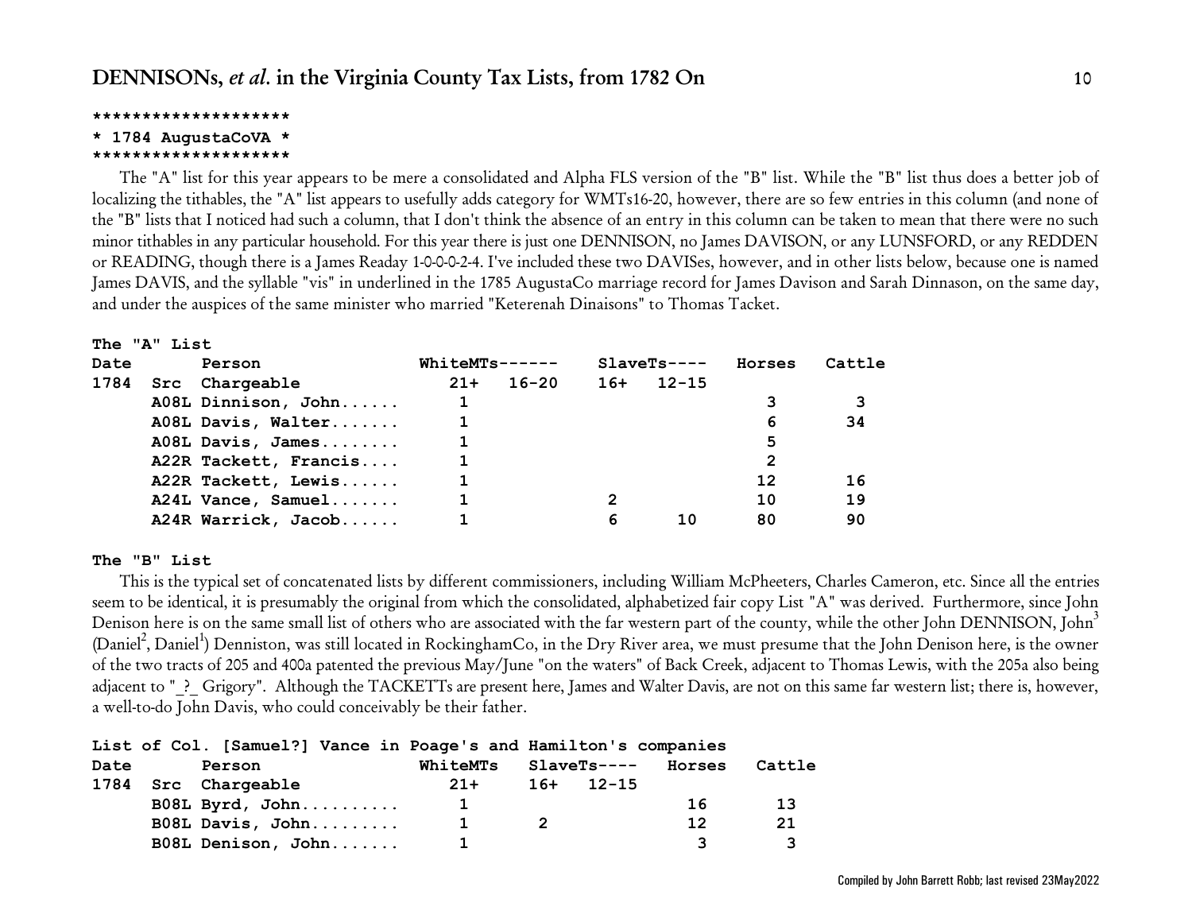```
********************
* 1784 AugustaCoVA *
********************
```

The "A" list for this year appears to be mere a consolidated and Alpha FLS version of the "B" list. While the "B" list thus does a better job of localizing the tithables, the "A" list appears to usefully adds category for WMTs16-20, however, there are so few entries in this column (and none of the "B" lists that I noticed had such a column, that I don't think the absence of an entry in this column can be taken to mean that there were no such minor tithables in any particular household. For this year there is just one DENNISON, no James DAVISON, or any LUNSFORD, or any REDDEN or READING, though there is a James Readay 1-0-0-0-2-4. I've included these two DAVISes, however, and in other lists below, because one is named James DAVIS, and the syllable "vis" in underlined in the 1785 AugustaCo marriage record for James Davison and Sarah Dinnason, on the same day, and under the auspices of the same minister who married "Keterenah Dinaisons" to Thomas Tacket.

**The "A" List**

| Date | | Person | WhiteMTs------ | | SlaveTs---- | | Horses | Cattle |
|---|---|---|---|---|---|---|---|---|
| 1784 | Src | Chargeable | 21+ | 16-20 | 16+ | 12-15 | | |
| | A08L | Dinnison, John...... | 1 | | | | 3 | 3 |
| | A08L | Davis, Walter....... | 1 | | | | 6 | 34 |
| | A08L | Davis, James........ | 1 | | | | 5 | |
| | A22R | Tackett, Francis.... | 1 | | | | 2 | |
| | A22R | Tackett, Lewis...... | 1 | | | | 12 | 16 |
| | A24L | Vance, Samuel....... | 1 | | 2 | | 10 | 19 |
| | A24R | Warrick, Jacob...... | 1 | | 6 | 10 | 80 | 90 |

**The "B" List**

This is the typical set of concatenated lists by different commissioners, including William McPheeters, Charles Cameron, etc. Since all the entries seem to be identical, it is presumably the original from which the consolidated, alphabetized fair copy List "A" was derived. Furthermore, since John Denison here is on the same small list of others who are associated with the far western part of the county, while the other John DENNISON, John[3] (Daniel[2], Daniel[1]) Denniston, was still located in RockinghamCo, in the Dry River area, we must presume that the John Denison here, is the owner of the two tracts of 205 and 400a patented the previous May/June "on the waters" of Back Creek, adjacent to Thomas Lewis, with the 205a also being adjacent to "_?_ Grigory". Although the TACKETTs are present here, James and Walter Davis, are not on this same far western list; there is, however, a well-to-do John Davis, who could conceivably be their father.

**List of Col. [Samuel?] Vance in Poage's and Hamilton's companies**

| Date | | Person | WhiteMTs | SlaveTs---- | | Horses | Cattle |
|---|---|---|---|---|---|---|---|
| 1784 | Src | Chargeable | 21+ | 16+ | 12-15 | | |
| | B08L | Byrd, John.......... | 1 | | | 16 | 13 |
| | B08L | Davis, John......... | 1 | 2 | | 12 | 21 |
| | B08L | Denison, John....... | 1 | | | 3 | 3 |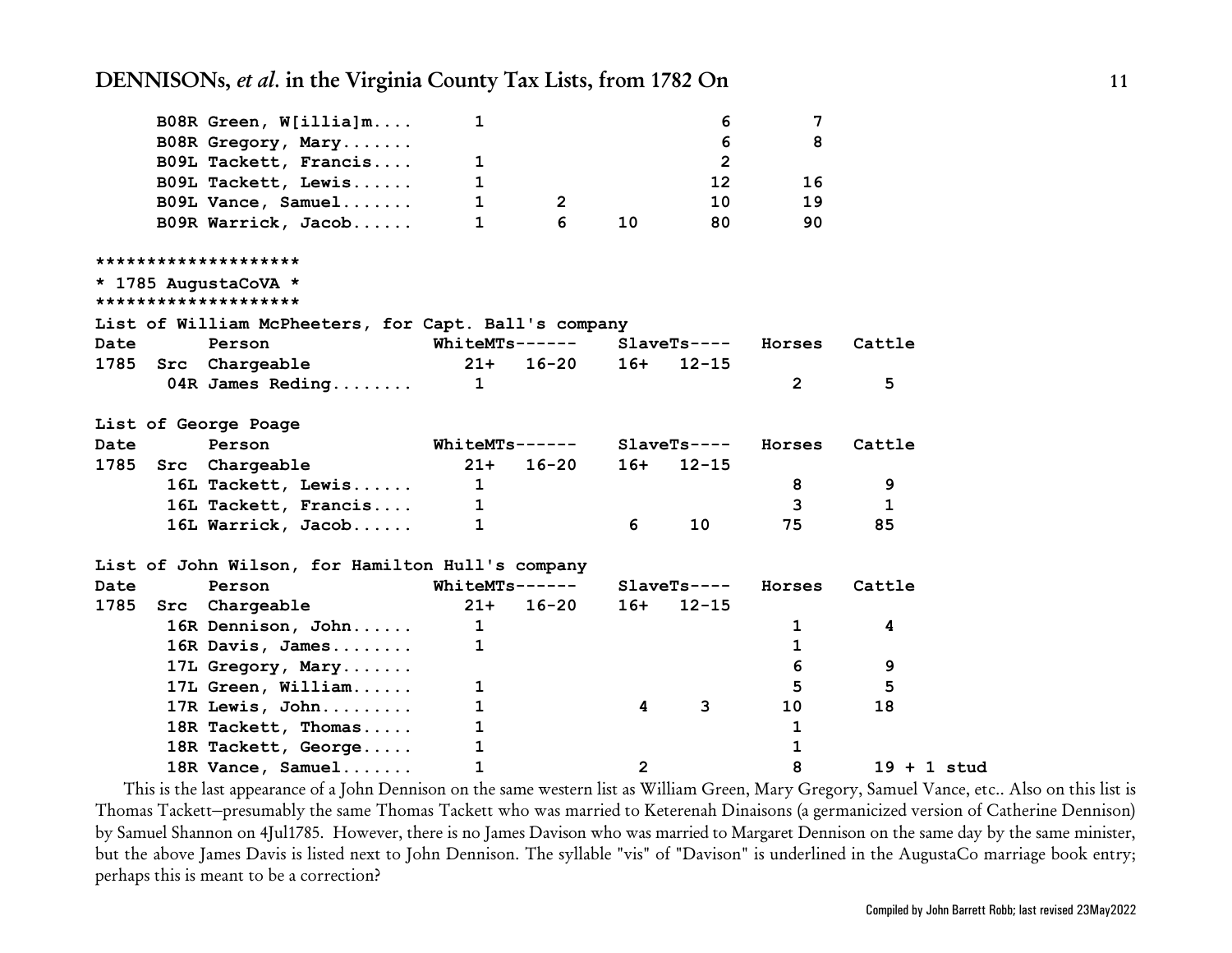| | | | | | | |
|---|---|---|---|---|---|---|
| B08R | Green, W[illia]m.... | 1 | | | 6 | 7 |
| B08R | Gregory, Mary....... | | | | 6 | 8 |
| B09L | Tackett, Francis.... | 1 | | | 2 | |
| B09L | Tackett, Lewis...... | 1 | | | 12 | 16 |
| B09L | Vance, Samuel....... | 1 | 2 | | 10 | 19 |
| B09R | Warrick, Jacob...... | 1 | 6 | 10 | 80 | 90 |

```
********************
* 1785 AugustaCoVA *
********************
```

List of William McPheeters, for Capt. Ball's company

| Date | | Person | WhiteMTs------ | | SlaveTs---- | | Horses | Cattle |
|---|---|---|---|---|---|---|---|---|
| 1785 | Src | Chargeable | 21+ | 16-20 | 16+ | 12-15 | | |
| | 04R | James Reding........ | 1 | | | | 2 | 5 |

List of George Poage

| Date | | Person | WhiteMTs------ | | SlaveTs---- | | Horses | Cattle |
|---|---|---|---|---|---|---|---|---|
| 1785 | Src | Chargeable | 21+ | 16-20 | 16+ | 12-15 | | |
| | 16L | Tackett, Lewis...... | 1 | | | | 8 | 9 |
| | 16L | Tackett, Francis.... | 1 | | | | 3 | 1 |
| | 16L | Warrick, Jacob...... | 1 | | 6 | 10 | 75 | 85 |

List of John Wilson, for Hamilton Hull's company

| Date | | Person | WhiteMTs------ | | SlaveTs---- | | Horses | Cattle |
|---|---|---|---|---|---|---|---|---|
| 1785 | Src | Chargeable | 21+ | 16-20 | 16+ | 12-15 | | |
| | 16R | Dennison, John...... | 1 | | | | 1 | 4 |
| | 16R | Davis, James........ | 1 | | | | 1 | |
| | 17L | Gregory, Mary....... | | | | | 6 | 9 |
| | 17L | Green, William...... | 1 | | | | 5 | 5 |
| | 17R | Lewis, John......... | 1 | | 4 | 3 | 10 | 18 |
| | 18R | Tackett, Thomas..... | 1 | | | | 1 | |
| | 18R | Tackett, George..... | 1 | | | | 1 | |
| | 18R | Vance, Samuel....... | 1 | | 2 | | 8 | 19 + 1 stud |

This is the last appearance of a John Dennison on the same western list as William Green, Mary Gregory, Samuel Vance, etc.. Also on this list is Thomas Tackett–presumably the same Thomas Tackett who was married to Keterenah Dinaisons (a germanicized version of Catherine Dennison) by Samuel Shannon on 4Jul1785. However, there is no James Davison who was married to Margaret Dennison on the same day by the same minister, but the above James Davis is listed next to John Dennison. The syllable "vis" of "Davison" is underlined in the AugustaCo marriage book entry; perhaps this is meant to be a correction?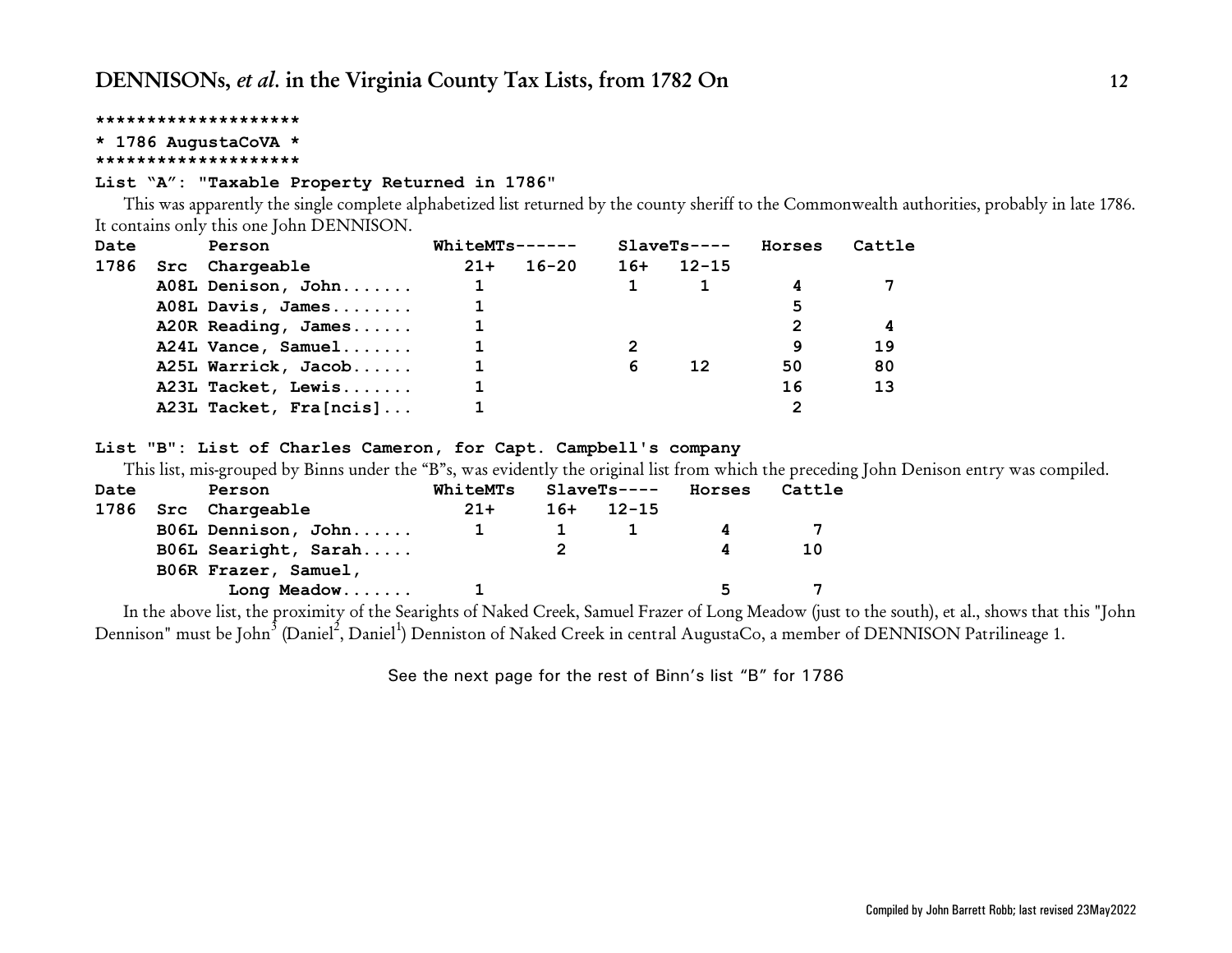********************
* 1786 AugustaCoVA *
********************

**List "A": "Taxable Property Returned in 1786"**

This was apparently the single complete alphabetized list returned by the county sheriff to the Commonwealth authorities, probably in late 1786. It contains only this one John DENNISON.

| Date | | Person | WhiteMTs------ | | SlaveTs---- | | Horses | Cattle |
|---|---|---|---|---|---|---|---|---|
| 1786 | Src | Chargeable | 21+ | 16-20 | 16+ | 12-15 | | |
| | A08L | Denison, John....... | 1 | | 1 | 1 | 4 | 7 |
| | A08L | Davis, James........ | 1 | | | | 5 | |
| | A20R | Reading, James...... | 1 | | | | 2 | 4 |
| | A24L | Vance, Samuel....... | 1 | | 2 | | 9 | 19 |
| | A25L | Warrick, Jacob...... | 1 | | 6 | 12 | 50 | 80 |
| | A23L | Tacket, Lewis....... | 1 | | | | 16 | 13 |
| | A23L | Tacket, Fra[ncis]... | 1 | | | | 2 | |

**List "B": List of Charles Cameron, for Capt. Campbell's company**

This list, mis-grouped by Binns under the "B"s, was evidently the original list from which the preceding John Denison entry was compiled.

| Date | | Person | WhiteMTs | SlaveTs---- | | Horses | Cattle |
|---|---|---|---|---|---|---|---|
| 1786 | Src | Chargeable | 21+ | 16+ | 12-15 | | |
| | B06L | Dennison, John...... | 1 | 1 | 1 | 4 | 7 |
| | B06L | Searight, Sarah..... | | 2 | | 4 | 10 |
| | B06R | Frazer, Samuel, Long Meadow....... | 1 | | | 5 | 7 |

In the above list, the proximity of the Searights of Naked Creek, Samuel Frazer of Long Meadow (just to the south), et al., shows that this "John Dennison" must be John[3] (Daniel[2], Daniel[1]) Denniston of Naked Creek in central AugustaCo, a member of DENNISON Patrilineage 1.

See the next page for the rest of Binn's list "B" for 1786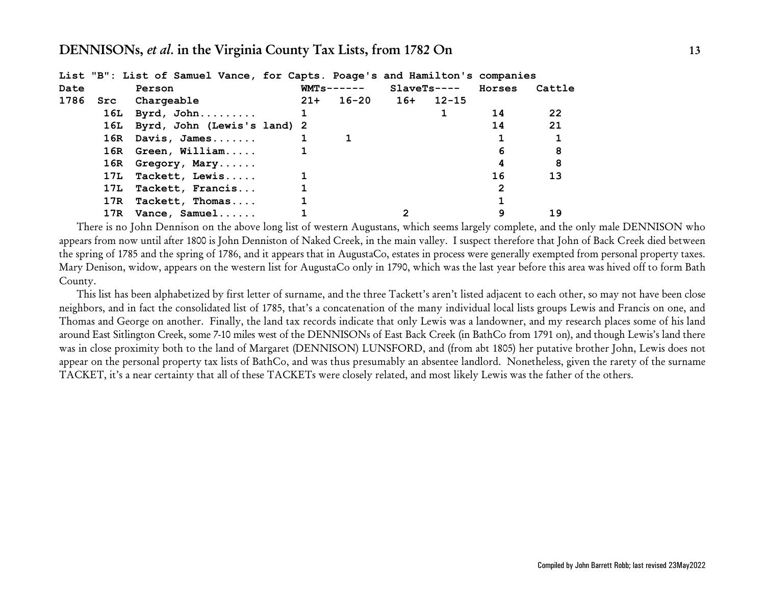## DENNISONs, *et al.* in the Virginia County Tax Lists, from 1782 On

List "B": List of Samuel Vance, for Capts. Poage's and Hamilton's companies

| Date | | Person | WMTs------ | | SlaveTs---- | | Horses | Cattle |
|---|---|---|---|---|---|---|---|---|
| 1786 | Src | Chargeable | 21+ | 16-20 | 16+ | 12-15 | | |
| | 16L | Byrd, John......... | 1 | | | 1 | 14 | 22 |
| | 16L | Byrd, John (Lewis's land) | 2 | | | | 14 | 21 |
| | 16R | Davis, James....... | 1 | 1 | | | 1 | 1 |
| | 16R | Green, William..... | 1 | | | | 6 | 8 |
| | 16R | Gregory, Mary...... | | | | | 4 | 8 |
| | 17L | Tackett, Lewis..... | 1 | | | | 16 | 13 |
| | 17L | Tackett, Francis... | 1 | | | | 2 | |
| | 17R | Tackett, Thomas.... | 1 | | | | 1 | |
| | 17R | Vance, Samuel...... | 1 | | 2 | | 9 | 19 |

There is no John Dennison on the above long list of western Augustans, which seems largely complete, and the only male DENNISON who appears from now until after 1800 is John Denniston of Naked Creek, in the main valley. I suspect therefore that John of Back Creek died between the spring of 1785 and the spring of 1786, and it appears that in AugustaCo, estates in process were generally exempted from personal property taxes. Mary Denison, widow, appears on the western list for AugustaCo only in 1790, which was the last year before this area was hived off to form Bath County.

This list has been alphabetized by first letter of surname, and the three Tackett's aren't listed adjacent to each other, so may not have been close neighbors, and in fact the consolidated list of 1785, that's a concatenation of the many individual local lists groups Lewis and Francis on one, and Thomas and George on another. Finally, the land tax records indicate that only Lewis was a landowner, and my research places some of his land around East Sitlington Creek, some 7-10 miles west of the DENNISONs of East Back Creek (in BathCo from 1791 on), and though Lewis's land there was in close proximity both to the land of Margaret (DENNISON) LUNSFORD, and (from abt 1805) her putative brother John, Lewis does not appear on the personal property tax lists of BathCo, and was thus presumably an absentee landlord. Nonetheless, given the rarety of the surname TACKET, it's a near certainty that all of these TACKETs were closely related, and most likely Lewis was the father of the others.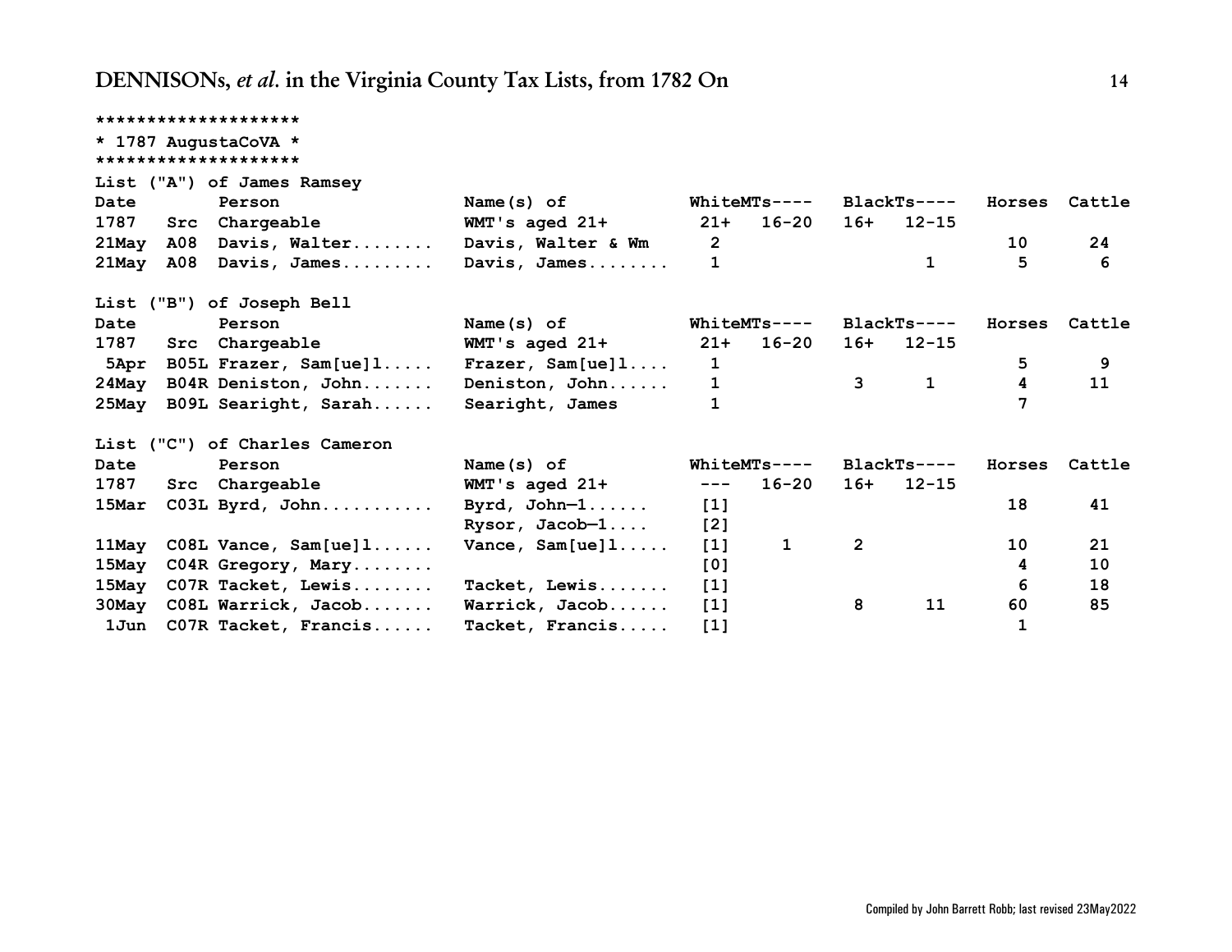```
********************
* 1787 AugustaCoVA *
********************
```

List ("A") of James Ramsey

| Date | Src | Person Chargeable | Name(s) of WMT's aged 21+ | WhiteMTs---- 21+ | 16-20 | BlackTs---- 16+ | 12-15 | Horses | Cattle |
|---|---|---|---|---|---|---|---|---|---|
| 21May | A08 | Davis, Walter........ | Davis, Walter & Wm | 2 | | | | 10 | 24 |
| 21May | A08 | Davis, James......... | Davis, James........ | 1 | | | 1 | 5 | 6 |

List ("B") of Joseph Bell

| Date | Src | Person Chargeable | Name(s) of WMT's aged 21+ | WhiteMTs---- 21+ | 16-20 | BlackTs---- 16+ | 12-15 | Horses | Cattle |
|---|---|---|---|---|---|---|---|---|---|
| 5Apr | B05L | Frazer, Sam[ue]l..... | Frazer, Sam[ue]l.... | 1 | | | | 5 | 9 |
| 24May | B04R | Deniston, John....... | Deniston, John...... | 1 | | 3 | 1 | 4 | 11 |
| 25May | B09L | Searight, Sarah...... | Searight, James | 1 | | | | 7 | |

List ("C") of Charles Cameron

| Date | Src | Person Chargeable | Name(s) of WMT's aged 21+ | WhiteMTs---- --- | 16-20 | BlackTs---- 16+ | 12-15 | Horses | Cattle |
|---|---|---|---|---|---|---|---|---|---|
| 15Mar | C03L | Byrd, John........... | Byrd, John—1...... | [1] | | | | 18 | 41 |
| | | | Rysor, Jacob—1.... | [2] | | | | | |
| 11May | C08L | Vance, Sam[ue]l...... | Vance, Sam[ue]l..... | [1] | 1 | 2 | | 10 | 21 |
| 15May | C04R | Gregory, Mary........ | | [0] | | | | 4 | 10 |
| 15May | C07R | Tacket, Lewis........ | Tacket, Lewis....... | [1] | | | | 6 | 18 |
| 30May | C08L | Warrick, Jacob....... | Warrick, Jacob...... | [1] | | 8 | 11 | 60 | 85 |
| 1Jun | C07R | Tacket, Francis...... | Tacket, Francis..... | [1] | | | | 1 | |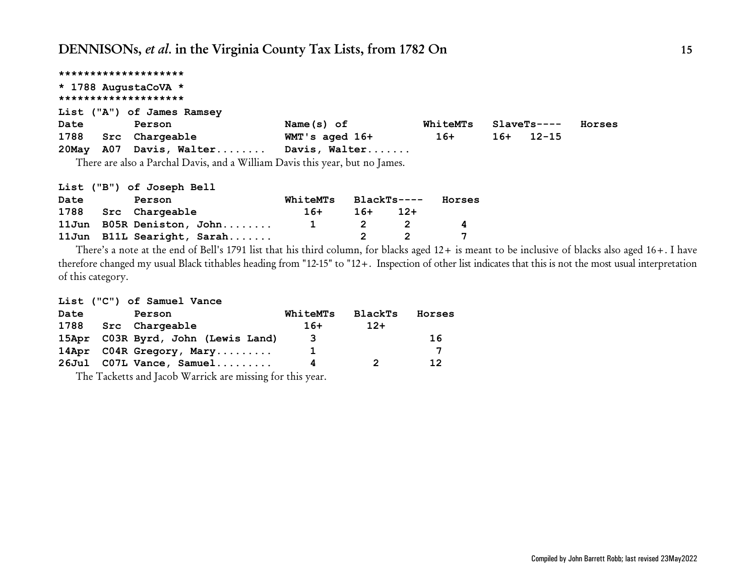```
********************
* 1788 AugustaCoVA *
********************
```

**List ("A") of James Ramsey**

| Date 1788 | Src | Person Chargeable | Name(s) of WMT's aged 16+ | WhiteMTs 16+ | SlaveTs---- 16+ | 12-15 | Horses |
|---|---|---|---|---|---|---|---|
| 20May | A07 | Davis, Walter........ | Davis, Walter....... | | | | |

There are also a Parchal Davis, and a William Davis this year, but no James.

**List ("B") of Joseph Bell**

| Date 1788 | Src | Person Chargeable | WhiteMTs 16+ | BlackTs---- 16+ | 12+ | Horses |
|---|---|---|---|---|---|---|
| 11Jun | B05R | Deniston, John........ | 1 | 2 | 2 | 4 |
| 11Jun | B11L | Searight, Sarah....... | | 2 | 2 | 7 |

There's a note at the end of Bell's 1791 list that his third column, for blacks aged 12+ is meant to be inclusive of blacks also aged 16+. I have therefore changed my usual Black tithables heading from "12-15" to "12+. Inspection of other list indicates that this is not the most usual interpretation of this category.

**List ("C") of Samuel Vance**

| Date 1788 | Src | Person Chargeable | WhiteMTs 16+ | BlackTs 12+ | Horses |
|---|---|---|---|---|---|
| 15Apr | C03R | Byrd, John (Lewis Land) | 3 | | 16 |
| 14Apr | C04R | Gregory, Mary......... | 1 | | 7 |
| 26Jul | C07L | Vance, Samuel......... | 4 | 2 | 12 |

The Tacketts and Jacob Warrick are missing for this year.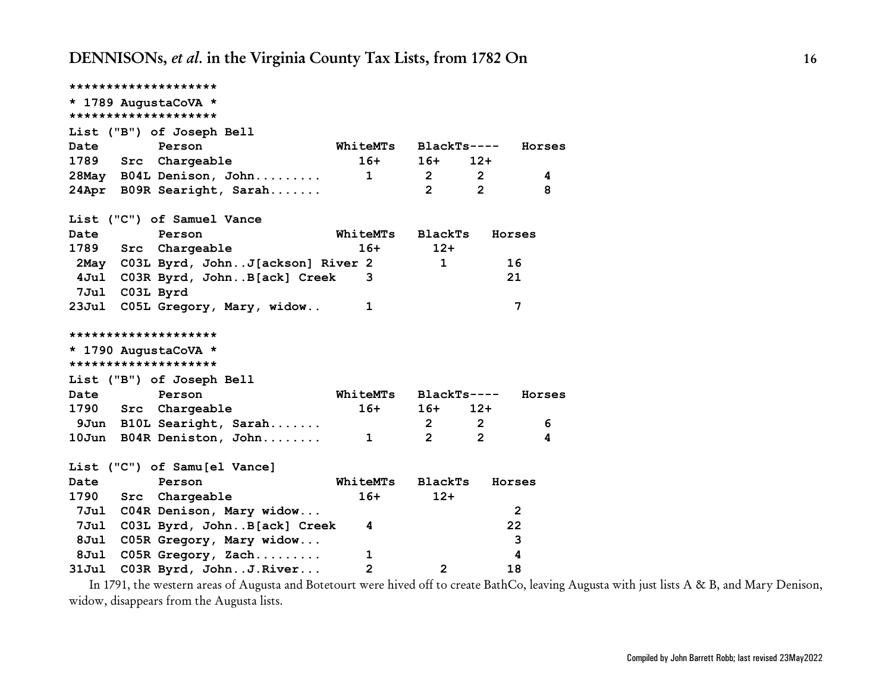```
********************
* 1789 AugustaCoVA *
********************
List ("B") of Joseph Bell
Date        Person                 WhiteMTs   BlackTs----   Horses
1789   Src  Chargeable                16+     16+    12+
28May  B04L Denison, John.........      1       2      2        4
24Apr  B09R Searight, Sarah.......              2      2        8

List ("C") of Samuel Vance
Date        Person                 WhiteMTs   BlackTs   Horses
1789   Src  Chargeable                16+      12+
 2May  C03L Byrd, John..J[ackson] River 2        1        16
 4Jul  C03R Byrd, John..B[ack] Creek    3                 21
 7Jul  C03L Byrd
23Jul  C05L Gregory, Mary, widow..      1                  7

********************
* 1790 AugustaCoVA *
********************
List ("B") of Joseph Bell
Date        Person                 WhiteMTs   BlackTs----   Horses
1790   Src  Chargeable                16+     16+    12+
 9Jun  B10L Searight, Sarah.......              2      2        6
10Jun  B04R Deniston, John........      1       2      2        4

List ("C") of Samu[el Vance]
Date        Person                 WhiteMTs   BlackTs   Horses
1790   Src  Chargeable                16+      12+
 7Jul  C04R Denison, Mary widow...                         2
 7Jul  C03L Byrd, John..B[ack] Creek    4                 22
 8Jul  C05R Gregory, Mary widow...                         3
 8Jul  C05R Gregory, Zach.........      1                  4
31Jul  C03R Byrd, John..J.River...      2        2        18
```

In 1791, the western areas of Augusta and Botetourt were hived off to create BathCo, leaving Augusta with just lists A & B, and Mary Denison, widow, disappears from the Augusta lists.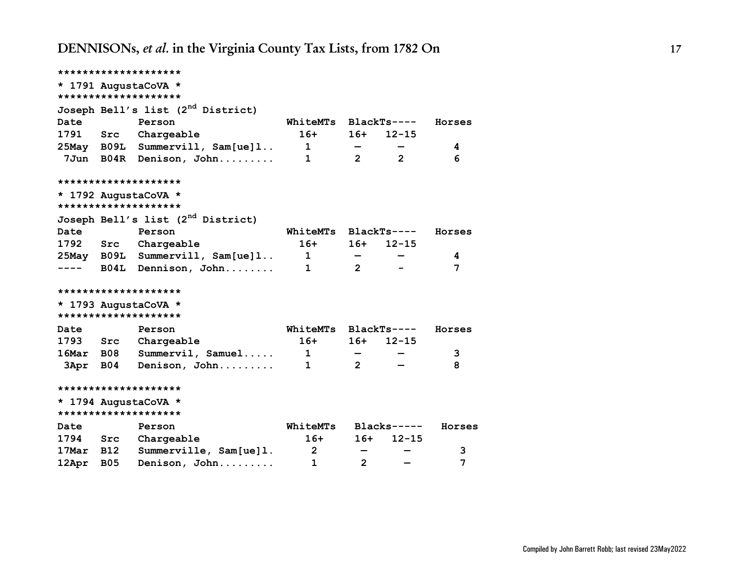```
********************
* 1791 AugustaCoVA *
********************
```

Joseph Bell's list (2nd District)

| Date | | Person | WhiteMTs | BlackTs---- | | Horses |
|---|---|---|---|---|---|---|
| 1791 | Src | Chargeable | 16+ | 16+ | 12-15 | |
| 25May | B09L | Summervill, Sam[ue]l.. | 1 | — | — | 4 |
| 7Jun | B04R | Denison, John......... | 1 | 2 | 2 | 6 |

```
********************
* 1792 AugustaCoVA *
********************
```

Joseph Bell's list (2nd District)

| Date | | Person | WhiteMTs | BlackTs---- | | Horses |
|---|---|---|---|---|---|---|
| 1792 | Src | Chargeable | 16+ | 16+ | 12-15 | |
| 25May | B09L | Summervill, Sam[ue]l.. | 1 | — | — | 4 |
| ---- | B04L | Dennison, John........ | 1 | 2 | - | 7 |

```
********************
* 1793 AugustaCoVA *
********************
```

| Date | | Person | WhiteMTs | BlackTs---- | | Horses |
|---|---|---|---|---|---|---|
| 1793 | Src | Chargeable | 16+ | 16+ | 12-15 | |
| 16Mar | B08 | Summervil, Samuel..... | 1 | — | — | 3 |
| 3Apr | B04 | Denison, John......... | 1 | 2 | — | 8 |

```
********************
* 1794 AugustaCoVA *
********************
```

| Date | | Person | WhiteMTs | Blacks----- | | Horses |
|---|---|---|---|---|---|---|
| 1794 | Src | Chargeable | 16+ | 16+ | 12-15 | |
| 17Mar | B12 | Summerville, Sam[ue]l. | 2 | — | — | 3 |
| 12Apr | B05 | Denison, John......... | 1 | 2 | — | 7 |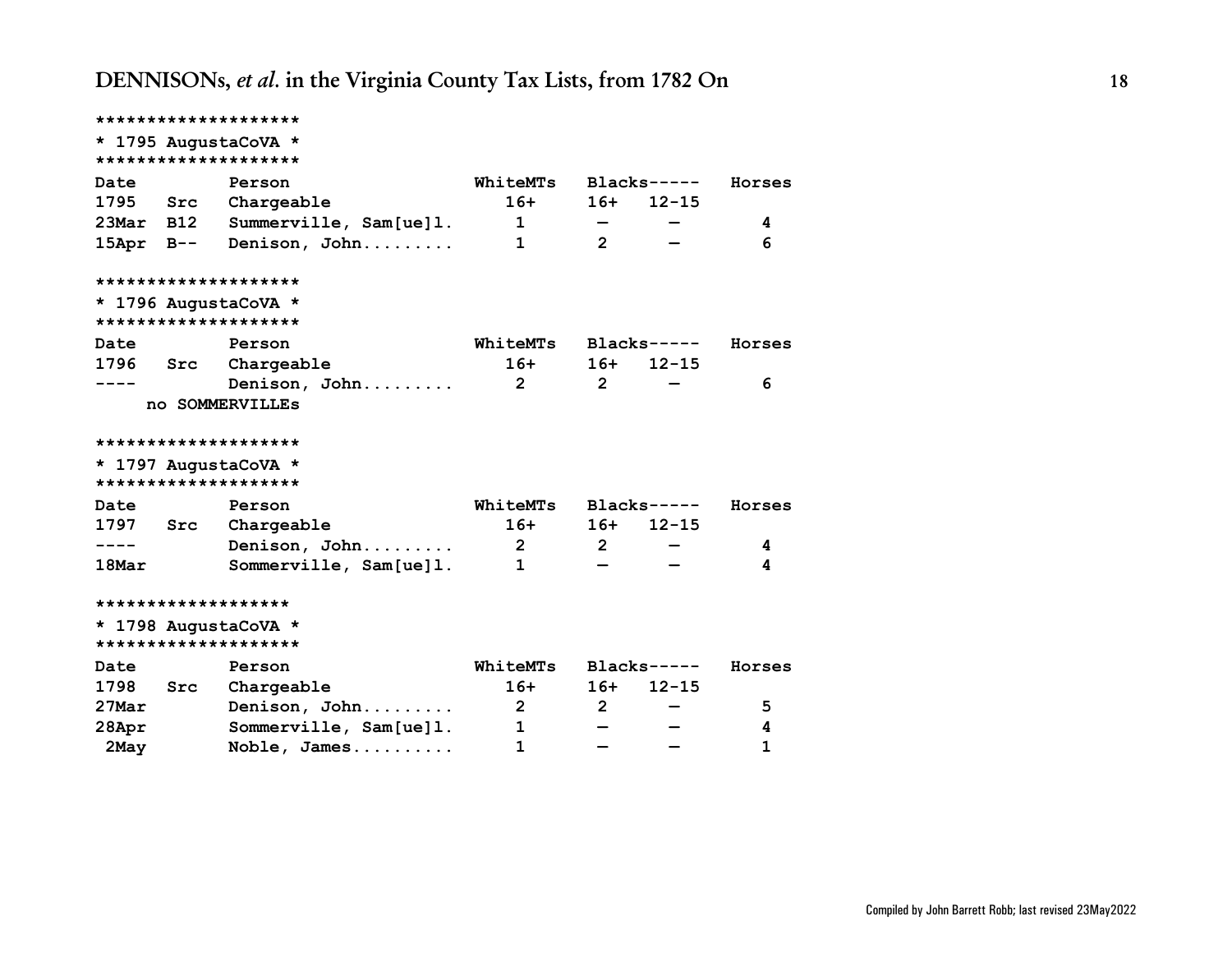```
********************
* 1795 AugustaCoVA *
********************
Date         Person                 WhiteMTs   Blacks-----   Horses
1795   Src   Chargeable                16+      16+   12-15
23Mar  B12   Summerville, Sam[ue]l.     1        —      —        4
15Apr  B--   Denison, John.........     1        2      —        6

********************
* 1796 AugustaCoVA *
********************
Date         Person                 WhiteMTs   Blacks-----   Horses
1796   Src   Chargeable                16+      16+   12-15
----         Denison, John.........     2        2      —        6
     no SOMMERVILLEs

********************
* 1797 AugustaCoVA *
********************
Date         Person                 WhiteMTs   Blacks-----   Horses
1797   Src   Chargeable                16+      16+   12-15
----         Denison, John.........     2        2      —        4
18Mar        Sommerville, Sam[ue]l.     1        —      —        4

*******************
* 1798 AugustaCoVA *
********************
Date         Person                 WhiteMTs   Blacks-----   Horses
1798   Src   Chargeable                16+      16+   12-15
27Mar        Denison, John.........     2        2      —        5
28Apr        Sommerville, Sam[ue]l.     1        —      —        4
 2May        Noble, James..........     1        —      —        1
```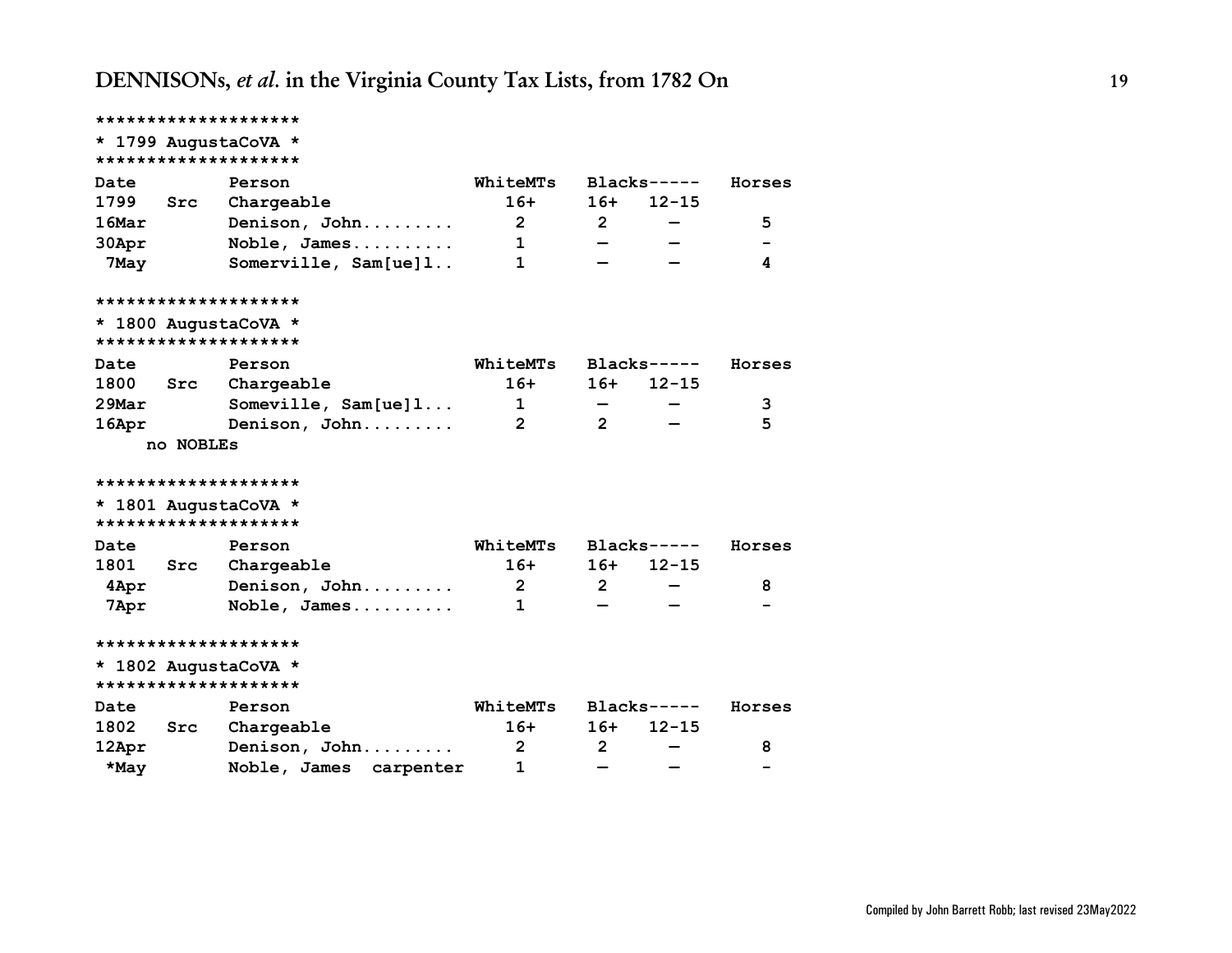```
********************
* 1799 AugustaCoVA *
********************
Date         Person                 WhiteMTs   Blacks-----   Horses
1799   Src   Chargeable               16+      16+   12-15
16Mar        Denison, John.........    2        2      —         5
30Apr        Noble, James..........    1        —      —         -
 7May        Somerville, Sam[ue]l..    1        —      —         4

********************
* 1800 AugustaCoVA *
********************
Date         Person                 WhiteMTs   Blacks-----   Horses
1800   Src   Chargeable               16+      16+   12-15
29Mar        Someville, Sam[ue]l...    1        —      —         3
16Apr        Denison, John.........    2        2      —         5
     no NOBLEs

********************
* 1801 AugustaCoVA *
********************
Date         Person                 WhiteMTs   Blacks-----   Horses
1801   Src   Chargeable               16+      16+   12-15
 4Apr        Denison, John.........    2        2      —         8
 7Apr        Noble, James..........    1        —      —         -

********************
* 1802 AugustaCoVA *
********************
Date         Person                 WhiteMTs   Blacks-----   Horses
1802   Src   Chargeable               16+      16+   12-15
12Apr        Denison, John.........    2        2      —         8
 *May        Noble, James  carpenter   1        —      —         -
```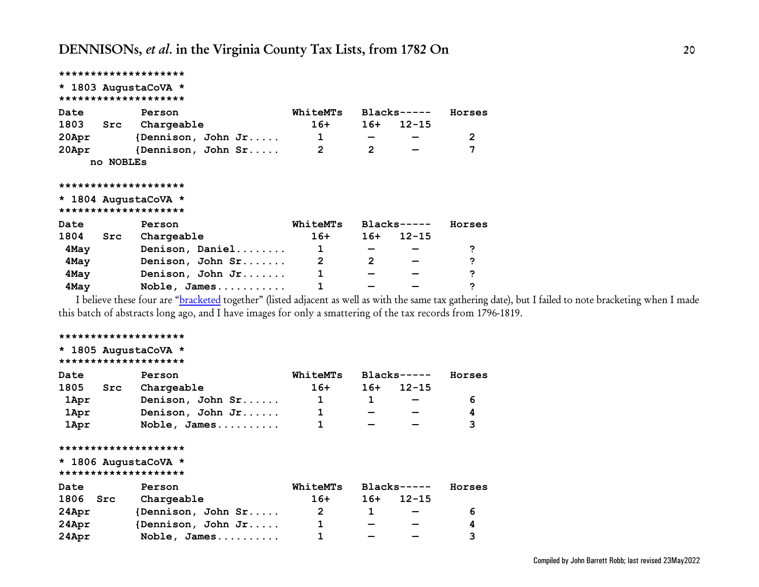```
********************
* 1803 AugustaCoVA *
********************
```

| Date | Src | Person | WhiteMTs | Blacks----- | | Horses |
|---|---|---|---|---|---|---|
| 1803 | Src | Chargeable | 16+ | 16+ | 12-15 | |
| 20Apr | | {Dennison, John Jr..... | 1 | — | — | 2 |
| 20Apr | | {Dennison, John Sr..... | 2 | 2 | — | 7 |

no NOBLEs

```
********************
* 1804 AugustaCoVA *
********************
```

| Date | Src | Person | WhiteMTs | Blacks----- | | Horses |
|---|---|---|---|---|---|---|
| 1804 | Src | Chargeable | 16+ | 16+ | 12-15 | |
| 4May | | Denison, Daniel........ | 1 | — | — | ? |
| 4May | | Denison, John Sr....... | 2 | 2 | — | ? |
| 4May | | Denison, John Jr....... | 1 | — | — | ? |
| 4May | | Noble, James........... | 1 | — | — | ? |

I believe these four are "bracketed together" (listed adjacent as well as with the same tax gathering date), but I failed to note bracketing when I made this batch of abstracts long ago, and I have images for only a smattering of the tax records from 1796-1819.

```
********************
* 1805 AugustaCoVA *
********************
```

| Date | Src | Person | WhiteMTs | Blacks----- | | Horses |
|---|---|---|---|---|---|---|
| 1805 | Src | Chargeable | 16+ | 16+ | 12-15 | |
| 1Apr | | Denison, John Sr...... | 1 | 1 | — | 6 |
| 1Apr | | Denison, John Jr...... | 1 | — | — | 4 |
| 1Apr | | Noble, James.......... | 1 | — | — | 3 |

```
********************
* 1806 AugustaCoVA *
********************
```

| Date | Src | Person | WhiteMTs | Blacks----- | | Horses |
|---|---|---|---|---|---|---|
| 1806 | Src | Chargeable | 16+ | 16+ | 12-15 | |
| 24Apr | | {Dennison, John Sr..... | 2 | 1 | — | 6 |
| 24Apr | | {Dennison, John Jr..... | 1 | — | — | 4 |
| 24Apr | | Noble, James.......... | 1 | — | — | 3 |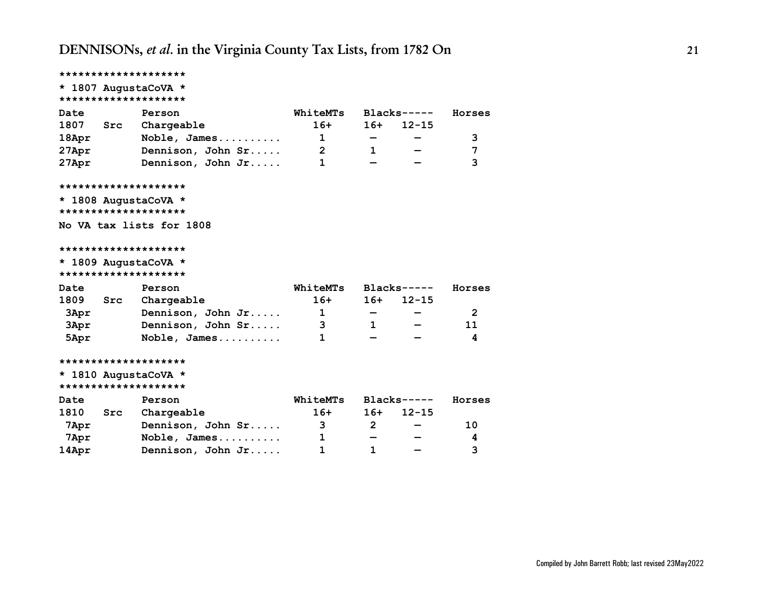```
********************
* 1807 AugustaCoVA *
********************
```

| Date 1807 | Src | Person Chargeable | WhiteMTs 16+ | Blacks----- 16+ | 12-15 | Horses |
|---|---|---|---|---|---|---|
| 18Apr | | Noble, James.......... | 1 | — | — | 3 |
| 27Apr | | Dennison, John Sr..... | 2 | 1 | — | 7 |
| 27Apr | | Dennison, John Jr..... | 1 | — | — | 3 |

```
********************
* 1808 AugustaCoVA *
********************
```

No VA tax lists for 1808

```
********************
* 1809 AugustaCoVA *
********************
```

| Date 1809 | Src | Person Chargeable | WhiteMTs 16+ | Blacks----- 16+ | 12-15 | Horses |
|---|---|---|---|---|---|---|
| 3Apr | | Dennison, John Jr..... | 1 | — | — | 2 |
| 3Apr | | Dennison, John Sr..... | 3 | 1 | — | 11 |
| 5Apr | | Noble, James.......... | 1 | — | — | 4 |

```
********************
* 1810 AugustaCoVA *
********************
```

| Date 1810 | Src | Person Chargeable | WhiteMTs 16+ | Blacks----- 16+ | 12-15 | Horses |
|---|---|---|---|---|---|---|
| 7Apr | | Dennison, John Sr..... | 3 | 2 | — | 10 |
| 7Apr | | Noble, James.......... | 1 | — | — | 4 |
| 14Apr | | Dennison, John Jr..... | 1 | 1 | — | 3 |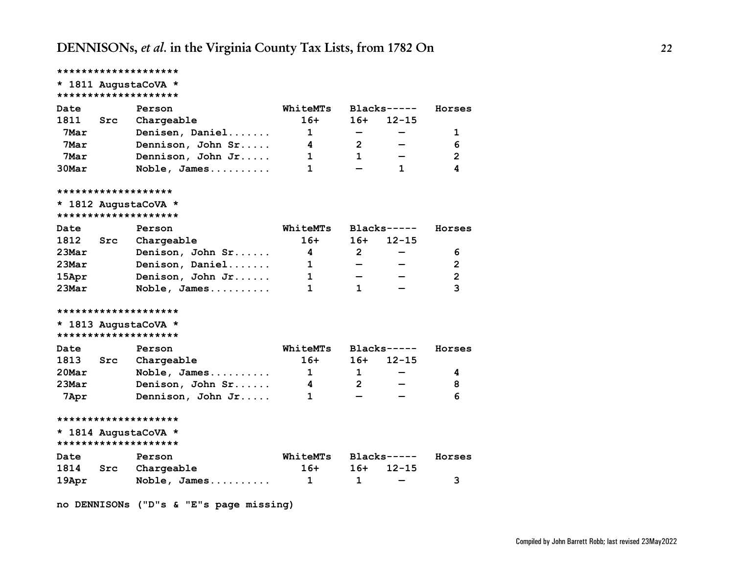```
********************
* 1811 AugustaCoVA *
********************
```

| Date 1811 | Src | Person Chargeable | WhiteMTs 16+ | Blacks----- 16+ | 12-15 | Horses |
|---|---|---|---|---|---|---|
| 7Mar | | Denisen, Daniel....... | 1 | — | — | 1 |
| 7Mar | | Dennison, John Sr..... | 4 | 2 | — | 6 |
| 7Mar | | Dennison, John Jr..... | 1 | 1 | — | 2 |
| 30Mar | | Noble, James.......... | 1 | — | 1 | 4 |

```
*******************
* 1812 AugustaCoVA *
********************
```

| Date 1812 | Src | Person Chargeable | WhiteMTs 16+ | Blacks----- 16+ | 12-15 | Horses |
|---|---|---|---|---|---|---|
| 23Mar | | Denison, John Sr...... | 4 | 2 | — | 6 |
| 23Mar | | Denison, Daniel....... | 1 | — | — | 2 |
| 15Apr | | Denison, John Jr...... | 1 | — | — | 2 |
| 23Mar | | Noble, James.......... | 1 | 1 | — | 3 |

```
********************
* 1813 AugustaCoVA *
********************
```

| Date 1813 | Src | Person Chargeable | WhiteMTs 16+ | Blacks----- 16+ | 12-15 | Horses |
|---|---|---|---|---|---|---|
| 20Mar | | Noble, James.......... | 1 | 1 | — | 4 |
| 23Mar | | Denison, John Sr...... | 4 | 2 | — | 8 |
| 7Apr | | Dennison, John Jr..... | 1 | — | — | 6 |

```
********************
* 1814 AugustaCoVA *
********************
```

| Date 1814 | Src | Person Chargeable | WhiteMTs 16+ | Blacks----- 16+ | 12-15 | Horses |
|---|---|---|---|---|---|---|
| 19Apr | | Noble, James.......... | 1 | 1 | — | 3 |

no DENNISONs ("D"s & "E"s page missing)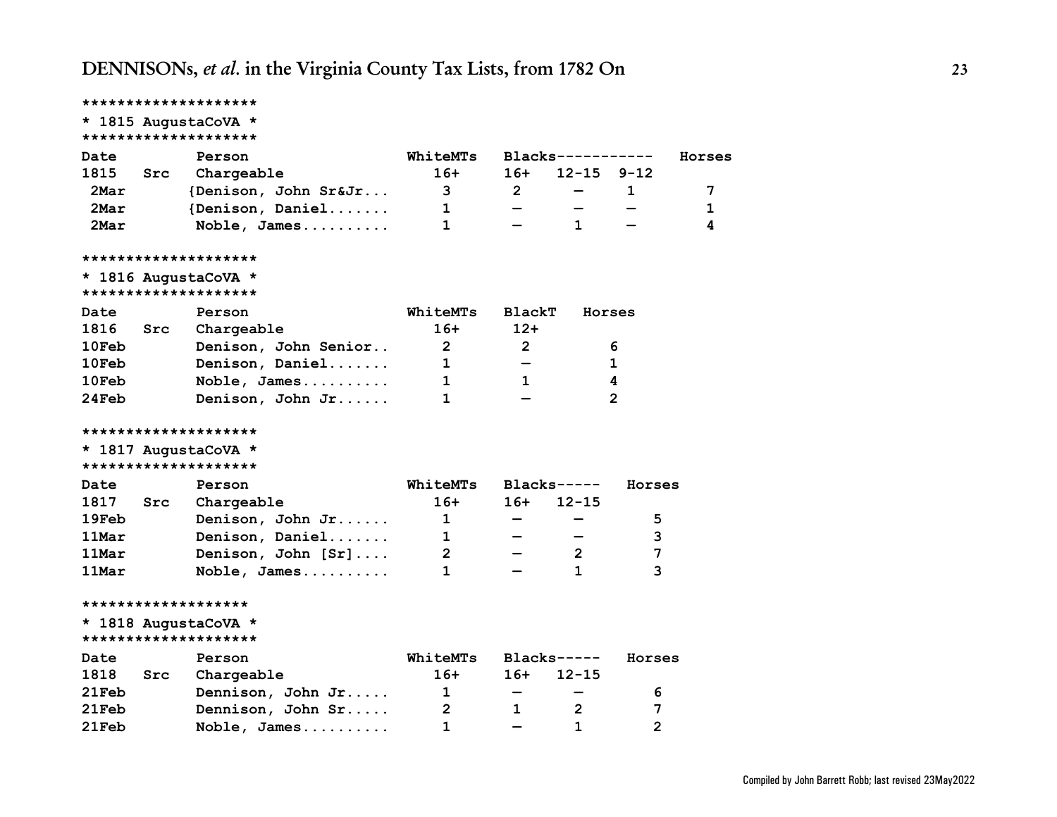```
********************
* 1815 AugustaCoVA *
********************
```

| Date 1815 | Src | Person Chargeable | WhiteMTs 16+ | Blacks 16+ | 12-15 | 9-12 | Horses |
|---|---|---|---|---|---|---|---|
| 2Mar | | {Denison, John Sr&Jr... | 3 | 2 | — | 1 | 7 |
| 2Mar | | {Denison, Daniel....... | 1 | — | — | — | 1 |
| 2Mar | | Noble, James.......... | 1 | — | 1 | — | 4 |

```
********************
* 1816 AugustaCoVA *
********************
```

| Date 1816 | Src | Person Chargeable | WhiteMTs 16+ | BlackT 12+ | Horses |
|---|---|---|---|---|---|
| 10Feb | | Denison, John Senior.. | 2 | 2 | 6 |
| 10Feb | | Denison, Daniel....... | 1 | — | 1 |
| 10Feb | | Noble, James.......... | 1 | 1 | 4 |
| 24Feb | | Denison, John Jr...... | 1 | — | 2 |

```
********************
* 1817 AugustaCoVA *
********************
```

| Date 1817 | Src | Person Chargeable | WhiteMTs 16+ | Blacks 16+ | 12-15 | Horses |
|---|---|---|---|---|---|---|
| 19Feb | | Denison, John Jr...... | 1 | — | — | 5 |
| 11Mar | | Denison, Daniel....... | 1 | — | — | 3 |
| 11Mar | | Denison, John [Sr].... | 2 | — | 2 | 7 |
| 11Mar | | Noble, James.......... | 1 | — | 1 | 3 |

```
*******************
* 1818 AugustaCoVA *
********************
```

| Date 1818 | Src | Person Chargeable | WhiteMTs 16+ | Blacks 16+ | 12-15 | Horses |
|---|---|---|---|---|---|---|
| 21Feb | | Dennison, John Jr..... | 1 | — | — | 6 |
| 21Feb | | Dennison, John Sr..... | 2 | 1 | 2 | 7 |
| 21Feb | | Noble, James.......... | 1 | — | 1 | 2 |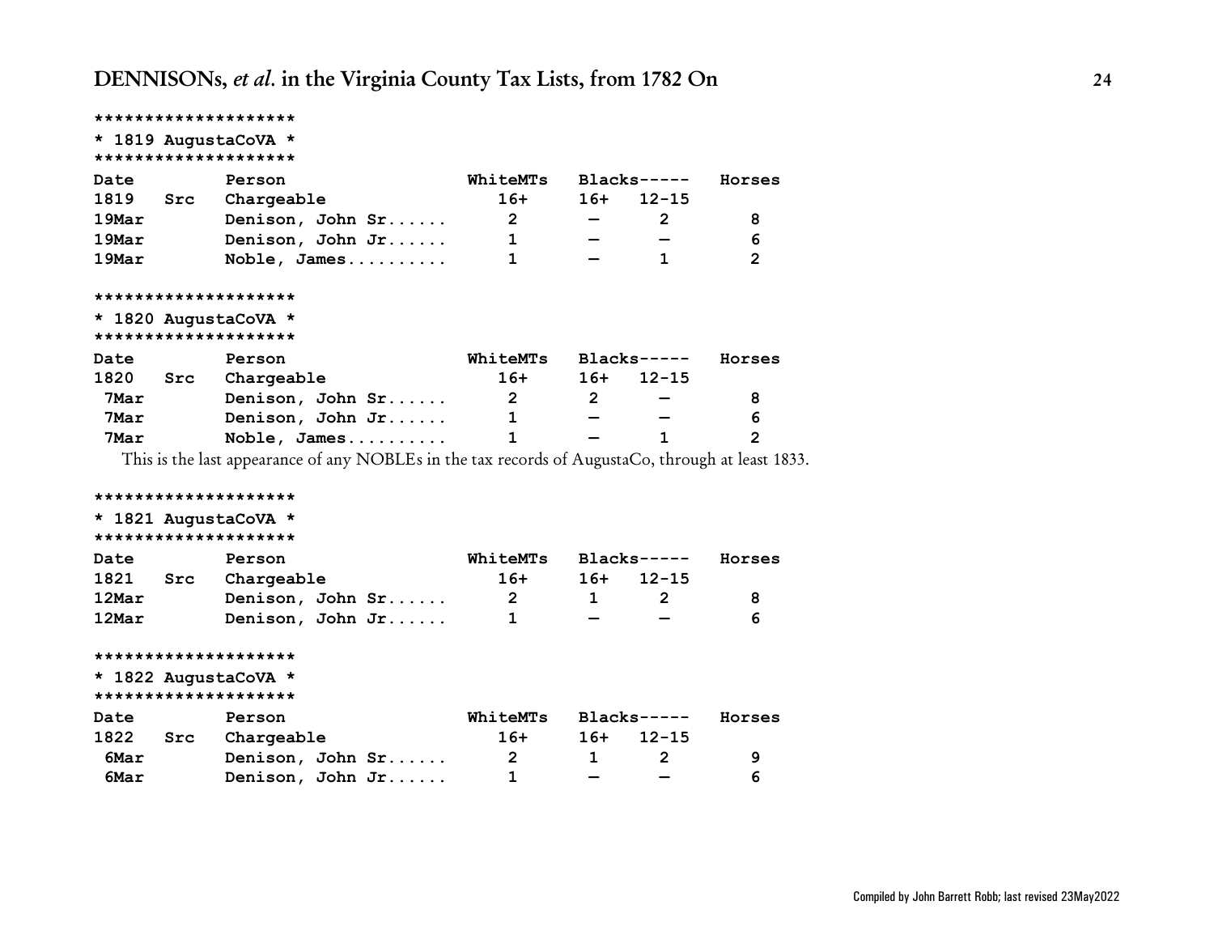```
********************
* 1819 AugustaCoVA *
********************
```

| Date | Src | Person | WhiteMTs | Blacks----- | | Horses |
|---|---|---|---|---|---|---|
| 1819 | Src | Chargeable | 16+ | 16+ | 12-15 | |
| 19Mar | | Denison, John Sr...... | 2 | — | 2 | 8 |
| 19Mar | | Denison, John Jr...... | 1 | — | — | 6 |
| 19Mar | | Noble, James.......... | 1 | — | 1 | 2 |

```
********************
* 1820 AugustaCoVA *
********************
```

| Date | Src | Person | WhiteMTs | Blacks----- | | Horses |
|---|---|---|---|---|---|---|
| 1820 | Src | Chargeable | 16+ | 16+ | 12-15 | |
| 7Mar | | Denison, John Sr...... | 2 | 2 | — | 8 |
| 7Mar | | Denison, John Jr...... | 1 | — | — | 6 |
| 7Mar | | Noble, James.......... | 1 | — | 1 | 2 |

This is the last appearance of any NOBLEs in the tax records of AugustaCo, through at least 1833.

```
********************
* 1821 AugustaCoVA *
********************
```

| Date | Src | Person | WhiteMTs | Blacks----- | | Horses |
|---|---|---|---|---|---|---|
| 1821 | Src | Chargeable | 16+ | 16+ | 12-15 | |
| 12Mar | | Denison, John Sr...... | 2 | 1 | 2 | 8 |
| 12Mar | | Denison, John Jr...... | 1 | — | — | 6 |

```
********************
* 1822 AugustaCoVA *
********************
```

| Date | Src | Person | WhiteMTs | Blacks----- | | Horses |
|---|---|---|---|---|---|---|
| 1822 | Src | Chargeable | 16+ | 16+ | 12-15 | |
| 6Mar | | Denison, John Sr...... | 2 | 1 | 2 | 9 |
| 6Mar | | Denison, John Jr...... | 1 | — | — | 6 |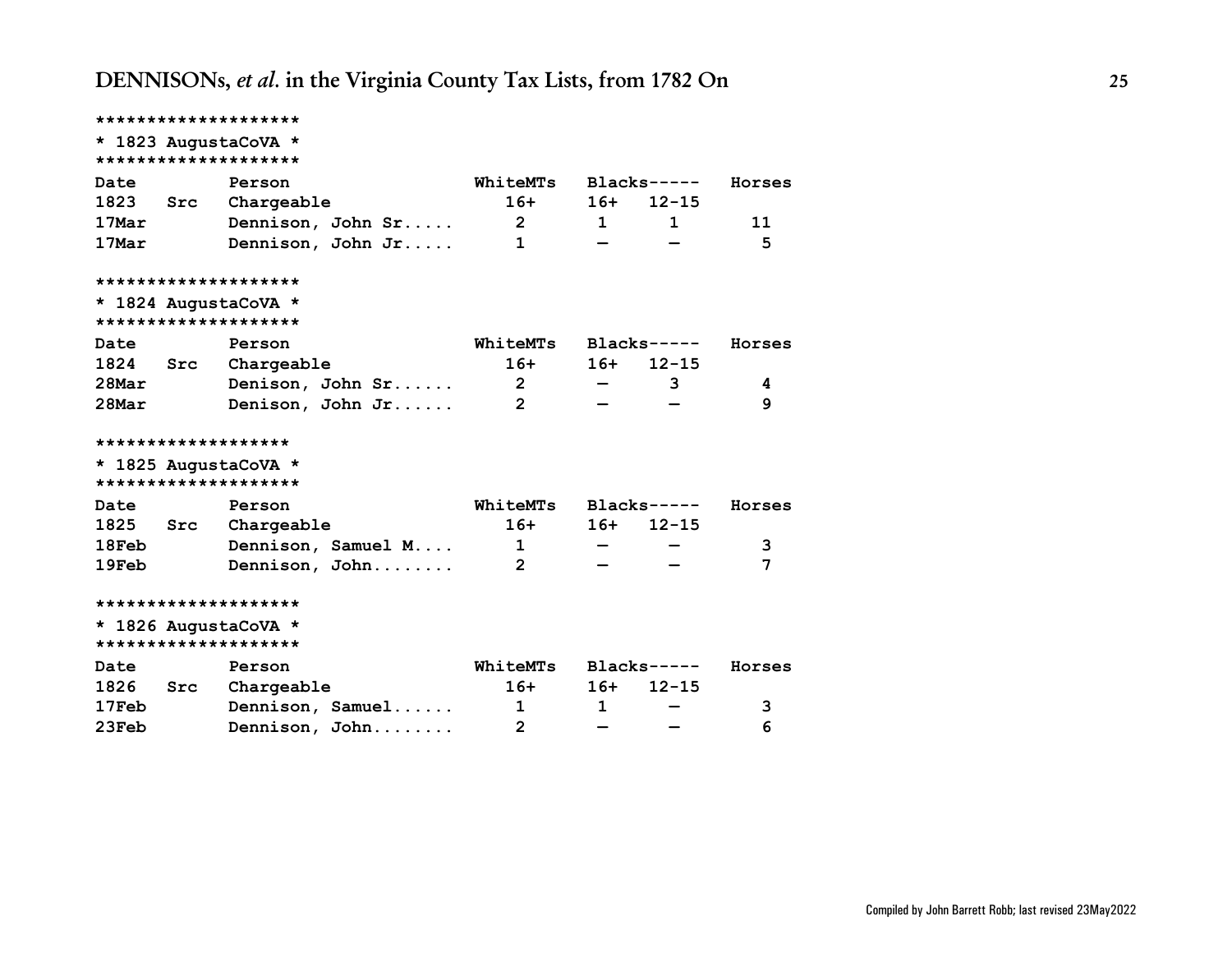```
********************
* 1823 AugustaCoVA *
********************
Date         Person                WhiteMTs   Blacks-----   Horses
1823   Src   Chargeable              16+      16+   12-15
17Mar        Dennison, John Sr.....   2        1      1        11
17Mar        Dennison, John Jr.....   1        —      —         5

********************
* 1824 AugustaCoVA *
********************
Date         Person                WhiteMTs   Blacks-----   Horses
1824   Src   Chargeable              16+      16+   12-15
28Mar        Denison, John Sr......   2        —      3         4
28Mar        Denison, John Jr......   2        —      —         9

*******************
* 1825 AugustaCoVA *
********************
Date         Person                WhiteMTs   Blacks-----   Horses
1825   Src   Chargeable              16+      16+   12-15
18Feb        Dennison, Samuel M....   1        —      —         3
19Feb        Dennison, John........   2        —      —         7

********************
* 1826 AugustaCoVA *
********************
Date         Person                WhiteMTs   Blacks-----   Horses
1826   Src   Chargeable              16+      16+   12-15
17Feb        Dennison, Samuel......   1        1      —         3
23Feb        Dennison, John........   2        —      —         6
```

Compiled by John Barrett Robb; last revised 23May2022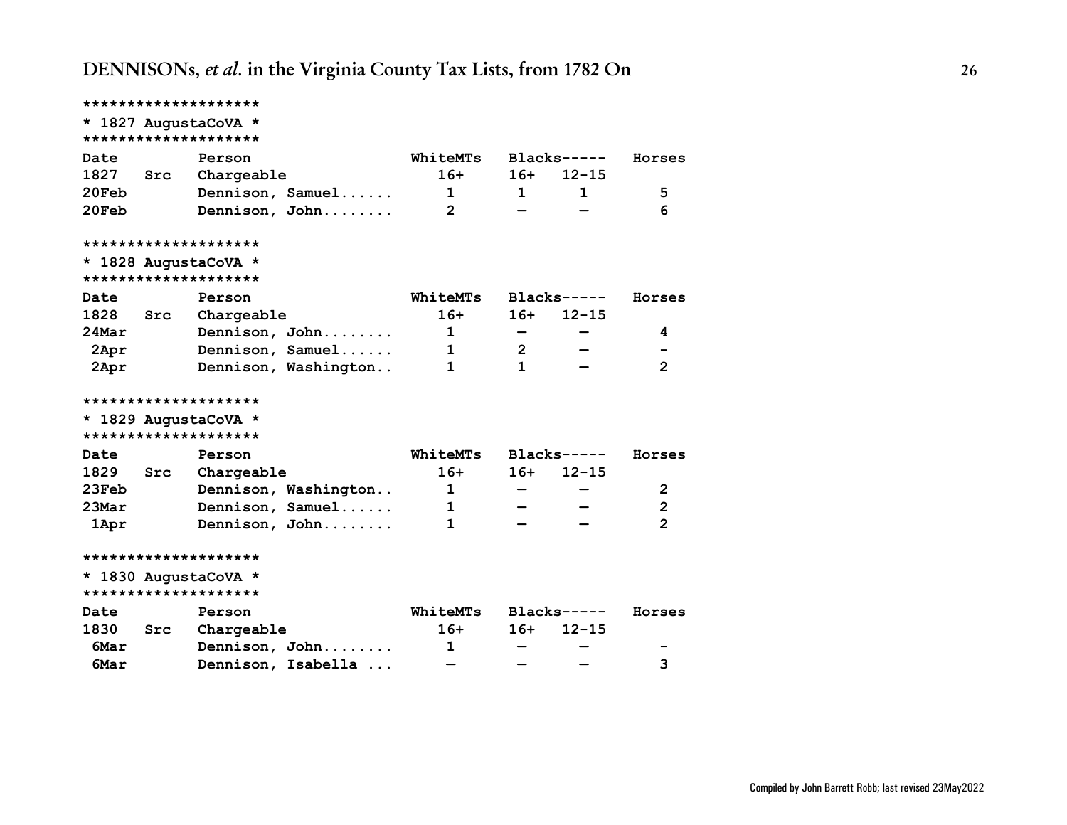```
********************
* 1827 AugustaCoVA *
********************
Date        Person                WhiteMTs   Blacks-----   Horses
1827   Src  Chargeable              16+      16+   12-15
20Feb       Dennison, Samuel......   1        1     1          5
20Feb       Dennison, John........   2        —     —          6

********************
* 1828 AugustaCoVA *
********************
Date        Person                WhiteMTs   Blacks-----   Horses
1828   Src  Chargeable              16+      16+   12-15
24Mar       Dennison, John........   1        —     —          4
 2Apr       Dennison, Samuel......   1        2     —          -
 2Apr       Dennison, Washington..   1        1     —          2

********************
* 1829 AugustaCoVA *
********************
Date        Person                WhiteMTs   Blacks-----   Horses
1829   Src  Chargeable              16+      16+   12-15
23Feb       Dennison, Washington..   1        —     —          2
23Mar       Dennison, Samuel......   1        —     —          2
 1Apr       Dennison, John........   1        —     —          2

********************
* 1830 AugustaCoVA *
********************
Date        Person                WhiteMTs   Blacks-----   Horses
1830   Src  Chargeable              16+      16+   12-15
 6Mar       Dennison, John........   1        —     —          -
 6Mar       Dennison, Isabella ...   —        —     —          3
```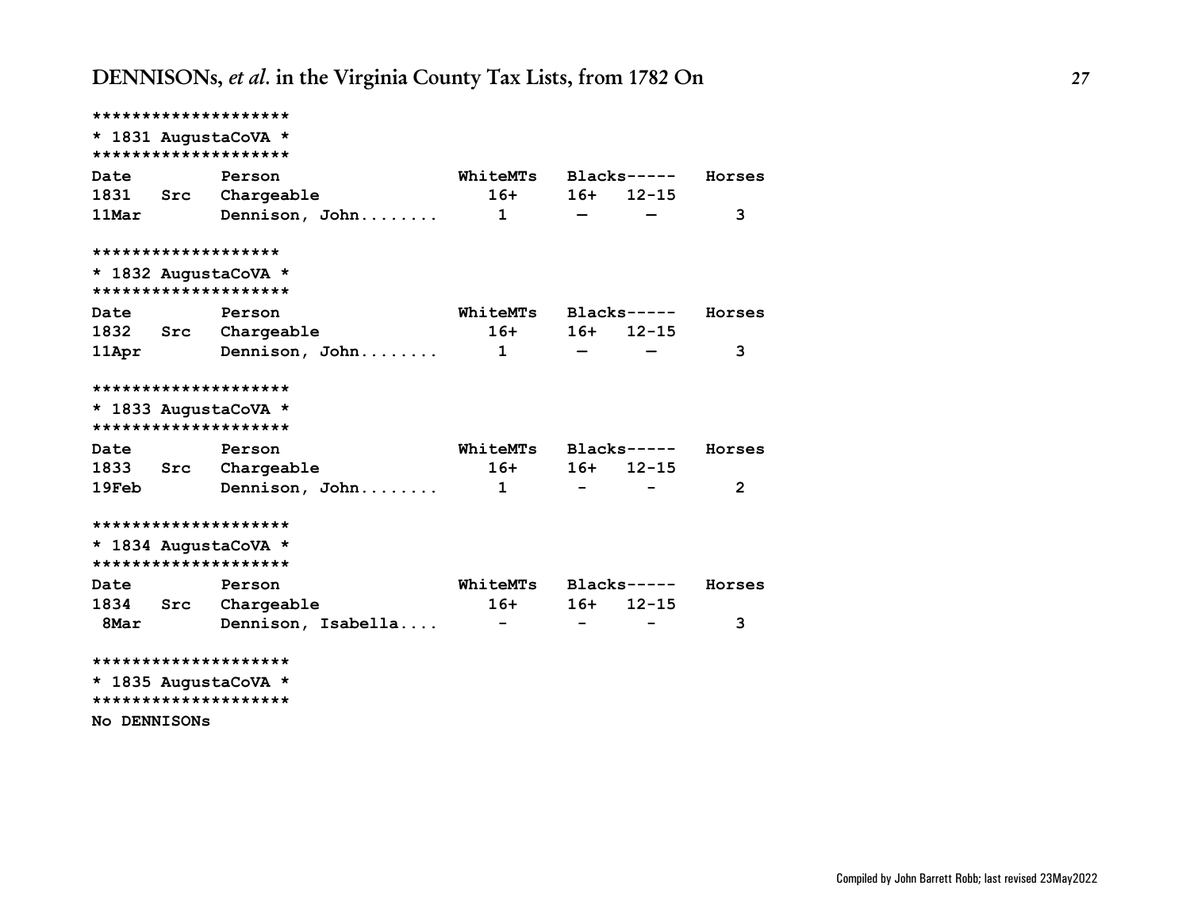```
********************
* 1831 AugustaCoVA *
********************
Date         Person                WhiteMTs   Blacks-----   Horses
1831   Src   Chargeable               16+     16+   12-15
11Mar        Dennison, John........    1       —      —          3

*******************
* 1832 AugustaCoVA *
********************
Date         Person                WhiteMTs   Blacks-----   Horses
1832   Src   Chargeable               16+     16+   12-15
11Apr        Dennison, John........    1       —      —          3

********************
* 1833 AugustaCoVA *
********************
Date         Person                WhiteMTs   Blacks-----   Horses
1833   Src   Chargeable               16+     16+   12-15
19Feb        Dennison, John........    1       -      -          2

********************
* 1834 AugustaCoVA *
********************
Date         Person                WhiteMTs   Blacks-----   Horses
1834   Src   Chargeable               16+     16+   12-15
 8Mar        Dennison, Isabella....    -       -      -          3

********************
* 1835 AugustaCoVA *
********************
No DENNISONs
```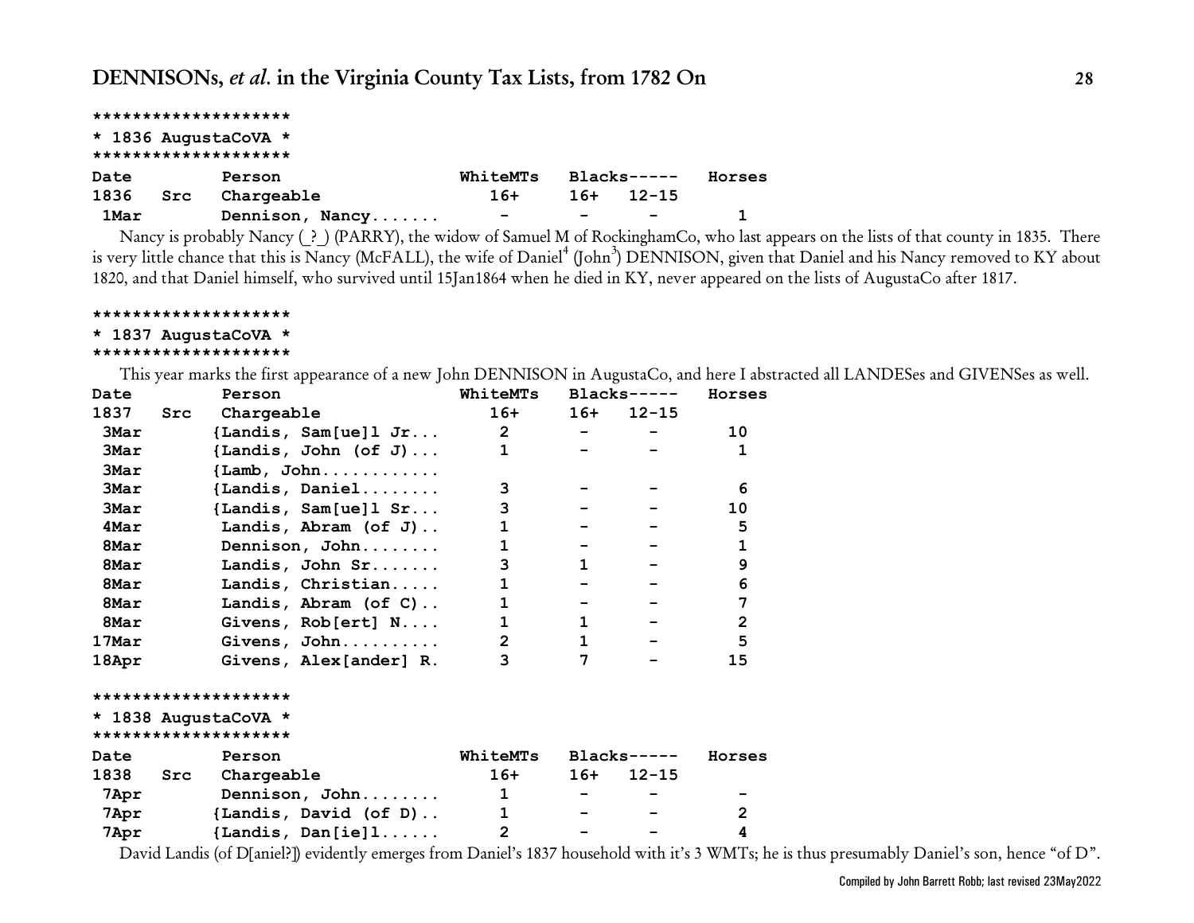```
********************
* 1836 AugustaCoVA *
********************
```

| Date | | Person | WhiteMTs | Blacks----- | | Horses |
|---|---|---|---|---|---|---|
| 1836 | Src | Chargeable | 16+ | 16+ | 12-15 | |
| 1Mar | | Dennison, Nancy....... | - | - | - | 1 |

Nancy is probably Nancy (_?_) (PARRY), the widow of Samuel M of RockinghamCo, who last appears on the lists of that county in 1835. There is very little chance that this is Nancy (McFALL), the wife of Daniel[4] (John[3]) DENNISON, given that Daniel and his Nancy removed to KY about 1820, and that Daniel himself, who survived until 15Jan1864 when he died in KY, never appeared on the lists of AugustaCo after 1817.

```
********************
* 1837 AugustaCoVA *
********************
```

This year marks the first appearance of a new John DENNISON in AugustaCo, and here I abstracted all LANDESes and GIVENSes as well.

| Date | | Person | WhiteMTs | Blacks----- | | Horses |
|---|---|---|---|---|---|---|
| 1837 | Src | Chargeable | 16+ | 16+ | 12-15 | |
| 3Mar | | {Landis, Sam[ue]l Jr... | 2 | - | - | 10 |
| 3Mar | | {Landis, John (of J)... | 1 | - | - | 1 |
| 3Mar | | {Lamb, John............ | | | | |
| 3Mar | | {Landis, Daniel........ | 3 | - | - | 6 |
| 3Mar | | {Landis, Sam[ue]l Sr... | 3 | - | - | 10 |
| 4Mar | | Landis, Abram (of J).. | 1 | - | - | 5 |
| 8Mar | | Dennison, John........ | 1 | - | - | 1 |
| 8Mar | | Landis, John Sr....... | 3 | 1 | - | 9 |
| 8Mar | | Landis, Christian..... | 1 | - | - | 6 |
| 8Mar | | Landis, Abram (of C).. | 1 | - | - | 7 |
| 8Mar | | Givens, Rob[ert] N.... | 1 | 1 | - | 2 |
| 17Mar | | Givens, John.......... | 2 | 1 | - | 5 |
| 18Apr | | Givens, Alex[ander] R. | 3 | 7 | - | 15 |

```
********************
* 1838 AugustaCoVA *
********************
```

| Date | | Person | WhiteMTs | Blacks----- | | Horses |
|---|---|---|---|---|---|---|
| 1838 | Src | Chargeable | 16+ | 16+ | 12-15 | |
| 7Apr | | Dennison, John........ | 1 | - | - | - |
| 7Apr | | {Landis, David (of D).. | 1 | - | - | 2 |
| 7Apr | | {Landis, Dan[ie]l...... | 2 | - | - | 4 |

David Landis (of D[aniel?]) evidently emerges from Daniel's 1837 household with it's 3 WMTs; he is thus presumably Daniel's son, hence "of D".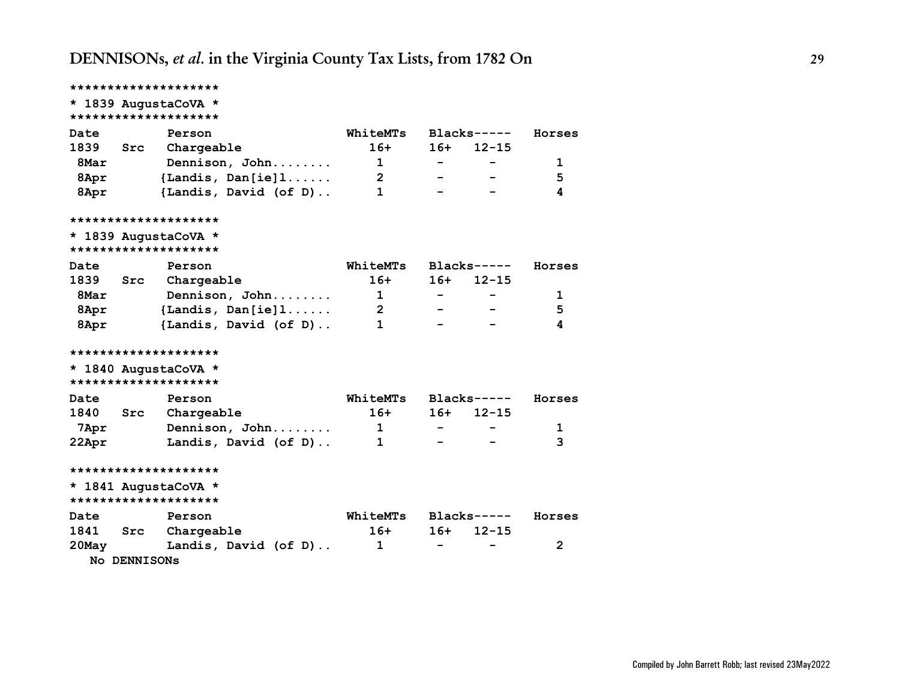```
********************
* 1839 AugustaCoVA *
********************
Date        Person                WhiteMTs   Blacks-----   Horses
1839   Src   Chargeable              16+      16+   12-15
 8Mar        Dennison, John........    1        -     -          1
 8Apr       {Landis, Dan[ie]l......    2        -     -          5
 8Apr       {Landis, David (of D)..    1        -     -          4

********************
* 1839 AugustaCoVA *
********************
Date        Person                WhiteMTs   Blacks-----   Horses
1839   Src   Chargeable              16+      16+   12-15
 8Mar        Dennison, John........    1        -     -          1
 8Apr       {Landis, Dan[ie]l......    2        -     -          5
 8Apr       {Landis, David (of D)..    1        -     -          4

********************
* 1840 AugustaCoVA *
********************
Date        Person                WhiteMTs   Blacks-----   Horses
1840   Src   Chargeable              16+      16+   12-15
 7Apr        Dennison, John........    1        -     -          1
22Apr        Landis, David (of D)..    1        -     -          3

********************
* 1841 AugustaCoVA *
********************
Date        Person                WhiteMTs   Blacks-----   Horses
1841   Src   Chargeable              16+      16+   12-15
20May        Landis, David (of D)..    1        -     -          2
   No DENNISONs
```

Compiled by John Barrett Robb; last revised 23May2022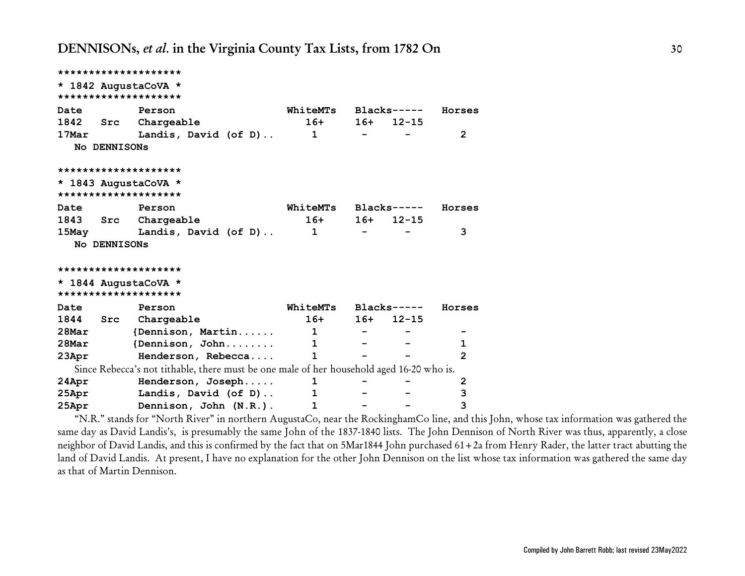```
********************
* 1842 AugustaCoVA *
********************
```

| Date 1842 | Src | Person Chargeable | WhiteMTs 16+ | Blacks----- 16+ | 12-15 | Horses |
|---|---|---|---|---|---|---|
| 17Mar | | Landis, David (of D).. | 1 | - | - | 2 |

No DENNISONs

```
********************
* 1843 AugustaCoVA *
********************
```

| Date 1843 | Src | Person Chargeable | WhiteMTs 16+ | Blacks----- 16+ | 12-15 | Horses |
|---|---|---|---|---|---|---|
| 15May | | Landis, David (of D).. | 1 | - | - | 3 |

No DENNISONs

```
********************
* 1844 AugustaCoVA *
********************
```

| Date 1844 | Src | Person Chargeable | WhiteMTs 16+ | Blacks----- 16+ | 12-15 | Horses |
|---|---|---|---|---|---|---|
| 28Mar | | {Dennison, Martin...... | 1 | - | - | - |
| 28Mar | | {Dennison, John........ | 1 | - | - | 1 |
| 23Apr | | Henderson, Rebecca.... | 1 | - | - | 2 |
| Since Rebecca's not tithable, there must be one male of her household aged 16-20 who is. | | | | | | |
| 24Apr | | Henderson, Joseph..... | 1 | - | - | 2 |
| 25Apr | | Landis, David (of D).. | 1 | - | - | 3 |
| 25Apr | | Dennison, John (N.R.). | 1 | - | - | 3 |

"N.R." stands for "North River" in northern AugustaCo, near the RockinghamCo line, and this John, whose tax information was gathered the same day as David Landis's, is presumably the same John of the 1837-1840 lists. The John Dennison of North River was thus, apparently, a close neighbor of David Landis, and this is confirmed by the fact that on 5Mar1844 John purchased 61+2a from Henry Rader, the latter tract abutting the land of David Landis. At present, I have no explanation for the other John Dennison on the list whose tax information was gathered the same day as that of Martin Dennison.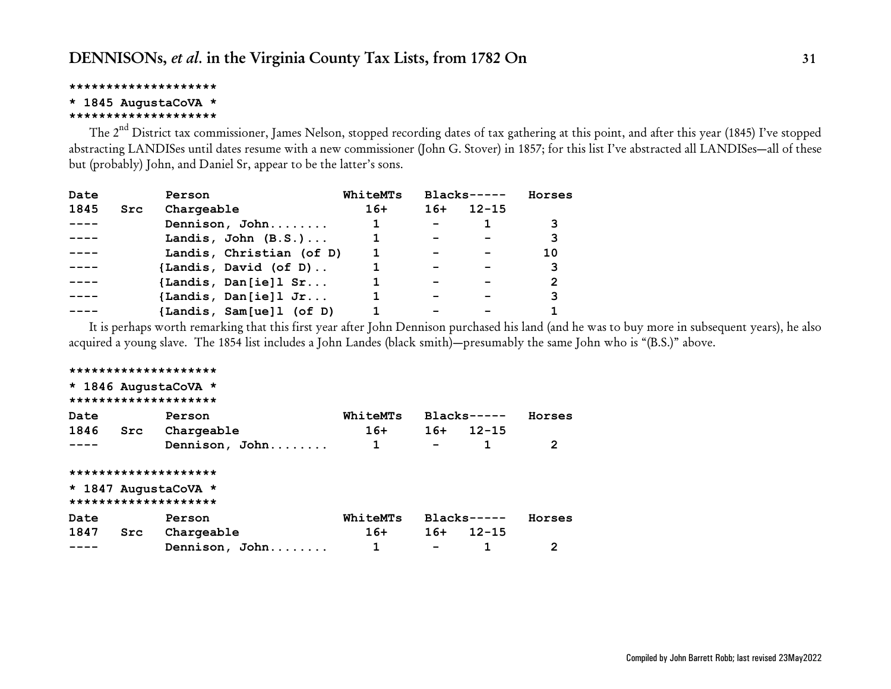```
********************
* 1845 AugustaCoVA *
********************
```

The 2nd District tax commissioner, James Nelson, stopped recording dates of tax gathering at this point, and after this year (1845) I've stopped abstracting LANDISes until dates resume with a new commissioner (John G. Stover) in 1857; for this list I've abstracted all LANDISes—all of these but (probably) John, and Daniel Sr, appear to be the latter's sons.

| Date | | Person | WhiteMTs | Blacks----- | | Horses |
|---|---|---|---|---|---|---|
| 1845 | Src | Chargeable | 16+ | 16+ | 12-15 | |
| ---- | | Dennison, John........ | 1 | - | 1 | 3 |
| ---- | | Landis, John (B.S.)... | 1 | - | - | 3 |
| ---- | | Landis, Christian (of D) | 1 | - | - | 10 |
| ---- | | {Landis, David (of D).. | 1 | - | - | 3 |
| ---- | | {Landis, Dan[ie]l Sr... | 1 | - | - | 2 |
| ---- | | {Landis, Dan[ie]l Jr... | 1 | - | - | 3 |
| ---- | | {Landis, Sam[ue]l (of D) | 1 | - | - | 1 |

It is perhaps worth remarking that this first year after John Dennison purchased his land (and he was to buy more in subsequent years), he also acquired a young slave. The 1854 list includes a John Landes (black smith)—presumably the same John who is "(B.S.)" above.

```
********************
* 1846 AugustaCoVA *
********************
```

| Date | | Person | WhiteMTs | Blacks----- | | Horses |
|---|---|---|---|---|---|---|
| 1846 | Src | Chargeable | 16+ | 16+ | 12-15 | |
| ---- | | Dennison, John........ | 1 | - | 1 | 2 |

```
********************
* 1847 AugustaCoVA *
********************
```

| Date | | Person | WhiteMTs | Blacks----- | | Horses |
|---|---|---|---|---|---|---|
| 1847 | Src | Chargeable | 16+ | 16+ | 12-15 | |
| ---- | | Dennison, John........ | 1 | - | 1 | 2 |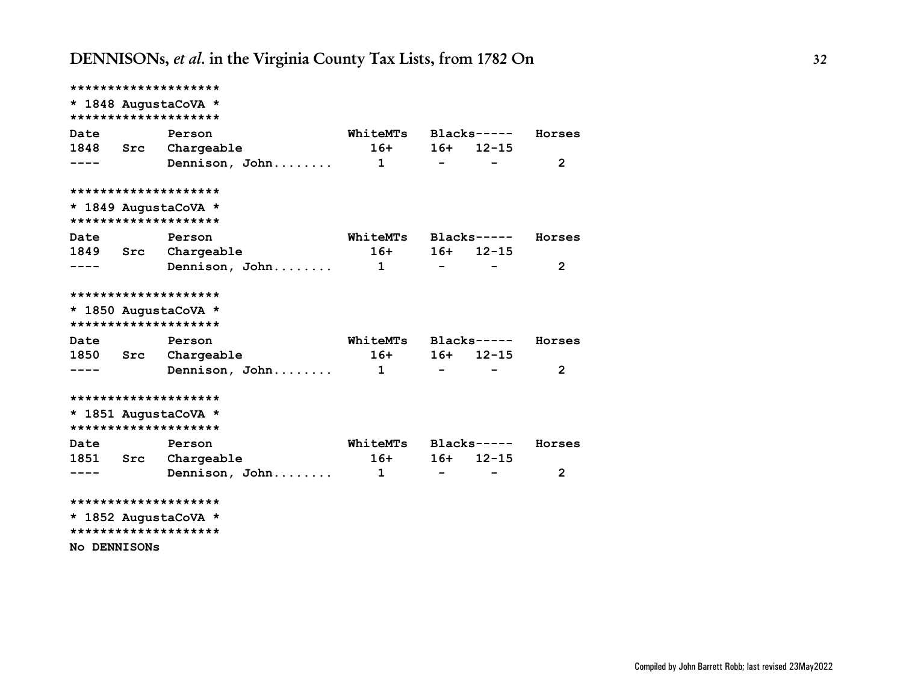```
********************
* 1848 AugustaCoVA *
********************
Date        Person               WhiteMTs   Blacks-----   Horses
1848  Src   Chargeable              16+     16+   12-15
----        Dennison, John........   1       -      -         2

********************
* 1849 AugustaCoVA *
********************
Date        Person               WhiteMTs   Blacks-----   Horses
1849  Src   Chargeable              16+     16+   12-15
----        Dennison, John........   1       -      -         2

********************
* 1850 AugustaCoVA *
********************
Date        Person               WhiteMTs   Blacks-----   Horses
1850  Src   Chargeable              16+     16+   12-15
----        Dennison, John........   1       -      -         2

********************
* 1851 AugustaCoVA *
********************
Date        Person               WhiteMTs   Blacks-----   Horses
1851  Src   Chargeable              16+     16+   12-15
----        Dennison, John........   1       -      -         2

********************
* 1852 AugustaCoVA *
********************
No DENNISONs
```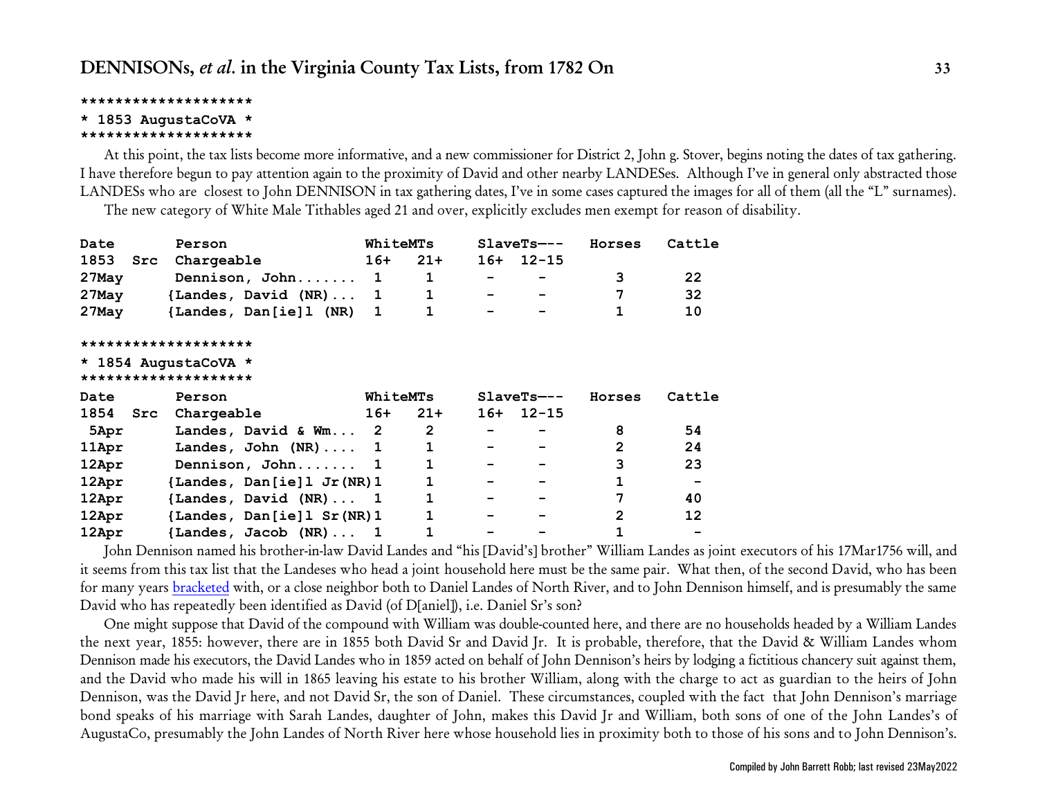```
********************
* 1853 AugustaCoVA *
********************
```

At this point, the tax lists become more informative, and a new commissioner for District 2, John g. Stover, begins noting the dates of tax gathering. I have therefore begun to pay attention again to the proximity of David and other nearby LANDESes. Although I've in general only abstracted those LANDESs who are closest to John DENNISON in tax gathering dates, I've in some cases captured the images for all of them (all the "L" surnames).

The new category of White Male Tithables aged 21 and over, explicitly excludes men exempt for reason of disability.

| Date | | Person | WhiteMTs | | SlaveTs--- | | Horses | Cattle |
|---|---|---|---|---|---|---|---|---|
| 1853 | Src | Chargeable | 16+ | 21+ | 16+ | 12-15 | | |
| 27May | | Dennison, John....... | 1 | 1 | - | - | 3 | 22 |
| 27May | | {Landes, David (NR)... | 1 | 1 | - | - | 7 | 32 |
| 27May | | {Landes, Dan[ie]l (NR) | 1 | 1 | - | - | 1 | 10 |

```
********************
* 1854 AugustaCoVA *
********************
```

| Date | | Person | WhiteMTs | | SlaveTs--- | | Horses | Cattle |
|---|---|---|---|---|---|---|---|---|
| 1854 | Src | Chargeable | 16+ | 21+ | 16+ | 12-15 | | |
| 5Apr | | Landes, David & Wm... | 2 | 2 | - | - | 8 | 54 |
| 11Apr | | Landes, John (NR).... | 1 | 1 | - | - | 2 | 24 |
| 12Apr | | Dennison, John....... | 1 | 1 | - | - | 3 | 23 |
| 12Apr | | {Landes, Dan[ie]l Jr(NR) | 1 | 1 | - | - | 1 | - |
| 12Apr | | {Landes, David (NR)... | 1 | 1 | - | - | 7 | 40 |
| 12Apr | | {Landes, Dan[ie]l Sr(NR) | 1 | 1 | - | - | 2 | 12 |
| 12Apr | | {Landes, Jacob (NR)... | 1 | 1 | - | - | 1 | - |

John Dennison named his brother-in-law David Landes and "his [David's] brother" William Landes as joint executors of his 17Mar1756 will, and it seems from this tax list that the Landeses who head a joint household here must be the same pair. What then, of the second David, who has been for many years bracketed with, or a close neighbor both to Daniel Landes of North River, and to John Dennison himself, and is presumably the same David who has repeatedly been identified as David (of D[aniel]), i.e. Daniel Sr's son?

One might suppose that David of the compound with William was double-counted here, and there are no households headed by a William Landes the next year, 1855: however, there are in 1855 both David Sr and David Jr. It is probable, therefore, that the David & William Landes whom Dennison made his executors, the David Landes who in 1859 acted on behalf of John Dennison's heirs by lodging a fictitious chancery suit against them, and the David who made his will in 1865 leaving his estate to his brother William, along with the charge to act as guardian to the heirs of John Dennison, was the David Jr here, and not David Sr, the son of Daniel. These circumstances, coupled with the fact that John Dennison's marriage bond speaks of his marriage with Sarah Landes, daughter of John, makes this David Jr and William, both sons of one of the John Landes's of AugustaCo, presumably the John Landes of North River here whose household lies in proximity both to those of his sons and to John Dennison's.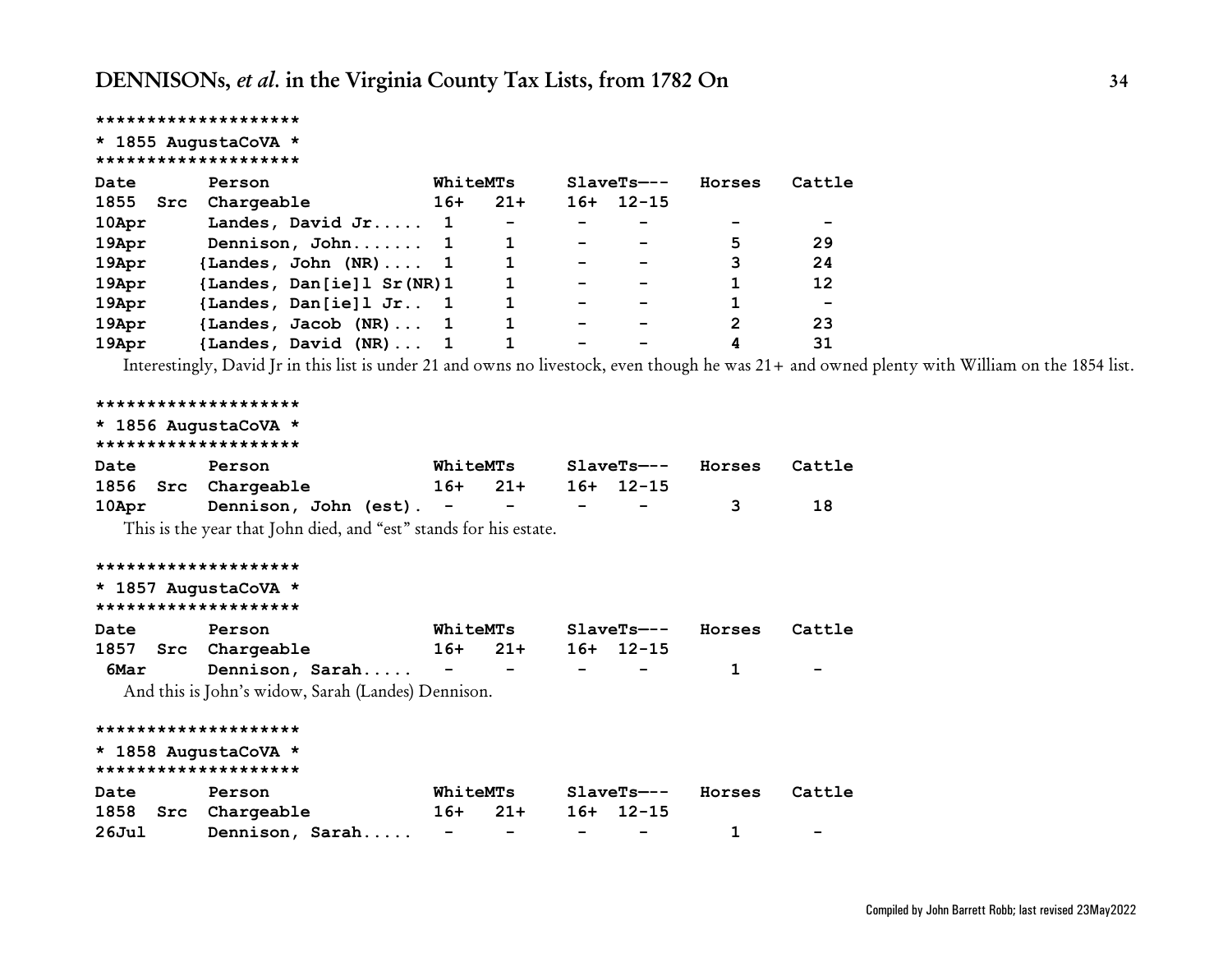```
********************
* 1855 AugustaCoVA *
********************
```

| Date | | Person | WhiteMTs | | SlaveTs--- | | Horses | Cattle |
|---|---|---|---|---|---|---|---|---|
| 1855 | Src | Chargeable | 16+ | 21+ | 16+ | 12-15 | | |
| 10Apr | | Landes, David Jr..... | 1 | - | - | - | - | - |
| 19Apr | | Dennison, John....... | 1 | 1 | - | - | 5 | 29 |
| 19Apr | | {Landes, John (NR).... | 1 | 1 | - | - | 3 | 24 |
| 19Apr | | {Landes, Dan[ie]l Sr(NR) | 1 | 1 | - | - | 1 | 12 |
| 19Apr | | {Landes, Dan[ie]l Jr.. | 1 | 1 | - | - | 1 | - |
| 19Apr | | {Landes, Jacob (NR)... | 1 | 1 | - | - | 2 | 23 |
| 19Apr | | {Landes, David (NR)... | 1 | 1 | - | - | 4 | 31 |

Interestingly, David Jr in this list is under 21 and owns no livestock, even though he was 21+ and owned plenty with William on the 1854 list.

```
********************
* 1856 AugustaCoVA *
********************
```

| Date | | Person | WhiteMTs | | SlaveTs--- | | Horses | Cattle |
|---|---|---|---|---|---|---|---|---|
| 1856 | Src | Chargeable | 16+ | 21+ | 16+ | 12-15 | | |
| 10Apr | | Dennison, John (est). | - | - | - | - | 3 | 18 |

This is the year that John died, and "est" stands for his estate.

```
********************
* 1857 AugustaCoVA *
********************
```

| Date | | Person | WhiteMTs | | SlaveTs--- | | Horses | Cattle |
|---|---|---|---|---|---|---|---|---|
| 1857 | Src | Chargeable | 16+ | 21+ | 16+ | 12-15 | | |
| 6Mar | | Dennison, Sarah..... | - | - | - | - | 1 | - |

And this is John's widow, Sarah (Landes) Dennison.

```
********************
* 1858 AugustaCoVA *
********************
```

| Date | | Person | WhiteMTs | | SlaveTs--- | | Horses | Cattle |
|---|---|---|---|---|---|---|---|---|
| 1858 | Src | Chargeable | 16+ | 21+ | 16+ | 12-15 | | |
| 26Jul | | Dennison, Sarah..... | - | - | - | - | 1 | - |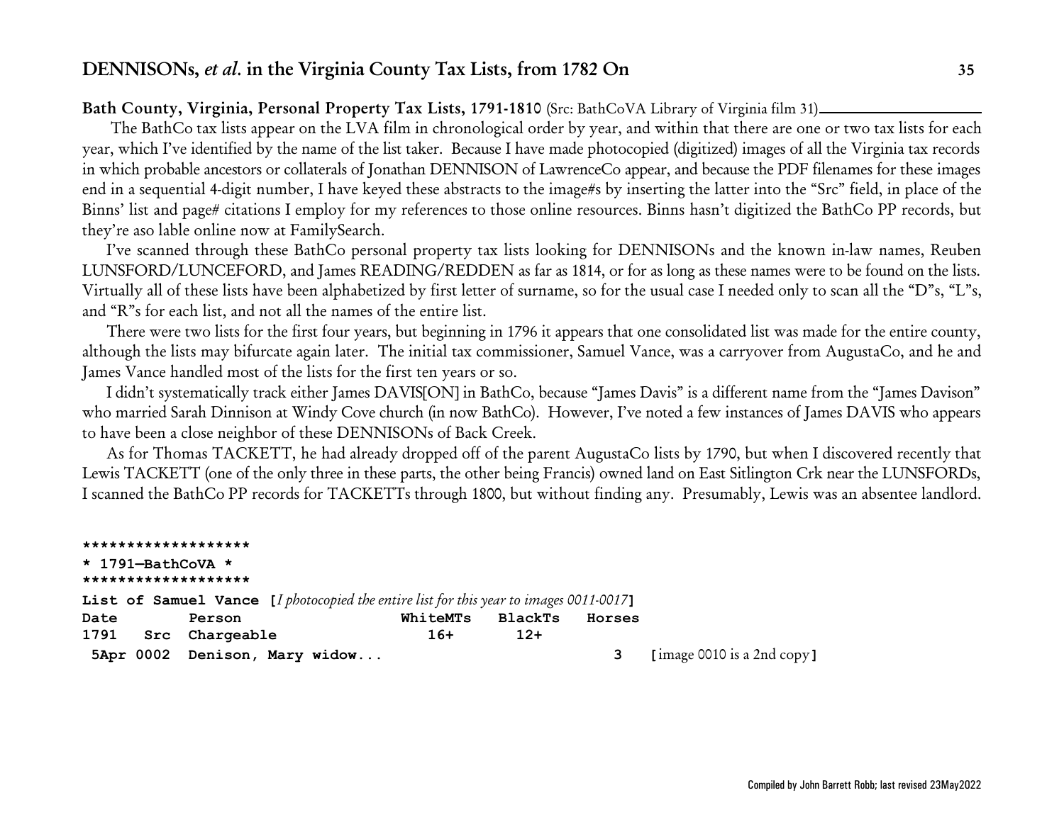**Bath County, Virginia, Personal Property Tax Lists, 1791-1810** (Src: BathCoVA Library of Virginia film 31)

The BathCo tax lists appear on the LVA film in chronological order by year, and within that there are one or two tax lists for each year, which I've identified by the name of the list taker. Because I have made photocopied (digitized) images of all the Virginia tax records in which probable ancestors or collaterals of Jonathan DENNISON of LawrenceCo appear, and because the PDF filenames for these images end in a sequential 4-digit number, I have keyed these abstracts to the image#s by inserting the latter into the "Src" field, in place of the Binns' list and page# citations I employ for my references to those online resources. Binns hasn't digitized the BathCo PP records, but they're aso lable online now at FamilySearch.

I've scanned through these BathCo personal property tax lists looking for DENNISONs and the known in-law names, Reuben LUNSFORD/LUNCEFORD, and James READING/REDDEN as far as 1814, or for as long as these names were to be found on the lists. Virtually all of these lists have been alphabetized by first letter of surname, so for the usual case I needed only to scan all the "D"s, "L"s, and "R"s for each list, and not all the names of the entire list.

There were two lists for the first four years, but beginning in 1796 it appears that one consolidated list was made for the entire county, although the lists may bifurcate again later. The initial tax commissioner, Samuel Vance, was a carryover from AugustaCo, and he and James Vance handled most of the lists for the first ten years or so.

I didn't systematically track either James DAVIS[ON] in BathCo, because "James Davis" is a different name from the "James Davison" who married Sarah Dinnison at Windy Cove church (in now BathCo). However, I've noted a few instances of James DAVIS who appears to have been a close neighbor of these DENNISONs of Back Creek.

As for Thomas TACKETT, he had already dropped off of the parent AugustaCo lists by 1790, but when I discovered recently that Lewis TACKETT (one of the only three in these parts, the other being Francis) owned land on East Sitlington Crk near the LUNSFORDs, I scanned the BathCo PP records for TACKETTs through 1800, but without finding any. Presumably, Lewis was an absentee landlord.

```
*******************
* 1791—BathCoVA *
*******************
```

**List of Samuel Vance** [*I photocopied the entire list for this year to images 0011-0017*]

| Date | | Person | WhiteMTs | BlackTs | Horses | |
|---|---|---|---|---|---|---|
| 1791 | Src | Chargeable | 16+ | 12+ | | |
| 5Apr | 0002 | Denison, Mary widow... | | | 3 | [image 0010 is a 2nd copy] |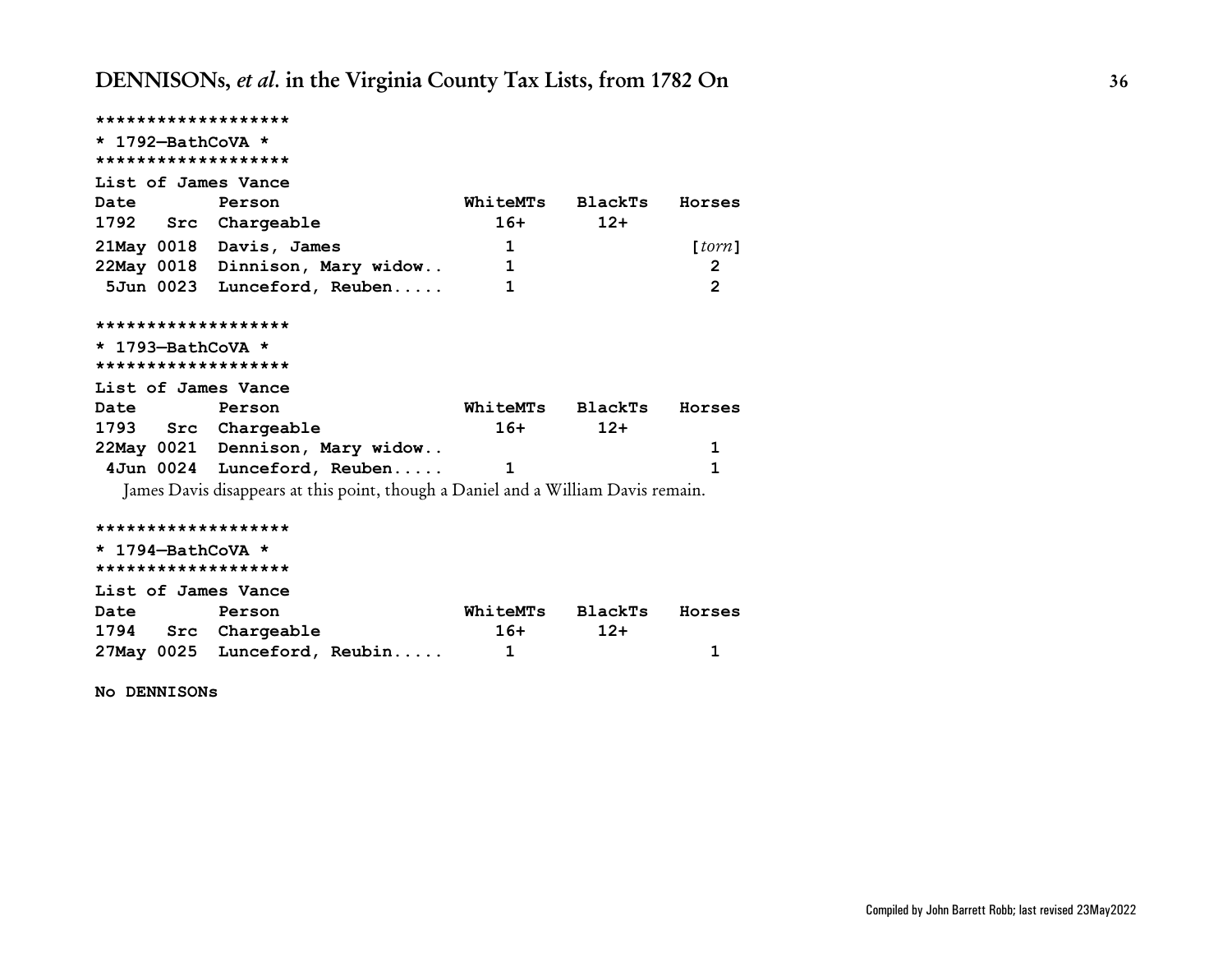*******************
* 1792—BathCoVA *
*******************

List of James Vance

| Date 1792 | Src | Person Chargeable | WhiteMTs 16+ | BlackTs 12+ | Horses |
|---|---|---|---|---|---|
| 21May | 0018 | Davis, James | 1 | | [*torn*] |
| 22May | 0018 | Dinnison, Mary widow.. | 1 | | 2 |
| 5Jun | 0023 | Lunceford, Reuben..... | 1 | | 2 |

*******************
* 1793—BathCoVA *
*******************

List of James Vance

| Date 1793 | Src | Person Chargeable | WhiteMTs 16+ | BlackTs 12+ | Horses |
|---|---|---|---|---|---|
| 22May | 0021 | Dennison, Mary widow.. | | | 1 |
| 4Jun | 0024 | Lunceford, Reuben..... | 1 | | 1 |

James Davis disappears at this point, though a Daniel and a William Davis remain.

*******************
* 1794—BathCoVA *
*******************

List of James Vance

| Date 1794 | Src | Person Chargeable | WhiteMTs 16+ | BlackTs 12+ | Horses |
|---|---|---|---|---|---|
| 27May | 0025 | Lunceford, Reubin..... | 1 | | 1 |

**No DENNISONs**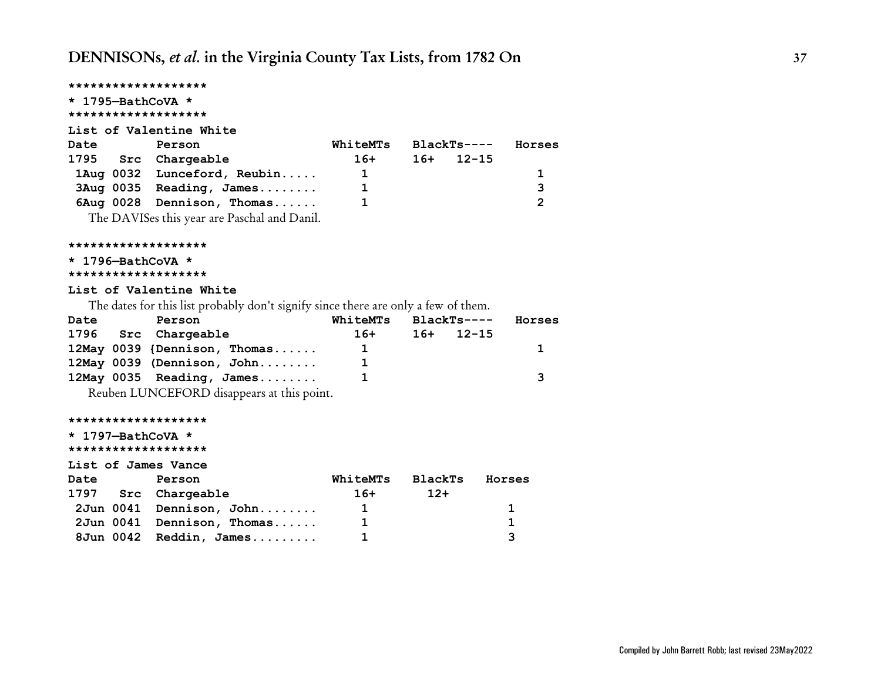```
*******************
* 1795—BathCoVA *
*******************
```

**List of Valentine White**

| Date 1795 | Src | Person Chargeable | WhiteMTs 16+ | BlackTs---- 16+ | 12-15 | Horses |
|---|---|---|---|---|---|---|
| 1Aug | 0032 | Lunceford, Reubin..... | 1 | | | 1 |
| 3Aug | 0035 | Reading, James........ | 1 | | | 3 |
| 6Aug | 0028 | Dennison, Thomas...... | 1 | | | 2 |

The DAVISes this year are Paschal and Danil.

```
*******************
* 1796—BathCoVA *
*******************
```

**List of Valentine White**

The dates for this list probably don't signify since there are only a few of them.

| Date 1796 | Src | Person Chargeable | WhiteMTs 16+ | BlackTs---- 16+ | 12-15 | Horses |
|---|---|---|---|---|---|---|
| 12May | 0039 | {Dennison, Thomas...... | 1 | | | 1 |
| 12May | 0039 | (Dennison, John........ | 1 | | | |
| 12May | 0035 | Reading, James........ | 1 | | | 3 |

Reuben LUNCEFORD disappears at this point.

```
*******************
* 1797—BathCoVA *
*******************
```

**List of James Vance**

| Date 1797 | Src | Person Chargeable | WhiteMTs 16+ | BlackTs 12+ | Horses |
|---|---|---|---|---|---|
| 2Jun | 0041 | Dennison, John........ | 1 | | 1 |
| 2Jun | 0041 | Dennison, Thomas...... | 1 | | 1 |
| 8Jun | 0042 | Reddin, James......... | 1 | | 3 |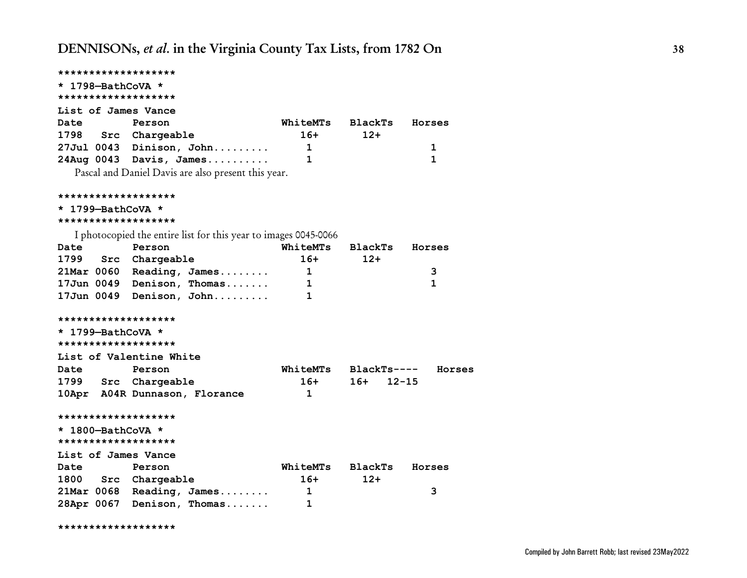```
*******************
* 1798—BathCoVA *
*******************
List of James Vance
Date        Person                  WhiteMTs   BlackTs   Horses
1798   Src  Chargeable                 16+       12+
27Jul 0043  Dinison, John.........      1                    1
24Aug 0043  Davis, James..........      1                    1
```

Pascal and Daniel Davis are also present this year.

```
*******************
* 1799—BathCoVA *
*******************
```

I photocopied the entire list for this year to images 0045-0066

```
Date        Person                  WhiteMTs   BlackTs   Horses
1799   Src  Chargeable                 16+       12+
21Mar 0060  Reading, James........      1                    3
17Jun 0049  Denison, Thomas.......      1                    1
17Jun 0049  Denison, John.........      1

*******************
* 1799—BathCoVA *
*******************
List of Valentine White
Date        Person                  WhiteMTs   BlackTs----   Horses
1799   Src  Chargeable                 16+     16+   12-15
10Apr  A04R Dunnason, Florance          1

*******************
* 1800—BathCoVA *
*******************
List of James Vance
Date        Person                  WhiteMTs   BlackTs   Horses
1800   Src  Chargeable                 16+       12+
21Mar 0068  Reading, James........      1                    3
28Apr 0067  Denison, Thomas.......      1

*******************
```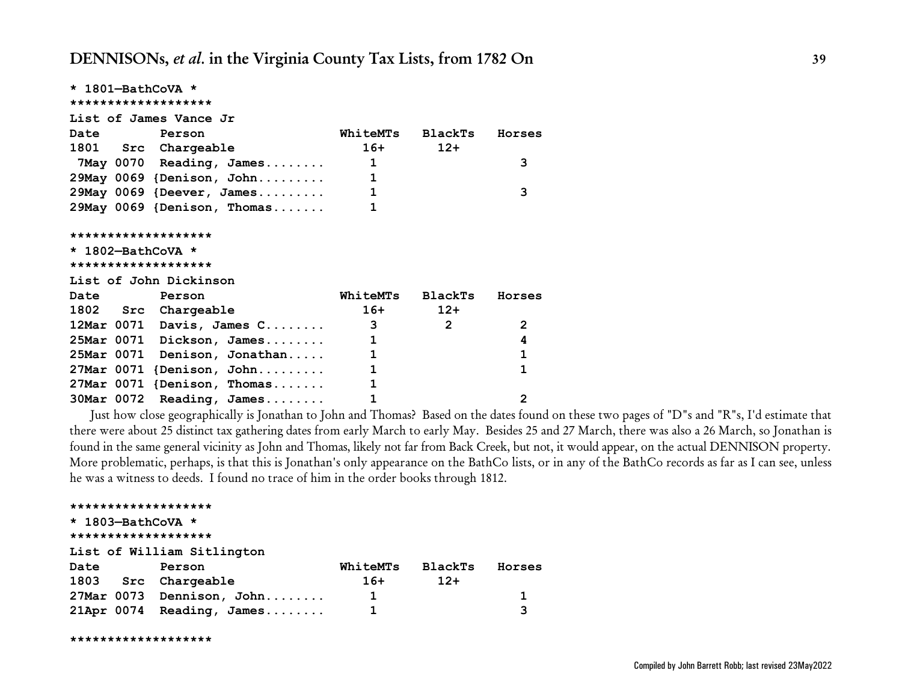```
* 1801—BathCoVA *
*******************
List of James Vance Jr
Date        Person                 WhiteMTs   BlackTs   Horses
1801   Src  Chargeable                16+       12+
 7May 0070  Reading, James........     1                   3
29May 0069 {Denison, John.........     1
29May 0069 {Deever, James.........     1                   3
29May 0069 {Denison, Thomas.......     1

*******************
* 1802—BathCoVA *
*******************
List of John Dickinson
Date        Person                 WhiteMTs   BlackTs   Horses
1802   Src  Chargeable                16+       12+
12Mar 0071  Davis, James C........     3         2         2
25Mar 0071  Dickson, James........     1                   4
25Mar 0071  Denison, Jonathan.....     1                   1
27Mar 0071 {Denison, John.........     1                   1
27Mar 0071 {Denison, Thomas.......     1
30Mar 0072  Reading, James........     1                   2
```

Just how close geographically is Jonathan to John and Thomas? Based on the dates found on these two pages of "D"s and "R"s, I'd estimate that there were about 25 distinct tax gathering dates from early March to early May. Besides 25 and 27 March, there was also a 26 March, so Jonathan is found in the same general vicinity as John and Thomas, likely not far from Back Creek, but not, it would appear, on the actual DENNISON property. More problematic, perhaps, is that this is Jonathan's only appearance on the BathCo lists, or in any of the BathCo records as far as I can see, unless he was a witness to deeds. I found no trace of him in the order books through 1812.

```
*******************
* 1803—BathCoVA *
*******************
List of William Sitlington
Date        Person                 WhiteMTs   BlackTs   Horses
1803   Src  Chargeable                16+       12+
27Mar 0073  Dennison, John........     1                   1
21Apr 0074  Reading, James........     1                   3

*******************
```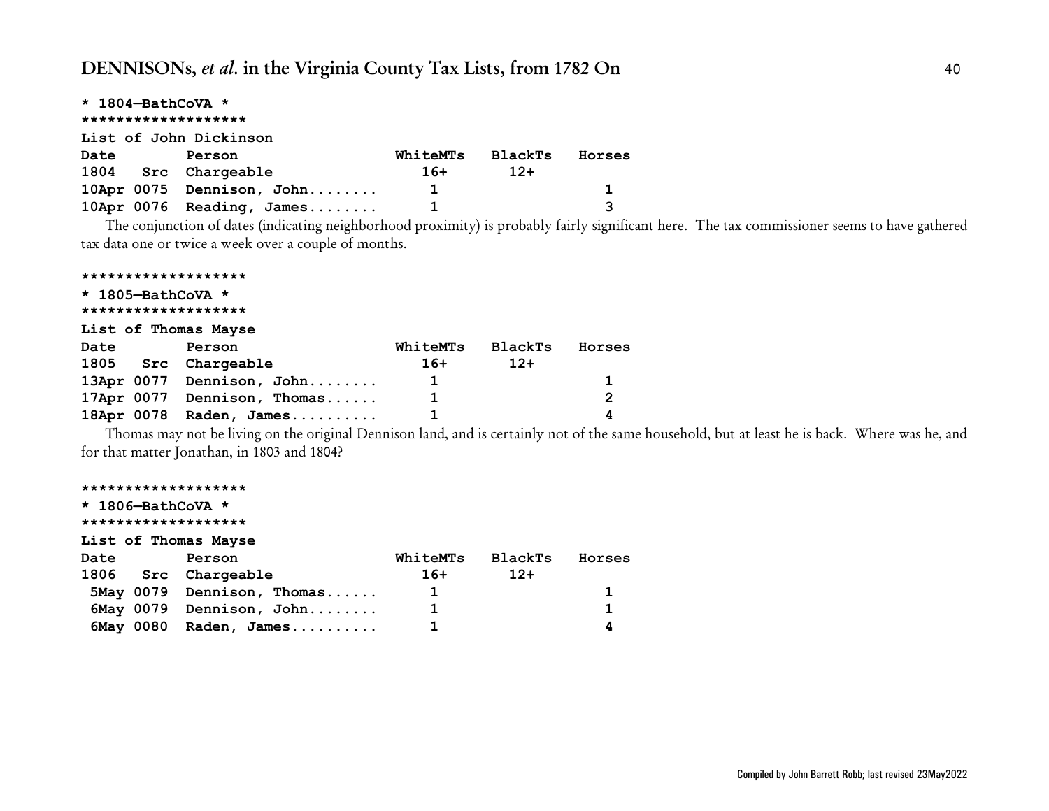```
* 1804—BathCoVA *
*******************
List of John Dickinson
Date        Person                  WhiteMTs   BlackTs   Horses
1804   Src  Chargeable                 16+       12+
10Apr 0075  Dennison, John........      1                    1
10Apr 0076  Reading, James........      1                    3
```

The conjunction of dates (indicating neighborhood proximity) is probably fairly significant here. The tax commissioner seems to have gathered tax data one or twice a week over a couple of months.

```
*******************
* 1805—BathCoVA *
*******************
List of Thomas Mayse
Date        Person                  WhiteMTs   BlackTs   Horses
1805   Src  Chargeable                 16+       12+
13Apr 0077  Dennison, John........      1                    1
17Apr 0077  Dennison, Thomas......      1                    2
18Apr 0078  Raden, James..........      1                    4
```

Thomas may not be living on the original Dennison land, and is certainly not of the same household, but at least he is back. Where was he, and for that matter Jonathan, in 1803 and 1804?

```
*******************
* 1806—BathCoVA *
*******************
List of Thomas Mayse
Date        Person                  WhiteMTs   BlackTs   Horses
1806   Src  Chargeable                 16+       12+
 5May 0079  Dennison, Thomas......      1                    1
 6May 0079  Dennison, John........      1                    1
 6May 0080  Raden, James..........      1                    4
```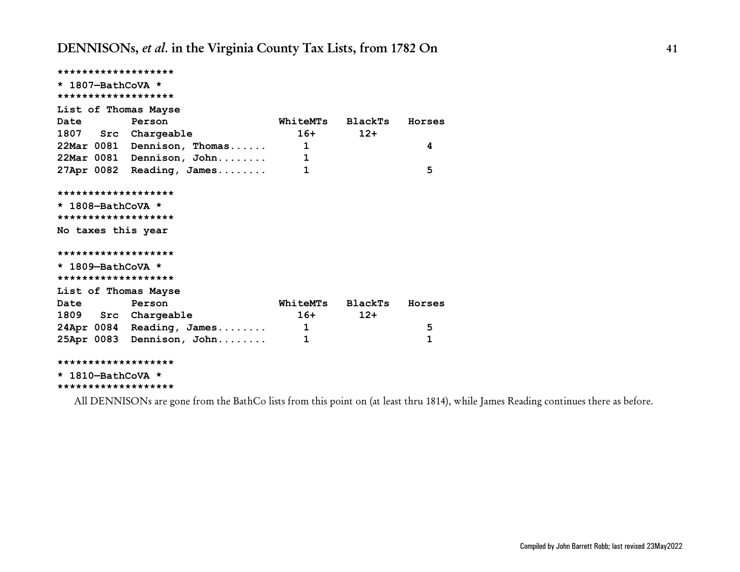```
*******************
* 1807—BathCoVA *
*******************
List of Thomas Mayse
Date        Person                  WhiteMTs   BlackTs   Horses
1807   Src  Chargeable                 16+       12+
22Mar 0081  Dennison, Thomas......      1                    4
22Mar 0081  Dennison, John........      1
27Apr 0082  Reading, James........      1                    5

*******************
* 1808—BathCoVA *
*******************
No taxes this year

*******************
* 1809—BathCoVA *
*******************
List of Thomas Mayse
Date        Person                  WhiteMTs   BlackTs   Horses
1809   Src  Chargeable                 16+       12+
24Apr 0084  Reading, James........      1                    5
25Apr 0083  Dennison, John........      1                    1

*******************
* 1810—BathCoVA *
*******************
```

All DENNISONs are gone from the BathCo lists from this point on (at least thru 1814), while James Reading continues there as before.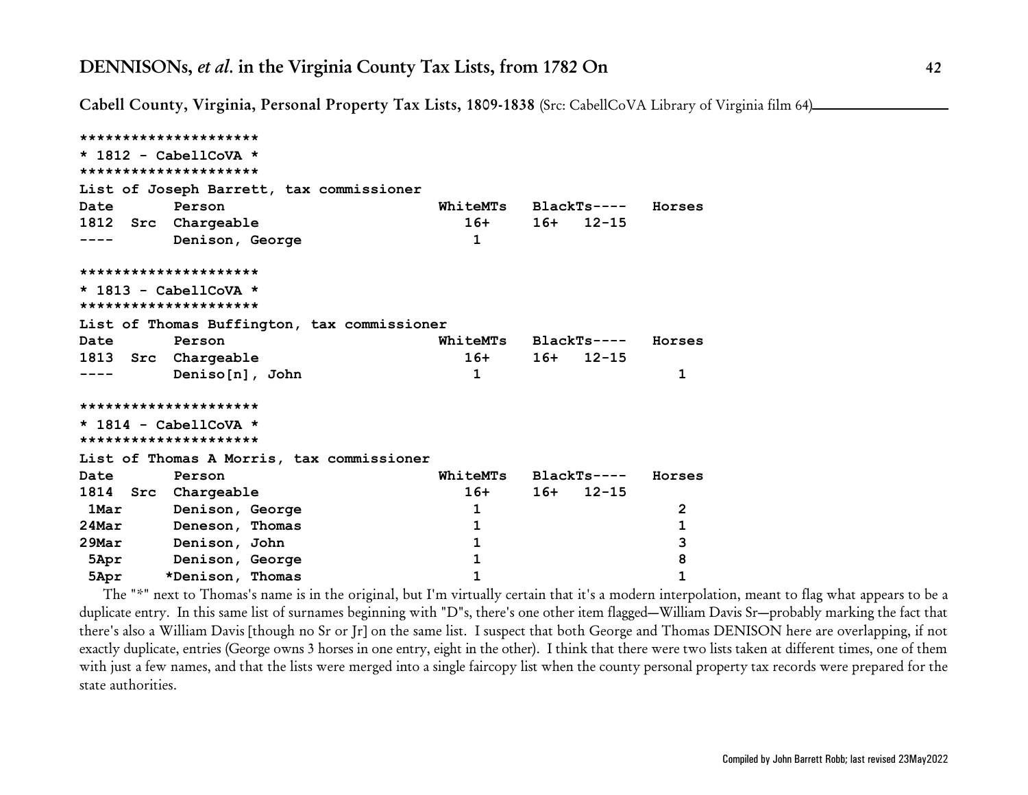## Cabell County, Virginia, Personal Property Tax Lists, 1809-1838 (Src: CabellCoVA Library of Virginia film 64)

```
*********************
* 1812 - CabellCoVA *
*********************
List of Joseph Barrett, tax commissioner
Date       Person                          WhiteMTs   BlackTs----   Horses
1812  Src  Chargeable                         16+     16+   12-15
----       Denison, George                     1

*********************
* 1813 - CabellCoVA *
*********************
List of Thomas Buffington, tax commissioner
Date       Person                          WhiteMTs   BlackTs----   Horses
1813  Src  Chargeable                         16+     16+   12-15
----       Deniso[n], John                     1                       1

*********************
* 1814 - CabellCoVA *
*********************
List of Thomas A Morris, tax commissioner
Date       Person                          WhiteMTs   BlackTs----   Horses
1814  Src  Chargeable                         16+     16+   12-15
 1Mar      Denison, George                     1                       2
24Mar      Deneson, Thomas                     1                       1
29Mar      Denison, John                       1                       3
 5Apr      Denison, George                     1                       8
 5Apr     *Denison, Thomas                     1                       1
```

The "*" next to Thomas's name is in the original, but I'm virtually certain that it's a modern interpolation, meant to flag what appears to be a duplicate entry. In this same list of surnames beginning with "D"s, there's one other item flagged—William Davis Sr—probably marking the fact that there's also a William Davis [though no Sr or Jr] on the same list. I suspect that both George and Thomas DENISON here are overlapping, if not exactly duplicate, entries (George owns 3 horses in one entry, eight in the other). I think that there were two lists taken at different times, one of them with just a few names, and that the lists were merged into a single faircopy list when the county personal property tax records were prepared for the state authorities.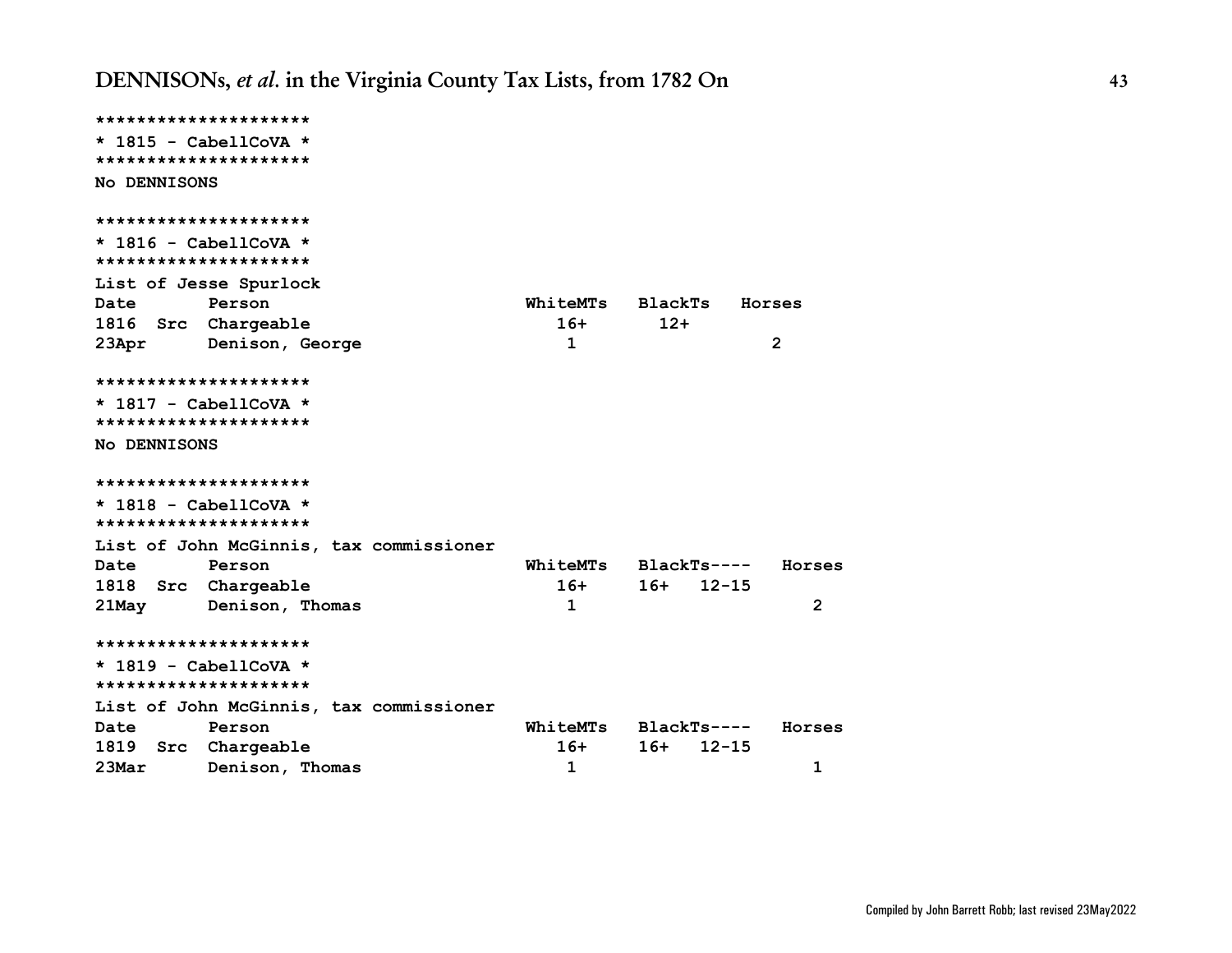```
*********************
* 1815 - CabellCoVA *
*********************
No DENNISONS

*********************
* 1816 - CabellCoVA *
*********************
List of Jesse Spurlock
Date       Person                        WhiteMTs   BlackTs   Horses
1816  Src  Chargeable                       16+       12+
23Apr      Denison, George                   1                    2

*********************
* 1817 - CabellCoVA *
*********************
No DENNISONS

*********************
* 1818 - CabellCoVA *
*********************
List of John McGinnis, tax commissioner
Date       Person                        WhiteMTs   BlackTs----   Horses
1818  Src  Chargeable                       16+     16+   12-15
21May      Denison, Thomas                   1                        2

*********************
* 1819 - CabellCoVA *
*********************
List of John McGinnis, tax commissioner
Date       Person                        WhiteMTs   BlackTs----   Horses
1819  Src  Chargeable                       16+     16+   12-15
23Mar      Denison, Thomas                   1                        1
```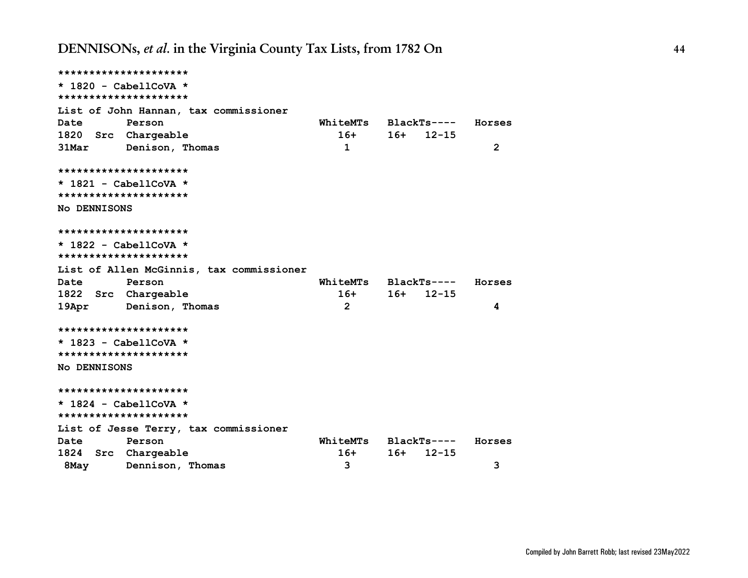```
*********************
* 1820 - CabellCoVA *
*********************
List of John Hannan, tax commissioner
Date       Person                       WhiteMTs   BlackTs----   Horses
1820  Src  Chargeable                      16+     16+   12-15
31Mar      Denison, Thomas                 1                       2

*********************
* 1821 - CabellCoVA *
*********************
No DENNISONS

*********************
* 1822 - CabellCoVA *
*********************
List of Allen McGinnis, tax commissioner
Date       Person                       WhiteMTs   BlackTs----   Horses
1822  Src  Chargeable                      16+     16+   12-15
19Apr      Denison, Thomas                 2                       4

*********************
* 1823 - CabellCoVA *
*********************
No DENNISONS

*********************
* 1824 - CabellCoVA *
*********************
List of Jesse Terry, tax commissioner
Date       Person                       WhiteMTs   BlackTs----   Horses
1824  Src  Chargeable                      16+     16+   12-15
 8May      Dennison, Thomas                3                       3
```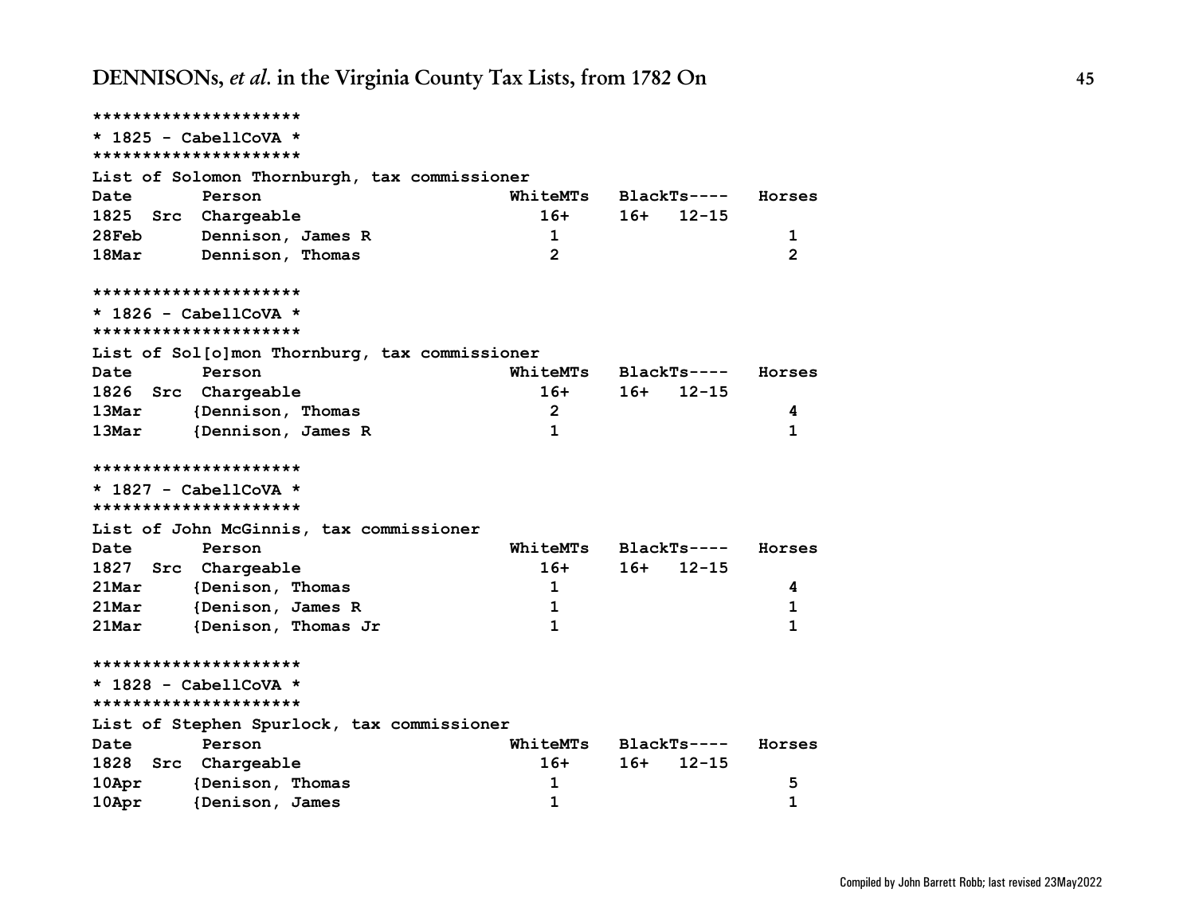```
*********************
* 1825 - CabellCoVA *
*********************
List of Solomon Thornburgh, tax commissioner
Date       Person                       WhiteMTs   BlackTs----   Horses
1825  Src  Chargeable                     16+      16+   12-15
28Feb      Dennison, James R               1                        1
18Mar      Dennison, Thomas                2                        2

*********************
* 1826 - CabellCoVA *
*********************
List of Sol[o]mon Thornburg, tax commissioner
Date       Person                       WhiteMTs   BlackTs----   Horses
1826  Src  Chargeable                     16+      16+   12-15
13Mar     {Dennison, Thomas                2                        4
13Mar     {Dennison, James R               1                        1

*********************
* 1827 - CabellCoVA *
*********************
List of John McGinnis, tax commissioner
Date       Person                       WhiteMTs   BlackTs----   Horses
1827  Src  Chargeable                     16+      16+   12-15
21Mar     {Denison, Thomas                 1                        4
21Mar     {Denison, James R                1                        1
21Mar     {Denison, Thomas Jr              1                        1

*********************
* 1828 - CabellCoVA *
*********************
List of Stephen Spurlock, tax commissioner
Date       Person                       WhiteMTs   BlackTs----   Horses
1828  Src  Chargeable                     16+      16+   12-15
10Apr     {Denison, Thomas                 1                        5
10Apr     {Denison, James                  1                        1
```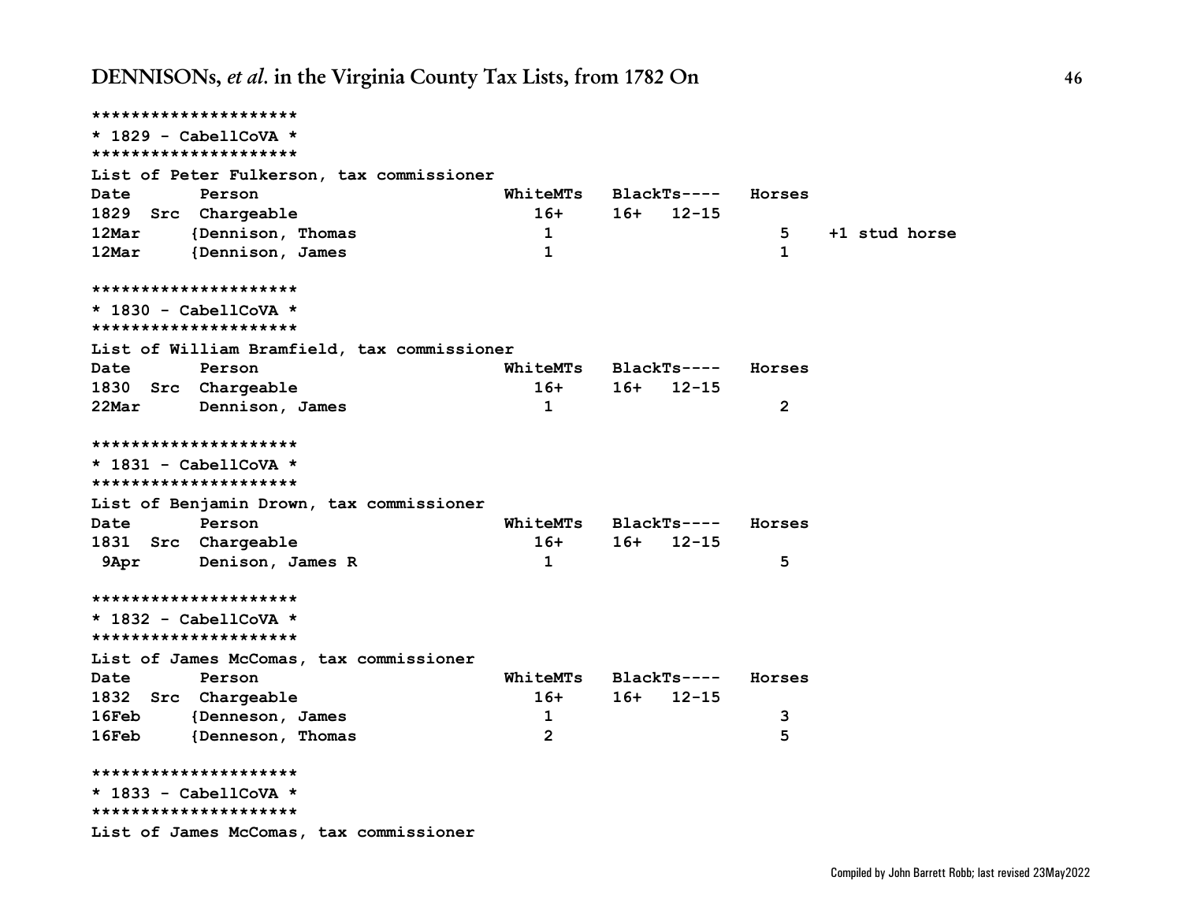```
*********************
* 1829 - CabellCoVA *
*********************
List of Peter Fulkerson, tax commissioner
Date       Person                         WhiteMTs   BlackTs----   Horses
1829  Src  Chargeable                       16+      16+   12-15
12Mar     {Dennison, Thomas                  1                        5    +1 stud horse
12Mar     {Dennison, James                   1                        1

*********************
* 1830 - CabellCoVA *
*********************
List of William Bramfield, tax commissioner
Date       Person                         WhiteMTs   BlackTs----   Horses
1830  Src  Chargeable                       16+      16+   12-15
22Mar      Dennison, James                   1                        2

*********************
* 1831 - CabellCoVA *
*********************
List of Benjamin Drown, tax commissioner
Date       Person                         WhiteMTs   BlackTs----   Horses
1831  Src  Chargeable                       16+      16+   12-15
 9Apr      Denison, James R                  1                        5

*********************
* 1832 - CabellCoVA *
*********************
List of James McComas, tax commissioner
Date       Person                         WhiteMTs   BlackTs----   Horses
1832  Src  Chargeable                       16+      16+   12-15
16Feb     {Denneson, James                   1                        3
16Feb     {Denneson, Thomas                  2                        5

*********************
* 1833 - CabellCoVA *
*********************
List of James McComas, tax commissioner
```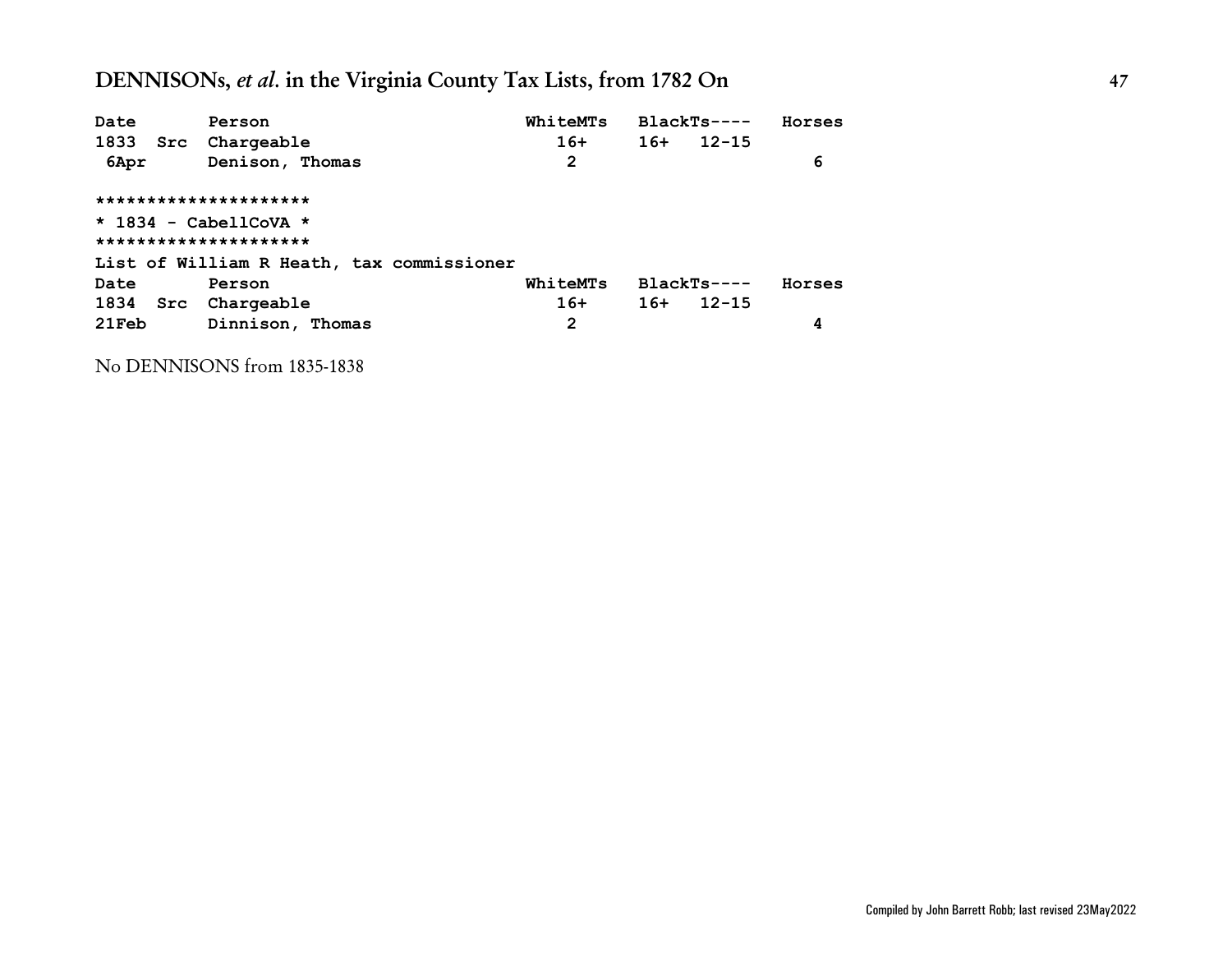| Date | | Person | WhiteMTs | BlackTs---- | | Horses |
|---|---|---|---|---|---|---|
| 1833 | Src | Chargeable | 16+ | 16+ | 12-15 | |
| 6Apr | | Denison, Thomas | 2 | | | 6 |

```
*********************
* 1834 - CabellCoVA *
*********************
```

List of William R Heath, tax commissioner

| Date | | Person | WhiteMTs | BlackTs---- | | Horses |
|---|---|---|---|---|---|---|
| 1834 | Src | Chargeable | 16+ | 16+ | 12-15 | |
| 21Feb | | Dinnison, Thomas | 2 | | | 4 |

No DENNISONS from 1835-1838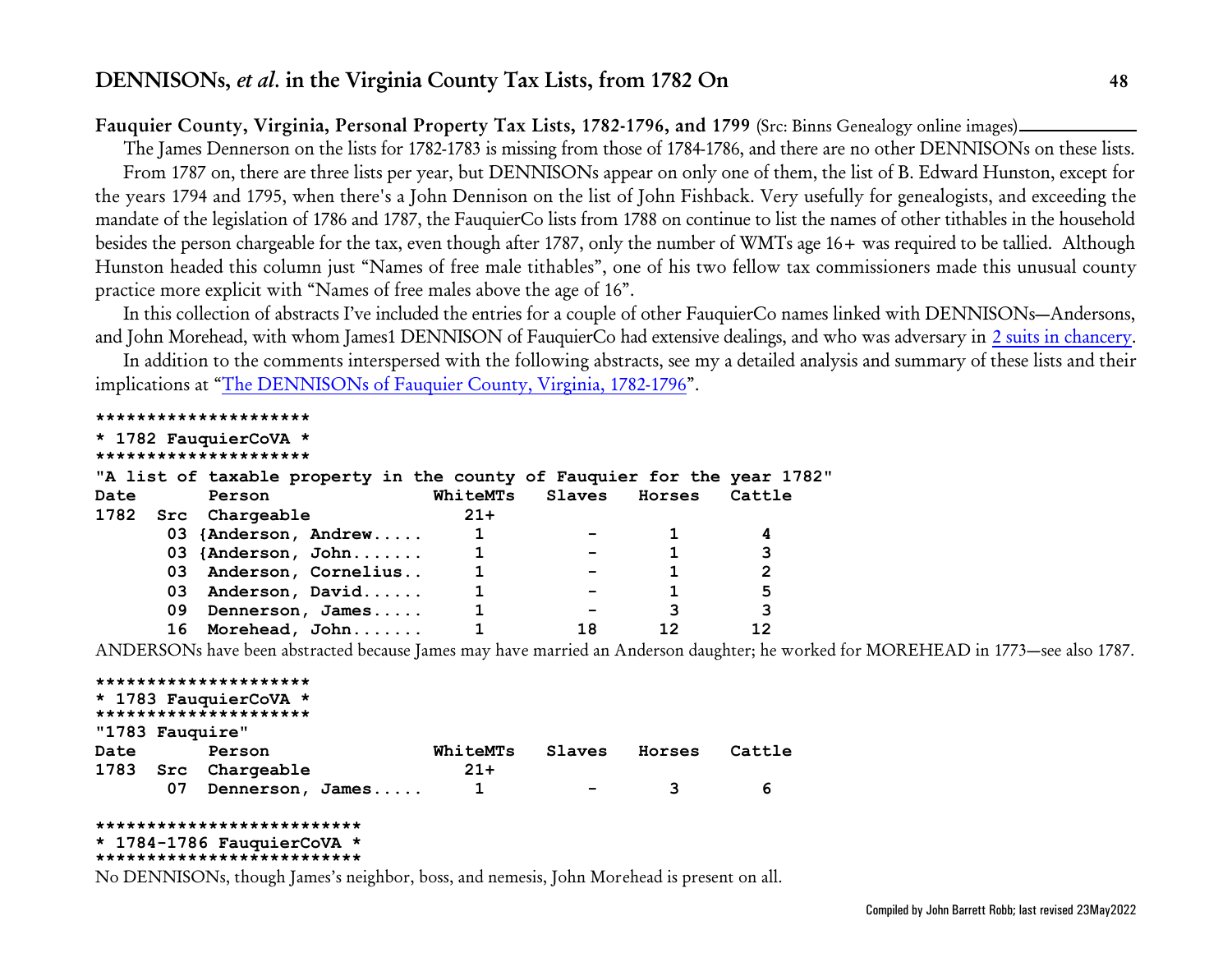**Fauquier County, Virginia, Personal Property Tax Lists, 1782-1796, and 1799** (Src: Binns Genealogy online images)

The James Dennerson on the lists for 1782-1783 is missing from those of 1784-1786, and there are no other DENNISONs on these lists.

From 1787 on, there are three lists per year, but DENNISONs appear on only one of them, the list of B. Edward Hunston, except for the years 1794 and 1795, when there's a John Dennison on the list of John Fishback. Very usefully for genealogists, and exceeding the mandate of the legislation of 1786 and 1787, the FauquierCo lists from 1788 on continue to list the names of other tithables in the household besides the person chargeable for the tax, even though after 1787, only the number of WMTs age 16+ was required to be tallied. Although Hunston headed this column just "Names of free male tithables", one of his two fellow tax commissioners made this unusual county practice more explicit with "Names of free males above the age of 16".

In this collection of abstracts I've included the entries for a couple of other FauquierCo names linked with DENNISONs—Andersons, and John Morehead, with whom James1 DENNISON of FauquierCo had extensive dealings, and who was adversary in 2 suits in chancery.

In addition to the comments interspersed with the following abstracts, see my a detailed analysis and summary of these lists and their implications at "The DENNISONs of Fauquier County, Virginia, 1782-1796".

```
*********************
* 1782 FauquierCoVA *
*********************
"A list of taxable property in the county of Fauquier for the year 1782"
Date       Person               WhiteMTs   Slaves   Horses   Cattle
1782  Src  Chargeable              21+
      03 {Anderson, Andrew.....     1         -        1        4
      03 {Anderson, John.......     1         -        1        3
      03  Anderson, Cornelius..     1         -        1        2
      03  Anderson, David......     1         -        1        5
      09  Dennerson, James.....     1         -        3        3
      16  Morehead, John.......     1        18       12       12
```

ANDERSONs have been abstracted because James may have married an Anderson daughter; he worked for MOREHEAD in 1773—see also 1787.

```
*********************
* 1783 FauquierCoVA *
*********************
"1783 Fauquire"
Date       Person               WhiteMTs   Slaves   Horses   Cattle
1783  Src  Chargeable              21+
      07  Dennerson, James.....     1         -        3        6
```

```
**************************
* 1784-1786 FauquierCoVA *
**************************
```

No DENNISONs, though James's neighbor, boss, and nemesis, John Morehead is present on all.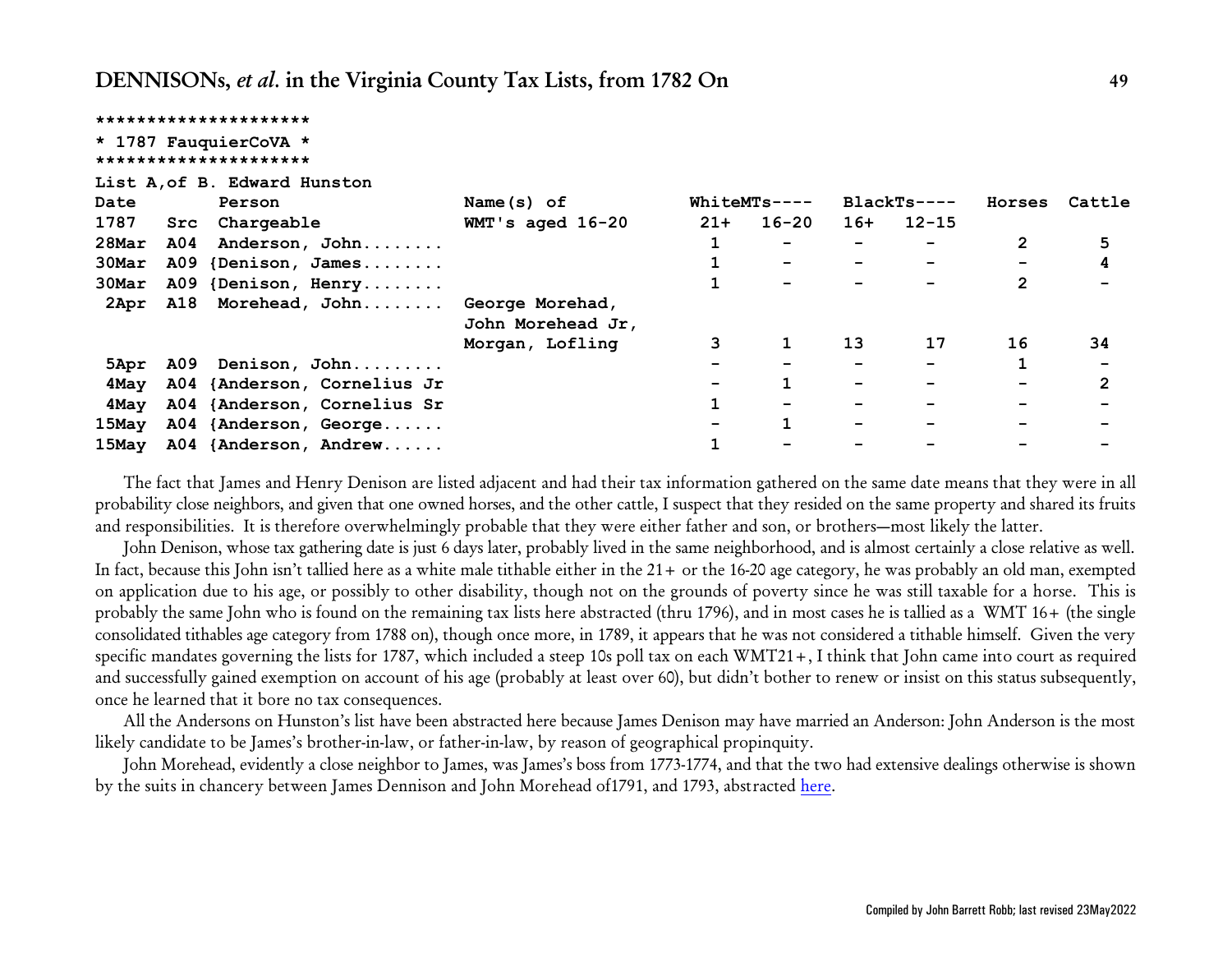```
*********************
* 1787 FauquierCoVA *
*********************
```

List A,of B. Edward Hunston

| Date 1787 | Src | Person Chargeable | Name(s) of WMT's aged 16-20 | WhiteMTs---- 21+ | 16-20 | BlackTs---- 16+ | 12-15 | Horses | Cattle |
|---|---|---|---|---|---|---|---|---|---|
| 28Mar | A04 | Anderson, John........ | | 1 | - | - | - | 2 | 5 |
| 30Mar | A09 | {Denison, James........ | | 1 | - | - | - | - | 4 |
| 30Mar | A09 | {Denison, Henry........ | | 1 | - | - | - | 2 | - |
| 2Apr | A18 | Morehead, John........ | George Morehad, John Morehead Jr, Morgan, Lofling | 3 | 1 | 13 | 17 | 16 | 34 |
| 5Apr | A09 | Denison, John......... | | - | - | - | - | 1 | - |
| 4May | A04 | {Anderson, Cornelius Jr | | - | 1 | - | - | - | 2 |
| 4May | A04 | {Anderson, Cornelius Sr | | 1 | - | - | - | - | - |
| 15May | A04 | {Anderson, George...... | | - | 1 | - | - | - | - |
| 15May | A04 | {Anderson, Andrew...... | | 1 | - | - | - | - | - |

The fact that James and Henry Denison are listed adjacent and had their tax information gathered on the same date means that they were in all probability close neighbors, and given that one owned horses, and the other cattle, I suspect that they resided on the same property and shared its fruits and responsibilities. It is therefore overwhelmingly probable that they were either father and son, or brothers—most likely the latter.

John Denison, whose tax gathering date is just 6 days later, probably lived in the same neighborhood, and is almost certainly a close relative as well. In fact, because this John isn't tallied here as a white male tithable either in the 21+ or the 16-20 age category, he was probably an old man, exempted on application due to his age, or possibly to other disability, though not on the grounds of poverty since he was still taxable for a horse. This is probably the same John who is found on the remaining tax lists here abstracted (thru 1796), and in most cases he is tallied as a WMT 16+ (the single consolidated tithables age category from 1788 on), though once more, in 1789, it appears that he was not considered a tithable himself. Given the very specific mandates governing the lists for 1787, which included a steep 10s poll tax on each WMT21+, I think that John came into court as required and successfully gained exemption on account of his age (probably at least over 60), but didn't bother to renew or insist on this status subsequently, once he learned that it bore no tax consequences.

All the Andersons on Hunston's list have been abstracted here because James Denison may have married an Anderson: John Anderson is the most likely candidate to be James's brother-in-law, or father-in-law, by reason of geographical propinquity.

John Morehead, evidently a close neighbor to James, was James's boss from 1773-1774, and that the two had extensive dealings otherwise is shown by the suits in chancery between James Dennison and John Morehead of1791, and 1793, abstracted here.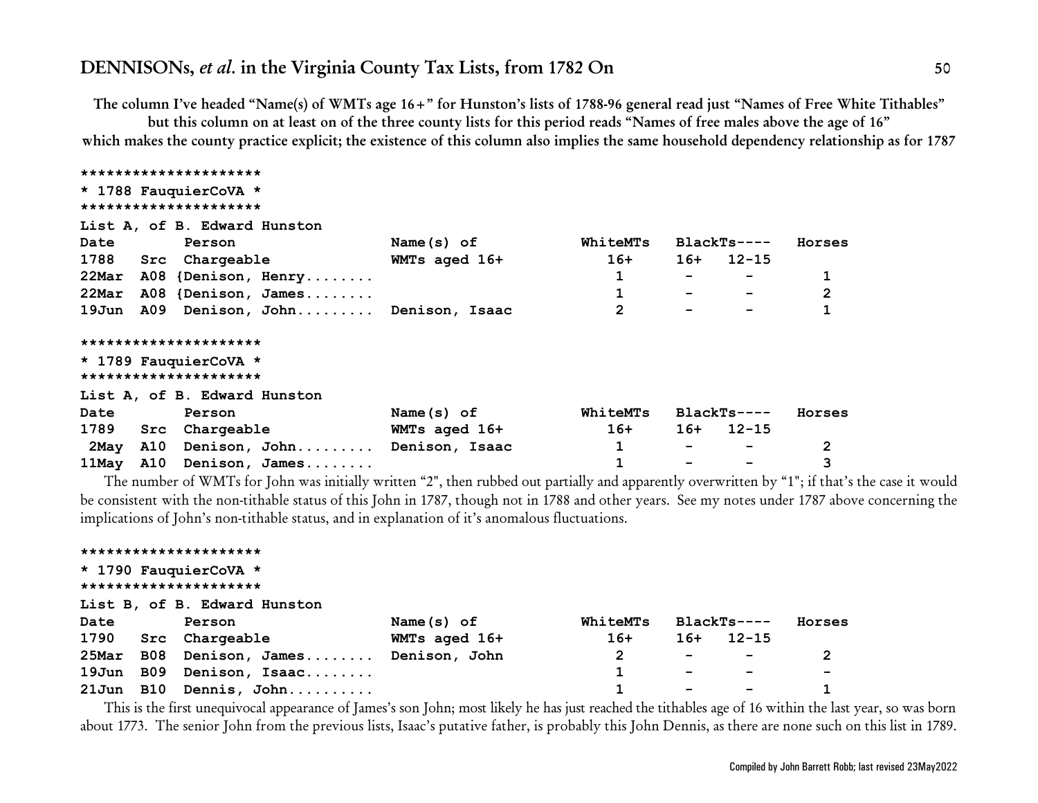The column I've headed "Name(s) of WMTs age 16+" for Hunston's lists of 1788-96 general read just "Names of Free White Tithables" but this column on at least on of the three county lists for this period reads "Names of free males above the age of 16" which makes the county practice explicit; the existence of this column also implies the same household dependency relationship as for 1787

```
*********************
* 1788 FauquierCoVA *
*********************
List A, of B. Edward Hunston
Date        Person                 Name(s) of           WhiteMTs   BlackTs----   Horses
1788   Src  Chargeable             WMTs aged 16+          16+      16+   12-15
22Mar  A08 {Denison, Henry........                         1        -      -         1
22Mar  A08 {Denison, James........                         1        -      -         2
19Jun  A09  Denison, John.........  Denison, Isaac         2        -      -         1

*********************
* 1789 FauquierCoVA *
*********************
List A, of B. Edward Hunston
Date        Person                 Name(s) of           WhiteMTs   BlackTs----   Horses
1789   Src  Chargeable             WMTs aged 16+          16+      16+   12-15
 2May  A10  Denison, John.........  Denison, Isaac         1        -      -         2
11May  A10  Denison, James........                         1        -      -         3
```

The number of WMTs for John was initially written "2", then rubbed out partially and apparently overwritten by "1"; if that's the case it would be consistent with the non-tithable status of this John in 1787, though not in 1788 and other years. See my notes under 1787 above concerning the implications of John's non-tithable status, and in explanation of it's anomalous fluctuations.

```
*********************
* 1790 FauquierCoVA *
*********************
List B, of B. Edward Hunston
Date        Person                 Name(s) of           WhiteMTs   BlackTs----   Horses
1790   Src  Chargeable             WMTs aged 16+          16+      16+   12-15
25Mar  B08  Denison, James........  Denison, John          2        -      -         2
19Jun  B09  Denison, Isaac........                         1        -      -         -
21Jun  B10  Dennis, John..........                         1        -      -         1
```

This is the first unequivocal appearance of James's son John; most likely he has just reached the tithables age of 16 within the last year, so was born about 1773. The senior John from the previous lists, Isaac's putative father, is probably this John Dennis, as there are none such on this list in 1789.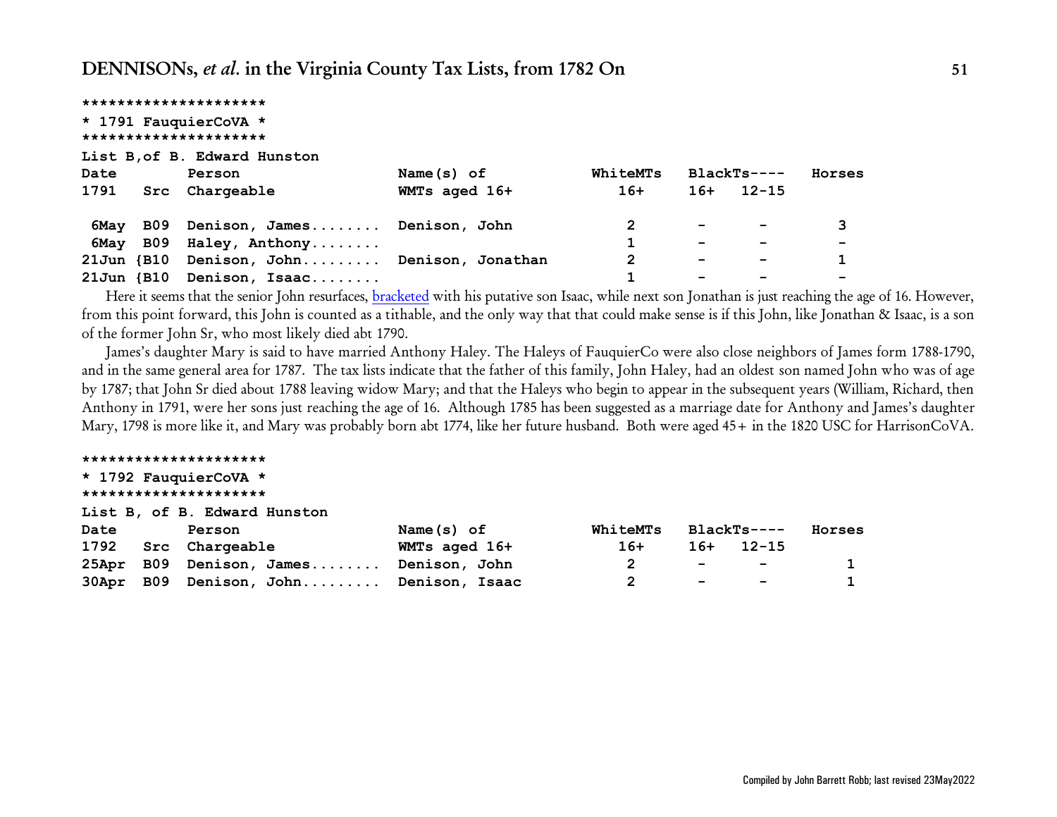```
*********************
* 1791 FauquierCoVA *
*********************
```

List B,of B. Edward Hunston

| Date 1791 | Src | Person Chargeable | Name(s) of WMTs aged 16+ | WhiteMTs 16+ | BlackTs---- 16+ | 12-15 | Horses |
|---|---|---|---|---|---|---|---|
| 6May | B09 | Denison, James........ | Denison, John | 2 | - | - | 3 |
| 6May | B09 | Haley, Anthony........ | | 1 | - | - | - |
| 21Jun | {B10 | Denison, John......... | Denison, Jonathan | 2 | - | - | 1 |
| 21Jun | {B10 | Denison, Isaac........ | | 1 | - | - | - |

Here it seems that the senior John resurfaces, bracketed with his putative son Isaac, while next son Jonathan is just reaching the age of 16. However, from this point forward, this John is counted as a tithable, and the only way that that could make sense is if this John, like Jonathan & Isaac, is a son of the former John Sr, who most likely died abt 1790.

James's daughter Mary is said to have married Anthony Haley. The Haleys of FauquierCo were also close neighbors of James form 1788-1790, and in the same general area for 1787. The tax lists indicate that the father of this family, John Haley, had an oldest son named John who was of age by 1787; that John Sr died about 1788 leaving widow Mary; and that the Haleys who begin to appear in the subsequent years (William, Richard, then Anthony in 1791, were her sons just reaching the age of 16. Although 1785 has been suggested as a marriage date for Anthony and James's daughter Mary, 1798 is more like it, and Mary was probably born abt 1774, like her future husband. Both were aged 45+ in the 1820 USC for HarrisonCoVA.

```
*********************
* 1792 FauquierCoVA *
*********************
```

List B, of B. Edward Hunston

| Date 1792 | Src | Person Chargeable | Name(s) of WMTs aged 16+ | WhiteMTs 16+ | BlackTs---- 16+ | 12-15 | Horses |
|---|---|---|---|---|---|---|---|
| 25Apr | B09 | Denison, James........ | Denison, John | 2 | - | - | 1 |
| 30Apr | B09 | Denison, John......... | Denison, Isaac | 2 | - | - | 1 |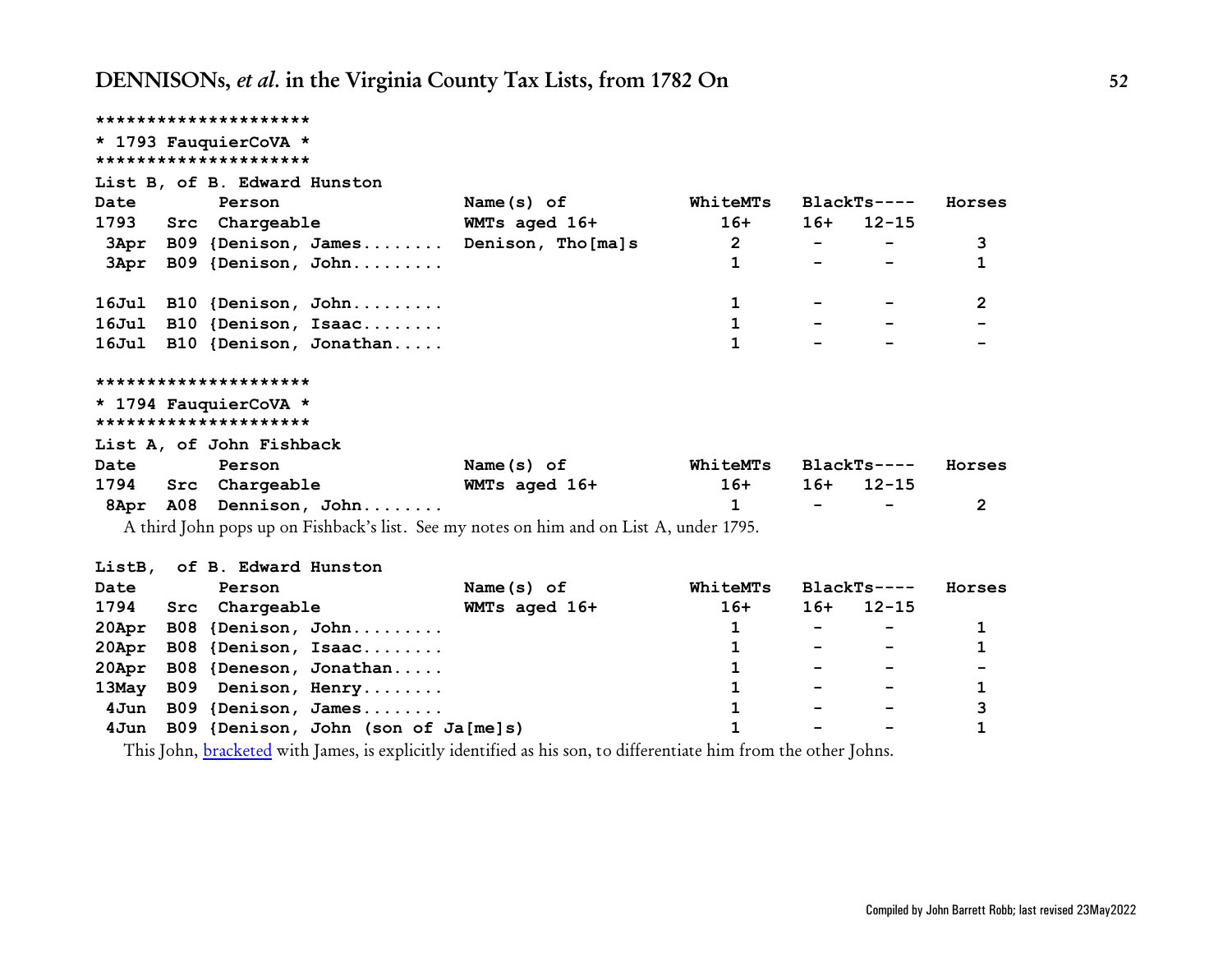```
*********************
* 1793 FauquierCoVA *
*********************
```

List B, of B. Edward Hunston

| Date 1793 | Src | Person Chargeable | Name(s) of WMTs aged 16+ | WhiteMTs 16+ | BlackTs---- 16+ | 12-15 | Horses |
|---|---|---|---|---|---|---|---|
| 3Apr | B09 | {Denison, James........ | Denison, Tho[ma]s | 2 | - | - | 3 |
| 3Apr | B09 | {Denison, John......... | | 1 | - | - | 1 |
| 16Jul | B10 | {Denison, John......... | | 1 | - | - | 2 |
| 16Jul | B10 | {Denison, Isaac........ | | 1 | - | - | - |
| 16Jul | B10 | {Denison, Jonathan..... | | 1 | - | - | - |

```
*********************
* 1794 FauquierCoVA *
*********************
```

List A, of John Fishback

| Date 1794 | Src | Person Chargeable | Name(s) of WMTs aged 16+ | WhiteMTs 16+ | BlackTs---- 16+ | 12-15 | Horses |
|---|---|---|---|---|---|---|---|
| 8Apr | A08 | Dennison, John........ | | 1 | - | - | 2 |

A third John pops up on Fishback's list. See my notes on him and on List A, under 1795.

ListB, of B. Edward Hunston

| Date 1794 | Src | Person Chargeable | Name(s) of WMTs aged 16+ | WhiteMTs 16+ | BlackTs---- 16+ | 12-15 | Horses |
|---|---|---|---|---|---|---|---|
| 20Apr | B08 | {Denison, John......... | | 1 | - | - | 1 |
| 20Apr | B08 | {Denison, Isaac........ | | 1 | - | - | 1 |
| 20Apr | B08 | {Deneson, Jonathan..... | | 1 | - | - | - |
| 13May | B09 | Denison, Henry........ | | 1 | - | - | 1 |
| 4Jun | B09 | {Denison, James........ | | 1 | - | - | 3 |
| 4Jun | B09 | {Denison, John (son of Ja[me]s) | | 1 | - | - | 1 |

This John, bracketed with James, is explicitly identified as his son, to differentiate him from the other Johns.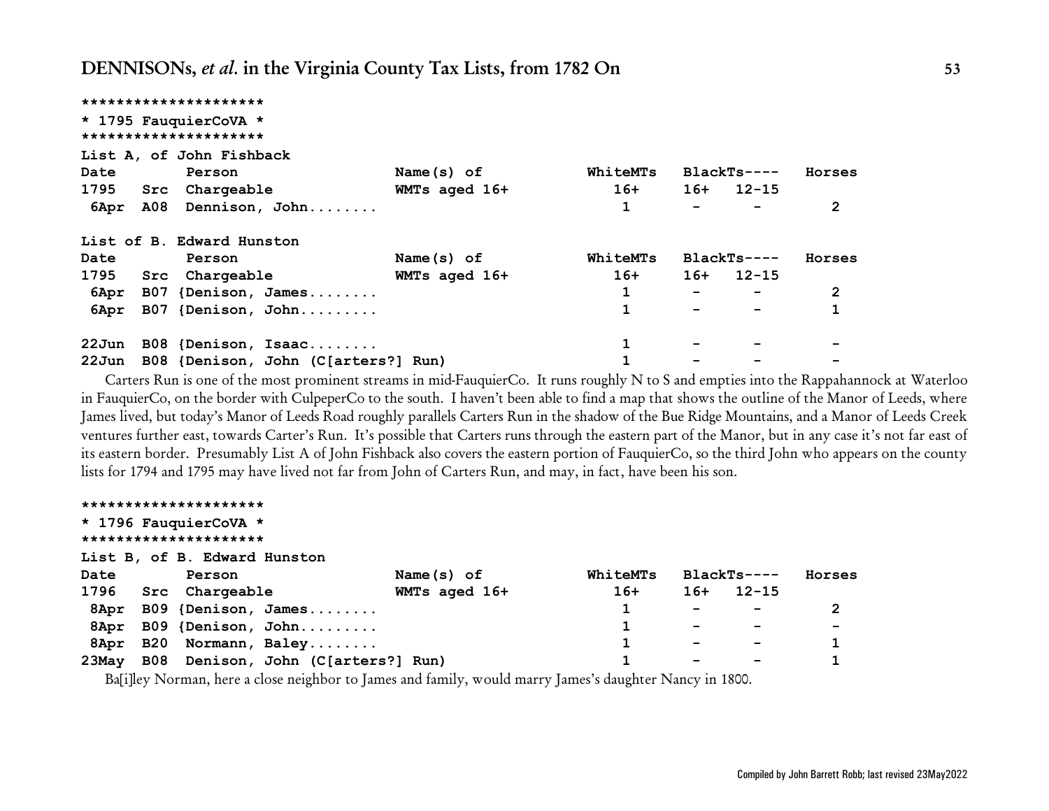```
*********************
* 1795 FauquierCoVA *
*********************
```

List A, of John Fishback

| Date | Src | Person | Name(s) of | WhiteMTs | BlackTs---- | | Horses |
|---|---|---|---|---|---|---|---|
| 1795 | | Chargeable | WMTs aged 16+ | 16+ | 16+ | 12-15 | |
| 6Apr | A08 | Dennison, John........ | | 1 | - | - | 2 |

List of B. Edward Hunston

| Date | Src | Person | Name(s) of | WhiteMTs | BlackTs---- | | Horses |
|---|---|---|---|---|---|---|---|
| 1795 | | Chargeable | WMTs aged 16+ | 16+ | 16+ | 12-15 | |
| 6Apr | B07 | {Denison, James........ | | 1 | - | - | 2 |
| 6Apr | B07 | {Denison, John......... | | 1 | - | - | 1 |
| | | | | | | | |
| 22Jun | B08 | {Denison, Isaac........ | | 1 | - | - | - |
| 22Jun | B08 | {Denison, John (C[arters?] Run) | | 1 | - | - | - |

Carters Run is one of the most prominent streams in mid-FauquierCo. It runs roughly N to S and empties into the Rappahannock at Waterloo in FauquierCo, on the border with CulpeperCo to the south. I haven't been able to find a map that shows the outline of the Manor of Leeds, where James lived, but today's Manor of Leeds Road roughly parallels Carters Run in the shadow of the Bue Ridge Mountains, and a Manor of Leeds Creek ventures further east, towards Carter's Run. It's possible that Carters runs through the eastern part of the Manor, but in any case it's not far east of its eastern border. Presumably List A of John Fishback also covers the eastern portion of FauquierCo, so the third John who appears on the county lists for 1794 and 1795 may have lived not far from John of Carters Run, and may, in fact, have been his son.

```
*********************
* 1796 FauquierCoVA *
*********************
```

List B, of B. Edward Hunston

| Date | Src | Person | Name(s) of | WhiteMTs | BlackTs---- | | Horses |
|---|---|---|---|---|---|---|---|
| 1796 | | Chargeable | WMTs aged 16+ | 16+ | 16+ | 12-15 | |
| 8Apr | B09 | {Denison, James........ | | 1 | - | - | 2 |
| 8Apr | B09 | {Denison, John......... | | 1 | - | - | - |
| 8Apr | B20 | Normann, Baley........ | | 1 | - | - | 1 |
| 23May | B08 | Denison, John (C[arters?] Run) | | 1 | - | - | 1 |

Ba[i]ley Norman, here a close neighbor to James and family, would marry James's daughter Nancy in 1800.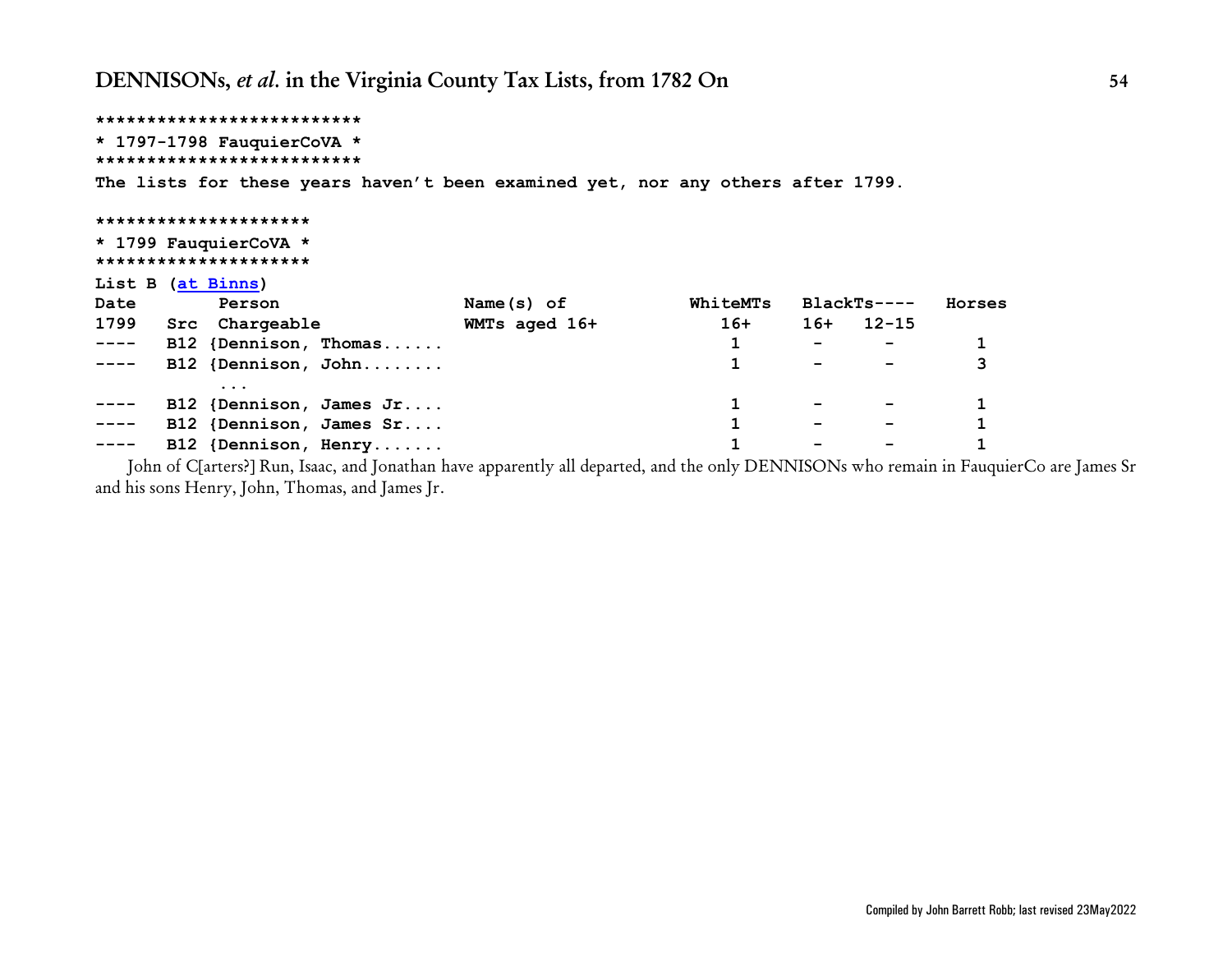```
**************************
* 1797-1798 FauquierCoVA *
**************************
```

**The lists for these years haven't been examined yet, nor any others after 1799.**

```
*********************
* 1799 FauquierCoVA *
*********************
```

**List B (at Binns)**

| Date 1799 | Src | Person Chargeable | Name(s) of WMTs aged 16+ | WhiteMTs 16+ | BlackTs---- 16+ | 12-15 | Horses |
|---|---|---|---|---|---|---|---|
| ---- | B12 | {Dennison, Thomas...... | | 1 | - | - | 1 |
| ---- | B12 | {Dennison, John........ | | 1 | - | - | 3 |
| | | ... | | | | | |
| ---- | B12 | {Dennison, James Jr.... | | 1 | - | - | 1 |
| ---- | B12 | {Dennison, James Sr.... | | 1 | - | - | 1 |
| ---- | B12 | {Dennison, Henry....... | | 1 | - | - | 1 |

John of C[arters?] Run, Isaac, and Jonathan have apparently all departed, and the only DENNISONs who remain in FauquierCo are James Sr and his sons Henry, John, Thomas, and James Jr.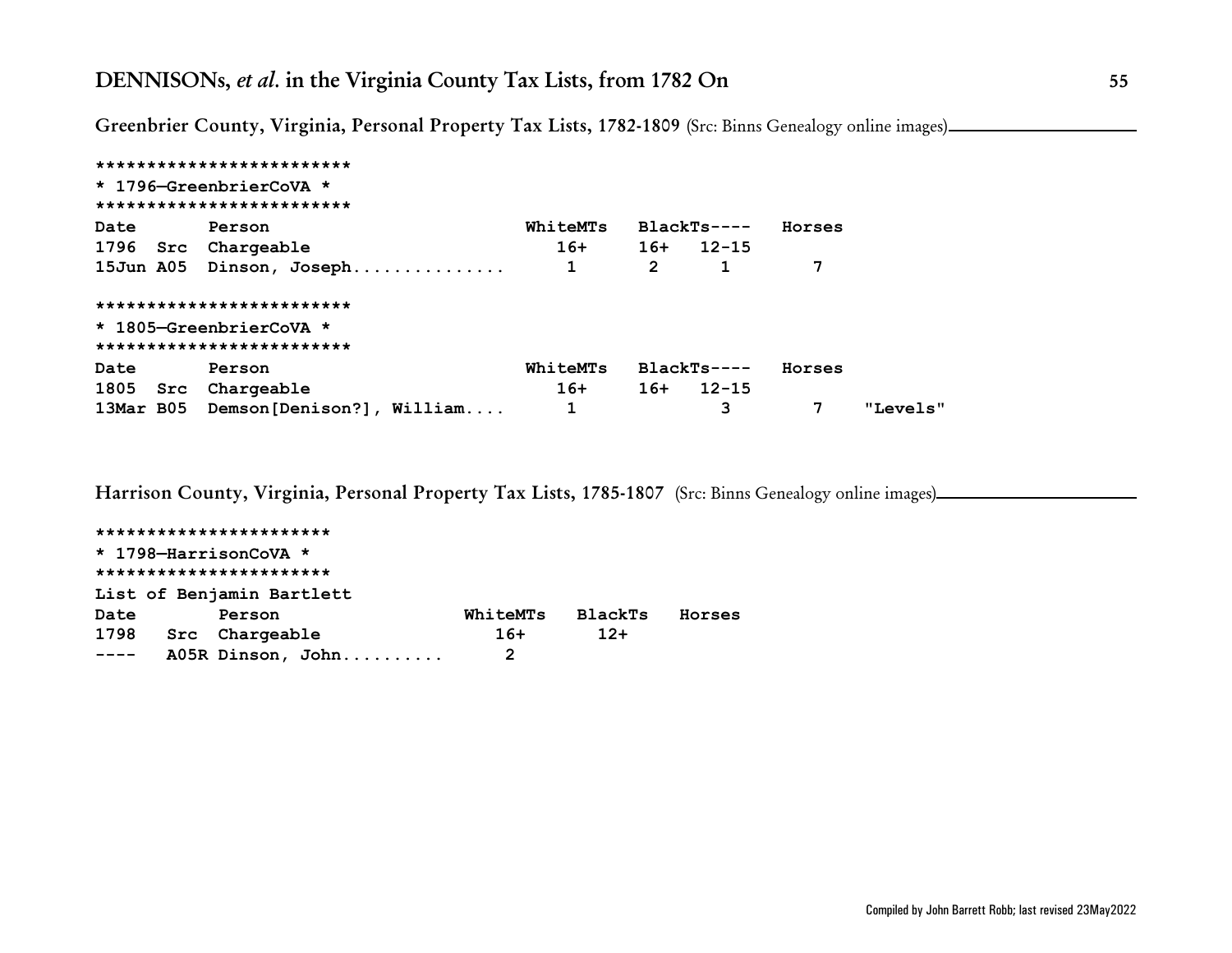## DENNISONs, *et al.* in the Virginia County Tax Lists, from 1782 On

**Greenbrier County, Virginia, Personal Property Tax Lists, 1782-1809** (Src: Binns Genealogy online images)

```
*************************
* 1796—GreenbrierCoVA *
*************************
Date       Person                        WhiteMTs   BlackTs----   Horses
1796  Src  Chargeable                       16+     16+   12-15
15Jun A05  Dinson, Joseph..............      1       2      1        7

*************************
* 1805—GreenbrierCoVA *
*************************
Date       Person                        WhiteMTs   BlackTs----   Horses
1805  Src  Chargeable                       16+     16+   12-15
13Mar B05  Demson[Denison?], William....     1              3        7    "Levels"
```

**Harrison County, Virginia, Personal Property Tax Lists, 1785-1807** (Src: Binns Genealogy online images)

```
***********************
* 1798—HarrisonCoVA *
***********************
List of Benjamin Bartlett
Date        Person                  WhiteMTs   BlackTs   Horses
1798   Src  Chargeable                 16+       12+
----   A05R Dinson, John..........      2
```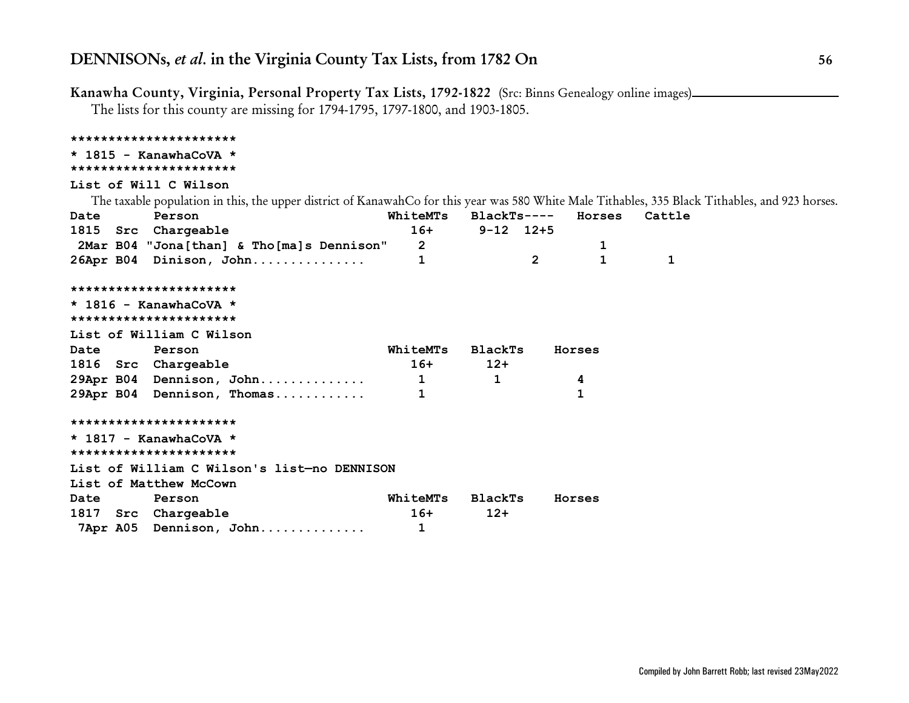**Kanawha County, Virginia, Personal Property Tax Lists, 1792-1822** (Src: Binns Genealogy online images)

The lists for this county are missing for 1794-1795, 1797-1800, and 1903-1805.

```
**********************
* 1815 - KanawhaCoVA *
**********************
```

**List of Will C Wilson**

The taxable population in this, the upper district of KanawahCo for this year was 580 White Male Tithables, 335 Black Tithables, and 923 horses.

| Date | Src | Person | WhiteMTs | BlackTs---- | | Horses | Cattle |
|---|---|---|---|---|---|---|---|
| 1815 | Src | Chargeable | 16+ | 9-12 | 12+5 | | |
| 2Mar | B04 | "Jona[than] & Tho[ma]s Dennison" | 2 | | | 1 | |
| 26Apr | B04 | Dinison, John............... | 1 | | 2 | 1 | 1 |

```
**********************
* 1816 - KanawhaCoVA *
**********************
```

**List of William C Wilson**

| Date | Src | Person | WhiteMTs | BlackTs | Horses |
|---|---|---|---|---|---|
| 1816 | Src | Chargeable | 16+ | 12+ | |
| 29Apr | B04 | Dennison, John.............. | 1 | 1 | 4 |
| 29Apr | B04 | Dennison, Thomas............ | 1 | | 1 |

```
**********************
* 1817 - KanawhaCoVA *
**********************
```

**List of William C Wilson's list—no DENNISON**

**List of Matthew McCown**

| Date | Src | Person | WhiteMTs | BlackTs | Horses |
|---|---|---|---|---|---|
| 1817 | Src | Chargeable | 16+ | 12+ | |
| 7Apr | A05 | Dennison, John.............. | 1 | | |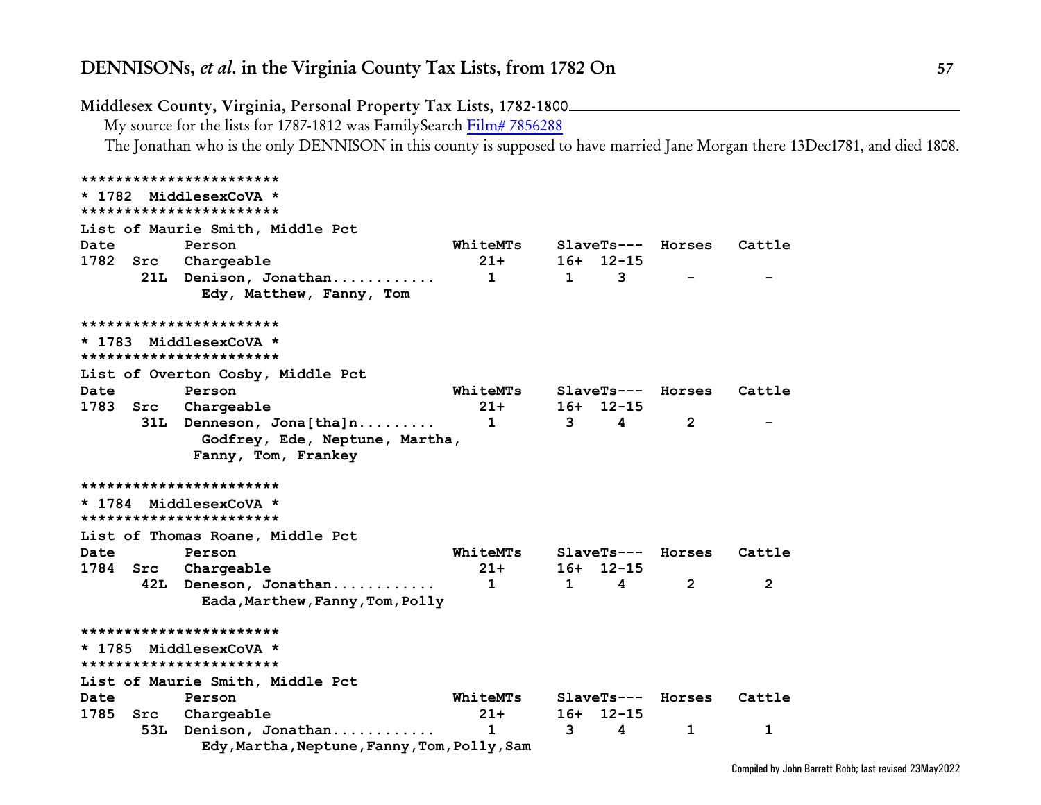## Middlesex County, Virginia, Personal Property Tax Lists, 1782-1800

My source for the lists for 1787-1812 was FamilySearch Film# 7856288

The Jonathan who is the only DENNISON in this county is supposed to have married Jane Morgan there 13Dec1781, and died 1808.

```
***********************
* 1782  MiddlesexCoVA *
***********************
List of Maurie Smith, Middle Pct
Date        Person                        WhiteMTs     SlaveTs---  Horses   Cattle
1782  Src   Chargeable                       21+       16+  12-15
       21L  Denison, Jonathan...........      1         1     3        -        -
              Edy, Matthew, Fanny, Tom

***********************
* 1783  MiddlesexCoVA *
***********************
List of Overton Cosby, Middle Pct
Date        Person                        WhiteMTs     SlaveTs---  Horses   Cattle
1783  Src   Chargeable                       21+       16+  12-15
       31L  Denneson, Jona[tha]n.........     1         3     4        2        -
              Godfrey, Ede, Neptune, Martha,
             Fanny, Tom, Frankey

***********************
* 1784  MiddlesexCoVA *
***********************
List of Thomas Roane, Middle Pct
Date        Person                        WhiteMTs     SlaveTs---  Horses   Cattle
1784  Src   Chargeable                       21+       16+  12-15
       42L  Deneson, Jonathan...........      1         1     4        2        2
              Eada,Marthew,Fanny,Tom,Polly

***********************
* 1785  MiddlesexCoVA *
***********************
List of Maurie Smith, Middle Pct
Date        Person                        WhiteMTs     SlaveTs---  Horses   Cattle
1785  Src   Chargeable                       21+       16+  12-15
       53L  Denison, Jonathan...........      1         3     4        1        1
              Edy,Martha,Neptune,Fanny,Tom,Polly,Sam
```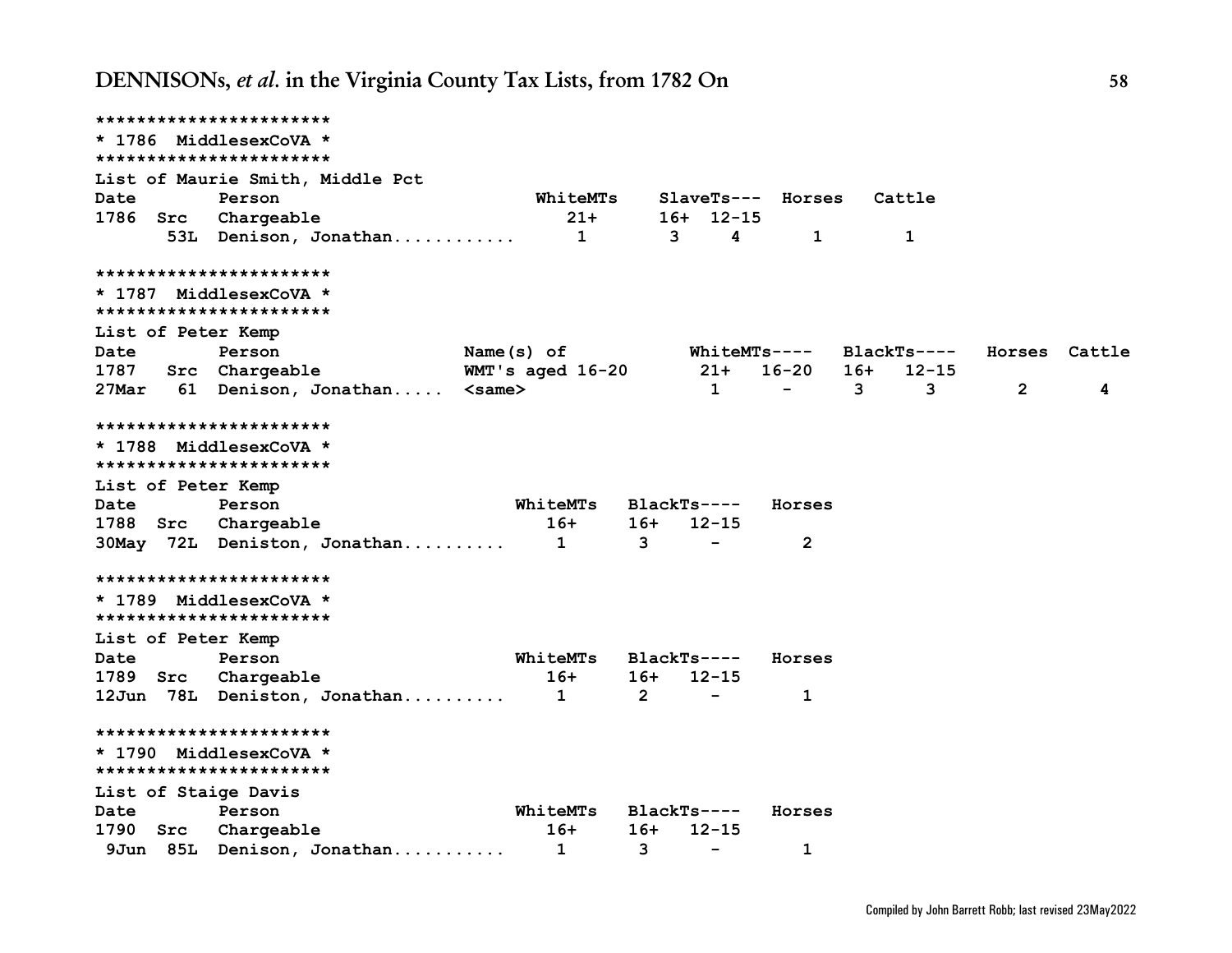```
***********************
* 1786  MiddlesexCoVA *
***********************
```

List of Maurie Smith, Middle Pct

| Date | Src | Person Chargeable | WhiteMTs 21+ | SlaveTs--- 16+ | 12-15 | Horses | Cattle |
|---|---|---|---|---|---|---|---|
| 1786 | 53L | Denison, Jonathan............ | 1 | 3 | 4 | 1 | 1 |

```
***********************
* 1787  MiddlesexCoVA *
***********************
```

List of Peter Kemp

| Date | Src | Person Chargeable | Name(s) of WMT's aged 16-20 | WhiteMTs---- 21+ | 16-20 | BlackTs---- 16+ | 12-15 | Horses | Cattle |
|---|---|---|---|---|---|---|---|---|---|
| 1787 27Mar | 61 | Denison, Jonathan..... | <same> | 1 | - | 3 | 3 | 2 | 4 |

```
***********************
* 1788  MiddlesexCoVA *
***********************
```

List of Peter Kemp

| Date | Src | Person Chargeable | WhiteMTs 16+ | BlackTs---- 16+ | 12-15 | Horses |
|---|---|---|---|---|---|---|
| 1788 30May | 72L | Deniston, Jonathan.......... | 1 | 3 | - | 2 |

```
***********************
* 1789  MiddlesexCoVA *
***********************
```

List of Peter Kemp

| Date | Src | Person Chargeable | WhiteMTs 16+ | BlackTs---- 16+ | 12-15 | Horses |
|---|---|---|---|---|---|---|
| 1789 12Jun | 78L | Deniston, Jonathan.......... | 1 | 2 | - | 1 |

```
***********************
* 1790  MiddlesexCoVA *
***********************
```

List of Staige Davis

| Date | Src | Person Chargeable | WhiteMTs 16+ | BlackTs---- 16+ | 12-15 | Horses |
|---|---|---|---|---|---|---|
| 1790 9Jun | 85L | Denison, Jonathan........... | 1 | 3 | - | 1 |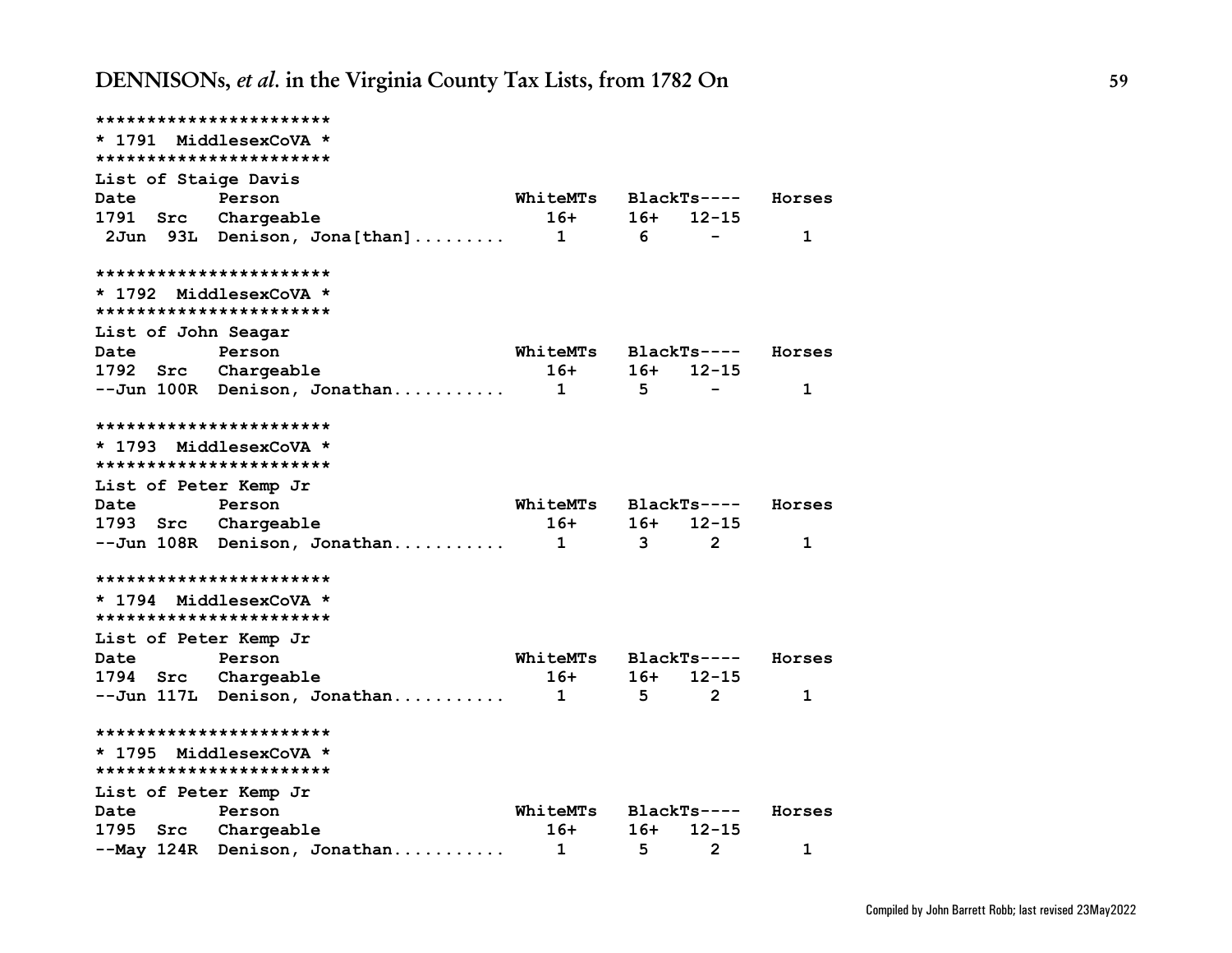```
***********************
* 1791  MiddlesexCoVA *
***********************
List of Staige Davis
Date        Person                      WhiteMTs   BlackTs----   Horses
1791  Src   Chargeable                     16+      16+   12-15
 2Jun  93L  Denison, Jona[than].........    1        6      -        1

***********************
* 1792  MiddlesexCoVA *
***********************
List of John Seagar
Date        Person                      WhiteMTs   BlackTs----   Horses
1792  Src   Chargeable                     16+      16+   12-15
--Jun 100R  Denison, Jonathan...........    1        5      -        1

***********************
* 1793  MiddlesexCoVA *
***********************
List of Peter Kemp Jr
Date        Person                      WhiteMTs   BlackTs----   Horses
1793  Src   Chargeable                     16+      16+   12-15
--Jun 108R  Denison, Jonathan...........    1        3      2        1

***********************
* 1794  MiddlesexCoVA *
***********************
List of Peter Kemp Jr
Date        Person                      WhiteMTs   BlackTs----   Horses
1794  Src   Chargeable                     16+      16+   12-15
--Jun 117L  Denison, Jonathan...........    1        5      2        1

***********************
* 1795  MiddlesexCoVA *
***********************
List of Peter Kemp Jr
Date        Person                      WhiteMTs   BlackTs----   Horses
1795  Src   Chargeable                     16+      16+   12-15
--May 124R  Denison, Jonathan...........    1        5      2        1
```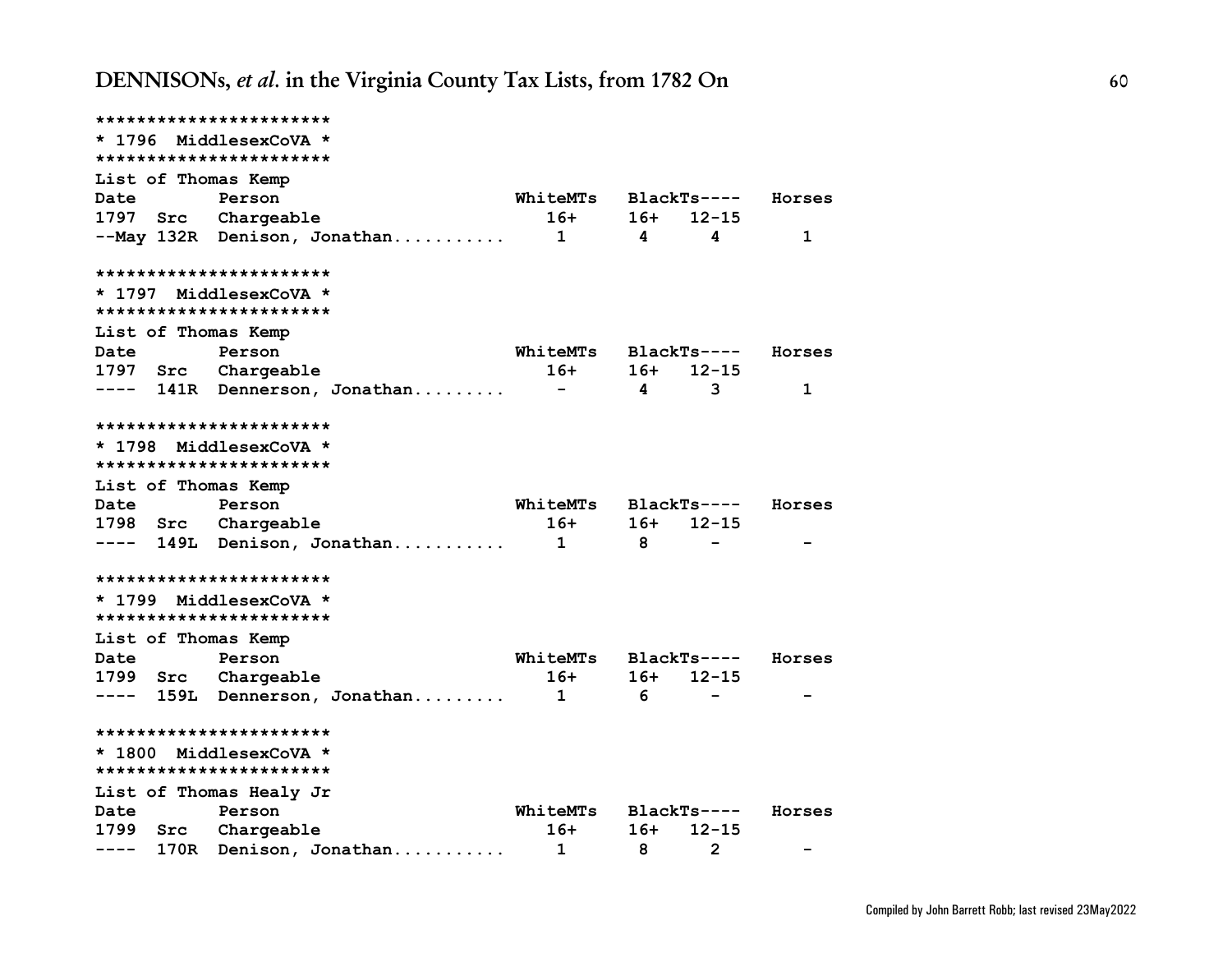```
***********************
* 1796  MiddlesexCoVA *
***********************
List of Thomas Kemp
Date        Person                    WhiteMTs   BlackTs----   Horses
1797  Src   Chargeable                   16+      16+   12-15
--May 132R  Denison, Jonathan..........    1        4     4         1

***********************
* 1797  MiddlesexCoVA *
***********************
List of Thomas Kemp
Date        Person                    WhiteMTs   BlackTs----   Horses
1797  Src   Chargeable                   16+      16+   12-15
----  141R  Dennerson, Jonathan........    -        4     3         1

***********************
* 1798  MiddlesexCoVA *
***********************
List of Thomas Kemp
Date        Person                    WhiteMTs   BlackTs----   Horses
1798  Src   Chargeable                   16+      16+   12-15
----  149L  Denison, Jonathan..........    1        8     -         -

***********************
* 1799  MiddlesexCoVA *
***********************
List of Thomas Kemp
Date        Person                    WhiteMTs   BlackTs----   Horses
1799  Src   Chargeable                   16+      16+   12-15
----  159L  Dennerson, Jonathan........    1        6     -         -

***********************
* 1800  MiddlesexCoVA *
***********************
List of Thomas Healy Jr
Date        Person                    WhiteMTs   BlackTs----   Horses
1799  Src   Chargeable                   16+      16+   12-15
----  170R  Denison, Jonathan..........    1        8     2         -
```

Compiled by John Barrett Robb; last revised 23May2022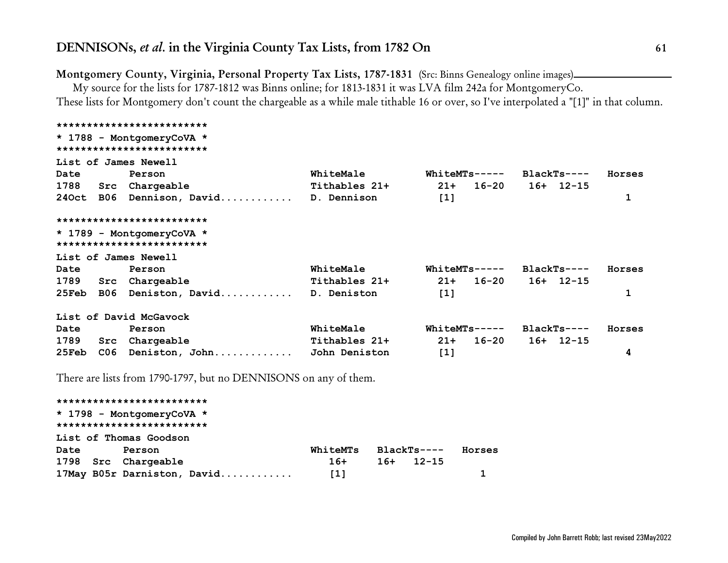**Montgomery County, Virginia, Personal Property Tax Lists, 1787-1831** (Src: Binns Genealogy online images)

My source for the lists for 1787-1812 was Binns online; for 1813-1831 it was LVA film 242a for MontgomeryCo.

These lists for Montgomery don't count the chargeable as a while male tithable 16 or over, so I've interpolated a "[1]" in that column.

```
*************************
* 1788 - MontgomeryCoVA *
*************************
List of James Newell
Date        Person                    WhiteMale        WhiteMTs-----   BlackTs----   Horses
1788   Src  Chargeable                Tithables 21+       21+   16-20    16+  12-15
24Oct  B06  Dennison, David...........  D. Dennison        [1]                              1

*************************
* 1789 - MontgomeryCoVA *
*************************
List of James Newell
Date        Person                    WhiteMale        WhiteMTs-----   BlackTs----   Horses
1789   Src  Chargeable                Tithables 21+       21+   16-20    16+  12-15
25Feb  B06  Deniston, David...........  D. Deniston        [1]                              1

List of David McGavock
Date        Person                    WhiteMale        WhiteMTs-----   BlackTs----   Horses
1789   Src  Chargeable                Tithables 21+       21+   16-20    16+  12-15
25Feb  C06  Deniston, John............  John Deniston      [1]                              4
```

There are lists from 1790-1797, but no DENNISONS on any of them.

```
*************************
* 1798 - MontgomeryCoVA *
*************************
List of Thomas Goodson
Date       Person                     WhiteMTs   BlackTs----   Horses
1798  Src  Chargeable                    16+     16+   12-15
17May B05r Darniston, David...........   [1]                      1
```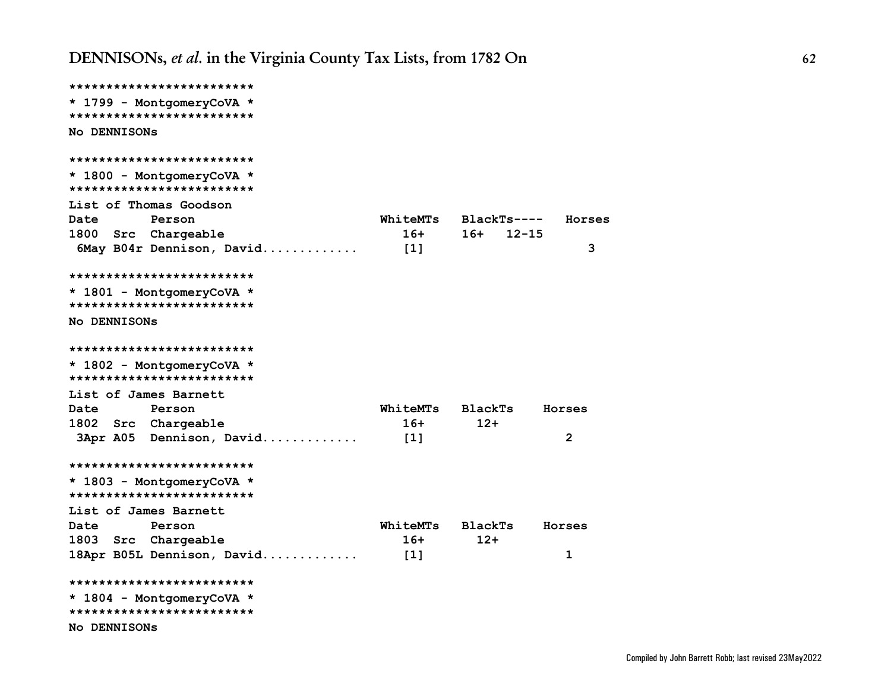```
*************************
* 1799 - MontgomeryCoVA *
*************************
No DENNISONs

*************************
* 1800 - MontgomeryCoVA *
*************************
List of Thomas Goodson
Date       Person                    WhiteMTs   BlackTs----   Horses
1800  Src  Chargeable                   16+     16+   12-15
 6May B04r Dennison, David............  [1]                      3

*************************
* 1801 - MontgomeryCoVA *
*************************
No DENNISONs

*************************
* 1802 - MontgomeryCoVA *
*************************
List of James Barnett
Date       Person                    WhiteMTs   BlackTs    Horses
1802  Src  Chargeable                   16+       12+
 3Apr A05  Dennison, David............  [1]                   2

*************************
* 1803 - MontgomeryCoVA *
*************************
List of James Barnett
Date       Person                    WhiteMTs   BlackTs    Horses
1803  Src  Chargeable                   16+       12+
18Apr B05L Dennison, David............  [1]                   1

*************************
* 1804 - MontgomeryCoVA *
*************************
No DENNISONs
```

Compiled by John Barrett Robb; last revised 23May2022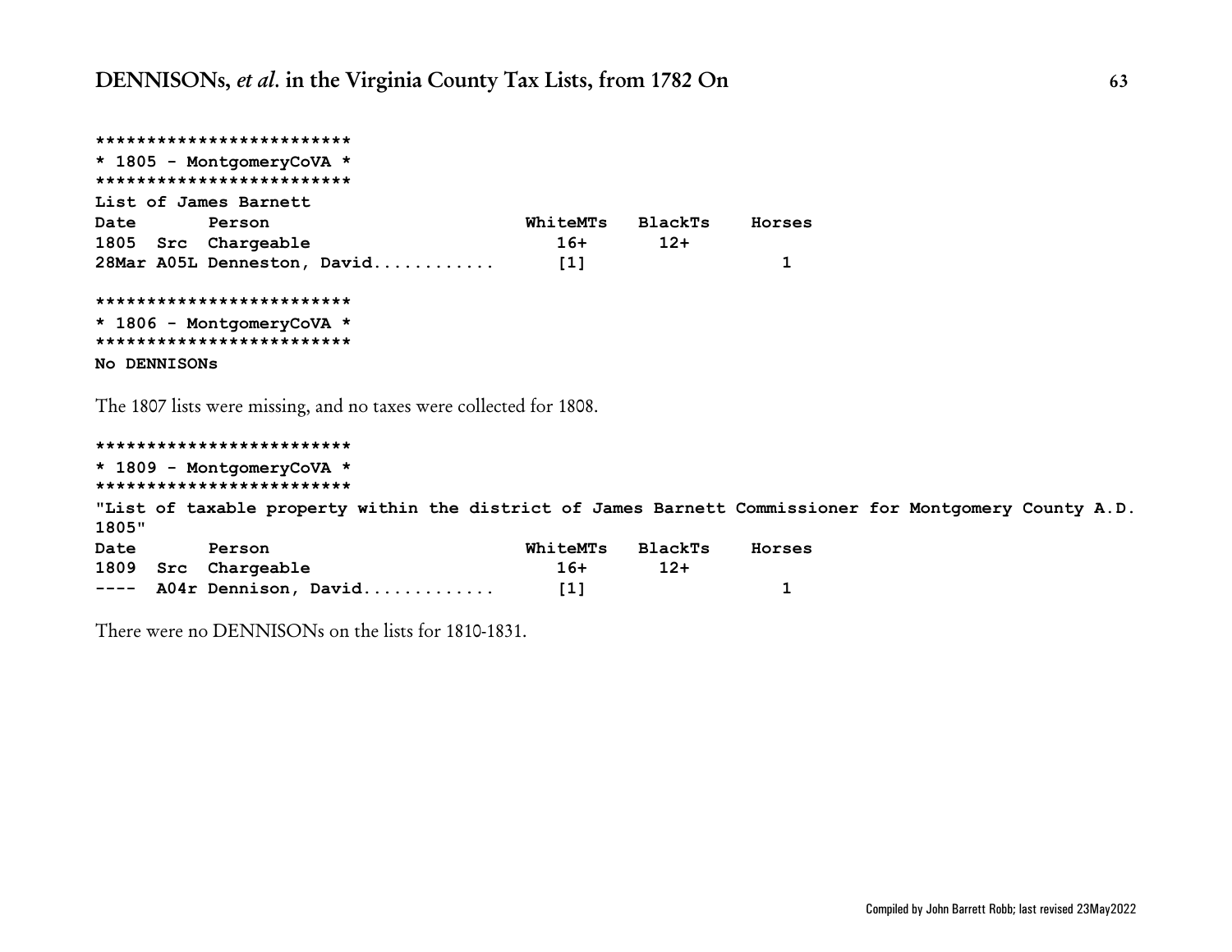```
*************************
* 1805 - MontgomeryCoVA *
*************************
List of James Barnett
Date       Person                          WhiteMTs   BlackTs    Horses
1805  Src  Chargeable                        16+        12+
28Mar A05L Denneston, David...........       [1]                   1
```

```
*************************
* 1806 - MontgomeryCoVA *
*************************
No DENNISONs
```

The 1807 lists were missing, and no taxes were collected for 1808.

```
*************************
* 1809 - MontgomeryCoVA *
*************************
"List of taxable property within the district of James Barnett Commissioner for Montgomery County A.D.
1805"
Date       Person                          WhiteMTs   BlackTs    Horses
1809  Src  Chargeable                        16+        12+
----  A04r Dennison, David............       [1]                   1
```

There were no DENNISONs on the lists for 1810-1831.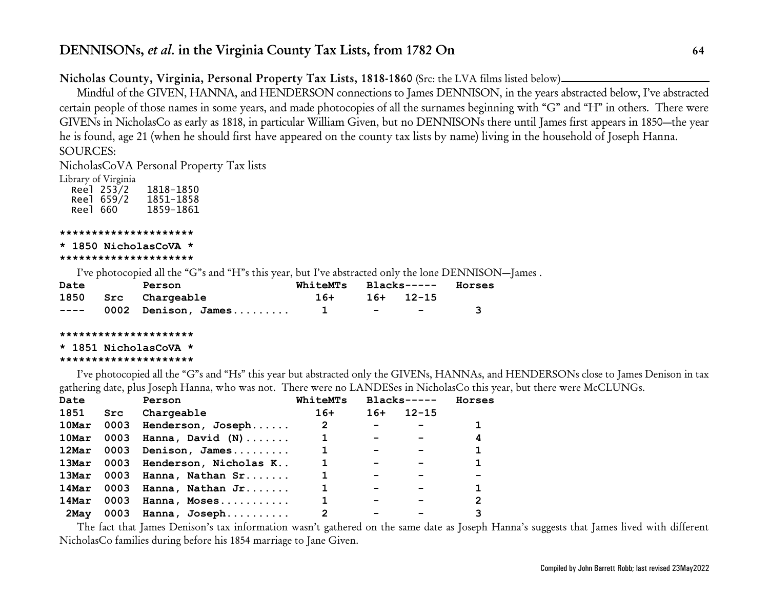## DENNISONs, *et al.* in the Virginia County Tax Lists, from 1782 On

**Nicholas County, Virginia, Personal Property Tax Lists, 1818-1860** (Src: the LVA films listed below)

Mindful of the GIVEN, HANNA, and HENDERSON connections to James DENNISON, in the years abstracted below, I've abstracted certain people of those names in some years, and made photocopies of all the surnames beginning with "G" and "H" in others. There were GIVENs in NicholasCo as early as 1818, in particular William Given, but no DENNISONs there until James first appears in 1850—the year he is found, age 21 (when he should first have appeared on the county tax lists by name) living in the household of Joseph Hanna.

SOURCES:

NicholasCoVA Personal Property Tax lists

Library of Virginia

```
  Reel 253/2   1818-1850
  Reel 659/2   1851-1858
  Reel 660     1859-1861
```

```
*********************
* 1850 NicholasCoVA *
*********************
```

I've photocopied all the "G"s and "H"s this year, but I've abstracted only the lone DENNISON—James .

| Date | | Person | WhiteMTs | Blacks----- | | Horses |
|---|---|---|---|---|---|---|
| 1850 | Src | Chargeable | 16+ | 16+ | 12-15 | |
| ---- | 0002 | Denison, James......... | 1 | - | - | 3 |

```
*********************
* 1851 NicholasCoVA *
*********************
```

I've photocopied all the "G"s and "Hs" this year but abstracted only the GIVENs, HANNAs, and HENDERSONs close to James Denison in tax gathering date, plus Joseph Hanna, who was not. There were no LANDESes in NicholasCo this year, but there were McCLUNGs.

| Date | | Person | WhiteMTs | Blacks----- | | Horses |
|---|---|---|---|---|---|---|
| 1851 | Src | Chargeable | 16+ | 16+ | 12-15 | |
| 10Mar | 0003 | Henderson, Joseph...... | 2 | - | - | 1 |
| 10Mar | 0003 | Hanna, David (N)....... | 1 | - | - | 4 |
| 12Mar | 0003 | Denison, James......... | 1 | - | - | 1 |
| 13Mar | 0003 | Henderson, Nicholas K.. | 1 | - | - | 1 |
| 13Mar | 0003 | Hanna, Nathan Sr....... | 1 | - | - | - |
| 14Mar | 0003 | Hanna, Nathan Jr....... | 1 | - | - | 1 |
| 14Mar | 0003 | Hanna, Moses........... | 1 | - | - | 2 |
| 2May | 0003 | Hanna, Joseph.......... | 2 | - | - | 3 |

The fact that James Denison's tax information wasn't gathered on the same date as Joseph Hanna's suggests that James lived with different NicholasCo families during before his 1854 marriage to Jane Given.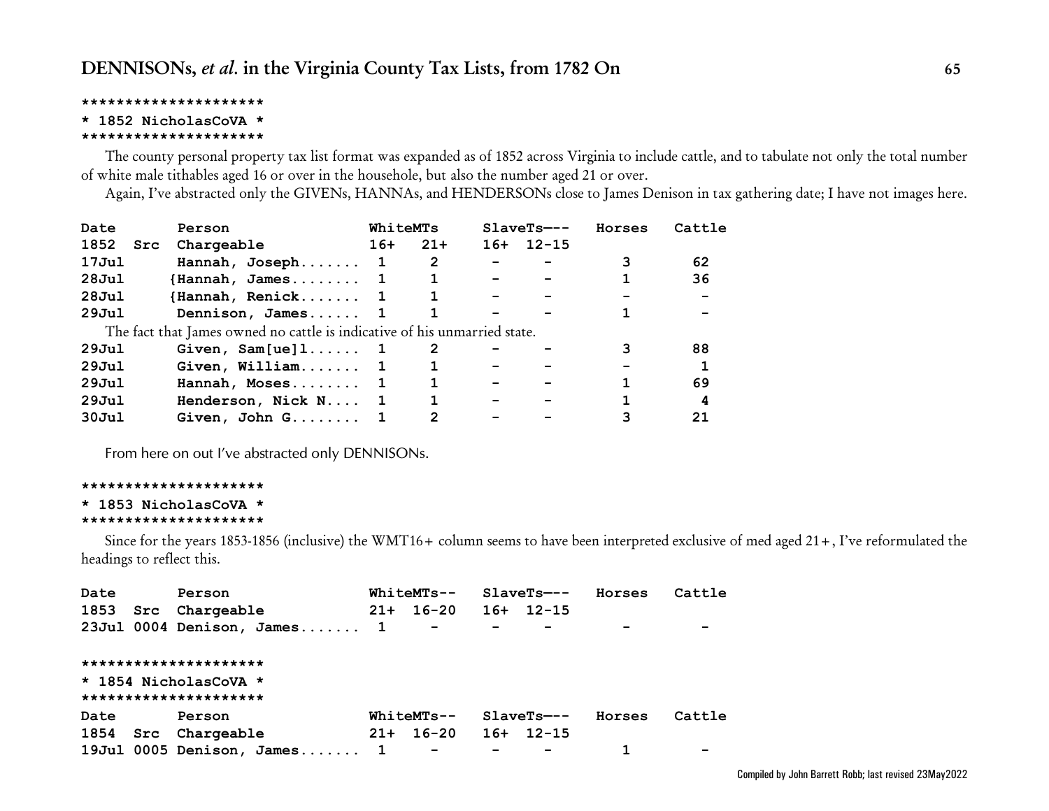```
*********************
* 1852 NicholasCoVA *
*********************
```

The county personal property tax list format was expanded as of 1852 across Virginia to include cattle, and to tabulate not only the total number of white male tithables aged 16 or over in the househole, but also the number aged 21 or over.

Again, I've abstracted only the GIVENs, HANNAs, and HENDERSONs close to James Denison in tax gathering date; I have not images here.

| Date | | Person | WhiteMTs | | SlaveTs--- | | Horses | Cattle |
|---|---|---|---|---|---|---|---|---|
| 1852 | Src | Chargeable | 16+ | 21+ | 16+ | 12-15 | | |
| 17Jul | | Hannah, Joseph....... | 1 | 2 | - | - | 3 | 62 |
| 28Jul | | {Hannah, James........ | 1 | 1 | - | - | 1 | 36 |
| 28Jul | | {Hannah, Renick....... | 1 | 1 | - | - | - | - |
| 29Jul | | Dennison, James...... | 1 | 1 | - | - | 1 | - |

The fact that James owned no cattle is indicative of his unmarried state.

| Date | | Person | WhiteMTs | | SlaveTs--- | | Horses | Cattle |
|---|---|---|---|---|---|---|---|---|
| 29Jul | | Given, Sam[ue]l...... | 1 | 2 | - | - | 3 | 88 |
| 29Jul | | Given, William....... | 1 | 1 | - | - | - | 1 |
| 29Jul | | Hannah, Moses........ | 1 | 1 | - | - | 1 | 69 |
| 29Jul | | Henderson, Nick N.... | 1 | 1 | - | - | 1 | 4 |
| 30Jul | | Given, John G........ | 1 | 2 | - | - | 3 | 21 |

From here on out I've abstracted only DENNISONs.

```
*********************
* 1853 NicholasCoVA *
*********************
```

Since for the years 1853-1856 (inclusive) the WMT16+ column seems to have been interpreted exclusive of med aged 21+, I've reformulated the headings to reflect this.

| Date | | Person | WhiteMTs-- | | SlaveTs--- | | Horses | Cattle |
|---|---|---|---|---|---|---|---|---|
| 1853 | Src | Chargeable | 21+ | 16-20 | 16+ | 12-15 | | |
| 23Jul | 0004 | Denison, James....... | 1 | - | - | - | - | - |

```
*********************
* 1854 NicholasCoVA *
*********************
```

| Date | | Person | WhiteMTs-- | | SlaveTs--- | | Horses | Cattle |
|---|---|---|---|---|---|---|---|---|
| 1854 | Src | Chargeable | 21+ | 16-20 | 16+ | 12-15 | | |
| 19Jul | 0005 | Denison, James....... | 1 | - | - | - | 1 | - |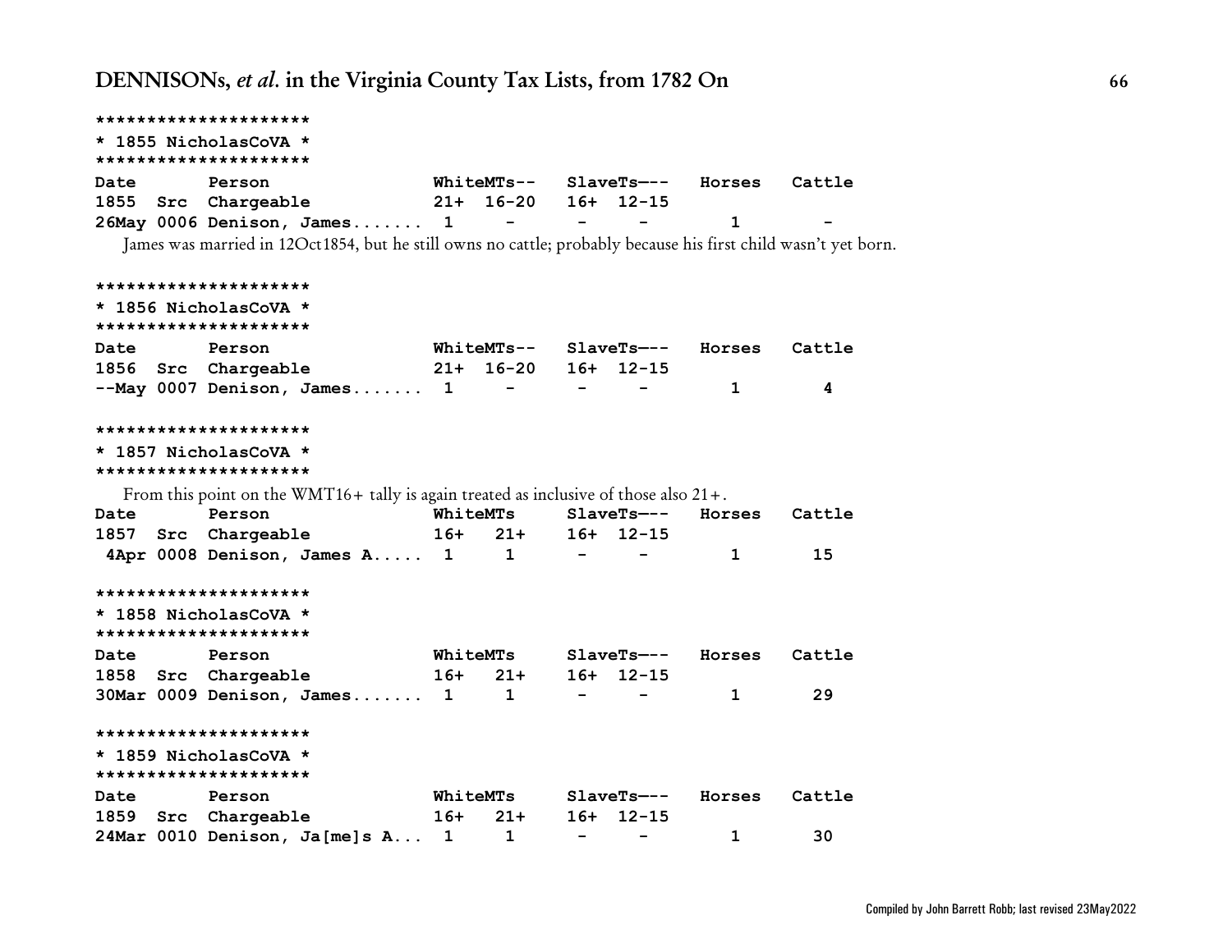```
*********************
* 1855 NicholasCoVA *
*********************
Date       Person               WhiteMTs--   SlaveTs---   Horses   Cattle
1855  Src  Chargeable           21+  16-20   16+  12-15
26May 0006 Denison, James.......  1     -      -     -        1        -
```

James was married in 12Oct1854, but he still owns no cattle; probably because his first child wasn't yet born.

```
*********************
* 1856 NicholasCoVA *
*********************
Date       Person               WhiteMTs--   SlaveTs---   Horses   Cattle
1856  Src  Chargeable           21+  16-20   16+  12-15
--May 0007 Denison, James.......  1     -      -     -        1        4
```

```
*********************
* 1857 NicholasCoVA *
*********************
```

From this point on the WMT16+ tally is again treated as inclusive of those also 21+.

```
Date       Person               WhiteMTs     SlaveTs---   Horses   Cattle
1857  Src  Chargeable           16+   21+    16+  12-15
 4Apr 0008 Denison, James A.....  1     1      -     -        1       15
```

```
*********************
* 1858 NicholasCoVA *
*********************
Date       Person               WhiteMTs     SlaveTs---   Horses   Cattle
1858  Src  Chargeable           16+   21+    16+  12-15
30Mar 0009 Denison, James.......  1     1      -     -        1       29
```

```
*********************
* 1859 NicholasCoVA *
*********************
Date       Person               WhiteMTs     SlaveTs---   Horses   Cattle
1859  Src  Chargeable           16+   21+    16+  12-15
24Mar 0010 Denison, Ja[me]s A...  1     1      -     -        1       30
```

Compiled by John Barrett Robb; last revised 23May2022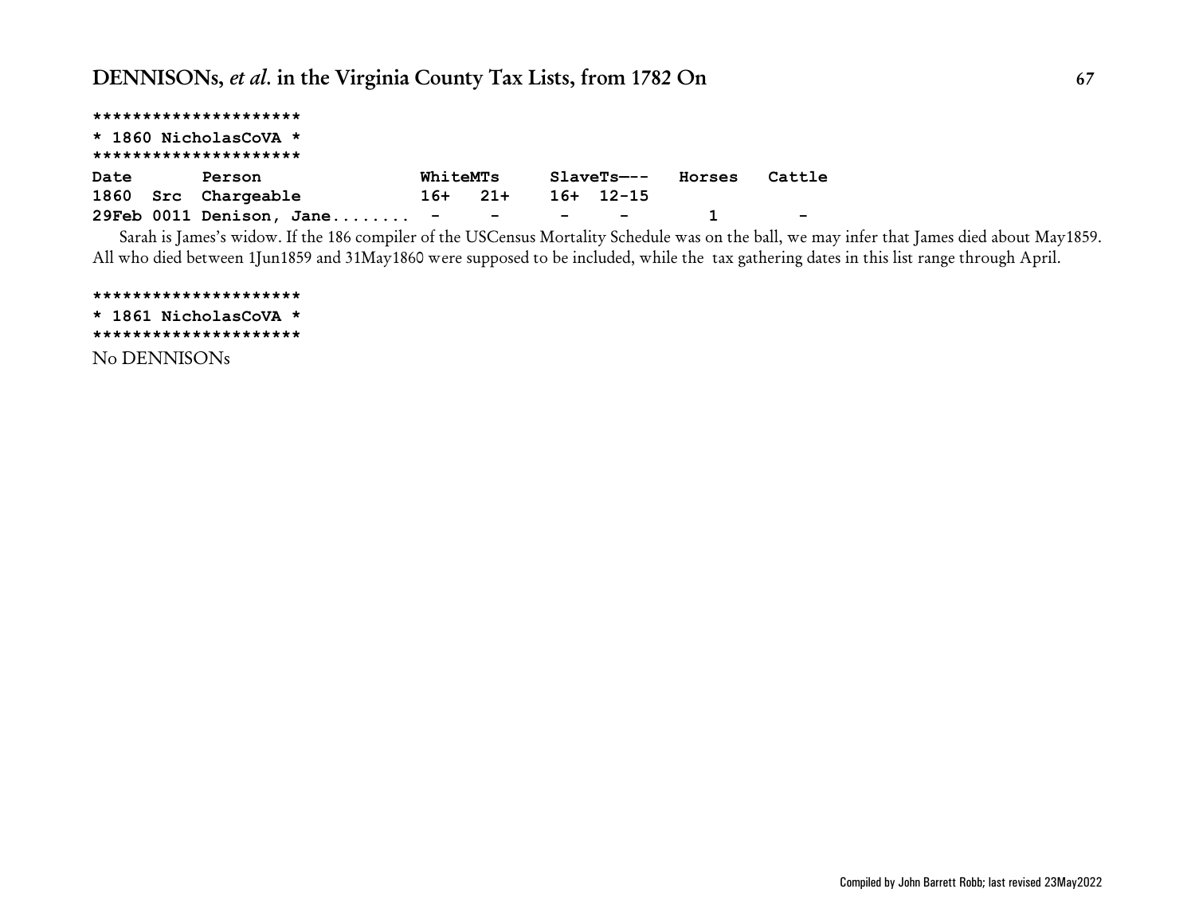```
*********************
* 1860 NicholasCoVA *
*********************
```

| Date | | Person | WhiteMTs | | SlaveTs--- | | Horses | Cattle |
|---|---|---|---|---|---|---|---|---|
| 1860 | Src | Chargeable | 16+ | 21+ | 16+ | 12-15 | | |
| 29Feb | 0011 | Denison, Jane........ | - | - | - | - | 1 | - |

Sarah is James's widow. If the 186 compiler of the USCensus Mortality Schedule was on the ball, we may infer that James died about May1859. All who died between 1Jun1859 and 31May1860 were supposed to be included, while the tax gathering dates in this list range through April.

```
*********************
* 1861 NicholasCoVA *
*********************
```

No DENNISONs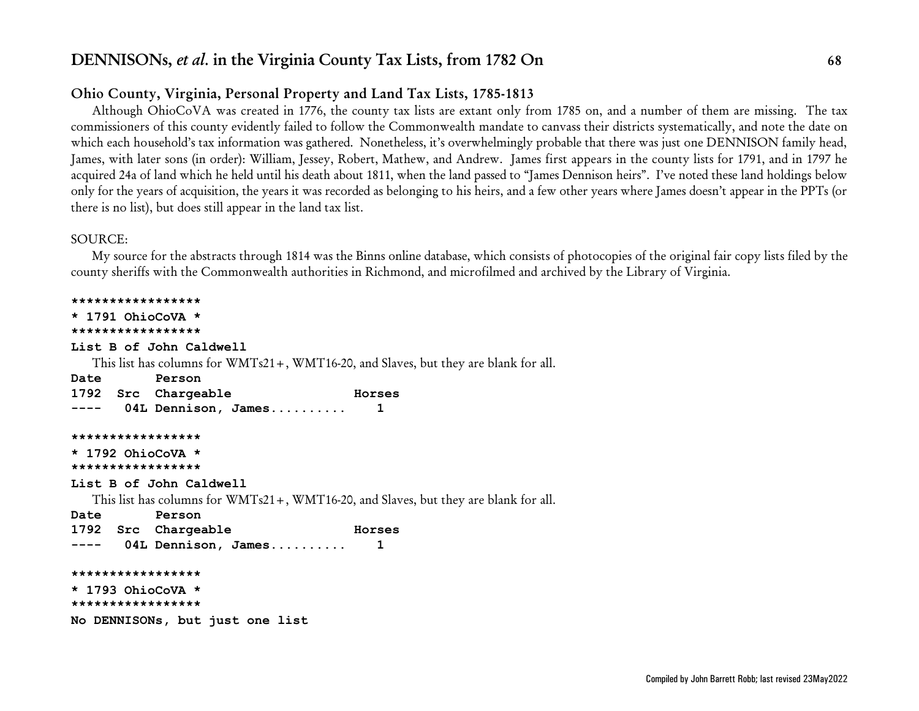## Ohio County, Virginia, Personal Property and Land Tax Lists, 1785-1813

Although OhioCoVA was created in 1776, the county tax lists are extant only from 1785 on, and a number of them are missing. The tax commissioners of this county evidently failed to follow the Commonwealth mandate to canvass their districts systematically, and note the date on which each household's tax information was gathered. Nonetheless, it's overwhelmingly probable that there was just one DENNISON family head, James, with later sons (in order): William, Jessey, Robert, Mathew, and Andrew. James first appears in the county lists for 1791, and in 1797 he acquired 24a of land which he held until his death about 1811, when the land passed to "James Dennison heirs". I've noted these land holdings below only for the years of acquisition, the years it was recorded as belonging to his heirs, and a few other years where James doesn't appear in the PPTs (or there is no list), but does still appear in the land tax list.

SOURCE:

My source for the abstracts through 1814 was the Binns online database, which consists of photocopies of the original fair copy lists filed by the county sheriffs with the Commonwealth authorities in Richmond, and microfilmed and archived by the Library of Virginia.

```
*****************
* 1791 OhioCoVA *
*****************
List B of John Caldwell
```

This list has columns for WMTs21+, WMT16-20, and Slaves, but they are blank for all.

```
Date        Person
1792  Src  Chargeable                Horses
----   04L Dennison, James..........    1
```

```
*****************
* 1792 OhioCoVA *
*****************
List B of John Caldwell
```

This list has columns for WMTs21+, WMT16-20, and Slaves, but they are blank for all.

```
Date        Person
1792  Src  Chargeable                Horses
----   04L Dennison, James..........    1
```

```
*****************
* 1793 OhioCoVA *
*****************
No DENNISONs, but just one list
```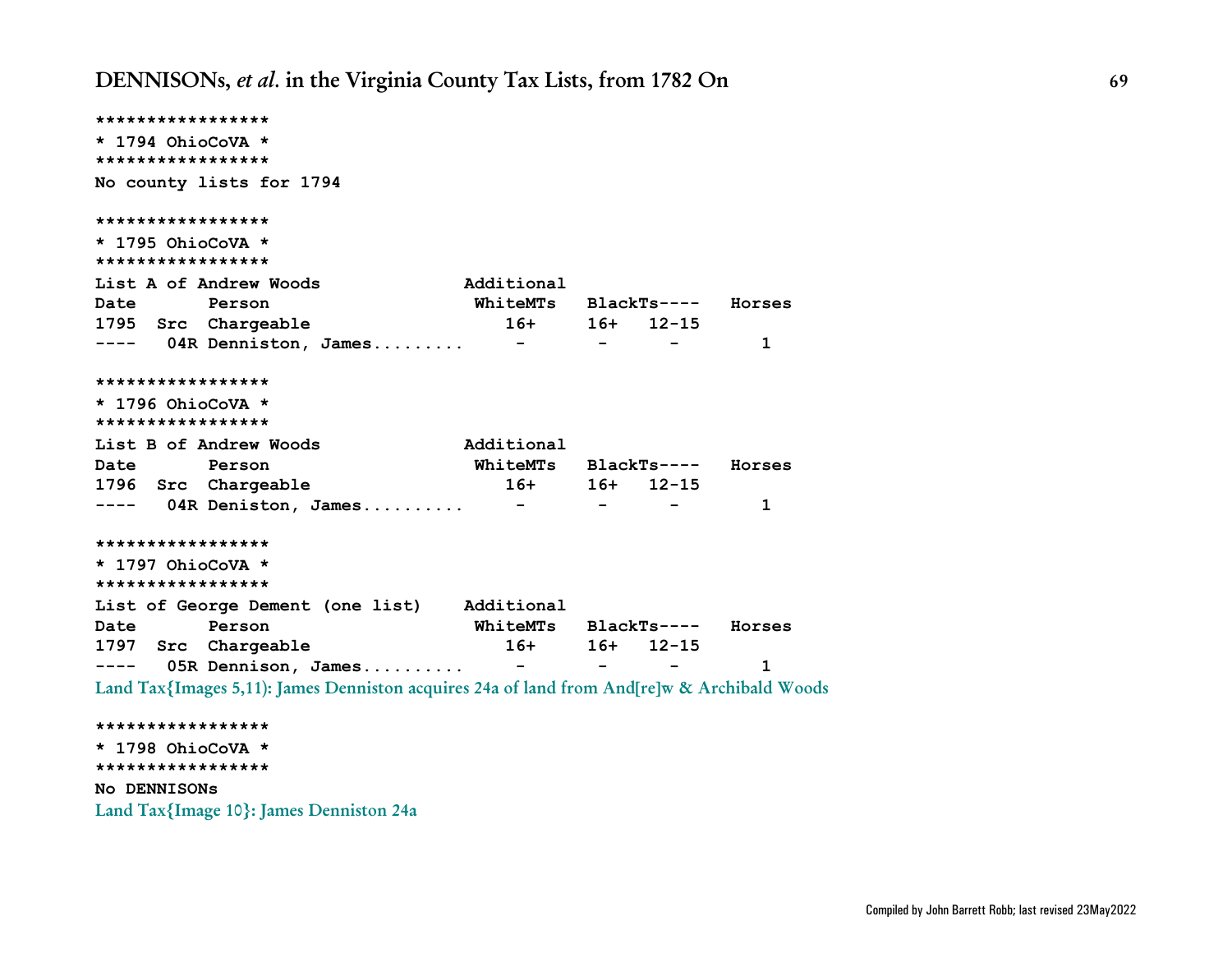```
*****************
* 1794 OhioCoVA *
*****************
No county lists for 1794

*****************
* 1795 OhioCoVA *
*****************
List A of Andrew Woods             Additional
Date       Person                   WhiteMTs   BlackTs----   Horses
1795  Src  Chargeable                  16+     16+   12-15
----   04R Denniston, James.........    -       -     -        1

*****************
* 1796 OhioCoVA *
*****************
List B of Andrew Woods             Additional
Date       Person                   WhiteMTs   BlackTs----   Horses
1796  Src  Chargeable                  16+     16+   12-15
----   04R Deniston, James..........    -       -     -        1

*****************
* 1797 OhioCoVA *
*****************
List of George Dement (one list)   Additional
Date       Person                   WhiteMTs   BlackTs----   Horses
1797  Src  Chargeable                  16+     16+   12-15
----   05R Dennison, James..........    -       -     -        1
```

Land Tax{Images 5,11): James Denniston acquires 24a of land from And[re]w & Archibald Woods

```
*****************
* 1798 OhioCoVA *
*****************
No DENNISONs
```

Land Tax{Image 10}: James Denniston 24a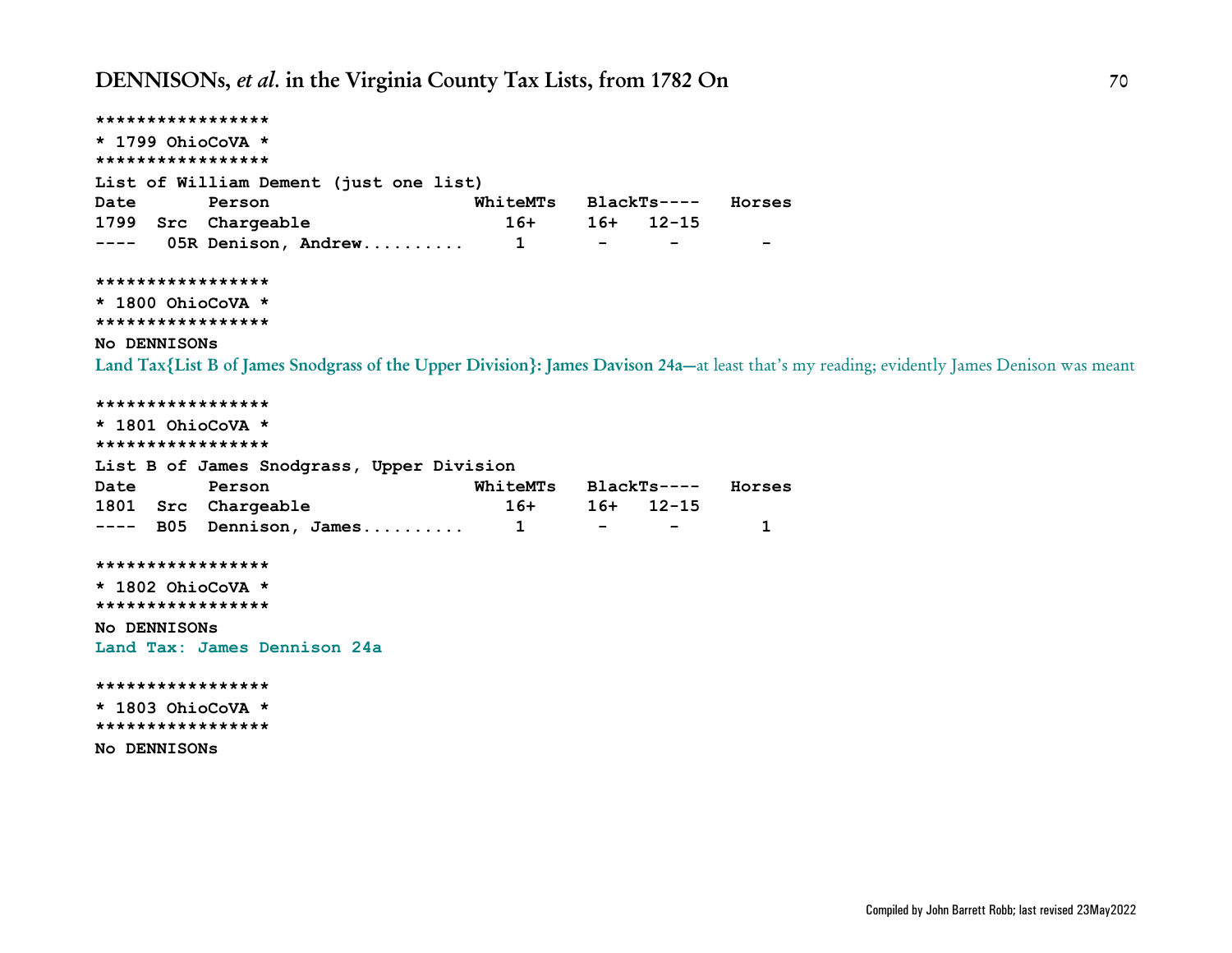```
*****************
* 1799 OhioCoVA *
*****************
List of William Dement (just one list)
Date       Person                    WhiteMTs   BlackTs----   Horses
1799  Src  Chargeable                   16+     16+   12-15
----   05R Denison, Andrew..........     1       -      -        -

*****************
* 1800 OhioCoVA *
*****************
No DENNISONs
```

**Land Tax{List B of James Snodgrass of the Upper Division}: James Davison 24a**—at least that's my reading; evidently James Denison was meant

```
*****************
* 1801 OhioCoVA *
*****************
List B of James Snodgrass, Upper Division
Date       Person                    WhiteMTs   BlackTs----   Horses
1801  Src  Chargeable                   16+     16+   12-15
----  B05  Dennison, James..........     1       -      -        1

*****************
* 1802 OhioCoVA *
*****************
No DENNISONs
Land Tax: James Dennison 24a

*****************
* 1803 OhioCoVA *
*****************
No DENNISONs
```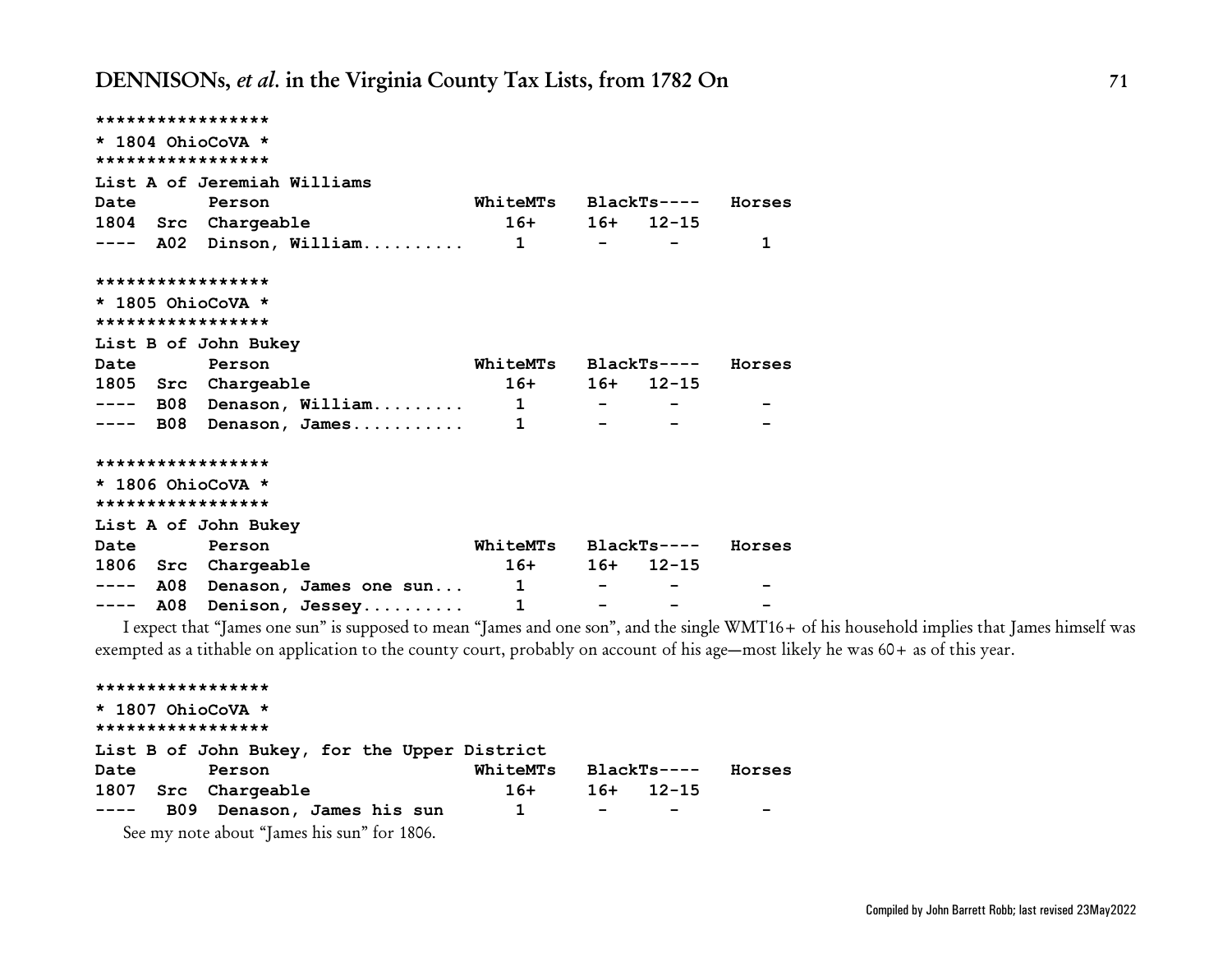```
*****************
* 1804 OhioCoVA *
*****************
List A of Jeremiah Williams
Date       Person                     WhiteMTs   BlackTs----   Horses
1804  Src  Chargeable                    16+     16+   12-15
----  A02  Dinson, William..........     1       -      -        1

*****************
* 1805 OhioCoVA *
*****************
List B of John Bukey
Date       Person                     WhiteMTs   BlackTs----   Horses
1805  Src  Chargeable                    16+     16+   12-15
----  B08  Denason, William.........     1       -      -        -
----  B08  Denason, James...........     1       -      -        -

*****************
* 1806 OhioCoVA *
*****************
List A of John Bukey
Date       Person                     WhiteMTs   BlackTs----   Horses
1806  Src  Chargeable                    16+     16+   12-15
----  A08  Denason, James one sun...     1       -      -        -
----  A08  Denison, Jessey..........     1       -      -        -
```

I expect that "James one sun" is supposed to mean "James and one son", and the single WMT16+ of his household implies that James himself was exempted as a tithable on application to the county court, probably on account of his age—most likely he was 60+ as of this year.

```
*****************
* 1807 OhioCoVA *
*****************
List B of John Bukey, for the Upper District
Date       Person                     WhiteMTs   BlackTs----   Horses
1807  Src  Chargeable                    16+     16+   12-15
----   B09  Denason, James his sun       1       -      -        -
```

See my note about "James his sun" for 1806.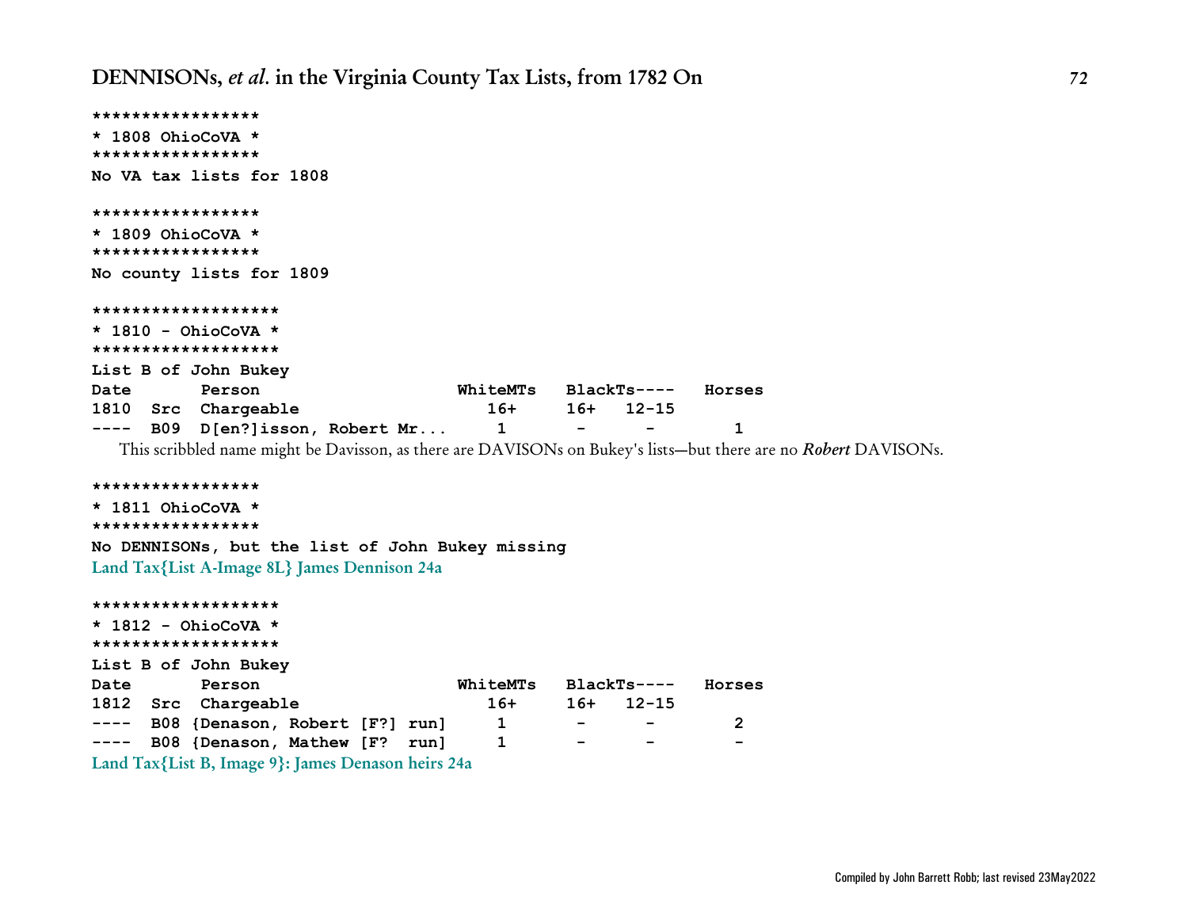```
*****************
* 1808 OhioCoVA *
*****************
No VA tax lists for 1808

*****************
* 1809 OhioCoVA *
*****************
No county lists for 1809

*******************
* 1810 - OhioCoVA *
*******************
List B of John Bukey
Date       Person                    WhiteMTs   BlackTs----   Horses
1810  Src  Chargeable                   16+     16+   12-15
----  B09  D[en?]isson, Robert Mr...     1       -      -        1
```

This scribbled name might be Davisson, as there are DAVISONs on Bukey's lists—but there are no ***Robert*** DAVISONs.

```
*****************
* 1811 OhioCoVA *
*****************
No DENNISONs, but the list of John Bukey missing
```

Land Tax{List A-Image 8L} James Dennison 24a

```
*******************
* 1812 - OhioCoVA *
*******************
List B of John Bukey
Date       Person                    WhiteMTs   BlackTs----   Horses
1812  Src  Chargeable                   16+     16+   12-15
----  B08 {Denason, Robert [F?] run]     1       -      -        2
----  B08 {Denason, Mathew [F?  run]     1       -      -        -
```

Land Tax{List B, Image 9}: James Denason heirs 24a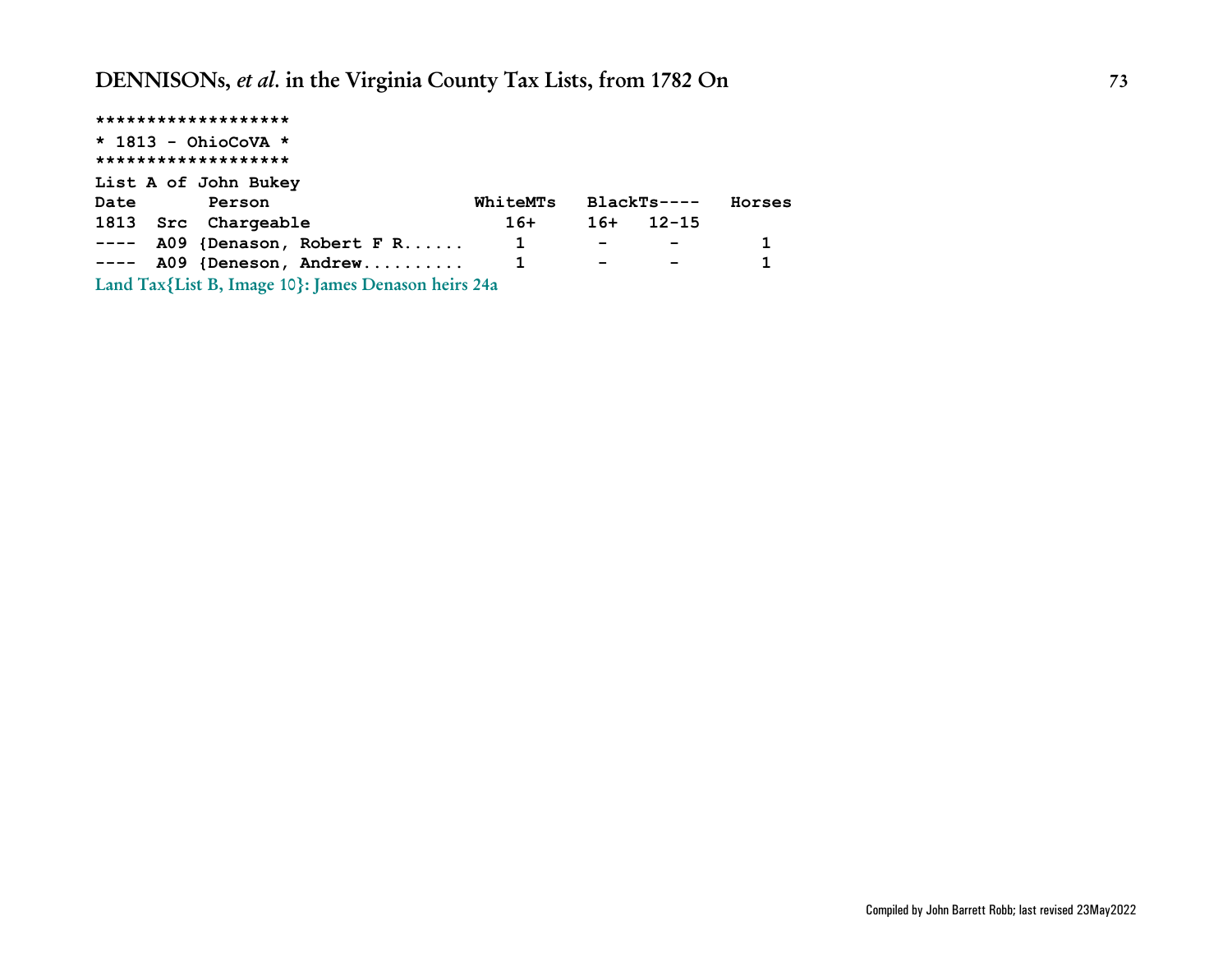```
*******************
* 1813 - OhioCoVA *
*******************
List A of John Bukey
Date       Person                    WhiteMTs   BlackTs----   Horses
1813  Src  Chargeable                   16+     16+   12-15
----  A09 {Denason, Robert F R......     1       -      -        1
----  A09 {Deneson, Andrew..........    1       -      -        1
```

Land Tax{List B, Image 10}: James Denason heirs 24a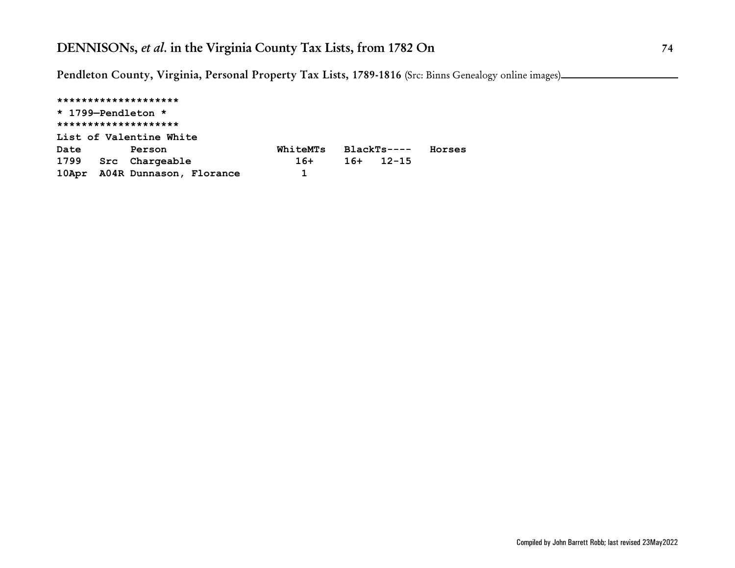Pendleton County, Virginia, Personal Property Tax Lists, 1789-1816 (Src: Binns Genealogy online images)

```
********************
* 1799—Pendleton *
********************
List of Valentine White
Date        Person                  WhiteMTs   BlackTs----   Horses
1799   Src  Chargeable                 16+      16+   12-15
10Apr  A04R Dunnason, Florance          1
```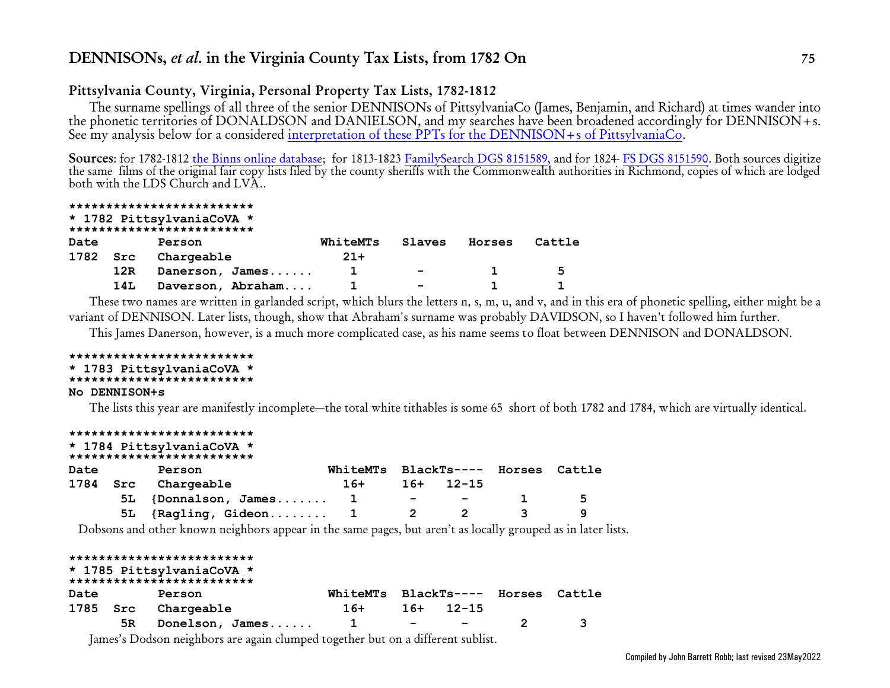## Pittsylvania County, Virginia, Personal Property Tax Lists, 1782-1812

The surname spellings of all three of the senior DENNISONs of PittsylvaniaCo (James, Benjamin, and Richard) at times wander into the phonetic territories of DONALDSON and DANIELSON, and my searches have been broadened accordingly for DENNISON+s. See my analysis below for a considered interpretation of these PPTs for the DENNISON+s of PittsylvaniaCo.

**Sources**: for 1782-1812 the Binns online database; for 1813-1823 FamilySearch DGS 8151589, and for 1824- FS DGS 8151590. Both sources digitize the same films of the original fair copy lists filed by the county sheriffs with the Commonwealth authorities in Richmond, copies of which are lodged both with the LDS Church and LVA..

```
*************************
* 1782 PittsylvaniaCoVA *
*************************
```

| Date | | Person | WhiteMTs | Slaves | Horses | Cattle |
|---|---|---|---|---|---|---|
| 1782 | Src | Chargeable | 21+ | | | |
| | 12R | Danerson, James...... | 1 | - | 1 | 5 |
| | 14L | Daverson, Abraham.... | 1 | - | 1 | 1 |

These two names are written in garlanded script, which blurs the letters n, s, m, u, and v, and in this era of phonetic spelling, either might be a variant of DENNISON. Later lists, though, show that Abraham's surname was probably DAVIDSON, so I haven't followed him further.

This James Danerson, however, is a much more complicated case, as his name seems to float between DENNISON and DONALDSON.

```
*************************
* 1783 PittsylvaniaCoVA *
*************************
```

**No DENNISON+s**

The lists this year are manifestly incomplete—the total white tithables is some 65 short of both 1782 and 1784, which are virtually identical.

```
*************************
* 1784 PittsylvaniaCoVA *
*************************
```

| Date | | Person | WhiteMTs | BlackTs---- | | Horses | Cattle |
|---|---|---|---|---|---|---|---|
| 1784 | Src | Chargeable | 16+ | 16+ | 12-15 | | |
| | 5L | {Donnalson, James....... | 1 | - | - | 1 | 5 |
| | 5L | {Ragling, Gideon........ | 1 | 2 | 2 | 3 | 9 |

Dobsons and other known neighbors appear in the same pages, but aren't as locally grouped as in later lists.

```
*************************
* 1785 PittsylvaniaCoVA *
*************************
```

| Date | | Person | WhiteMTs | BlackTs---- | | Horses | Cattle |
|---|---|---|---|---|---|---|---|
| 1785 | Src | Chargeable | 16+ | 16+ | 12-15 | | |
| | 5R | Donelson, James...... | 1 | - | - | 2 | 3 |

James's Dodson neighbors are again clumped together but on a different sublist.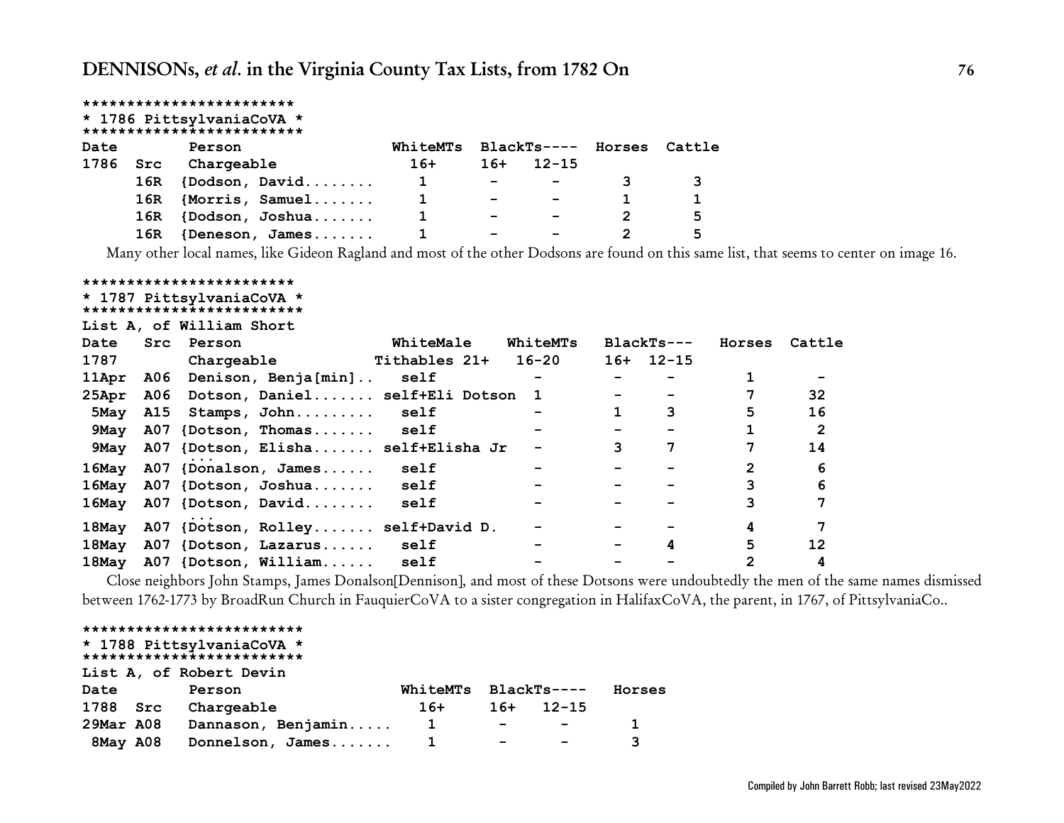## DENNISONs, *et al.* in the Virginia County Tax Lists, from 1782 On

```
************************
* 1786 PittsylvaniaCoVA *
************************
```

| Date 1786 | Src | Person Chargeable | WhiteMTs 16+ | BlackTs---- 16+ | 12-15 | Horses | Cattle |
|---|---|---|---|---|---|---|---|
| | 16R | {Dodson, David........ | 1 | - | - | 3 | 3 |
| | 16R | {Morris, Samuel....... | 1 | - | - | 1 | 1 |
| | 16R | {Dodson, Joshua....... | 1 | - | - | 2 | 5 |
| | 16R | {Deneson, James....... | 1 | - | - | 2 | 5 |

Many other local names, like Gideon Ragland and most of the other Dodsons are found on this same list, that seems to center on image 16.

```
************************
* 1787 PittsylvaniaCoVA *
************************
```

List A, of William Short

| Date 1787 | Src | Person Chargeable | WhiteMale Tithables 21+ | WhiteMTs 16-20 | BlackTs--- 16+ | 12-15 | Horses | Cattle |
|---|---|---|---|---|---|---|---|---|
| 11Apr | A06 | Denison, Benja[min].. | self | - | - | - | 1 | - |
| 25Apr | A06 | Dotson, Daniel....... | self+Eli Dotson | 1 | - | - | 7 | 32 |
| 5May | A15 | Stamps, John......... | self | - | 1 | 3 | 5 | 16 |
| 9May | A07 | {Dotson, Thomas....... | self | - | - | - | 1 | 2 |
| 9May | A07 | {Dotson, Elisha....... | self+Elisha Jr | - | 3 | 7 | 7 | 14 |
| | | ... | | | | | | |
| 16May | A07 | {Donalson, James...... | self | - | - | - | 2 | 6 |
| 16May | A07 | {Dotson, Joshua....... | self | - | - | - | 3 | 6 |
| 16May | A07 | {Dotson, David........ | self | - | - | - | 3 | 7 |
| | | ... | | | | | | |
| 18May | A07 | {Dotson, Rolley....... | self+David D. | - | - | - | 4 | 7 |
| 18May | A07 | {Dotson, Lazarus...... | self | - | - | 4 | 5 | 12 |
| 18May | A07 | {Dotson, William...... | self | - | - | - | 2 | 4 |

Close neighbors John Stamps, James Donalson[Dennison], and most of these Dotsons were undoubtedly the men of the same names dismissed between 1762-1773 by BroadRun Church in FauquierCoVA to a sister congregation in HalifaxCoVA, the parent, in 1767, of PittsylvaniaCo..

```
************************
* 1788 PittsylvaniaCoVA *
************************
```

List A, of Robert Devin

| Date 1788 | Src | Person Chargeable | WhiteMTs 16+ | BlackTs---- 16+ | 12-15 | Horses |
|---|---|---|---|---|---|---|
| 29Mar | A08 | Dannason, Benjamin..... | 1 | - | - | 1 |
| 8May | A08 | Donnelson, James....... | 1 | - | - | 3 |

Compiled by John Barrett Robb; last revised 23May2022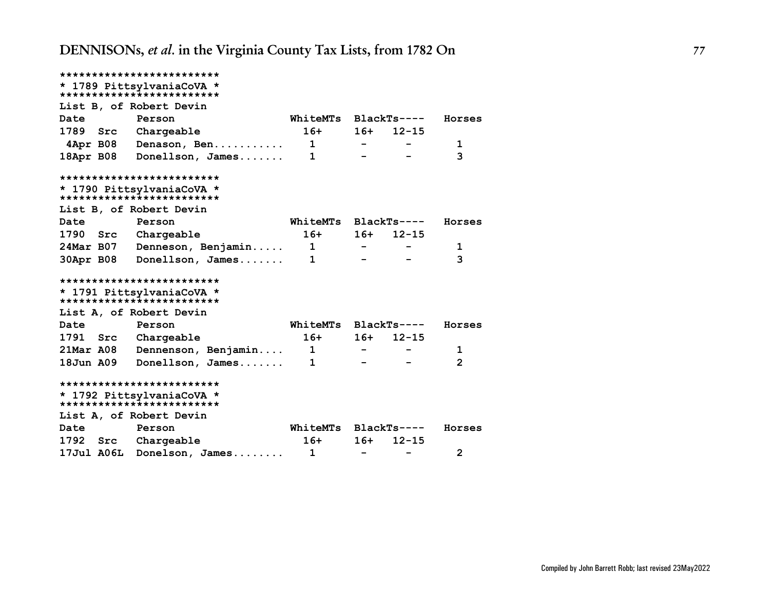```
*************************
* 1789 PittsylvaniaCoVA *
*************************
List B, of Robert Devin
Date        Person                 WhiteMTs  BlackTs----   Horses
1789  Src   Chargeable               16+     16+   12-15
 4Apr B08   Denason, Ben...........   1       -      -        1
18Apr B08   Donellson, James.......   1       -      -        3

*************************
* 1790 PittsylvaniaCoVA *
*************************
List B, of Robert Devin
Date        Person                 WhiteMTs  BlackTs----   Horses
1790  Src   Chargeable               16+     16+   12-15
24Mar B07   Denneson, Benjamin.....   1       -      -        1
30Apr B08   Donellson, James.......   1       -      -        3

*************************
* 1791 PittsylvaniaCoVA *
*************************
List A, of Robert Devin
Date        Person                 WhiteMTs  BlackTs----   Horses
1791  Src   Chargeable               16+     16+   12-15
21Mar A08   Dennenson, Benjamin....   1       -      -        1
18Jun A09   Donellson, James.......   1       -      -        2

*************************
* 1792 PittsylvaniaCoVA *
*************************
List A, of Robert Devin
Date        Person                 WhiteMTs  BlackTs----   Horses
1792  Src   Chargeable               16+     16+   12-15
17Jul A06L  Donelson, James........   1       -      -        2
```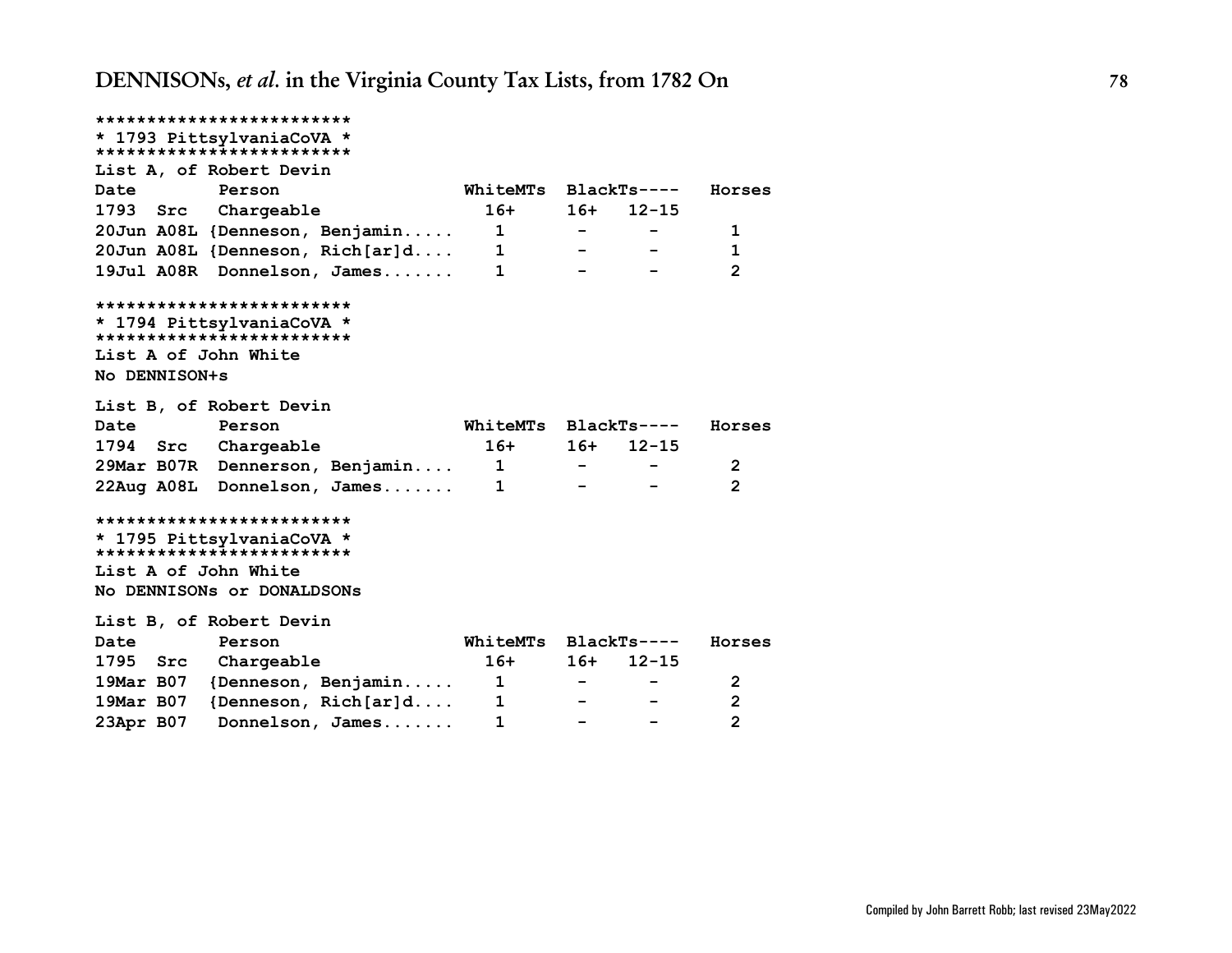```
*************************
* 1793 PittsylvaniaCoVA *
*************************
List A, of Robert Devin
Date        Person                  WhiteMTs  BlackTs----   Horses
1793  Src   Chargeable                16+     16+   12-15
20Jun A08L {Denneson, Benjamin.....    1       -      -        1
20Jun A08L {Denneson, Rich[ar]d....    1       -      -        1
19Jul A08R  Donnelson, James.......    1       -      -        2

*************************
* 1794 PittsylvaniaCoVA *
*************************
List A of John White
No DENNISON+s

List B, of Robert Devin
Date        Person                  WhiteMTs  BlackTs----   Horses
1794  Src   Chargeable                16+     16+   12-15
29Mar B07R  Dennerson, Benjamin....    1       -      -        2
22Aug A08L  Donnelson, James.......    1       -      -        2

*************************
* 1795 PittsylvaniaCoVA *
*************************
List A of John White
No DENNISONs or DONALDSONs

List B, of Robert Devin
Date        Person                  WhiteMTs  BlackTs----   Horses
1795  Src   Chargeable                16+     16+   12-15
19Mar B07  {Denneson, Benjamin.....    1       -      -        2
19Mar B07  {Denneson, Rich[ar]d....    1       -      -        2
23Apr B07   Donnelson, James.......    1       -      -        2
```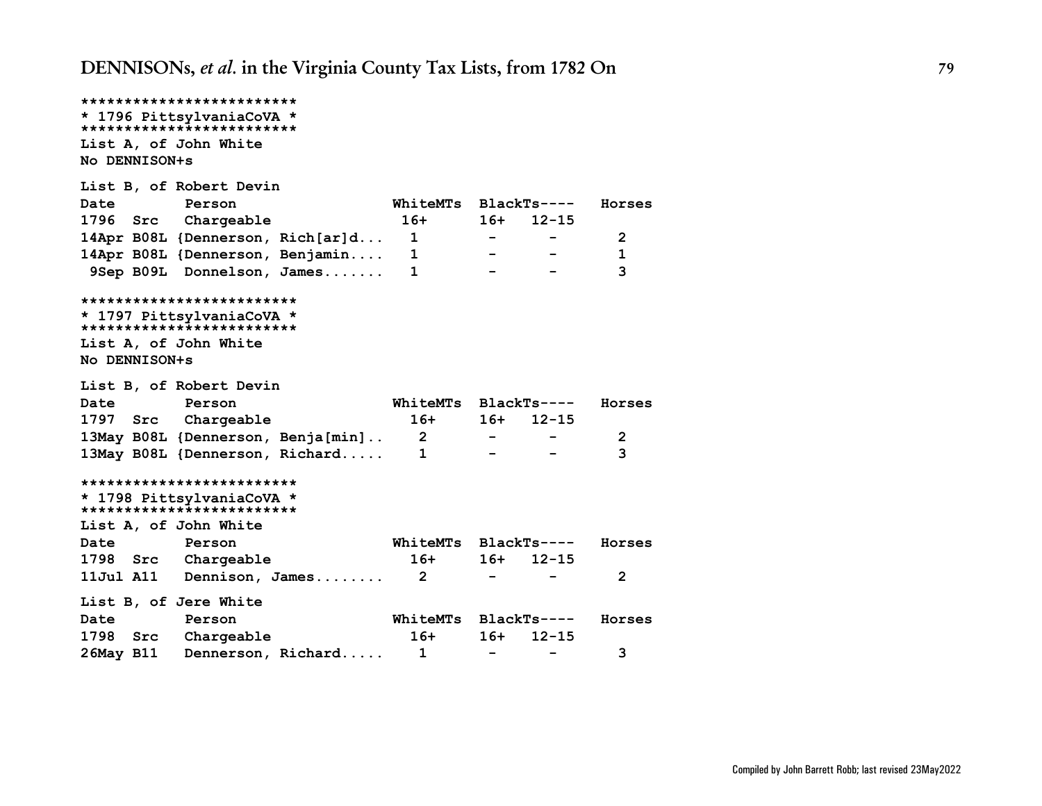```
*************************
* 1796 PittsylvaniaCoVA *
*************************
```

List A, of John White
No DENNISON+s

List B, of Robert Devin

| Date | | Person | WhiteMTs | BlackTs---- | | Horses |
|---|---|---|---|---|---|---|
| 1796 | Src | Chargeable | 16+ | 16+ | 12-15 | |
| 14Apr | B08L | {Dennerson, Rich[ar]d... | 1 | - | - | 2 |
| 14Apr | B08L | {Dennerson, Benjamin.... | 1 | - | - | 1 |
| 9Sep | B09L | Donnelson, James....... | 1 | - | - | 3 |

```
*************************
* 1797 PittsylvaniaCoVA *
*************************
```

List A, of John White
No DENNISON+s

List B, of Robert Devin

| Date | | Person | WhiteMTs | BlackTs---- | | Horses |
|---|---|---|---|---|---|---|
| 1797 | Src | Chargeable | 16+ | 16+ | 12-15 | |
| 13May | B08L | {Dennerson, Benja[min].. | 2 | - | - | 2 |
| 13May | B08L | {Dennerson, Richard..... | 1 | - | - | 3 |

```
*************************
* 1798 PittsylvaniaCoVA *
*************************
```

List A, of John White

| Date | | Person | WhiteMTs | BlackTs---- | | Horses |
|---|---|---|---|---|---|---|
| 1798 | Src | Chargeable | 16+ | 16+ | 12-15 | |
| 11Jul | A11 | Dennison, James........ | 2 | - | - | 2 |

List B, of Jere White

| Date | | Person | WhiteMTs | BlackTs---- | | Horses |
|---|---|---|---|---|---|---|
| 1798 | Src | Chargeable | 16+ | 16+ | 12-15 | |
| 26May | B11 | Dennerson, Richard..... | 1 | - | - | 3 |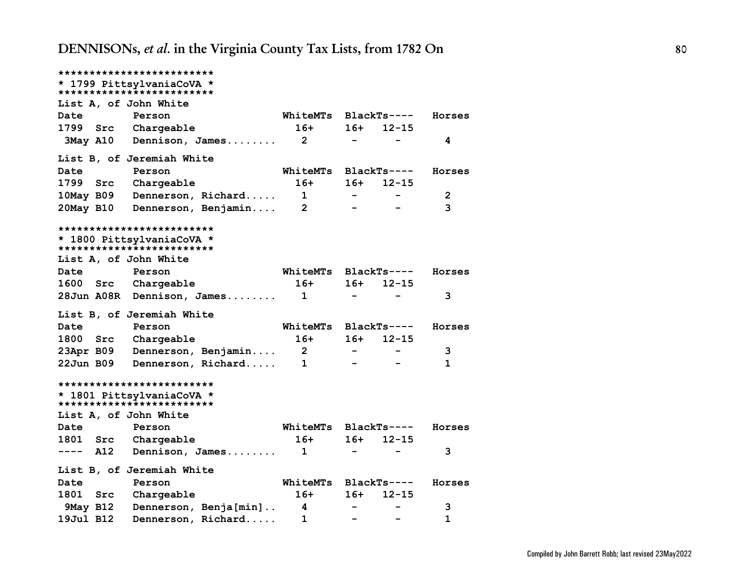## DENNISONs, *et al.* in the Virginia County Tax Lists, from 1782 On

```
*************************
* 1799 PittsylvaniaCoVA *
*************************
List A, of John White
Date          Person                WhiteMTs  BlackTs----   Horses
1799  Src     Chargeable              16+      16+   12-15
 3May A10     Dennison, James........   2        -      -        4

List B, of Jeremiah White
Date          Person                WhiteMTs  BlackTs----   Horses
1799  Src     Chargeable              16+      16+   12-15
10May B09     Dennerson, Richard.....   1        -      -        2
20May B10     Dennerson, Benjamin....   2        -      -        3

*************************
* 1800 PittsylvaniaCoVA *
*************************
List A, of John White
Date          Person                WhiteMTs  BlackTs----   Horses
1600  Src     Chargeable              16+      16+   12-15
28Jun A08R    Dennison, James........   1        -      -        3

List B, of Jeremiah White
Date          Person                WhiteMTs  BlackTs----   Horses
1800  Src     Chargeable              16+      16+   12-15
23Apr B09     Dennerson, Benjamin....   2        -      -        3
22Jun B09     Dennerson, Richard.....   1        -      -        1

*************************
* 1801 PittsylvaniaCoVA *
*************************
List A, of John White
Date          Person                WhiteMTs  BlackTs----   Horses
1801  Src     Chargeable              16+      16+   12-15
----  A12     Dennison, James........   1        -      -        3

List B, of Jeremiah White
Date          Person                WhiteMTs  BlackTs----   Horses
1801  Src     Chargeable              16+      16+   12-15
 9May B12     Dennerson, Benja[min]..   4        -      -        3
19Jul B12     Dennerson, Richard.....   1        -      -        1
```

Compiled by John Barrett Robb; last revised 23May2022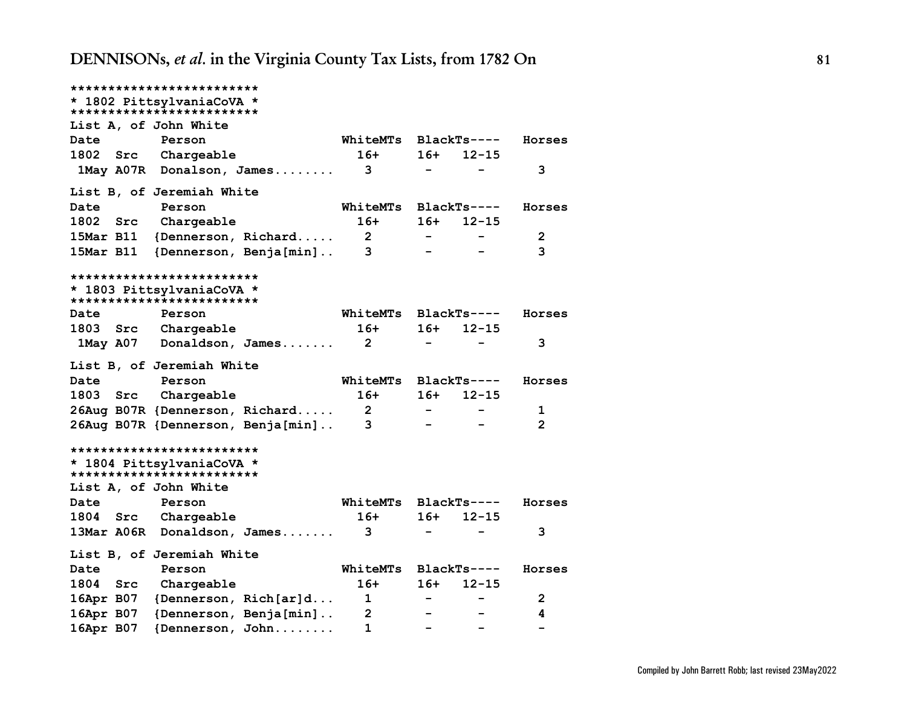```
*************************
* 1802 PittsylvaniaCoVA *
*************************
List A, of John White
Date        Person                  WhiteMTs  BlackTs----   Horses
1802  Src   Chargeable                16+     16+   12-15
 1May A07R  Donalson, James........    3       -      -        3

List B, of Jeremiah White
Date        Person                  WhiteMTs  BlackTs----   Horses
1802  Src   Chargeable                16+     16+   12-15
15Mar B11  {Dennerson, Richard.....    2       -      -        2
15Mar B11  {Dennerson, Benja[min]..    3       -      -        3

*************************
* 1803 PittsylvaniaCoVA *
*************************
Date        Person                  WhiteMTs  BlackTs----   Horses
1803  Src   Chargeable                16+     16+   12-15
 1May A07   Donaldson, James.......    2       -      -        3

List B, of Jeremiah White
Date        Person                  WhiteMTs  BlackTs----   Horses
1803  Src   Chargeable                16+     16+   12-15
26Aug B07R {Dennerson, Richard.....    2       -      -        1
26Aug B07R {Dennerson, Benja[min]..    3       -      -        2

*************************
* 1804 PittsylvaniaCoVA *
*************************
List A, of John White
Date        Person                  WhiteMTs  BlackTs----   Horses
1804  Src   Chargeable                16+     16+   12-15
13Mar A06R  Donaldson, James.......    3       -      -        3

List B, of Jeremiah White
Date        Person                  WhiteMTs  BlackTs----   Horses
1804  Src   Chargeable                16+     16+   12-15
16Apr B07  {Dennerson, Rich[ar]d...    1       -      -        2
16Apr B07  {Dennerson, Benja[min]..    2       -      -        4
16Apr B07  {Dennerson, John........    1       -      -        -
```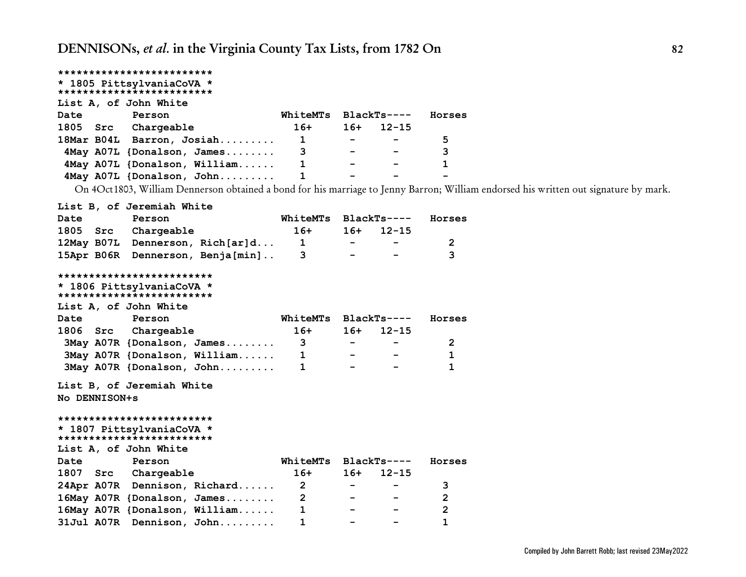```
*************************
* 1805 PittsylvaniaCoVA *
*************************
List A, of John White
Date        Person                  WhiteMTs  BlackTs----   Horses
1805  Src   Chargeable                16+     16+   12-15
18Mar B04L  Barron, Josiah.........    1       -      -        5
 4May A07L {Donalson, James........    3       -      -        3
 4May A07L {Donalson, William......    1       -      -        1
 4May A07L {Donalson, John.........    1       -      -        -
```

On 4Oct1803, William Dennerson obtained a bond for his marriage to Jenny Barron; William endorsed his written out signature by mark.

```
List B, of Jeremiah White
Date        Person                  WhiteMTs  BlackTs----   Horses
1805  Src   Chargeable                16+     16+   12-15
12May B07L  Dennerson, Rich[ar]d...    1       -      -         2
15Apr B06R  Dennerson, Benja[min]..    3       -      -         3

*************************
* 1806 PittsylvaniaCoVA *
*************************
List A, of John White
Date        Person                  WhiteMTs  BlackTs----   Horses
1806  Src   Chargeable                16+     16+   12-15
 3May A07R {Donalson, James........    3       -      -         2
 3May A07R {Donalson, William......    1       -      -         1
 3May A07R {Donalson, John.........    1       -      -         1

List B, of Jeremiah White
No DENNISON+s

*************************
* 1807 PittsylvaniaCoVA *
*************************
List A, of John White
Date        Person                  WhiteMTs  BlackTs----   Horses
1807  Src   Chargeable                16+     16+   12-15
24Apr A07R  Dennison, Richard......    2       -      -        3
16May A07R {Donalson, James........    2       -      -        2
16May A07R {Donalson, William......    1       -      -        2
31Jul A07R  Dennison, John.........    1       -      -        1
```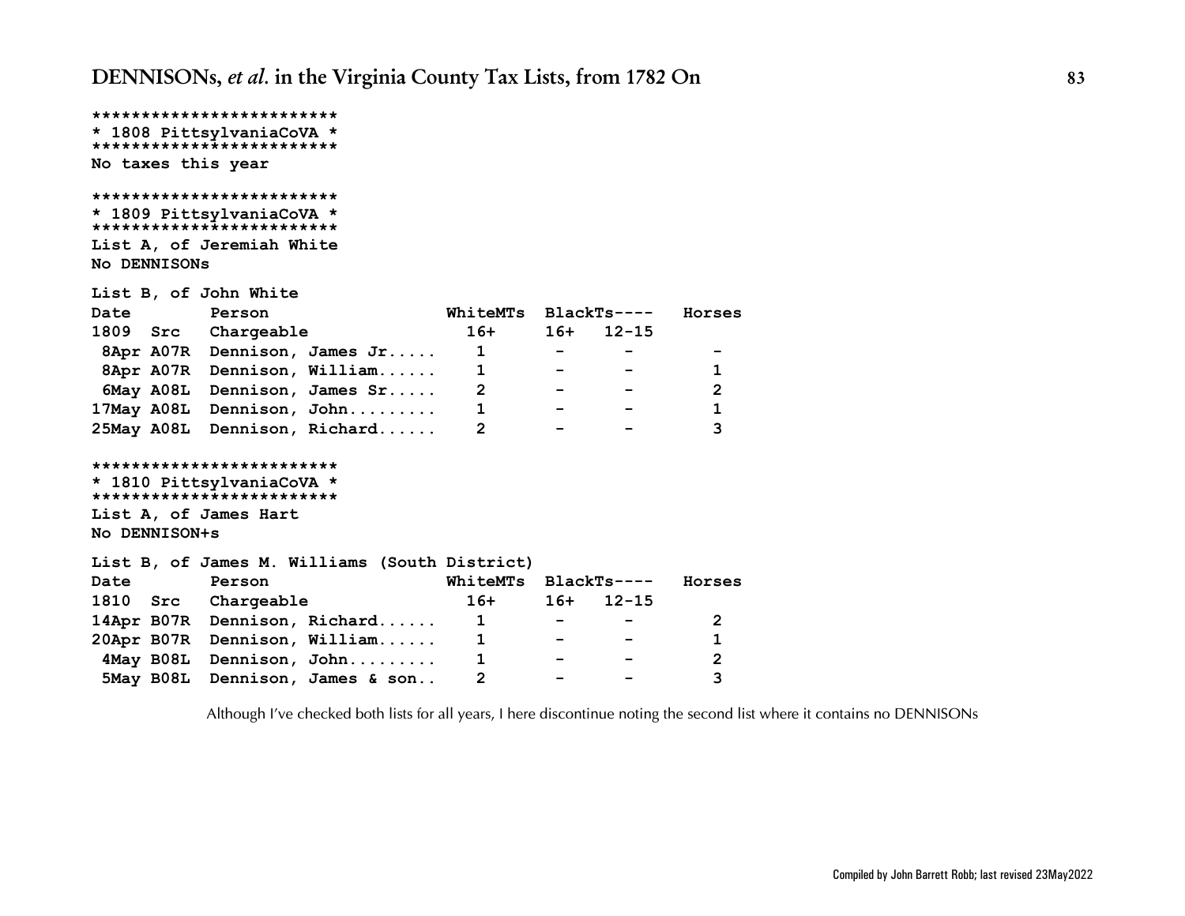```
*************************
* 1808 PittsylvaniaCoVA *
*************************
No taxes this year

*************************
* 1809 PittsylvaniaCoVA *
*************************
List A, of Jeremiah White
No DENNISONs

List B, of John White
Date        Person                  WhiteMTs  BlackTs----   Horses
1809  Src   Chargeable                16+     16+   12-15
 8Apr A07R  Dennison, James Jr.....    1       -     -         -
 8Apr A07R  Dennison, William......    1       -     -         1
 6May A08L  Dennison, James Sr.....    2       -     -         2
17May A08L  Dennison, John.........    1       -     -         1
25May A08L  Dennison, Richard......    2       -     -         3

*************************
* 1810 PittsylvaniaCoVA *
*************************
List A, of James Hart
No DENNISON+s

List B, of James M. Williams (South District)
Date        Person                  WhiteMTs  BlackTs----   Horses
1810  Src   Chargeable                16+     16+   12-15
14Apr B07R  Dennison, Richard......    1       -     -         2
20Apr B07R  Dennison, William......    1       -     -         1
 4May B08L  Dennison, John.........    1       -     -         2
 5May B08L  Dennison, James & son..    2       -     -         3
```

Although I've checked both lists for all years, I here discontinue noting the second list where it contains no DENNISONs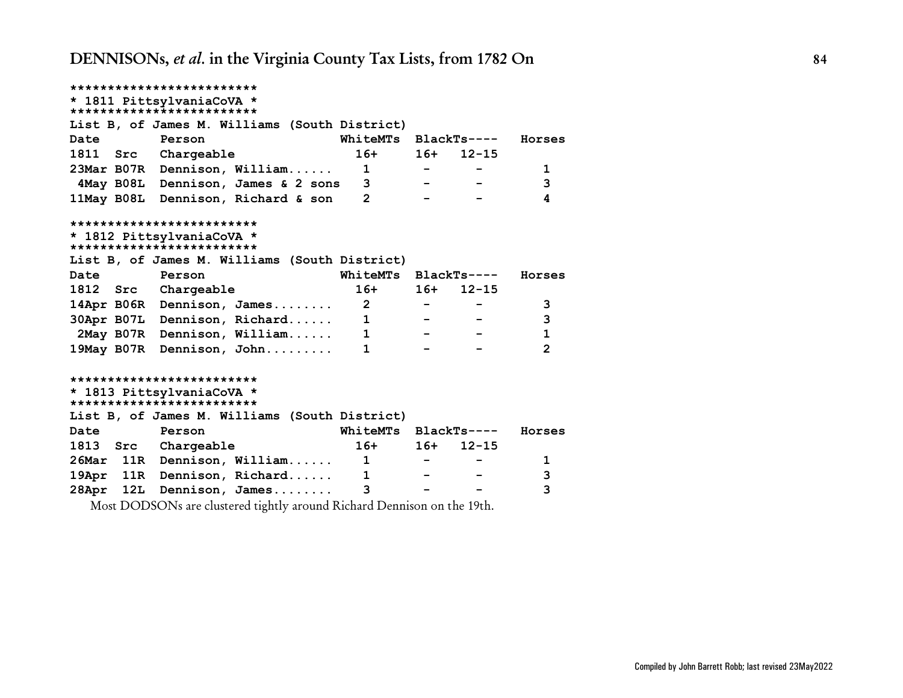```
*************************
* 1811 PittsylvaniaCoVA *
*************************
List B, of James M. Williams (South District)
Date        Person                 WhiteMTs  BlackTs----   Horses
1811  Src   Chargeable               16+     16+   12-15
23Mar B07R  Dennison, William......   1       -      -        1
 4May B08L  Dennison, James & 2 sons  3       -      -        3
11May B08L  Dennison, Richard & son   2       -      -        4

*************************
* 1812 PittsylvaniaCoVA *
*************************
List B, of James M. Williams (South District)
Date        Person                 WhiteMTs  BlackTs----   Horses
1812  Src   Chargeable               16+     16+   12-15
14Apr B06R  Dennison, James........   2       -      -        3
30Apr B07L  Dennison, Richard......   1       -      -        3
 2May B07R  Dennison, William......   1       -      -        1
19May B07R  Dennison, John.........   1       -      -        2

*************************
* 1813 PittsylvaniaCoVA *
*************************
List B, of James M. Williams (South District)
Date        Person                 WhiteMTs  BlackTs----   Horses
1813  Src   Chargeable               16+     16+   12-15
26Mar  11R  Dennison, William......   1       -      -        1
19Apr  11R  Dennison, Richard......   1       -      -        3
28Apr  12L  Dennison, James........   3       -      -        3
```

Most DODSONs are clustered tightly around Richard Dennison on the 19th.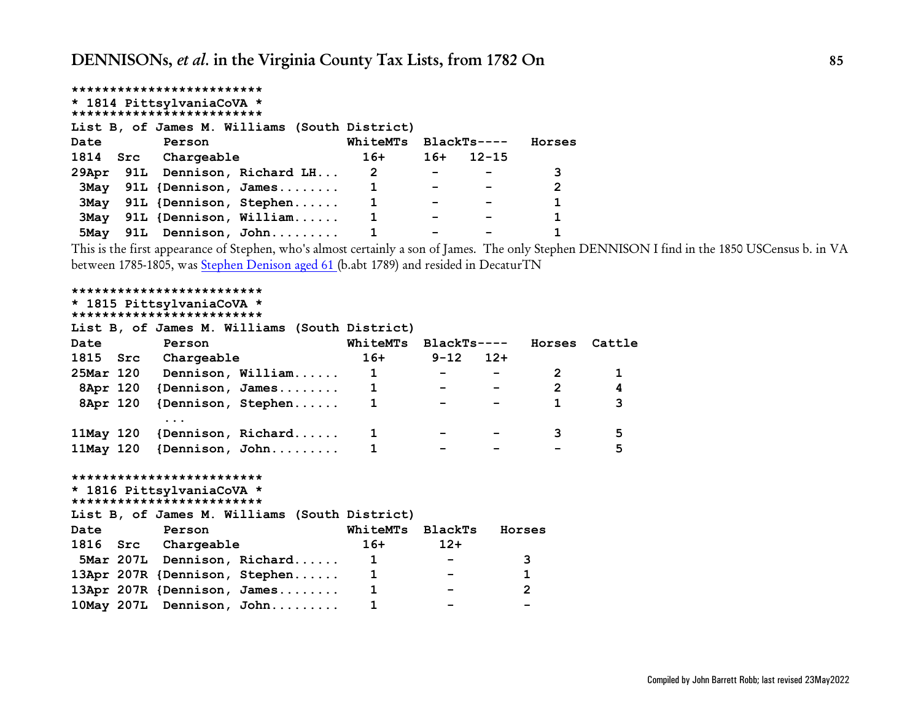```
*************************
* 1814 PittsylvaniaCoVA *
*************************
List B, of James M. Williams (South District)
```

| Date 1814 | Src | Person Chargeable | WhiteMTs 16+ | BlackTs---- 16+ | 12-15 | Horses |
|---|---|---|---|---|---|---|
| 29Apr | 91L | Dennison, Richard LH... | 2 | - | - | 3 |
| 3May | 91L | {Dennison, James........ | 1 | - | - | 2 |
| 3May | 91L | {Dennison, Stephen...... | 1 | - | - | 1 |
| 3May | 91L | {Dennison, William...... | 1 | - | - | 1 |
| 5May | 91L | Dennison, John......... | 1 | - | - | 1 |

This is the first appearance of Stephen, who's almost certainly a son of James. The only Stephen DENNISON I find in the 1850 USCensus b. in VA between 1785-1805, was Stephen Denison aged 61 (b.abt 1789) and resided in DecaturTN

```
*************************
* 1815 PittsylvaniaCoVA *
*************************
List B, of James M. Williams (South District)
```

| Date 1815 | Src | Person Chargeable | WhiteMTs 16+ | BlackTs---- 9-12 | 12+ | Horses | Cattle |
|---|---|---|---|---|---|---|---|
| 25Mar | 120 | Dennison, William...... | 1 | - | - | 2 | 1 |
| 8Apr | 120 | {Dennison, James........ | 1 | - | - | 2 | 4 |
| 8Apr | 120 | {Dennison, Stephen...... | 1 | - | - | 1 | 3 |
| | | ... | | | | | |
| 11May | 120 | {Dennison, Richard...... | 1 | - | - | 3 | 5 |
| 11May | 120 | {Dennison, John......... | 1 | - | - | - | 5 |

```
*************************
* 1816 PittsylvaniaCoVA *
*************************
List B, of James M. Williams (South District)
```

| Date 1816 | Src | Person Chargeable | WhiteMTs 16+ | BlackTs 12+ | Horses |
|---|---|---|---|---|---|
| 5Mar | 207L | Dennison, Richard...... | 1 | - | 3 |
| 13Apr | 207R | {Dennison, Stephen...... | 1 | - | 1 |
| 13Apr | 207R | {Dennison, James........ | 1 | - | 2 |
| 10May | 207L | Dennison, John......... | 1 | - | - |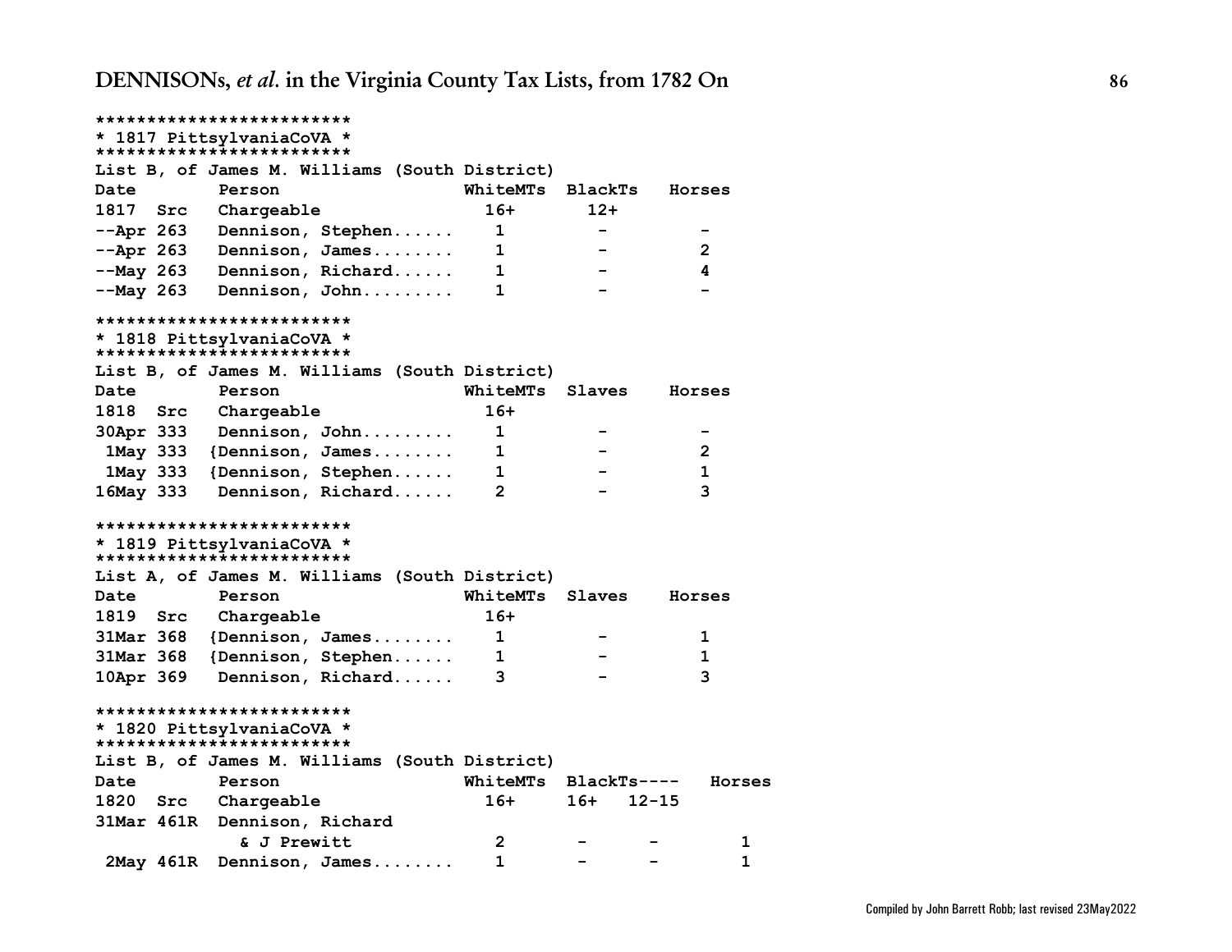```
*************************
* 1817 PittsylvaniaCoVA *
*************************
List B, of James M. Williams (South District)
Date       Person                 WhiteMTs  BlackTs   Horses
1817  Src  Chargeable               16+       12+
--Apr 263  Dennison, Stephen......   1         -         -
--Apr 263  Dennison, James........   1         -         2
--May 263  Dennison, Richard......   1         -         4
--May 263  Dennison, John.........   1         -         -

*************************
* 1818 PittsylvaniaCoVA *
*************************
List B, of James M. Williams (South District)
Date       Person                 WhiteMTs  Slaves    Horses
1818  Src  Chargeable               16+
30Apr 333  Dennison, John.........   1         -         -
 1May 333 {Dennison, James........   1         -         2
 1May 333 {Dennison, Stephen......   1         -         1
16May 333  Dennison, Richard......   2         -         3

*************************
* 1819 PittsylvaniaCoVA *
*************************
List A, of James M. Williams (South District)
Date       Person                 WhiteMTs  Slaves    Horses
1819  Src  Chargeable               16+
31Mar 368 {Dennison, James........   1         -         1
31Mar 368 {Dennison, Stephen......   1         -         1
10Apr 369  Dennison, Richard......   3         -         3

*************************
* 1820 PittsylvaniaCoVA *
*************************
List B, of James M. Williams (South District)
Date       Person                 WhiteMTs  BlackTs----   Horses
1820  Src  Chargeable               16+     16+   12-15
31Mar 461R Dennison, Richard
             & J Prewitt             2       -      -         1
 2May 461R Dennison, James........   1       -      -         1
```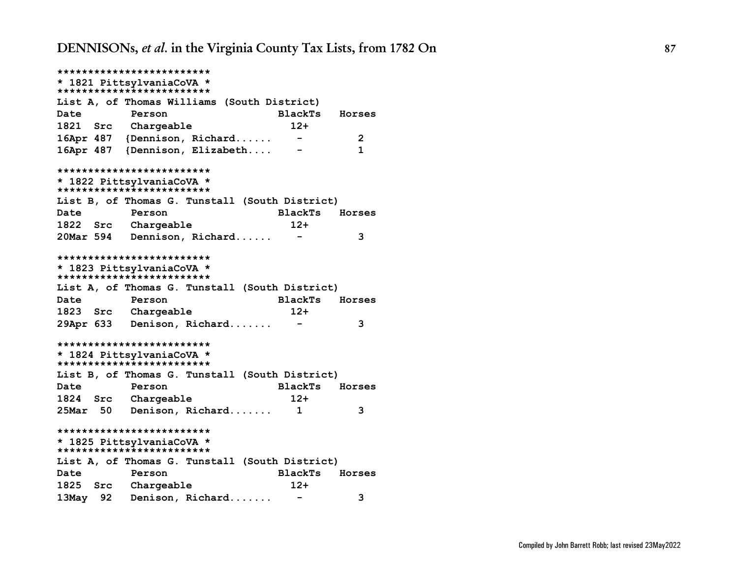```
*************************
* 1821 PittsylvaniaCoVA *
*************************
List A, of Thomas Williams (South District)
Date        Person                  BlackTs   Horses
1821  Src   Chargeable               12+
16Apr 487  {Dennison, Richard......    -         2
16Apr 487  {Dennison, Elizabeth....    -         1

*************************
* 1822 PittsylvaniaCoVA *
*************************
List B, of Thomas G. Tunstall (South District)
Date        Person                  BlackTs   Horses
1822  Src   Chargeable               12+
20Mar 594   Dennison, Richard......    -         3

*************************
* 1823 PittsylvaniaCoVA *
*************************
List A, of Thomas G. Tunstall (South District)
Date        Person                  BlackTs   Horses
1823  Src   Chargeable               12+
29Apr 633   Denison, Richard.......    -         3

*************************
* 1824 PittsylvaniaCoVA *
*************************
List B, of Thomas G. Tunstall (South District)
Date        Person                  BlackTs   Horses
1824  Src   Chargeable               12+
25Mar  50   Denison, Richard.......    1         3

*************************
* 1825 PittsylvaniaCoVA *
*************************
List A, of Thomas G. Tunstall (South District)
Date        Person                  BlackTs   Horses
1825  Src   Chargeable               12+
13May  92   Denison, Richard.......    -         3
```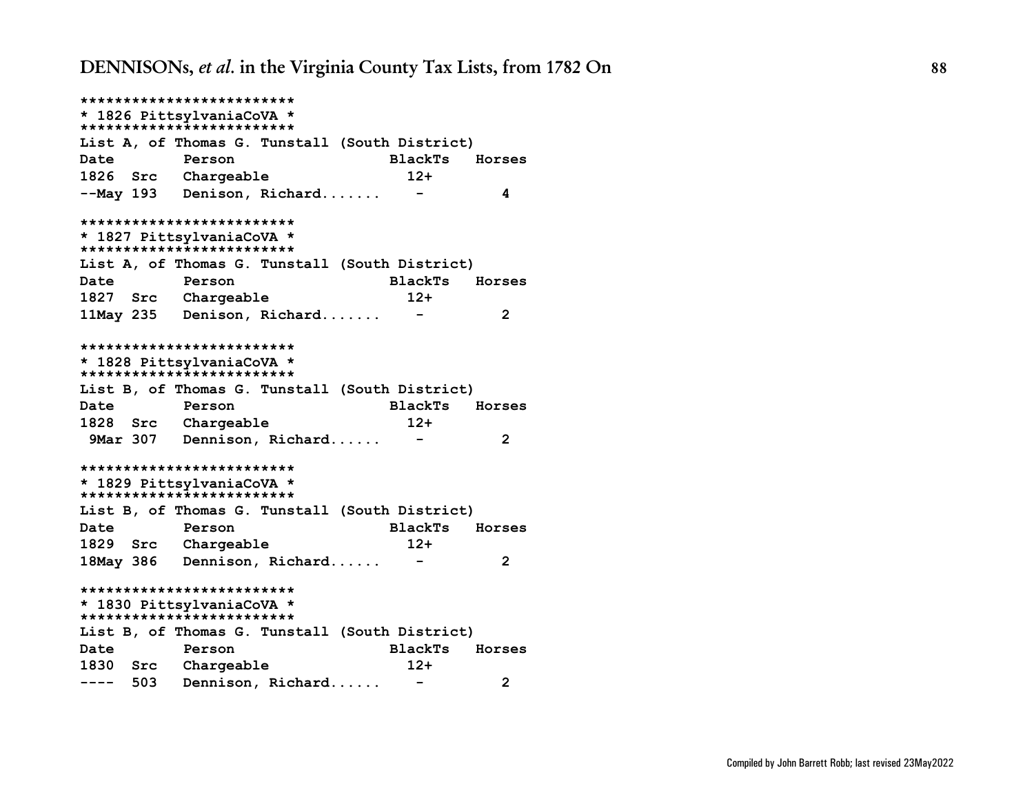```
*************************
* 1826 PittsylvaniaCoVA *
*************************
List A, of Thomas G. Tunstall (South District)
Date        Person                 BlackTs   Horses
1826  Src   Chargeable               12+
--May 193   Denison, Richard.......    -         4

*************************
* 1827 PittsylvaniaCoVA *
*************************
List A, of Thomas G. Tunstall (South District)
Date        Person                 BlackTs   Horses
1827  Src   Chargeable               12+
11May 235   Denison, Richard.......    -         2

*************************
* 1828 PittsylvaniaCoVA *
*************************
List B, of Thomas G. Tunstall (South District)
Date        Person                 BlackTs   Horses
1828  Src   Chargeable               12+
 9Mar 307   Dennison, Richard......    -         2

*************************
* 1829 PittsylvaniaCoVA *
*************************
List B, of Thomas G. Tunstall (South District)
Date        Person                 BlackTs   Horses
1829  Src   Chargeable               12+
18May 386   Dennison, Richard......    -         2

*************************
* 1830 PittsylvaniaCoVA *
*************************
List B, of Thomas G. Tunstall (South District)
Date        Person                 BlackTs   Horses
1830  Src   Chargeable               12+
----  503   Dennison, Richard......    -         2
```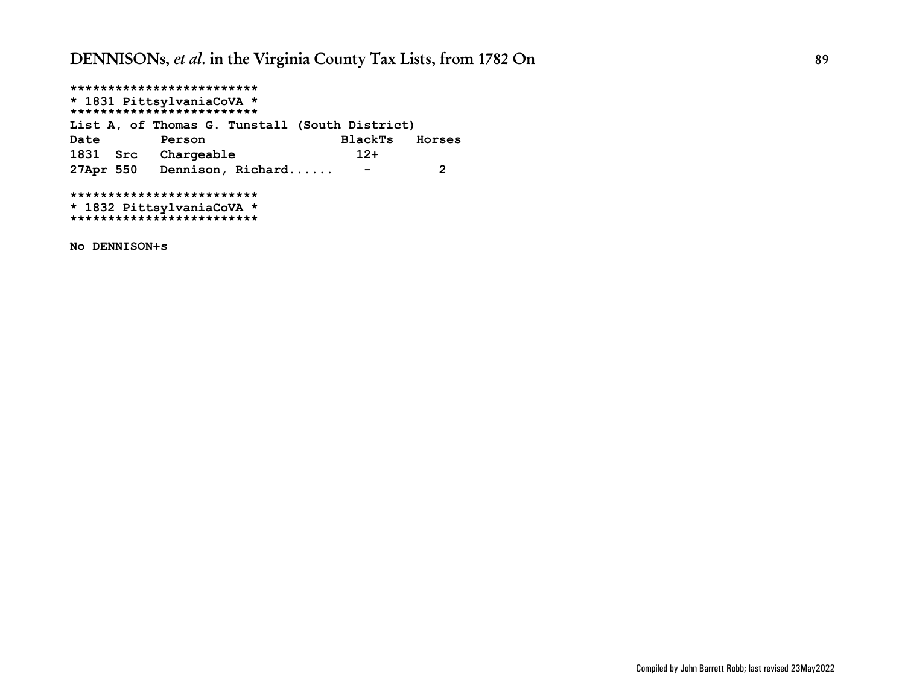```
*************************
* 1831 PittsylvaniaCoVA *
*************************
List A, of Thomas G. Tunstall (South District)
Date        Person                  BlackTs   Horses
1831  Src   Chargeable                12+
27Apr 550   Dennison, Richard......    -         2

*************************
* 1832 PittsylvaniaCoVA *
*************************

No DENNISON+s
```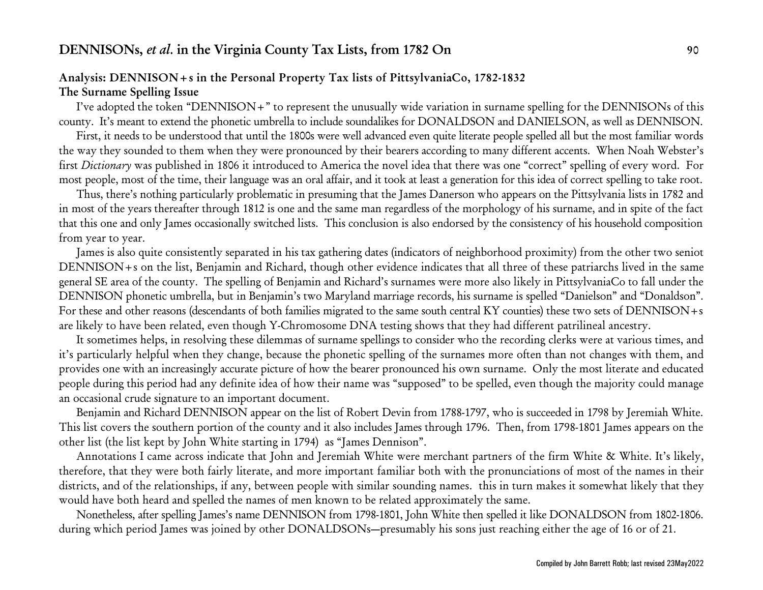## Analysis: DENNISON+s in the Personal Property Tax lists of PittsylvaniaCo, 1782-1832

### The Surname Spelling Issue

I've adopted the token "DENNISON+" to represent the unusually wide variation in surname spelling for the DENNISONs of this county. It's meant to extend the phonetic umbrella to include soundalikes for DONALDSON and DANIELSON, as well as DENNISON.

First, it needs to be understood that until the 1800s were well advanced even quite literate people spelled all but the most familiar words the way they sounded to them when they were pronounced by their bearers according to many different accents. When Noah Webster's first *Dictionary* was published in 1806 it introduced to America the novel idea that there was one "correct" spelling of every word. For most people, most of the time, their language was an oral affair, and it took at least a generation for this idea of correct spelling to take root.

Thus, there's nothing particularly problematic in presuming that the James Danerson who appears on the Pittsylvania lists in 1782 and in most of the years thereafter through 1812 is one and the same man regardless of the morphology of his surname, and in spite of the fact that this one and only James occasionally switched lists. This conclusion is also endorsed by the consistency of his household composition from year to year.

James is also quite consistently separated in his tax gathering dates (indicators of neighborhood proximity) from the other two seniot DENNISON+s on the list, Benjamin and Richard, though other evidence indicates that all three of these patriarchs lived in the same general SE area of the county. The spelling of Benjamin and Richard's surnames were more also likely in PittsylvaniaCo to fall under the DENNISON phonetic umbrella, but in Benjamin's two Maryland marriage records, his surname is spelled "Danielson" and "Donaldson". For these and other reasons (descendants of both families migrated to the same south central KY counties) these two sets of DENNISON+s are likely to have been related, even though Y-Chromosome DNA testing shows that they had different patrilineal ancestry.

It sometimes helps, in resolving these dilemmas of surname spellings to consider who the recording clerks were at various times, and it's particularly helpful when they change, because the phonetic spelling of the surnames more often than not changes with them, and provides one with an increasingly accurate picture of how the bearer pronounced his own surname. Only the most literate and educated people during this period had any definite idea of how their name was "supposed" to be spelled, even though the majority could manage an occasional crude signature to an important document.

Benjamin and Richard DENNISON appear on the list of Robert Devin from 1788-1797, who is succeeded in 1798 by Jeremiah White. This list covers the southern portion of the county and it also includes James through 1796. Then, from 1798-1801 James appears on the other list (the list kept by John White starting in 1794) as "James Dennison".

Annotations I came across indicate that John and Jeremiah White were merchant partners of the firm White & White. It's likely, therefore, that they were both fairly literate, and more important familiar both with the pronunciations of most of the names in their districts, and of the relationships, if any, between people with similar sounding names. this in turn makes it somewhat likely that they would have both heard and spelled the names of men known to be related approximately the same.

Nonetheless, after spelling James's name DENNISON from 1798-1801, John White then spelled it like DONALDSON from 1802-1806. during which period James was joined by other DONALDSONs—presumably his sons just reaching either the age of 16 or of 21.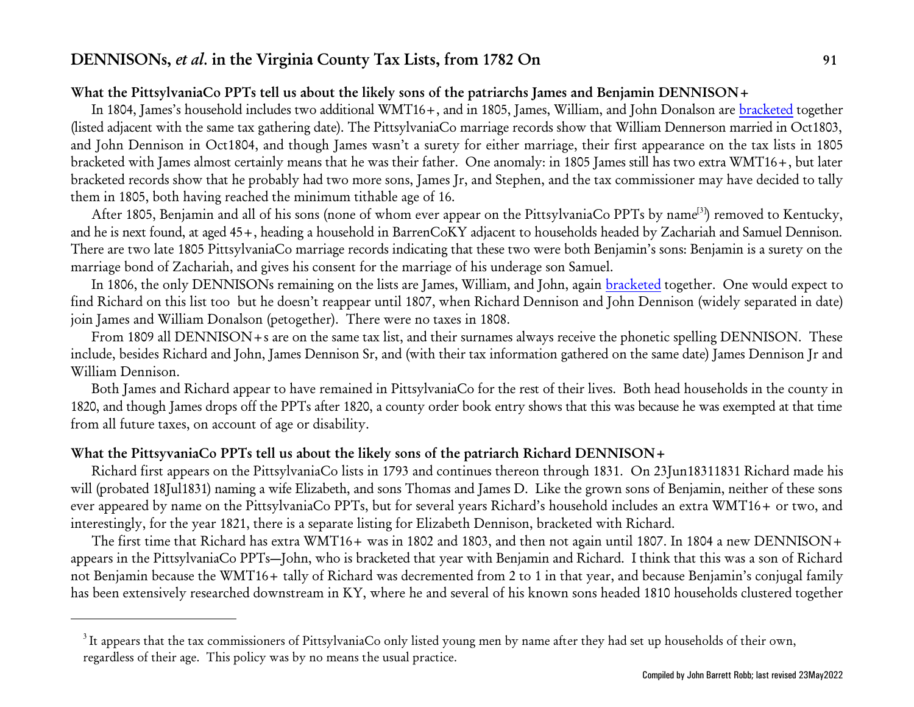### What the PittsylvaniaCo PPTs tell us about the likely sons of the patriarchs James and Benjamin DENNISON+

In 1804, James's household includes two additional WMT16+, and in 1805, James, William, and John Donalson are bracketed together (listed adjacent with the same tax gathering date). The PittsylvaniaCo marriage records show that William Dennerson married in Oct1803, and John Dennison in Oct1804, and though James wasn't a surety for either marriage, their first appearance on the tax lists in 1805 bracketed with James almost certainly means that he was their father. One anomaly: in 1805 James still has two extra WMT16+, but later bracketed records show that he probably had two more sons, James Jr, and Stephen, and the tax commissioner may have decided to tally them in 1805, both having reached the minimum tithable age of 16.

After 1805, Benjamin and all of his sons (none of whom ever appear on the PittsylvaniaCo PPTs by name[3]) removed to Kentucky, and he is next found, at aged 45+, heading a household in BarrenCoKY adjacent to households headed by Zachariah and Samuel Dennison. There are two late 1805 PittsylvaniaCo marriage records indicating that these two were both Benjamin's sons: Benjamin is a surety on the marriage bond of Zachariah, and gives his consent for the marriage of his underage son Samuel.

In 1806, the only DENNISONs remaining on the lists are James, William, and John, again bracketed together. One would expect to find Richard on this list too but he doesn't reappear until 1807, when Richard Dennison and John Dennison (widely separated in date) join James and William Donalson (petogether). There were no taxes in 1808.

From 1809 all DENNISON+s are on the same tax list, and their surnames always receive the phonetic spelling DENNISON. These include, besides Richard and John, James Dennison Sr, and (with their tax information gathered on the same date) James Dennison Jr and William Dennison.

Both James and Richard appear to have remained in PittsylvaniaCo for the rest of their lives. Both head households in the county in 1820, and though James drops off the PPTs after 1820, a county order book entry shows that this was because he was exempted at that time from all future taxes, on account of age or disability.

### What the PittsyvaniaCo PPTs tell us about the likely sons of the patriarch Richard DENNISON+

Richard first appears on the PittsylvaniaCo lists in 1793 and continues thereon through 1831. On 23Jun18311831 Richard made his will (probated 18Jul1831) naming a wife Elizabeth, and sons Thomas and James D. Like the grown sons of Benjamin, neither of these sons ever appeared by name on the PittsylvaniaCo PPTs, but for several years Richard's household includes an extra WMT16+ or two, and interestingly, for the year 1821, there is a separate listing for Elizabeth Dennison, bracketed with Richard.

The first time that Richard has extra WMT16+ was in 1802 and 1803, and then not again until 1807. In 1804 a new DENNISON+ appears in the PittsylvaniaCo PPTs—John, who is bracketed that year with Benjamin and Richard. I think that this was a son of Richard not Benjamin because the WMT16+ tally of Richard was decremented from 2 to 1 in that year, and because Benjamin's conjugal family has been extensively researched downstream in KY, where he and several of his known sons headed 1810 households clustered together

---

[3] It appears that the tax commissioners of PittsylvaniaCo only listed young men by name after they had set up households of their own, regardless of their age. This policy was by no means the usual practice.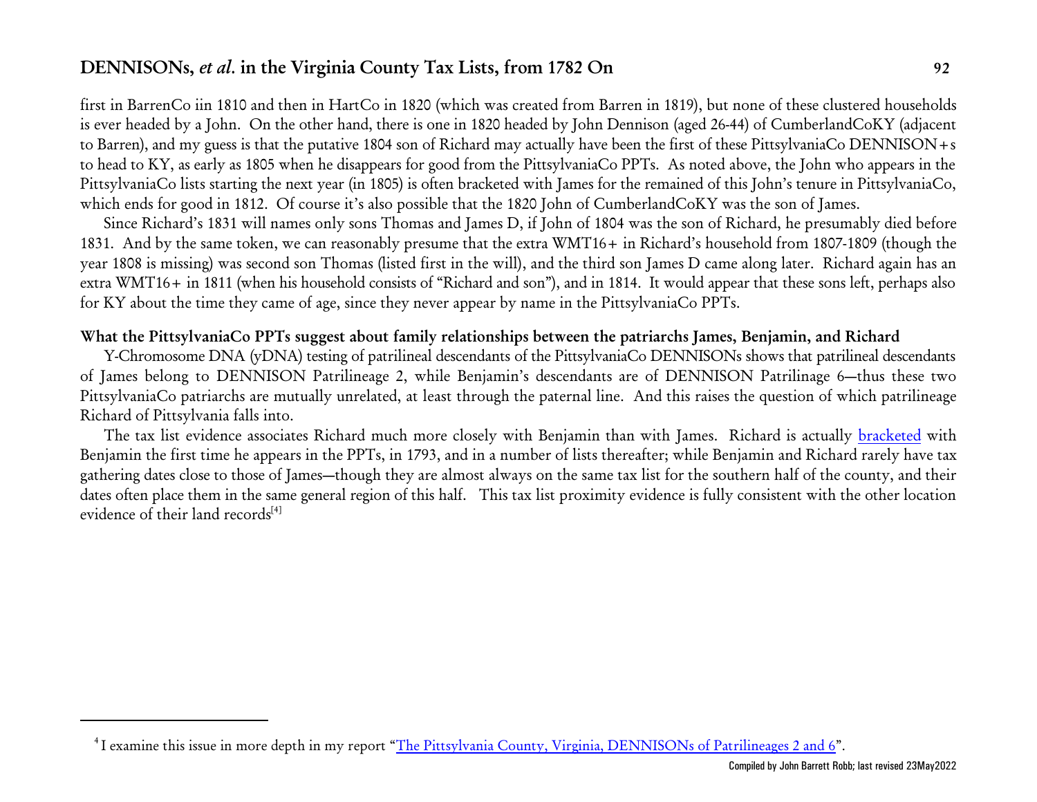first in BarrenCo iin 1810 and then in HartCo in 1820 (which was created from Barren in 1819), but none of these clustered households is ever headed by a John. On the other hand, there is one in 1820 headed by John Dennison (aged 26-44) of CumberlandCoKY (adjacent to Barren), and my guess is that the putative 1804 son of Richard may actually have been the first of these PittsylvaniaCo DENNISON+s to head to KY, as early as 1805 when he disappears for good from the PittsylvaniaCo PPTs. As noted above, the John who appears in the PittsylvaniaCo lists starting the next year (in 1805) is often bracketed with James for the remained of this John's tenure in PittsylvaniaCo, which ends for good in 1812. Of course it's also possible that the 1820 John of CumberlandCoKY was the son of James.

Since Richard's 1831 will names only sons Thomas and James D, if John of 1804 was the son of Richard, he presumably died before 1831. And by the same token, we can reasonably presume that the extra WMT16+ in Richard's household from 1807-1809 (though the year 1808 is missing) was second son Thomas (listed first in the will), and the third son James D came along later. Richard again has an extra WMT16+ in 1811 (when his household consists of "Richard and son"), and in 1814. It would appear that these sons left, perhaps also for KY about the time they came of age, since they never appear by name in the PittsylvaniaCo PPTs.

**What the PittsylvaniaCo PPTs suggest about family relationships between the patriarchs James, Benjamin, and Richard**

Y-Chromosome DNA (yDNA) testing of patrilineal descendants of the PittsylvaniaCo DENNISONs shows that patrilineal descendants of James belong to DENNISON Patrilineage 2, while Benjamin's descendants are of DENNISON Patrilinage 6—thus these two PittsylvaniaCo patriarchs are mutually unrelated, at least through the paternal line. And this raises the question of which patrilineage Richard of Pittsylvania falls into.

The tax list evidence associates Richard much more closely with Benjamin than with James. Richard is actually bracketed with Benjamin the first time he appears in the PPTs, in 1793, and in a number of lists thereafter; while Benjamin and Richard rarely have tax gathering dates close to those of James—though they are almost always on the same tax list for the southern half of the county, and their dates often place them in the same general region of this half. This tax list proximity evidence is fully consistent with the other location evidence of their land records[4]

---

[4] I examine this issue in more depth in my report "The Pittsylvania County, Virginia, DENNISONs of Patrilineages 2 and 6".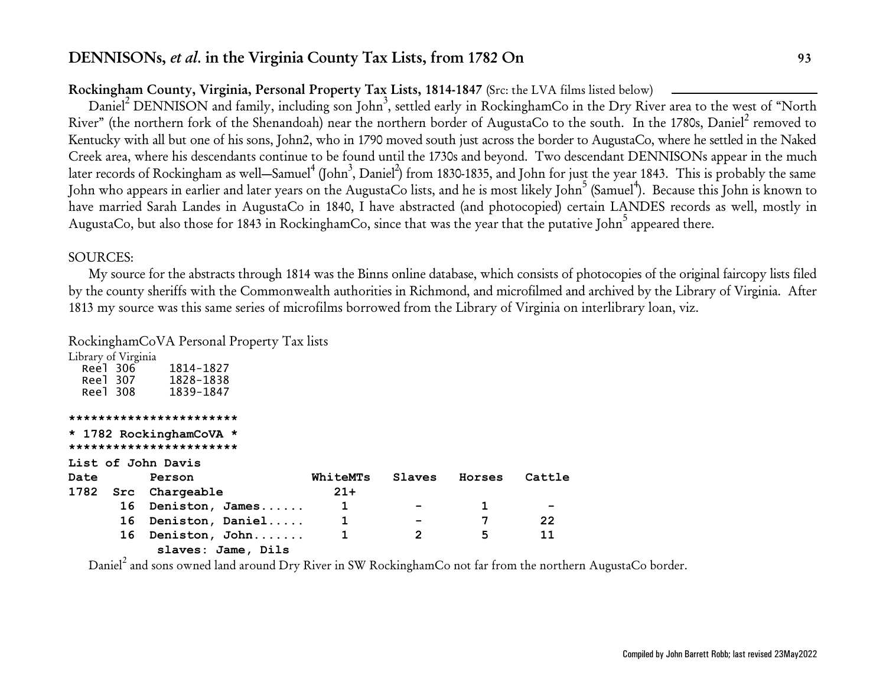**Rockingham County, Virginia, Personal Property Tax Lists, 1814-1847** (Src: the LVA films listed below)

Daniel[2] DENNISON and family, including son John[3], settled early in RockinghamCo in the Dry River area to the west of "North River" (the northern fork of the Shenandoah) near the northern border of AugustaCo to the south. In the 1780s, Daniel[2] removed to Kentucky with all but one of his sons, John2, who in 1790 moved south just across the border to AugustaCo, where he settled in the Naked Creek area, where his descendants continue to be found until the 1730s and beyond. Two descendant DENNISONs appear in the much later records of Rockingham as well—Samuel[4] (John[3], Daniel[2]) from 1830-1835, and John for just the year 1843. This is probably the same John who appears in earlier and later years on the AugustaCo lists, and he is most likely John[5] (Samuel[4]). Because this John is known to have married Sarah Landes in AugustaCo in 1840, I have abstracted (and photocopied) certain LANDES records as well, mostly in AugustaCo, but also those for 1843 in RockinghamCo, since that was the year that the putative John[5] appeared there.

SOURCES:

My source for the abstracts through 1814 was the Binns online database, which consists of photocopies of the original faircopy lists filed by the county sheriffs with the Commonwealth authorities in Richmond, and microfilmed and archived by the Library of Virginia. After 1813 my source was this same series of microfilms borrowed from the Library of Virginia on interlibrary loan, viz.

RockinghamCoVA Personal Property Tax lists

```
Library of Virginia
  Reel 306     1814-1827
  Reel 307     1828-1838
  Reel 308     1839-1847

***********************
* 1782 RockinghamCoVA *
***********************
List of John Davis
Date        Person               WhiteMTs   Slaves   Horses   Cattle
1782  Src  Chargeable              21+
       16  Deniston, James......     1         -        1        -
       16  Deniston, Daniel.....     1         -        7       22
       16  Deniston, John.......     1         2        5       11
            slaves: Jame, Dils
```

Daniel[2] and sons owned land around Dry River in SW RockinghamCo not far from the northern AugustaCo border.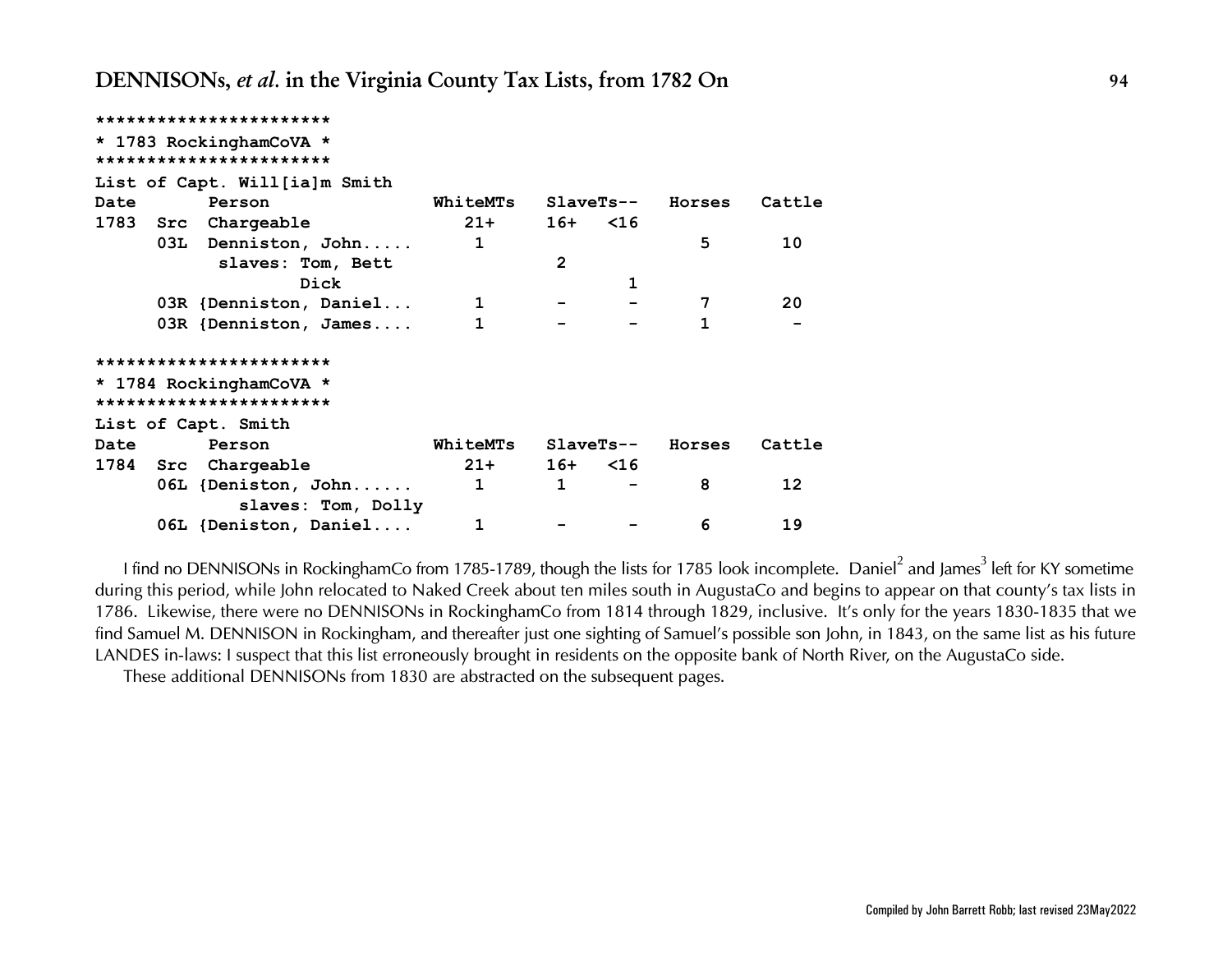```
***********************
* 1783 RockinghamCoVA *
***********************
List of Capt. Will[ia]m Smith
Date       Person                WhiteMTs   SlaveTs--   Horses   Cattle
1783  Src  Chargeable              21+      16+   <16
      03L  Denniston, John.....     1                      5       10
            slaves: Tom, Bett                2
                   Dick                            1
      03R {Denniston, Daniel...     1        -     -       7       20
      03R {Denniston, James....     1        -     -       1        -

***********************
* 1784 RockinghamCoVA *
***********************
List of Capt. Smith
Date       Person                WhiteMTs   SlaveTs--   Horses   Cattle
1784  Src  Chargeable              21+      16+   <16
      06L {Deniston, John......     1        1     -       8       12
              slaves: Tom, Dolly
      06L {Deniston, Daniel....     1        -     -       6       19
```

I find no DENNISONs in RockinghamCo from 1785-1789, though the lists for 1785 look incomplete. Daniel[2] and James[3] left for KY sometime during this period, while John relocated to Naked Creek about ten miles south in AugustaCo and begins to appear on that county's tax lists in 1786. Likewise, there were no DENNISONs in RockinghamCo from 1814 through 1829, inclusive. It's only for the years 1830-1835 that we find Samuel M. DENNISON in Rockingham, and thereafter just one sighting of Samuel's possible son John, in 1843, on the same list as his future LANDES in-laws: I suspect that this list erroneously brought in residents on the opposite bank of North River, on the AugustaCo side.

These additional DENNISONs from 1830 are abstracted on the subsequent pages.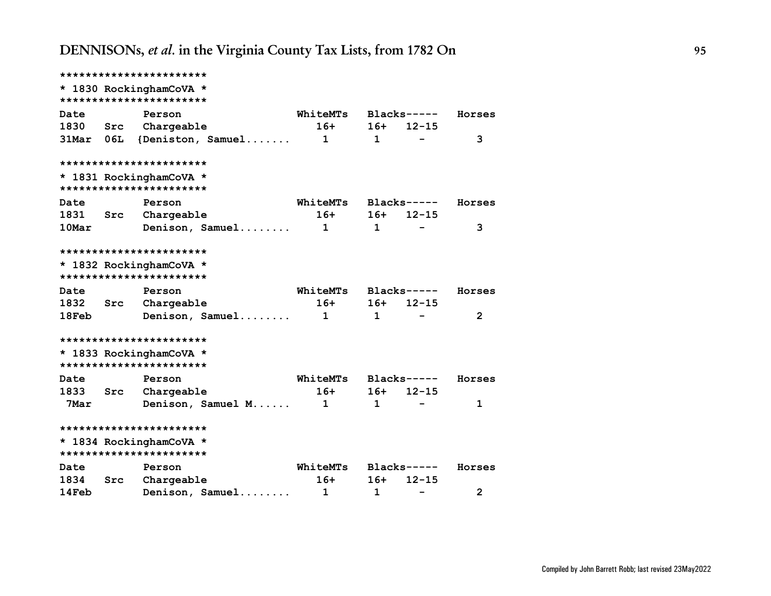```
***********************
* 1830 RockinghamCoVA *
***********************
Date         Person                WhiteMTs   Blacks-----   Horses
1830   Src   Chargeable               16+      16+   12-15
31Mar  06L  {Deniston, Samuel.......    1        1      -         3

***********************
* 1831 RockinghamCoVA *
***********************
Date         Person                WhiteMTs   Blacks-----   Horses
1831   Src   Chargeable               16+      16+   12-15
10Mar        Denison, Samuel........    1        1      -         3

***********************
* 1832 RockinghamCoVA *
***********************
Date         Person                WhiteMTs   Blacks-----   Horses
1832   Src   Chargeable               16+      16+   12-15
18Feb        Denison, Samuel........    1        1      -         2

***********************
* 1833 RockinghamCoVA *
***********************
Date         Person                WhiteMTs   Blacks-----   Horses
1833   Src   Chargeable               16+      16+   12-15
 7Mar        Denison, Samuel M......    1        1      -         1

***********************
* 1834 RockinghamCoVA *
***********************
Date         Person                WhiteMTs   Blacks-----   Horses
1834   Src   Chargeable               16+      16+   12-15
14Feb        Denison, Samuel........    1        1      -         2
```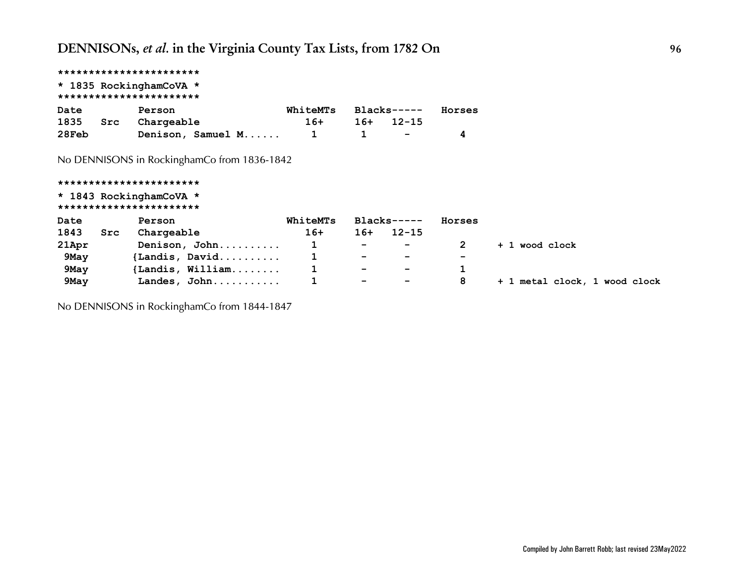```
***********************
* 1835 RockinghamCoVA *
***********************
```

| Date | Src | Person | WhiteMTs | Blacks----- | | Horses | |
|---|---|---|---|---|---|---|---|
| 1835 | Src | Chargeable | 16+ | 16+ | 12-15 | | |
| 28Feb | | Denison, Samuel M...... | 1 | 1 | - | 4 | |

No DENNISONS in RockinghamCo from 1836-1842

```
***********************
* 1843 RockinghamCoVA *
***********************
```

| Date | Src | Person | WhiteMTs | Blacks----- | | Horses | |
|---|---|---|---|---|---|---|---|
| 1843 | Src | Chargeable | 16+ | 16+ | 12-15 | | |
| 21Apr | | Denison, John.......... | 1 | - | - | 2 | + 1 wood clock |
| 9May | | {Landis, David.......... | 1 | - | - | - | |
| 9May | | {Landis, William........ | 1 | - | - | 1 | |
| 9May | | Landes, John........... | 1 | - | - | 8 | + 1 metal clock, 1 wood clock |

No DENNISONS in RockinghamCo from 1844-1847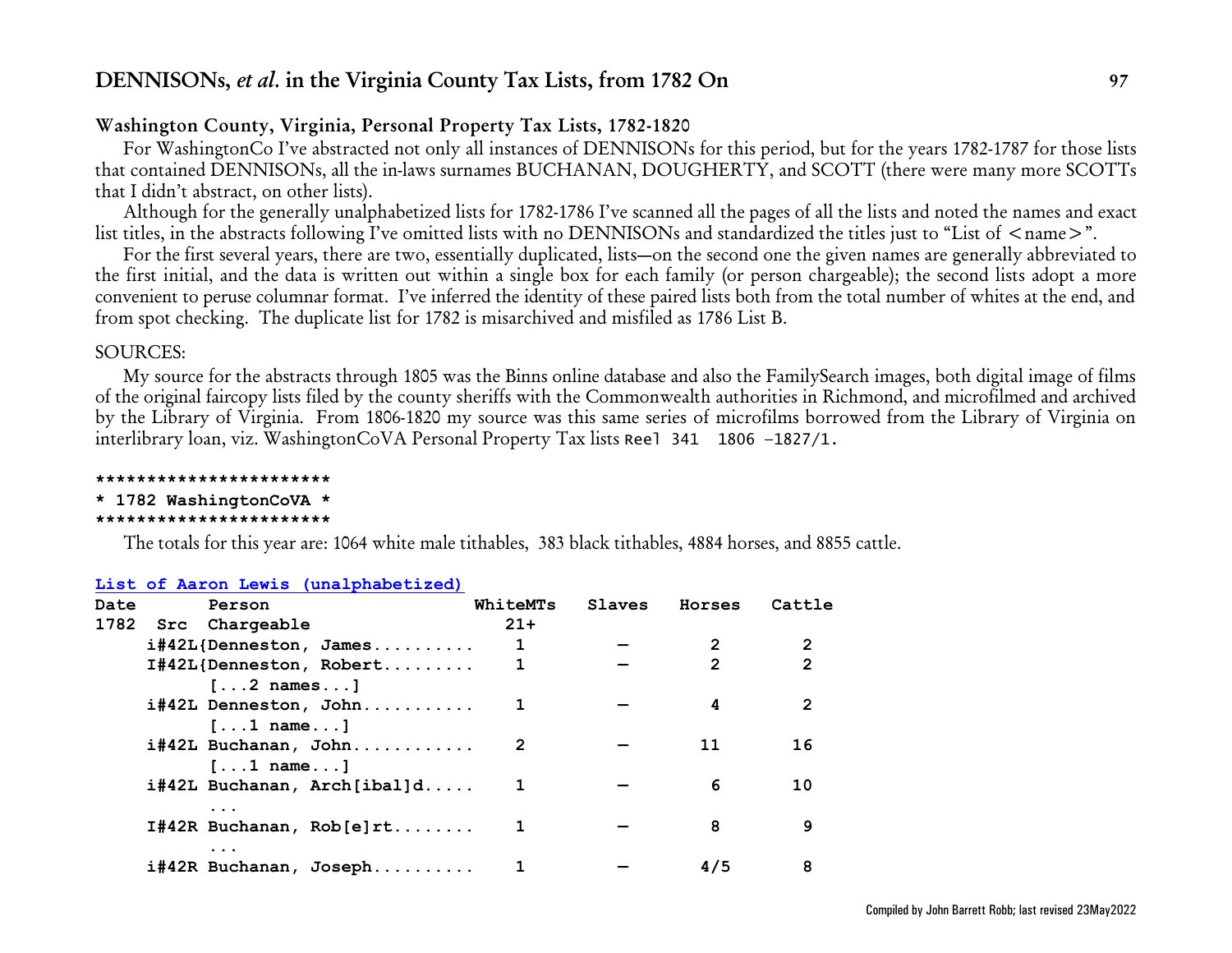## Washington County, Virginia, Personal Property Tax Lists, 1782-1820

For WashingtonCo I've abstracted not only all instances of DENNISONs for this period, but for the years 1782-1787 for those lists that contained DENNISONs, all the in-laws surnames BUCHANAN, DOUGHERTY, and SCOTT (there were many more SCOTTs that I didn't abstract, on other lists).

Although for the generally unalphabetized lists for 1782-1786 I've scanned all the pages of all the lists and noted the names and exact list titles, in the abstracts following I've omitted lists with no DENNISONs and standardized the titles just to "List of <name>".

For the first several years, there are two, essentially duplicated, lists—on the second one the given names are generally abbreviated to the first initial, and the data is written out within a single box for each family (or person chargeable); the second lists adopt a more convenient to peruse columnar format. I've inferred the identity of these paired lists both from the total number of whites at the end, and from spot checking. The duplicate list for 1782 is misarchived and misfiled as 1786 List B.

SOURCES:

My source for the abstracts through 1805 was the Binns online database and also the FamilySearch images, both digital image of films of the original faircopy lists filed by the county sheriffs with the Commonwealth authorities in Richmond, and microfilmed and archived by the Library of Virginia. From 1806-1820 my source was this same series of microfilms borrowed from the Library of Virginia on interlibrary loan, viz. WashingtonCoVA Personal Property Tax lists `Reel 341 1806 –1827/1.`

```
***********************
* 1782 WashingtonCoVA *
***********************
```

The totals for this year are: 1064 white male tithables, 383 black tithables, 4884 horses, and 8855 cattle.

**List of Aaron Lewis (unalphabetized)**

| Date 1782 | Src | Person Chargeable | WhiteMTs 21+ | Slaves | Horses | Cattle |
|---|---|---|---|---|---|---|
| | i#42L | {Denneston, James.......... | 1 | — | 2 | 2 |
| | I#42L | {Denneston, Robert......... | 1 | — | 2 | 2 |
| | | [...2 names...] | | | | |
| | i#42L | Denneston, John........... | 1 | — | 4 | 2 |
| | | [...1 name...] | | | | |
| | i#42L | Buchanan, John............ | 2 | — | 11 | 16 |
| | | [...1 name...] | | | | |
| | i#42L | Buchanan, Arch[ibal]d..... | 1 | — | 6 | 10 |
| | | ... | | | | |
| | I#42R | Buchanan, Rob[e]rt........ | 1 | — | 8 | 9 |
| | | ... | | | | |
| | i#42R | Buchanan, Joseph.......... | 1 | — | 4/5 | 8 |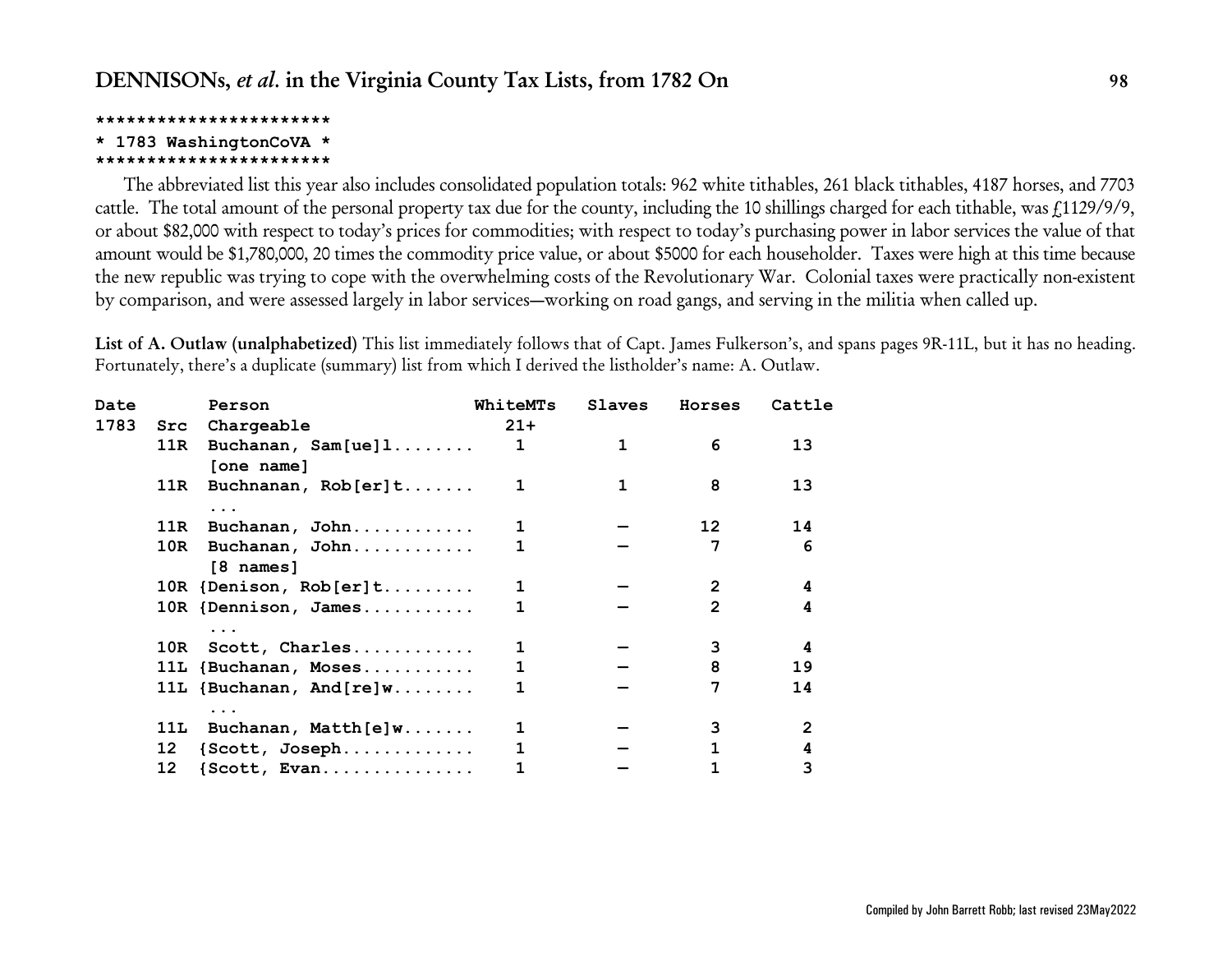```
***********************
* 1783 WashingtonCoVA *
***********************
```

The abbreviated list this year also includes consolidated population totals: 962 white tithables, 261 black tithables, 4187 horses, and 7703 cattle. The total amount of the personal property tax due for the county, including the 10 shillings charged for each tithable, was £1129/9/9, or about $82,000 with respect to today's prices for commodities; with respect to today's purchasing power in labor services the value of that amount would be $1,780,000, 20 times the commodity price value, or about $5000 for each householder. Taxes were high at this time because the new republic was trying to cope with the overwhelming costs of the Revolutionary War. Colonial taxes were practically non-existent by comparison, and were assessed largely in labor services—working on road gangs, and serving in the militia when called up.

**List of A. Outlaw (unalphabetized)** This list immediately follows that of Capt. James Fulkerson's, and spans pages 9R-11L, but it has no heading. Fortunately, there's a duplicate (summary) list from which I derived the listholder's name: A. Outlaw.

| Date 1783 | Src | Person Chargeable | WhiteMTs 21+ | Slaves | Horses | Cattle |
|---|---|---|---|---|---|---|
| | 11R | Buchanan, Sam[ue]l........ | 1 | 1 | 6 | 13 |
| | | [one name] | | | | |
| | 11R | Buchnanan, Rob[er]t....... | 1 | 1 | 8 | 13 |
| | | ... | | | | |
| | 11R | Buchanan, John............ | 1 | — | 12 | 14 |
| | 10R | Buchanan, John............ | 1 | — | 7 | 6 |
| | | [8 names] | | | | |
| | 10R | {Denison, Rob[er]t......... | 1 | — | 2 | 4 |
| | 10R | {Dennison, James........... | 1 | — | 2 | 4 |
| | | ... | | | | |
| | 10R | Scott, Charles............ | 1 | — | 3 | 4 |
| | 11L | {Buchanan, Moses........... | 1 | — | 8 | 19 |
| | 11L | {Buchanan, And[re]w........ | 1 | — | 7 | 14 |
| | | ... | | | | |
| | 11L | Buchanan, Matth[e]w....... | 1 | — | 3 | 2 |
| | 12 | {Scott, Joseph............. | 1 | — | 1 | 4 |
| | 12 | {Scott, Evan............... | 1 | — | 1 | 3 |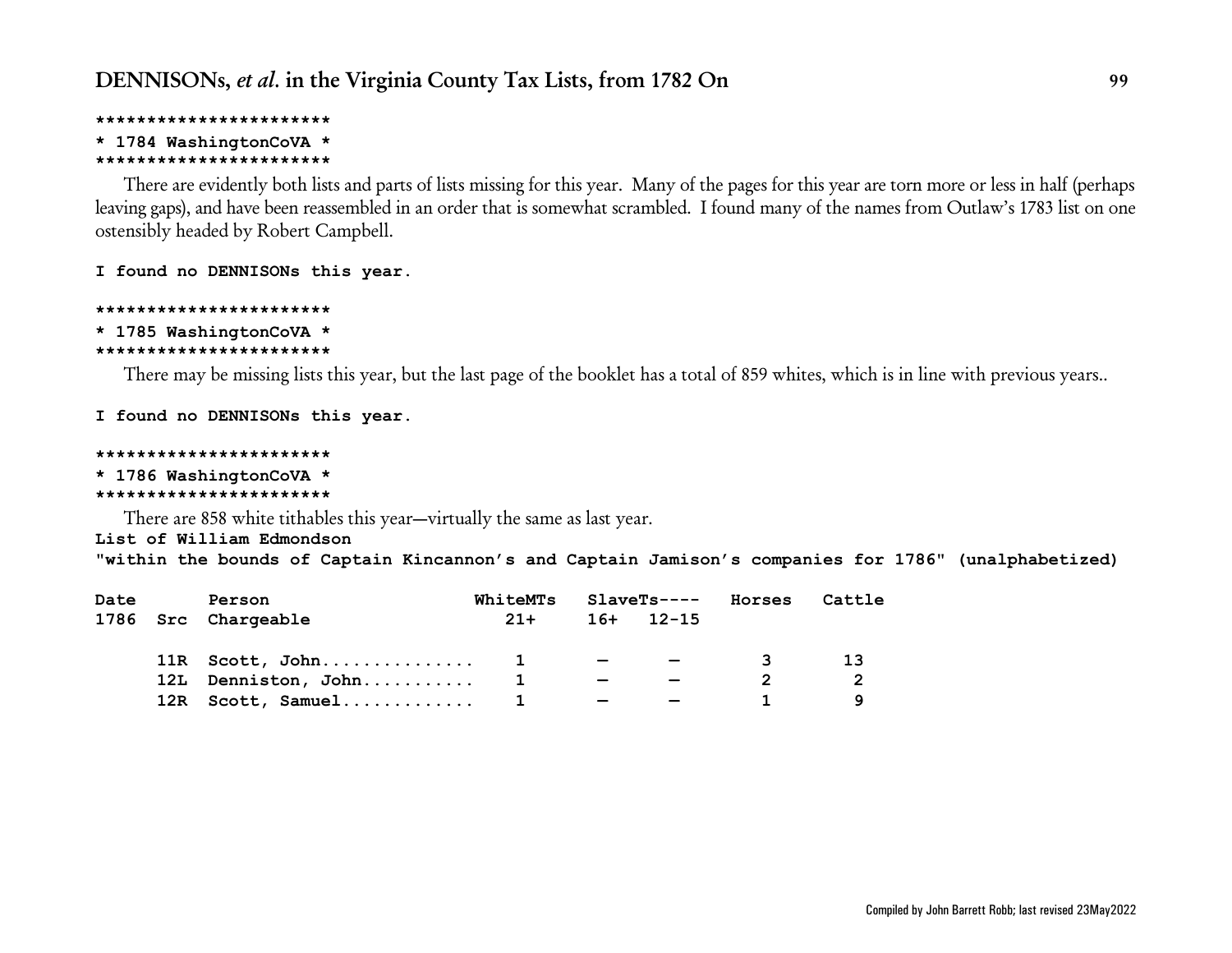```
***********************
* 1784 WashingtonCoVA *
***********************
```

There are evidently both lists and parts of lists missing for this year. Many of the pages for this year are torn more or less in half (perhaps leaving gaps), and have been reassembled in an order that is somewhat scrambled. I found many of the names from Outlaw's 1783 list on one ostensibly headed by Robert Campbell.

**I found no DENNISONs this year.**

```
***********************
* 1785 WashingtonCoVA *
***********************
```

There may be missing lists this year, but the last page of the booklet has a total of 859 whites, which is in line with previous years..

**I found no DENNISONs this year.**

```
***********************
* 1786 WashingtonCoVA *
***********************
```

There are 858 white tithables this year—virtually the same as last year.

**List of William Edmondson**

**"within the bounds of Captain Kincannon's and Captain Jamison's companies for 1786" (unalphabetized)**

| Date | | Person | WhiteMTs | SlaveTs---- | | Horses | Cattle |
|---|---|---|---|---|---|---|---|
| 1786 | Src | Chargeable | 21+ | 16+ | 12-15 | | |
| | 11R | Scott, John............... | 1 | — | — | 3 | 13 |
| | 12L | Denniston, John........... | 1 | — | — | 2 | 2 |
| | 12R | Scott, Samuel............. | 1 | — | — | 1 | 9 |

Compiled by John Barrett Robb; last revised 23May2022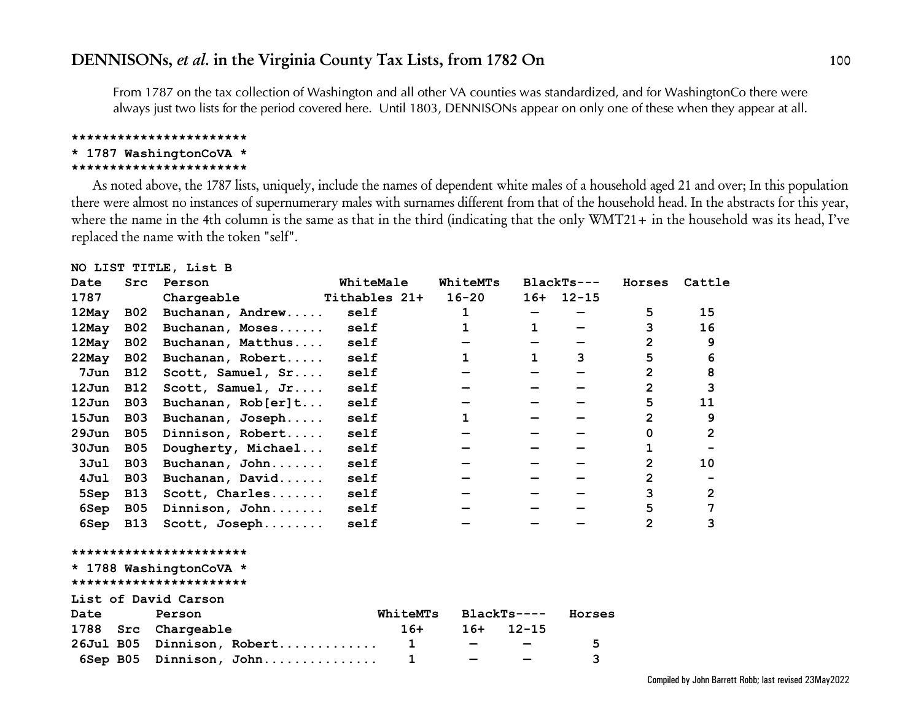From 1787 on the tax collection of Washington and all other VA counties was standardized, and for WashingtonCo there were always just two lists for the period covered here. Until 1803, DENNISONs appear on only one of these when they appear at all.

```
***********************
* 1787 WashingtonCoVA *
***********************
```

As noted above, the 1787 lists, uniquely, include the names of dependent white males of a household aged 21 and over; In this population there were almost no instances of supernumerary males with surnames different from that of the household head. In the abstracts for this year, where the name in the 4th column is the same as that in the third (indicating that the only WMT21+ in the household was its head, I've replaced the name with the token "self".

**NO LIST TITLE, List B**

| Date 1787 | Src | Person Chargeable | WhiteMale Tithables 21+ | WhiteMTs 16-20 | BlackTs--- 16+ | 12-15 | Horses | Cattle |
|---|---|---|---|---|---|---|---|---|
| 12May | B02 | Buchanan, Andrew..... | self | 1 | – | – | 5 | 15 |
| 12May | B02 | Buchanan, Moses...... | self | 1 | 1 | – | 3 | 16 |
| 12May | B02 | Buchanan, Matthus.... | self | – | – | – | 2 | 9 |
| 22May | B02 | Buchanan, Robert..... | self | 1 | 1 | 3 | 5 | 6 |
| 7Jun | B12 | Scott, Samuel, Sr.... | self | – | – | – | 2 | 8 |
| 12Jun | B12 | Scott, Samuel, Jr.... | self | – | – | – | 2 | 3 |
| 12Jun | B03 | Buchanan, Rob[er]t... | self | – | – | – | 5 | 11 |
| 15Jun | B03 | Buchanan, Joseph..... | self | 1 | – | – | 2 | 9 |
| 29Jun | B05 | Dinnison, Robert..... | self | – | – | – | 0 | 2 |
| 30Jun | B05 | Dougherty, Michael... | self | – | – | – | 1 | - |
| 3Jul | B03 | Buchanan, John....... | self | – | – | – | 2 | 10 |
| 4Jul | B03 | Buchanan, David...... | self | – | – | – | 2 | - |
| 5Sep | B13 | Scott, Charles....... | self | – | – | – | 3 | 2 |
| 6Sep | B05 | Dinnison, John....... | self | – | – | – | 5 | 7 |
| 6Sep | B13 | Scott, Joseph........ | self | – | – | – | 2 | 3 |

```
***********************
* 1788 WashingtonCoVA *
***********************
```

**List of David Carson**

| Date 1788 | Src | Person Chargeable | WhiteMTs 16+ | BlackTs---- 16+ | 12-15 | Horses |
|---|---|---|---|---|---|---|
| 26Jul | B05 | Dinnison, Robert............ | 1 | – | – | 5 |
| 6Sep | B05 | Dinnison, John.............. | 1 | – | – | 3 |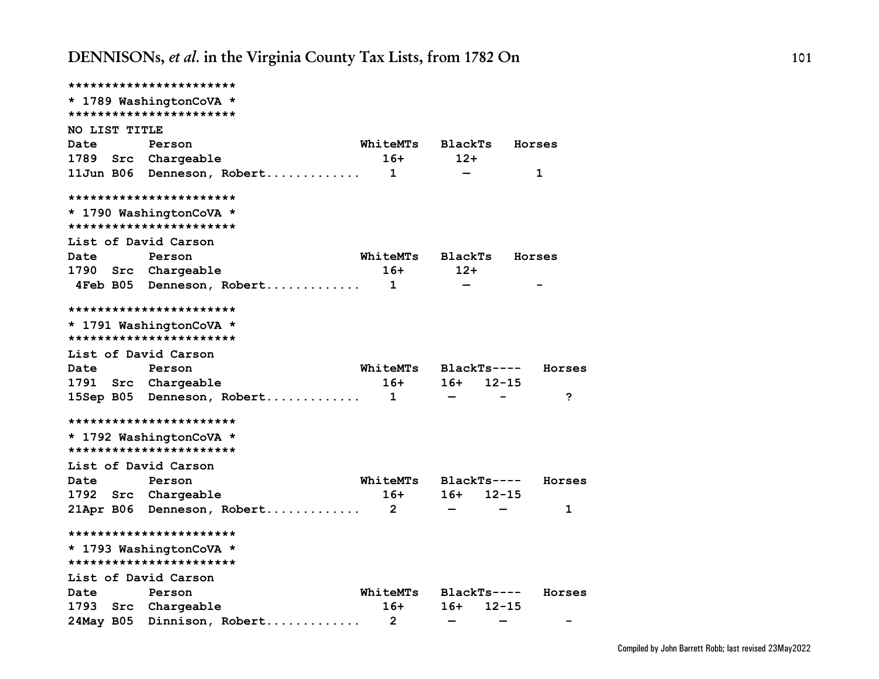```
***********************
* 1789 WashingtonCoVA *
***********************
NO LIST TITLE
Date       Person                       WhiteMTs   BlackTs   Horses
1789  Src  Chargeable                      16+       12+
11Jun B06  Denneson, Robert............    1         —         1

***********************
* 1790 WashingtonCoVA *
***********************
List of David Carson
Date       Person                       WhiteMTs   BlackTs   Horses
1790  Src  Chargeable                      16+       12+
 4Feb B05  Denneson, Robert............    1         —         -

***********************
* 1791 WashingtonCoVA *
***********************
List of David Carson
Date       Person                       WhiteMTs   BlackTs----   Horses
1791  Src  Chargeable                      16+     16+   12-15
15Sep B05  Denneson, Robert............    1       —      -         ?

***********************
* 1792 WashingtonCoVA *
***********************
List of David Carson
Date       Person                       WhiteMTs   BlackTs----   Horses
1792  Src  Chargeable                      16+     16+   12-15
21Apr B06  Denneson, Robert............    2       —      —         1

***********************
* 1793 WashingtonCoVA *
***********************
List of David Carson
Date       Person                       WhiteMTs   BlackTs----   Horses
1793  Src  Chargeable                      16+     16+   12-15
24May B05  Dinnison, Robert............    2       —      —         -
```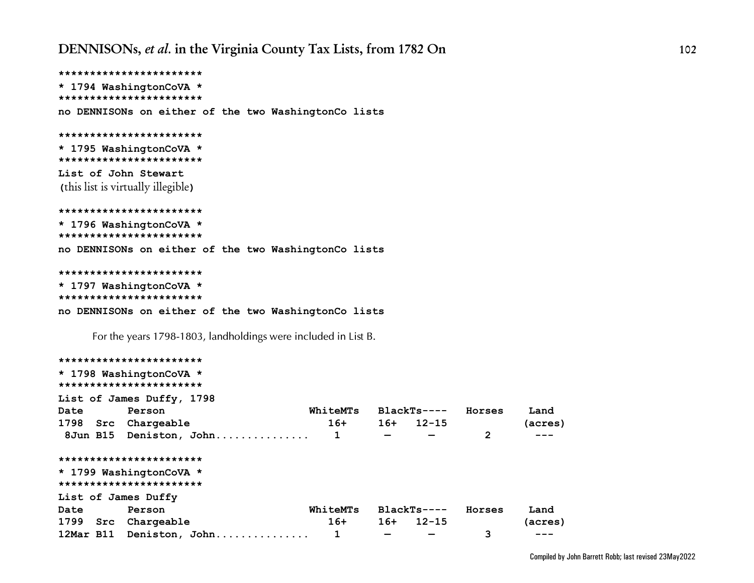```
***********************
* 1794 WashingtonCoVA *
***********************
no DENNISONs on either of the two WashingtonCo lists

***********************
* 1795 WashingtonCoVA *
***********************
List of John Stewart
```

(this list is virtually illegible)

```
***********************
* 1796 WashingtonCoVA *
***********************
no DENNISONs on either of the two WashingtonCo lists

***********************
* 1797 WashingtonCoVA *
***********************
no DENNISONs on either of the two WashingtonCo lists
```

For the years 1798-1803, landholdings were included in List B.

```
***********************
* 1798 WashingtonCoVA *
***********************
List of James Duffy, 1798
Date       Person                     WhiteMTs   BlackTs----   Horses    Land
1798  Src  Chargeable                   16+      16+   12-15             (acres)
 8Jun B15  Deniston, John..............   1       –     –         2        ---

***********************
* 1799 WashingtonCoVA *
***********************
List of James Duffy
Date       Person                     WhiteMTs   BlackTs----   Horses    Land
1799  Src  Chargeable                   16+      16+   12-15             (acres)
12Mar B11  Deniston, John..............   1       –     –         3        ---
```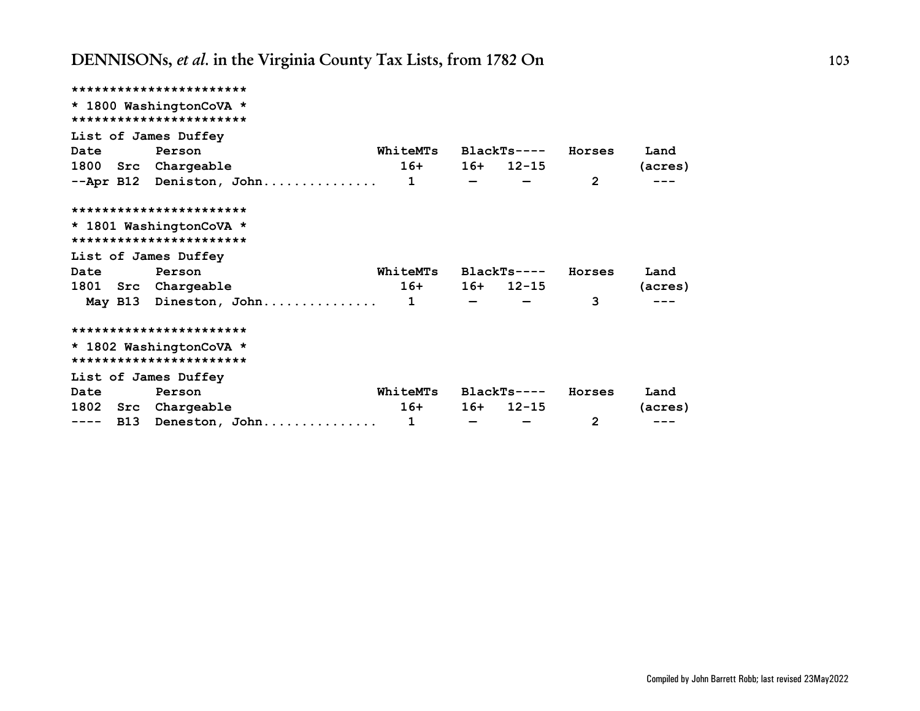```
***********************
* 1800 WashingtonCoVA *
***********************
List of James Duffey
Date       Person                      WhiteMTs   BlackTs----   Horses    Land
1800  Src  Chargeable                    16+      16+   12-15             (acres)
--Apr B12  Deniston, John..............   1        —      —        2       ---

***********************
* 1801 WashingtonCoVA *
***********************
List of James Duffey
Date       Person                      WhiteMTs   BlackTs----   Horses    Land
1801  Src  Chargeable                    16+      16+   12-15             (acres)
  May B13  Dineston, John..............   1        —      —        3       ---

***********************
* 1802 WashingtonCoVA *
***********************
List of James Duffey
Date       Person                      WhiteMTs   BlackTs----   Horses    Land
1802  Src  Chargeable                    16+      16+   12-15             (acres)
----  B13  Deneston, John..............   1        —      —        2       ---
```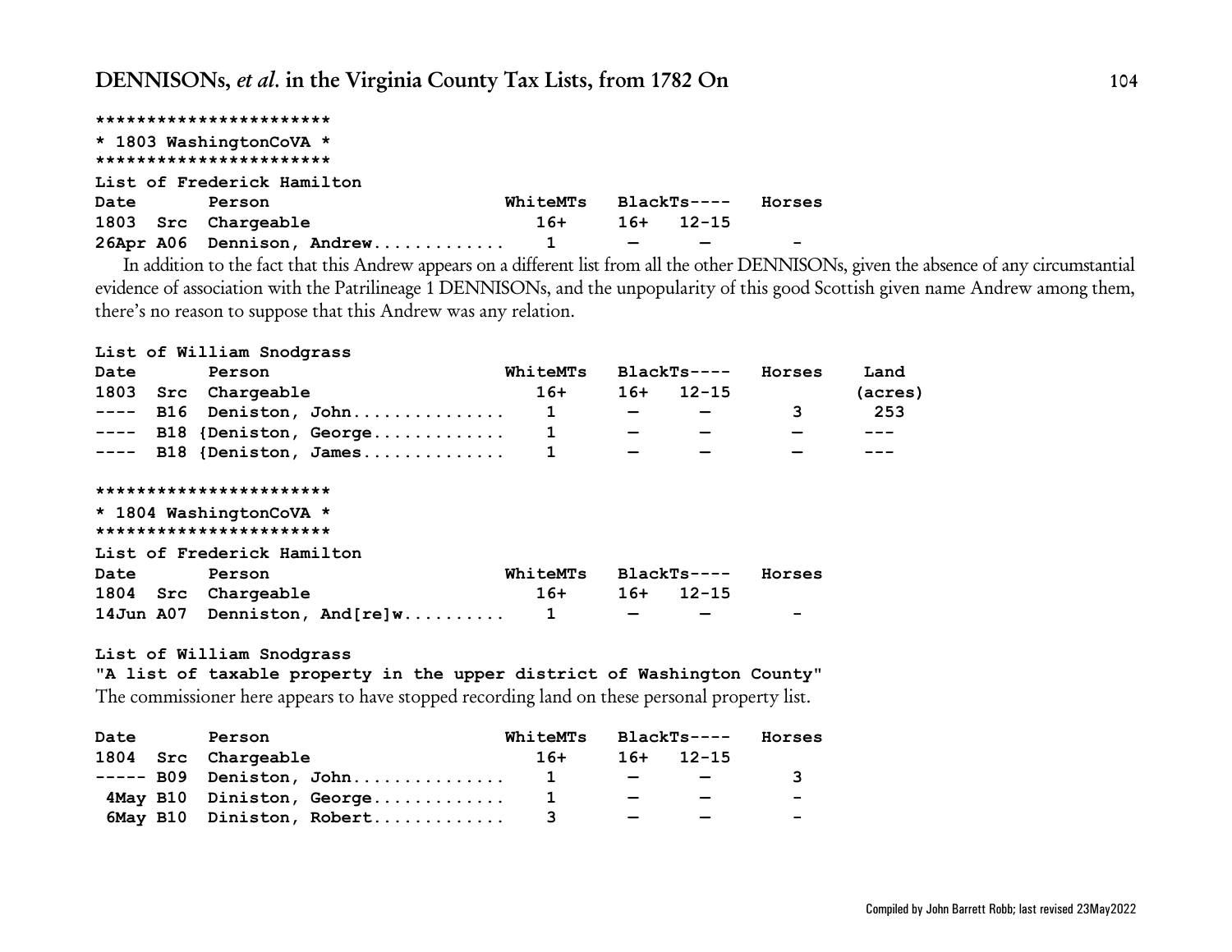```
***********************
* 1803 WashingtonCoVA *
***********************
```

**List of Frederick Hamilton**

| Date | Src | Person | WhiteMTs | BlackTs---- | | Horses |
|---|---|---|---|---|---|---|
| 1803 | Src | Chargeable | 16+ | 16+ | 12-15 | |
| 26Apr | A06 | Dennison, Andrew............ | 1 | — | — | - |

In addition to the fact that this Andrew appears on a different list from all the other DENNISONs, given the absence of any circumstantial evidence of association with the Patrilineage 1 DENNISONs, and the unpopularity of this good Scottish given name Andrew among them, there's no reason to suppose that this Andrew was any relation.

**List of William Snodgrass**

| Date | Src | Person | WhiteMTs | BlackTs---- | | Horses | Land |
|---|---|---|---|---|---|---|---|
| 1803 | Src | Chargeable | 16+ | 16+ | 12-15 | | (acres) |
| ---- | B16 | Deniston, John............... | 1 | — | — | 3 | 253 |
| ---- | B18 | {Deniston, George............. | 1 | — | — | — | --- |
| ---- | B18 | {Deniston, James.............. | 1 | — | — | — | --- |

```
***********************
* 1804 WashingtonCoVA *
***********************
```

**List of Frederick Hamilton**

| Date | Src | Person | WhiteMTs | BlackTs---- | | Horses |
|---|---|---|---|---|---|---|
| 1804 | Src | Chargeable | 16+ | 16+ | 12-15 | |
| 14Jun | A07 | Denniston, And[re]w.......... | 1 | — | — | - |

**List of William Snodgrass**

**"A list of taxable property in the upper district of Washington County"**

The commissioner here appears to have stopped recording land on these personal property list.

| Date | Src | Person | WhiteMTs | BlackTs---- | | Horses |
|---|---|---|---|---|---|---|
| 1804 | Src | Chargeable | 16+ | 16+ | 12-15 | |
| ----- | B09 | Deniston, John............... | 1 | — | — | 3 |
| 4May | B10 | Diniston, George............. | 1 | — | — | - |
| 6May | B10 | Diniston, Robert............. | 3 | — | — | - |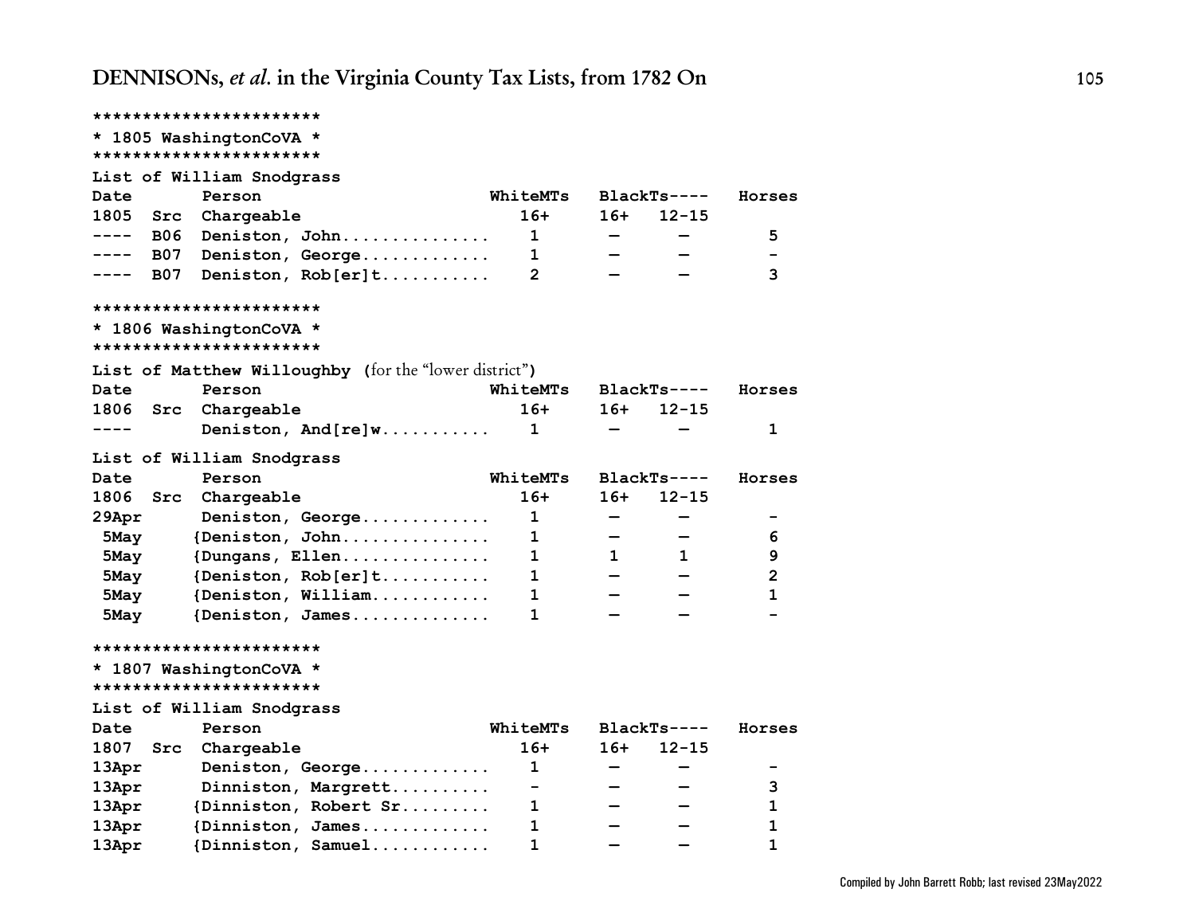```
***********************
* 1805 WashingtonCoVA *
***********************
```

List of William Snodgrass

| Date 1805 | Src | Person Chargeable | WhiteMTs 16+ | BlackTs---- 16+ | 12-15 | Horses |
|---|---|---|---|---|---|---|
| ---- | B06 | Deniston, John............... | 1 | — | — | 5 |
| ---- | B07 | Deniston, George............. | 1 | — | — | - |
| ---- | B07 | Deniston, Rob[er]t........... | 2 | — | — | 3 |

```
***********************
* 1806 WashingtonCoVA *
***********************
```

List of Matthew Willoughby (for the "lower district")

| Date 1806 | Src | Person Chargeable | WhiteMTs 16+ | BlackTs---- 16+ | 12-15 | Horses |
|---|---|---|---|---|---|---|
| ---- | | Deniston, And[re]w........... | 1 | — | — | 1 |

List of William Snodgrass

| Date 1806 | Src | Person Chargeable | WhiteMTs 16+ | BlackTs---- 16+ | 12-15 | Horses |
|---|---|---|---|---|---|---|
| 29Apr | | Deniston, George............. | 1 | — | — | - |
| 5May | | {Deniston, John............... | 1 | — | — | 6 |
| 5May | | {Dungans, Ellen............... | 1 | 1 | 1 | 9 |
| 5May | | {Deniston, Rob[er]t........... | 1 | — | — | 2 |
| 5May | | {Deniston, William............ | 1 | — | — | 1 |
| 5May | | {Deniston, James.............. | 1 | — | — | - |

```
***********************
* 1807 WashingtonCoVA *
***********************
```

List of William Snodgrass

| Date 1807 | Src | Person Chargeable | WhiteMTs 16+ | BlackTs---- 16+ | 12-15 | Horses |
|---|---|---|---|---|---|---|
| 13Apr | | Deniston, George............. | 1 | — | — | - |
| 13Apr | | Dinniston, Margrett.......... | - | — | — | 3 |
| 13Apr | | {Dinniston, Robert Sr......... | 1 | — | — | 1 |
| 13Apr | | {Dinniston, James............. | 1 | — | — | 1 |
| 13Apr | | {Dinniston, Samuel............ | 1 | — | — | 1 |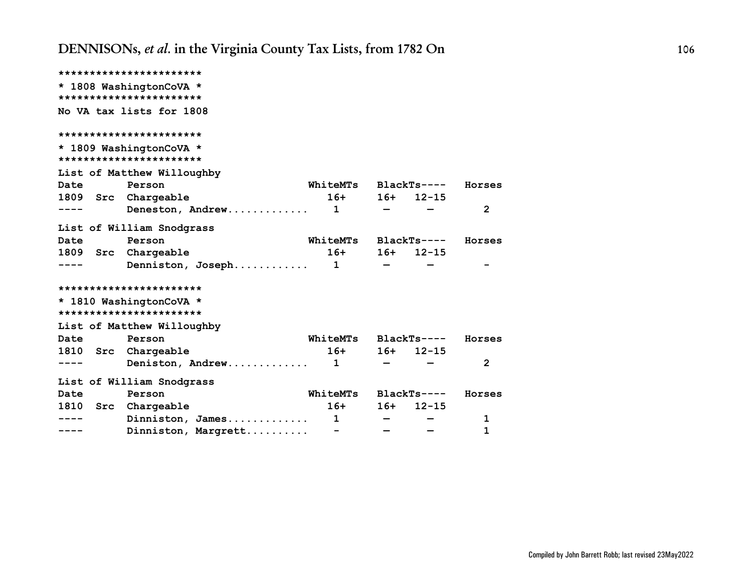```
***********************
* 1808 WashingtonCoVA *
***********************
No VA tax lists for 1808

***********************
* 1809 WashingtonCoVA *
***********************
List of Matthew Willoughby
Date       Person                    WhiteMTs   BlackTs----   Horses
1809  Src  Chargeable                  16+      16+   12-15
----       Deneston, Andrew............  1       —     —         2

List of William Snodgrass
Date       Person                    WhiteMTs   BlackTs----   Horses
1809  Src  Chargeable                  16+      16+   12-15
----       Denniston, Joseph...........  1       —     —         -

***********************
* 1810 WashingtonCoVA *
***********************
List of Matthew Willoughby
Date       Person                    WhiteMTs   BlackTs----   Horses
1810  Src  Chargeable                  16+      16+   12-15
----       Deniston, Andrew............  1       —     —         2

List of William Snodgrass
Date       Person                    WhiteMTs   BlackTs----   Horses
1810  Src  Chargeable                  16+      16+   12-15
----       Dinniston, James............  1       —     —         1
----       Dinniston, Margrett.........  -       —     —         1
```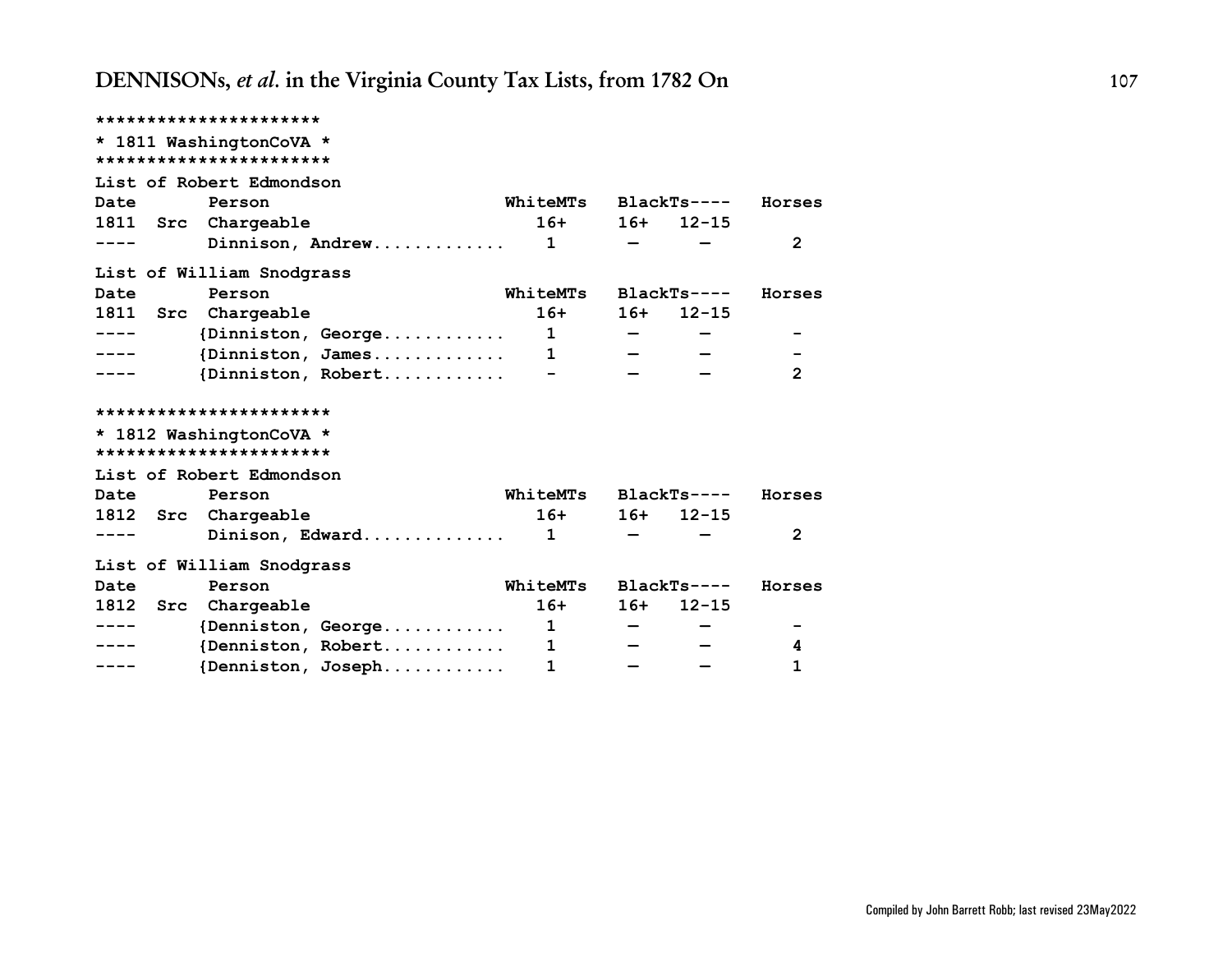```
**********************
* 1811 WashingtonCoVA *
***********************
List of Robert Edmondson
Date       Person                       WhiteMTs   BlackTs----   Horses
1811  Src  Chargeable                     16+      16+   12-15
----       Dinnison, Andrew............    1        —     —         2

List of William Snodgrass
Date       Person                       WhiteMTs   BlackTs----   Horses
1811  Src  Chargeable                     16+      16+   12-15
----      {Dinniston, George...........    1        —     —         -
----      {Dinniston, James............    1        —     —         -
----      {Dinniston, Robert...........    -        —     —         2

***********************
* 1812 WashingtonCoVA *
***********************
List of Robert Edmondson
Date       Person                       WhiteMTs   BlackTs----   Horses
1812  Src  Chargeable                     16+      16+   12-15
----       Dinison, Edward.............    1        —     —         2

List of William Snodgrass
Date       Person                       WhiteMTs   BlackTs----   Horses
1812  Src  Chargeable                     16+      16+   12-15
----      {Denniston, George...........    1        —     —         -
----      {Denniston, Robert...........    1        —     —         4
----      {Denniston, Joseph...........    1        —     —         1
```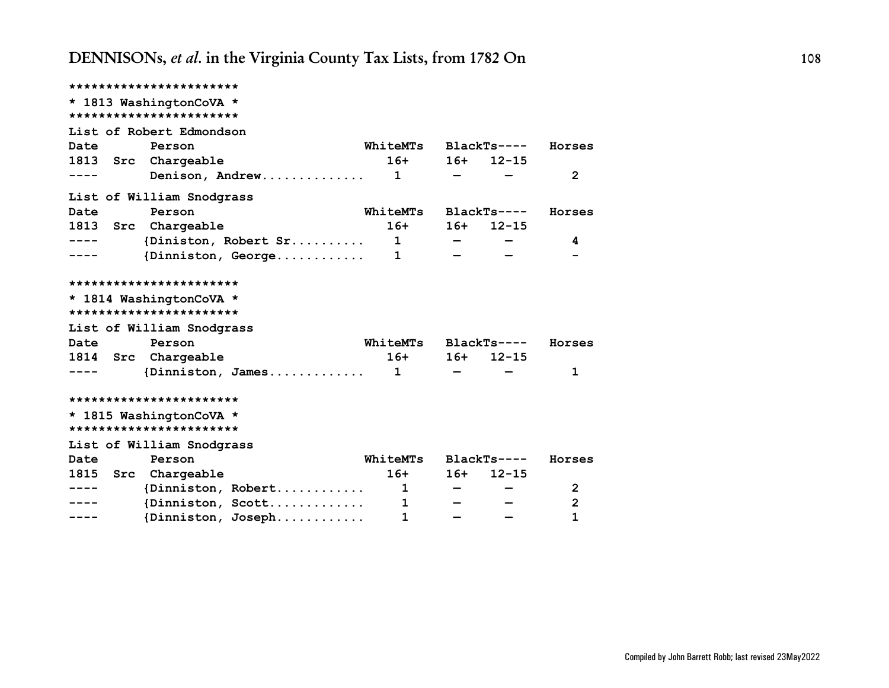```
***********************
* 1813 WashingtonCoVA *
***********************
List of Robert Edmondson
Date       Person                      WhiteMTs   BlackTs----   Horses
1813  Src  Chargeable                     16+     16+   12-15
----       Denison, Andrew.............    1       —      —         2

List of William Snodgrass
Date       Person                      WhiteMTs   BlackTs----   Horses
1813  Src  Chargeable                     16+     16+   12-15
----      {Diniston, Robert Sr..........   1       —      —         4
----      {Dinniston, George............   1       —      —         -

***********************
* 1814 WashingtonCoVA *
***********************
List of William Snodgrass
Date       Person                      WhiteMTs   BlackTs----   Horses
1814  Src  Chargeable                     16+     16+   12-15
----      {Dinniston, James.............   1       —      —         1

***********************
* 1815 WashingtonCoVA *
***********************
List of William Snodgrass
Date       Person                      WhiteMTs   BlackTs----   Horses
1815  Src  Chargeable                     16+     16+   12-15
----      {Dinniston, Robert............    1      —      —         2
----      {Dinniston, Scott.............    1      —      —         2
----      {Dinniston, Joseph............    1      —      —         1
```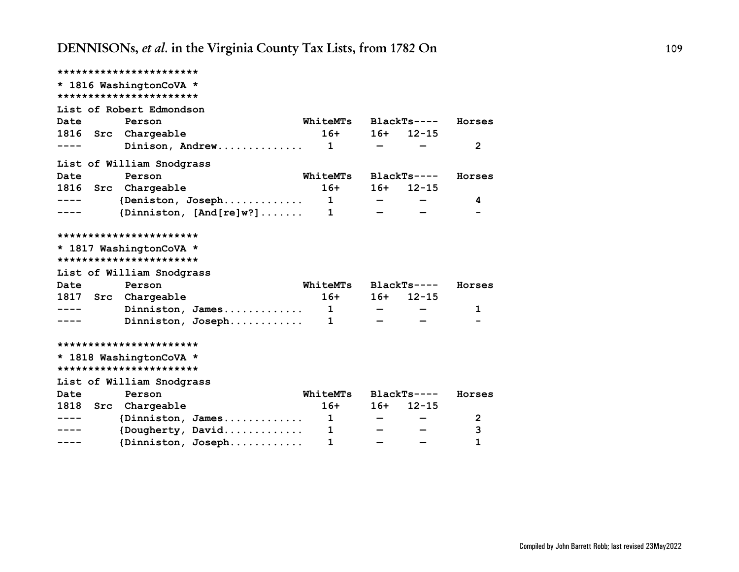```
***********************
* 1816 WashingtonCoVA *
***********************
List of Robert Edmondson
Date       Person                      WhiteMTs   BlackTs----   Horses
1816  Src  Chargeable                    16+      16+   12-15
----       Dinison, Andrew.............   1        —      —         2

List of William Snodgrass
Date       Person                      WhiteMTs   BlackTs----   Horses
1816  Src  Chargeable                    16+      16+   12-15
----      {Deniston, Joseph............   1        —      —         4
----      {Dinniston, [And[re]w?].......   1        —      —         -

***********************
* 1817 WashingtonCoVA *
***********************
List of William Snodgrass
Date       Person                      WhiteMTs   BlackTs----   Horses
1817  Src  Chargeable                    16+      16+   12-15
----       Dinniston, James............   1        —      —         1
----       Dinniston, Joseph...........   1        —      —         -

***********************
* 1818 WashingtonCoVA *
***********************
List of William Snodgrass
Date       Person                      WhiteMTs   BlackTs----   Horses
1818  Src  Chargeable                    16+      16+   12-15
----      {Dinniston, James............   1        —      —         2
----      {Dougherty, David............   1        —      —         3
----      {Dinniston, Joseph...........   1        —      —         1
```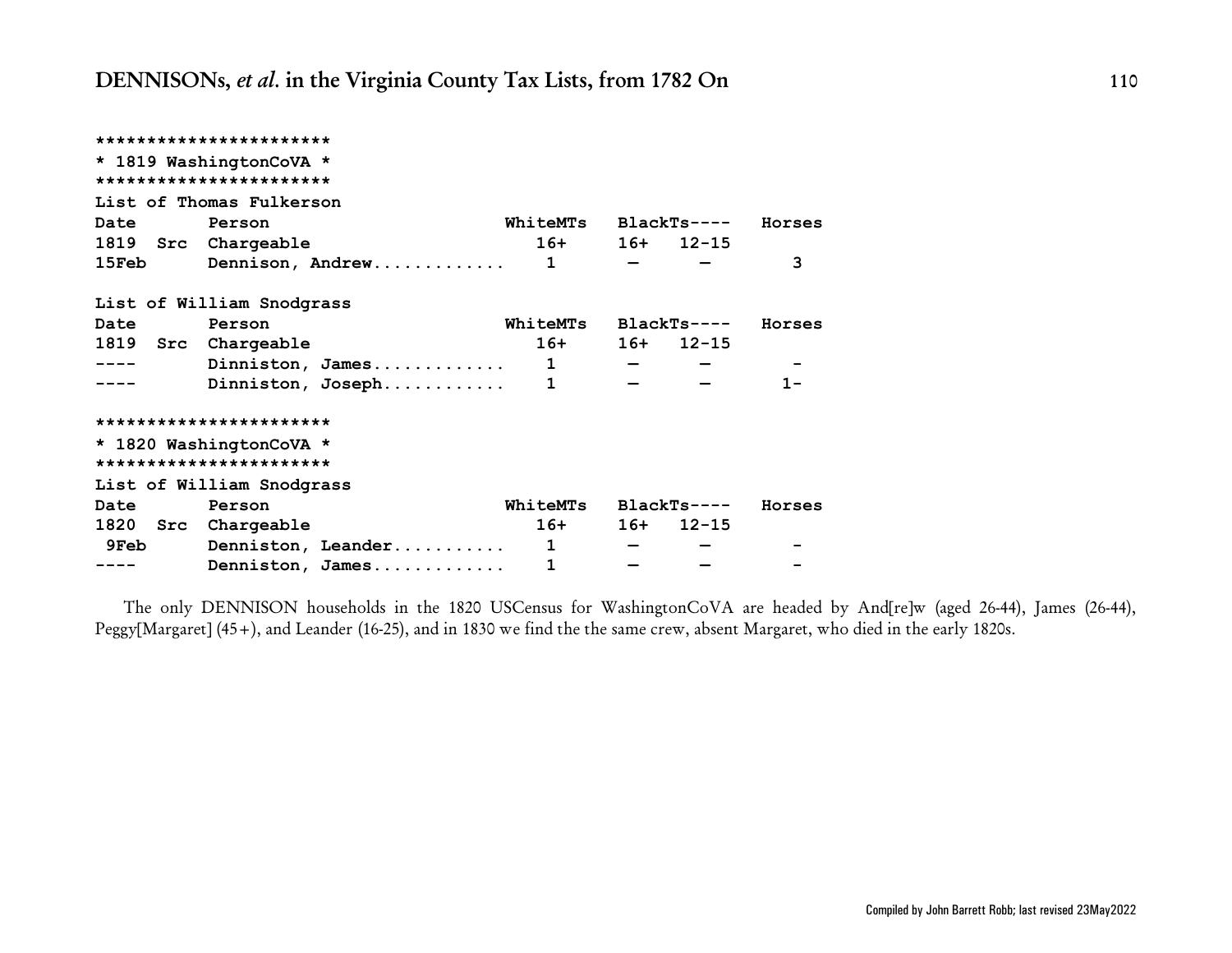```
***********************
* 1819 WashingtonCoVA *
***********************
List of Thomas Fulkerson
Date       Person                    WhiteMTs   BlackTs----   Horses
1819  Src  Chargeable                  16+      16+   12-15
15Feb      Dennison, Andrew.............   1       —      —         3

List of William Snodgrass
Date       Person                    WhiteMTs   BlackTs----   Horses
1819  Src  Chargeable                  16+      16+   12-15
----       Dinniston, James.............   1       —      —         -
----       Dinniston, Joseph............   1       —      —        1-

***********************
* 1820 WashingtonCoVA *
***********************
List of William Snodgrass
Date       Person                    WhiteMTs   BlackTs----   Horses
1820  Src  Chargeable                  16+      16+   12-15
 9Feb      Denniston, Leander...........   1       —      —         -
----       Denniston, James.............   1       —      —         -
```

The only DENNISON households in the 1820 USCensus for WashingtonCoVA are headed by And[re]w (aged 26-44), James (26-44), Peggy[Margaret] (45+), and Leander (16-25), and in 1830 we find the the same crew, absent Margaret, who died in the early 1820s.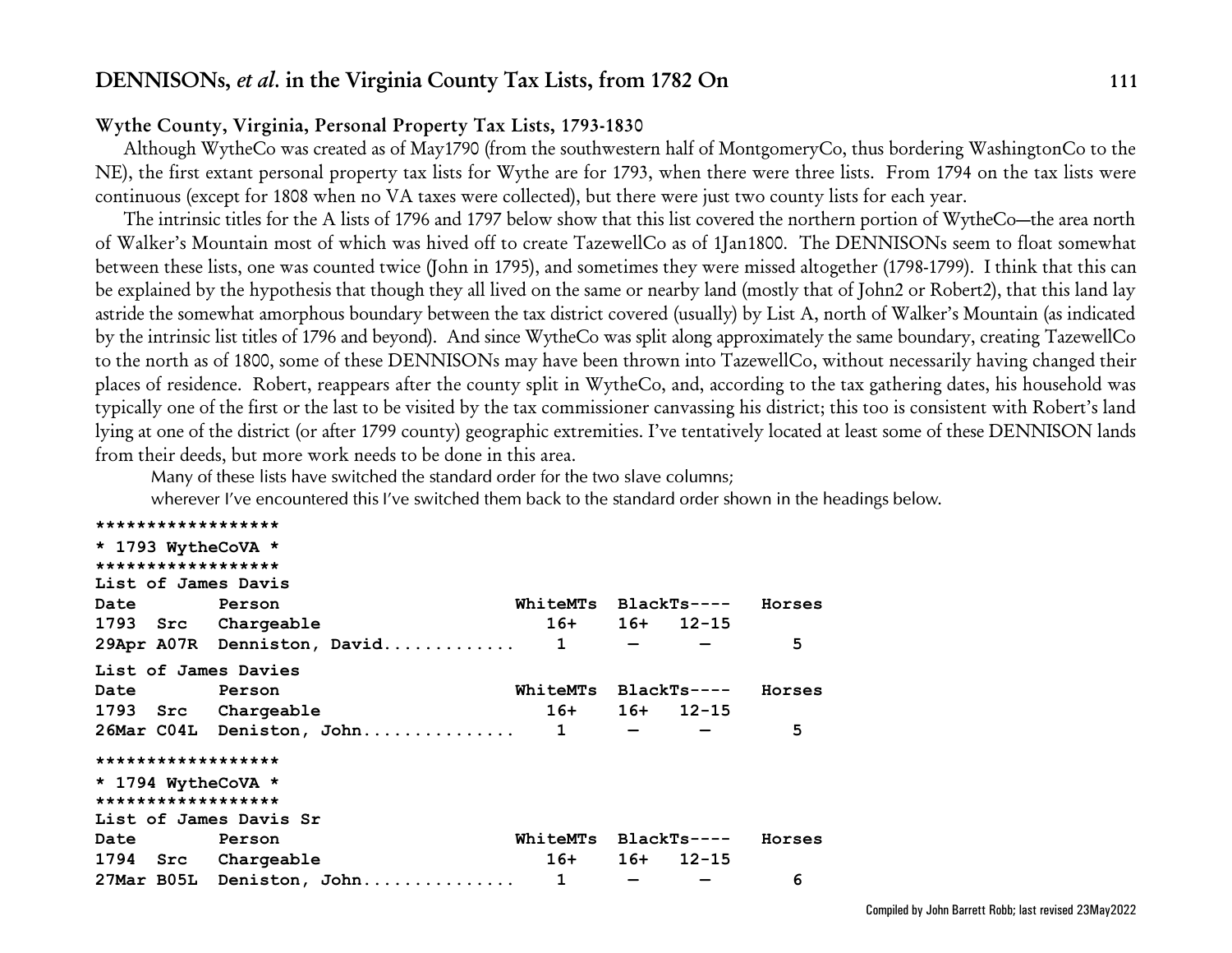### Wythe County, Virginia, Personal Property Tax Lists, 1793-1830

Although WytheCo was created as of May1790 (from the southwestern half of MontgomeryCo, thus bordering WashingtonCo to the NE), the first extant personal property tax lists for Wythe are for 1793, when there were three lists. From 1794 on the tax lists were continuous (except for 1808 when no VA taxes were collected), but there were just two county lists for each year.

The intrinsic titles for the A lists of 1796 and 1797 below show that this list covered the northern portion of WytheCo—the area north of Walker's Mountain most of which was hived off to create TazewellCo as of 1Jan1800. The DENNISONs seem to float somewhat between these lists, one was counted twice (John in 1795), and sometimes they were missed altogether (1798-1799). I think that this can be explained by the hypothesis that though they all lived on the same or nearby land (mostly that of John2 or Robert2), that this land lay astride the somewhat amorphous boundary between the tax district covered (usually) by List A, north of Walker's Mountain (as indicated by the intrinsic list titles of 1796 and beyond). And since WytheCo was split along approximately the same boundary, creating TazewellCo to the north as of 1800, some of these DENNISONs may have been thrown into TazewellCo, without necessarily having changed their places of residence. Robert, reappears after the county split in WytheCo, and, according to the tax gathering dates, his household was typically one of the first or the last to be visited by the tax commissioner canvassing his district; this too is consistent with Robert's land lying at one of the district (or after 1799 county) geographic extremities. I've tentatively located at least some of these DENNISON lands from their deeds, but more work needs to be done in this area.

Many of these lists have switched the standard order for the two slave columns;
wherever I've encountered this I've switched them back to the standard order shown in the headings below.

```
******************
* 1793 WytheCoVA *
******************
List of James Davis
Date        Person                         WhiteMTs  BlackTs----   Horses
1793  Src   Chargeable                        16+    16+   12-15
29Apr A07R  Denniston, David............      1      —      —         5
List of James Davies
Date        Person                         WhiteMTs  BlackTs----   Horses
1793  Src   Chargeable                        16+    16+   12-15
26Mar C04L  Deniston, John..............      1      —      —         5

******************
* 1794 WytheCoVA *
******************
List of James Davis Sr
Date        Person                         WhiteMTs  BlackTs----   Horses
1794  Src   Chargeable                        16+    16+   12-15
27Mar B05L  Deniston, John..............      1      —      —         6
```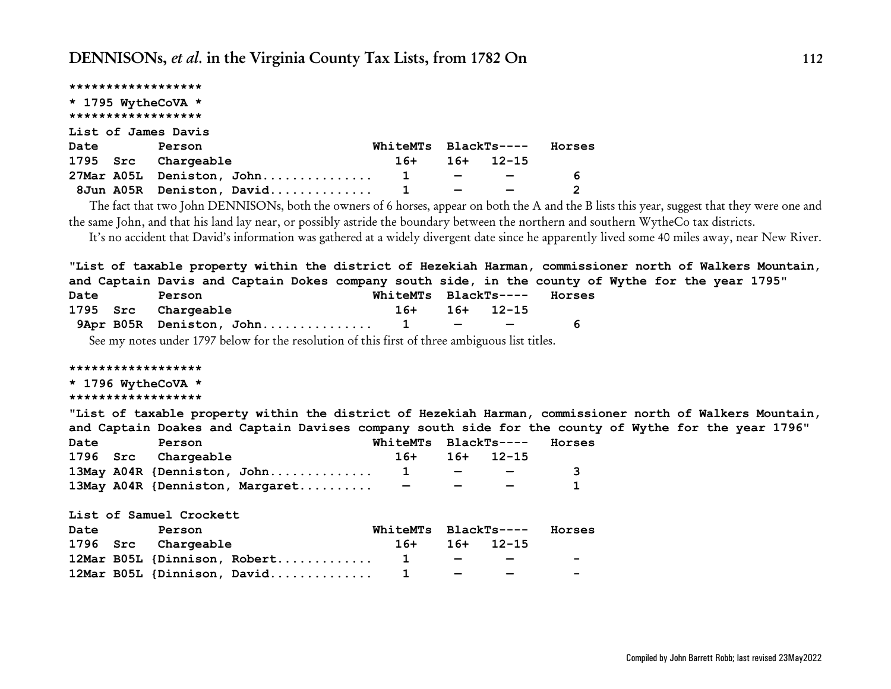```
******************
* 1795 WytheCoVA *
******************
```

**List of James Davis**

| Date 1795 | Src | Person Chargeable | WhiteMTs 16+ | BlackTs---- 16+ | 12-15 | Horses |
|---|---|---|---|---|---|---|
| 27Mar | A05L | Deniston, John.............. | 1 | — | — | 6 |
| 8Jun | A05R | Deniston, David............. | 1 | — | — | 2 |

The fact that two John DENNISONs, both the owners of 6 horses, appear on both the A and the B lists this year, suggest that they were one and the same John, and that his land lay near, or possibly astride the boundary between the northern and southern WytheCo tax districts.

It's no accident that David's information was gathered at a widely divergent date since he apparently lived some 40 miles away, near New River.

**"List of taxable property within the district of Hezekiah Harman, commissioner north of Walkers Mountain, and Captain Davis and Captain Dokes company south side, in the county of Wythe for the year 1795"**

| Date 1795 | Src | Person Chargeable | WhiteMTs 16+ | BlackTs---- 16+ | 12-15 | Horses |
|---|---|---|---|---|---|---|
| 9Apr | B05R | Deniston, John.............. | 1 | — | — | 6 |

See my notes under 1797 below for the resolution of this first of three ambiguous list titles.

```
******************
* 1796 WytheCoVA *
******************
```

**"List of taxable property within the district of Hezekiah Harman, commissioner north of Walkers Mountain, and Captain Doakes and Captain Davises company south side for the county of Wythe for the year 1796"**

| Date 1796 | Src | Person Chargeable | WhiteMTs 16+ | BlackTs---- 16+ | 12-15 | Horses |
|---|---|---|---|---|---|---|
| 13May | A04R | {Denniston, John............. | 1 | — | — | 3 |
| 13May | A04R | {Denniston, Margaret.......... | — | — | — | 1 |

**List of Samuel Crockett**

| Date 1796 | Src | Person Chargeable | WhiteMTs 16+ | BlackTs---- 16+ | 12-15 | Horses |
|---|---|---|---|---|---|---|
| 12Mar | B05L | {Dinnison, Robert............ | 1 | — | — | - |
| 12Mar | B05L | {Dinnison, David............. | 1 | — | — | - |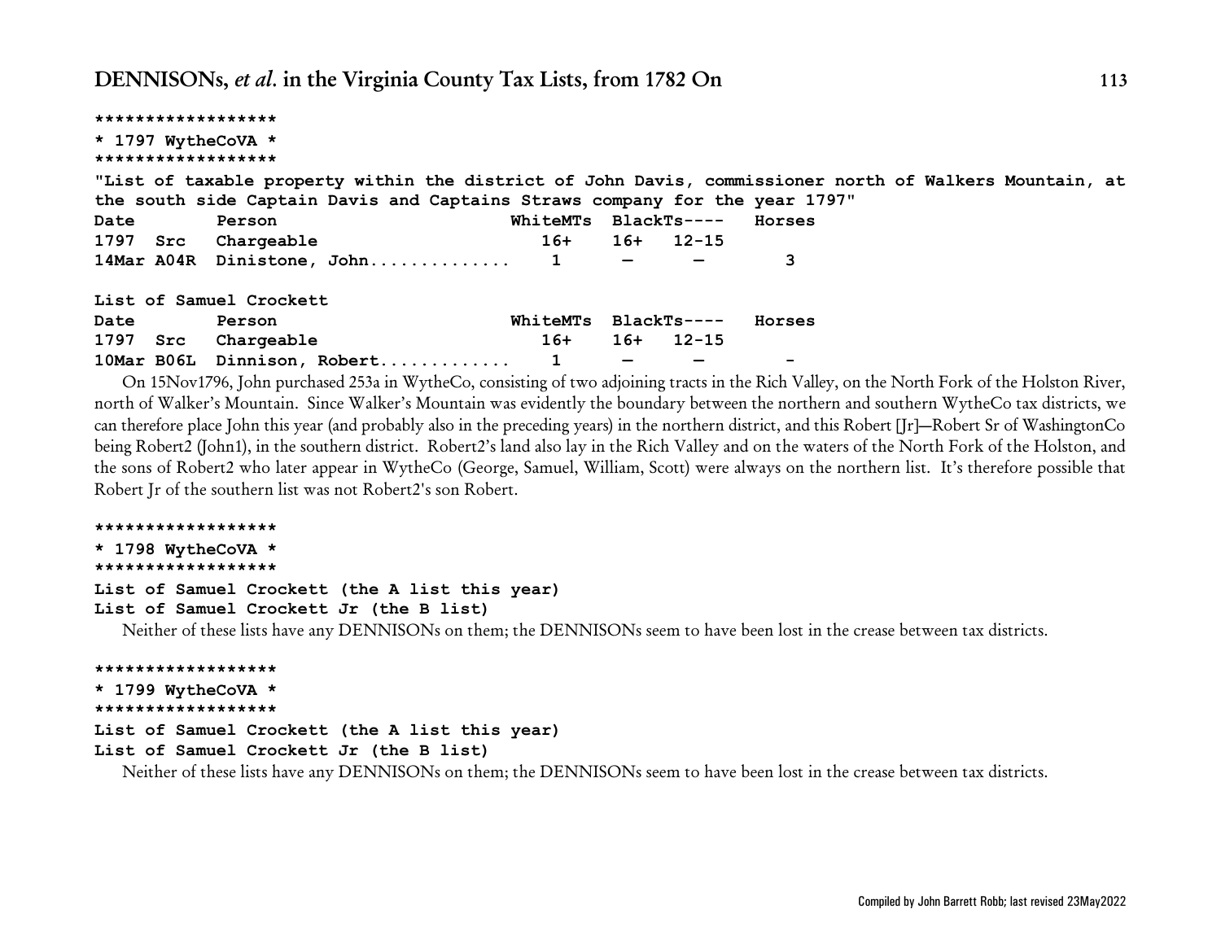```
******************
* 1797 WytheCoVA *
******************
```

**"List of taxable property within the district of John Davis, commissioner north of Walkers Mountain, at the south side Captain Davis and Captains Straws company for the year 1797"**

| Date | | Person | WhiteMTs | BlackTs---- | | Horses |
|---|---|---|---|---|---|---|
| 1797 | Src | Chargeable | 16+ | 16+ | 12-15 | |
| 14Mar | A04R | Dinistone, John............. | 1 | — | — | 3 |

**List of Samuel Crockett**

| Date | | Person | WhiteMTs | BlackTs---- | | Horses |
|---|---|---|---|---|---|---|
| 1797 | Src | Chargeable | 16+ | 16+ | 12-15 | |
| 10Mar | B06L | Dinnison, Robert............ | 1 | — | — | - |

On 15Nov1796, John purchased 253a in WytheCo, consisting of two adjoining tracts in the Rich Valley, on the North Fork of the Holston River, north of Walker's Mountain. Since Walker's Mountain was evidently the boundary between the northern and southern WytheCo tax districts, we can therefore place John this year (and probably also in the preceding years) in the northern district, and this Robert [Jr]—Robert Sr of WashingtonCo being Robert2 (John1), in the southern district. Robert2's land also lay in the Rich Valley and on the waters of the North Fork of the Holston, and the sons of Robert2 who later appear in WytheCo (George, Samuel, William, Scott) were always on the northern list. It's therefore possible that Robert Jr of the southern list was not Robert2's son Robert.

```
******************
* 1798 WytheCoVA *
******************
```

**List of Samuel Crockett (the A list this year)**
**List of Samuel Crockett Jr (the B list)**

Neither of these lists have any DENNISONs on them; the DENNISONs seem to have been lost in the crease between tax districts.

```
******************
* 1799 WytheCoVA *
******************
```

**List of Samuel Crockett (the A list this year)**
**List of Samuel Crockett Jr (the B list)**

Neither of these lists have any DENNISONs on them; the DENNISONs seem to have been lost in the crease between tax districts.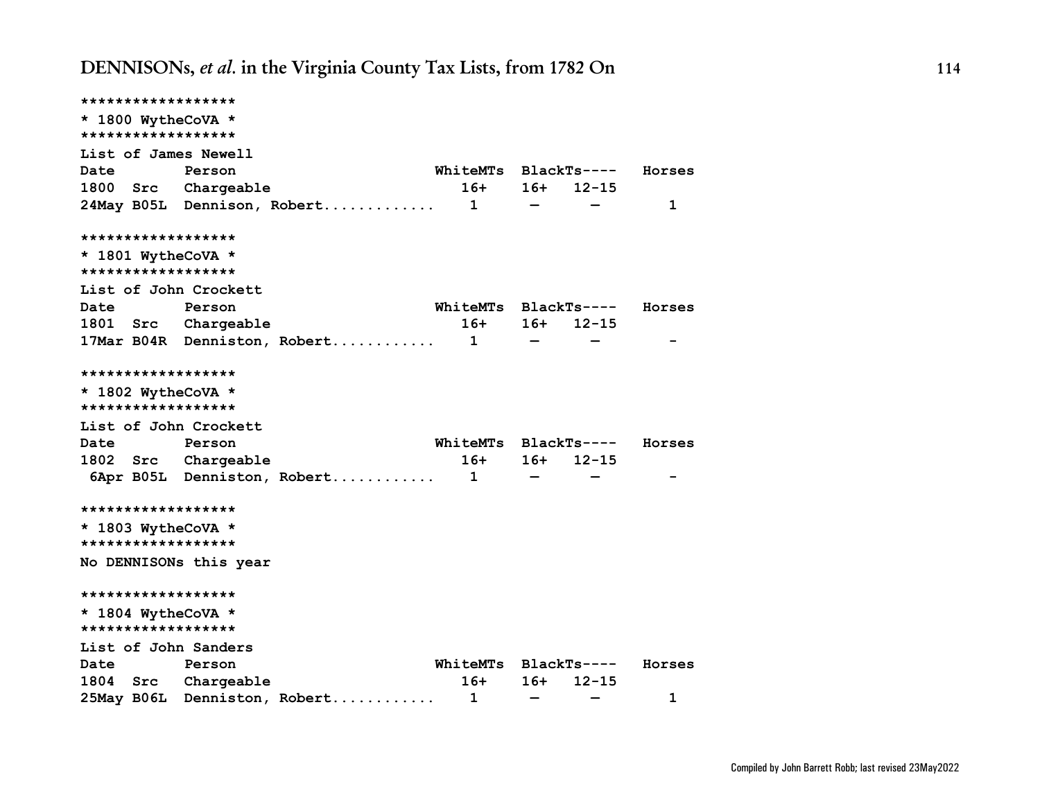```
******************
* 1800 WytheCoVA *
******************
List of James Newell
Date        Person                      WhiteMTs  BlackTs----   Horses
1800  Src   Chargeable                     16+    16+   12-15
24May B05L  Dennison, Robert............    1      —      —        1

******************
* 1801 WytheCoVA *
******************
List of John Crockett
Date        Person                      WhiteMTs  BlackTs----   Horses
1801  Src   Chargeable                     16+    16+   12-15
17Mar B04R  Denniston, Robert...........    1      —      —        -

******************
* 1802 WytheCoVA *
******************
List of John Crockett
Date        Person                      WhiteMTs  BlackTs----   Horses
1802  Src   Chargeable                     16+    16+   12-15
 6Apr B05L  Denniston, Robert...........    1      —      —        -

******************
* 1803 WytheCoVA *
******************
No DENNISONs this year

******************
* 1804 WytheCoVA *
******************
List of John Sanders
Date        Person                      WhiteMTs  BlackTs----   Horses
1804  Src   Chargeable                     16+    16+   12-15
25May B06L  Denniston, Robert...........    1      —      —        1
```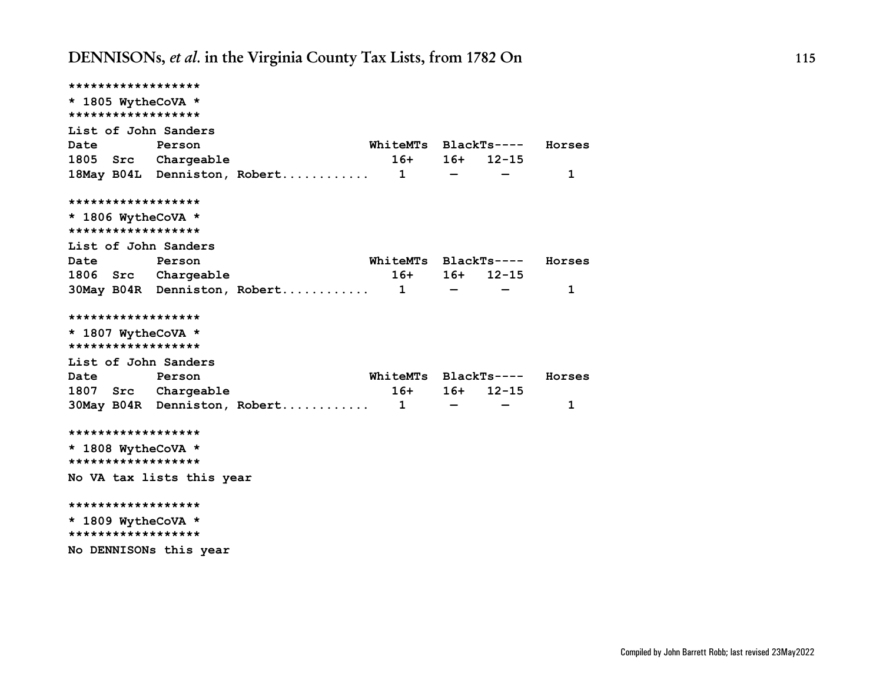```
******************
* 1805 WytheCoVA *
******************
List of John Sanders
Date        Person                      WhiteMTs  BlackTs----   Horses
1805  Src   Chargeable                     16+    16+   12-15
18May B04L  Denniston, Robert...........    1      —      —        1

******************
* 1806 WytheCoVA *
******************
List of John Sanders
Date        Person                      WhiteMTs  BlackTs----   Horses
1806  Src   Chargeable                     16+    16+   12-15
30May B04R  Denniston, Robert...........    1      —      —        1

******************
* 1807 WytheCoVA *
******************
List of John Sanders
Date        Person                      WhiteMTs  BlackTs----   Horses
1807  Src   Chargeable                     16+    16+   12-15
30May B04R  Denniston, Robert...........    1      —      —        1

******************
* 1808 WytheCoVA *
******************
No VA tax lists this year

******************
* 1809 WytheCoVA *
******************
No DENNISONs this year
```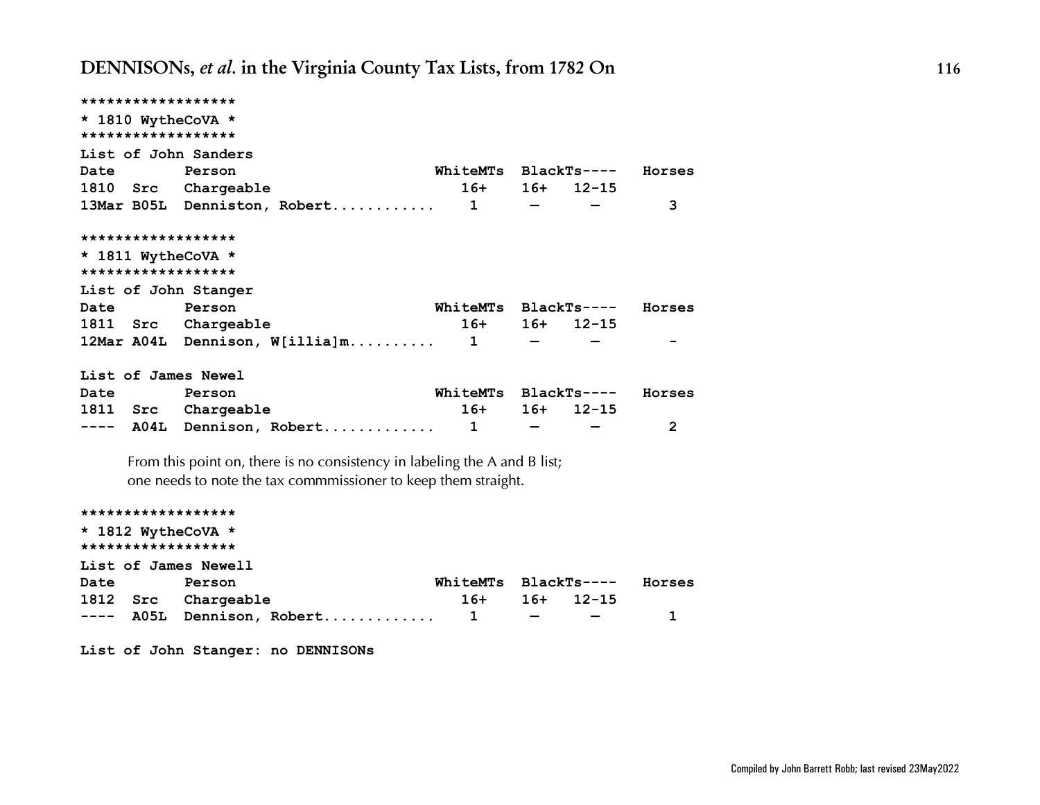```
******************
* 1810 WytheCoVA *
******************
List of John Sanders
Date       Person                         WhiteMTs  BlackTs----   Horses
1810  Src  Chargeable                        16+    16+   12-15
13Mar B05L  Denniston, Robert...........     1      —      —         3

******************
* 1811 WytheCoVA *
******************
List of John Stanger
Date       Person                         WhiteMTs  BlackTs----   Horses
1811  Src  Chargeable                        16+    16+   12-15
12Mar A04L  Dennison, W[illia]m..........    1      —      —         -

List of James Newel
Date       Person                         WhiteMTs  BlackTs----   Horses
1811  Src  Chargeable                        16+    16+   12-15
----  A04L  Dennison, Robert............     1      —      —         2
```

From this point on, there is no consistency in labeling the A and B list; one needs to note the tax commmissioner to keep them straight.

```
******************
* 1812 WytheCoVA *
******************
List of James Newell
Date       Person                         WhiteMTs  BlackTs----   Horses
1812  Src  Chargeable                        16+    16+   12-15
----  A05L  Dennison, Robert............     1      —      —         1

List of John Stanger: no DENNISONs
```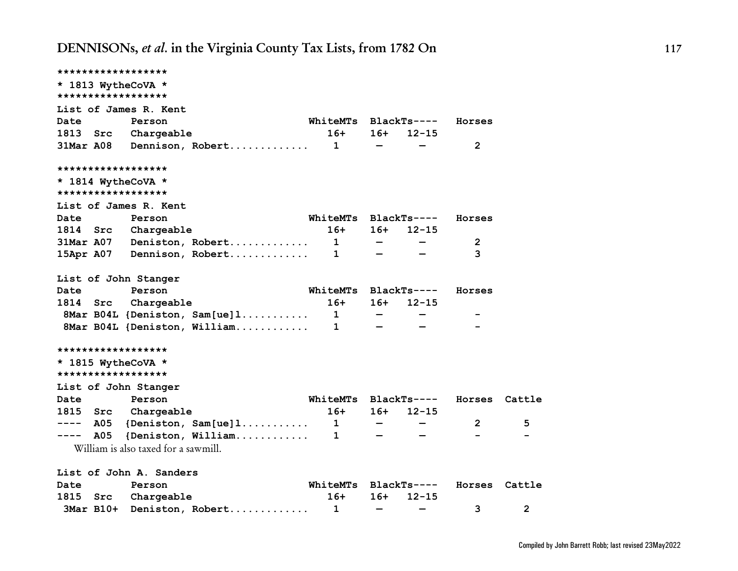```
******************
* 1813 WytheCoVA *
******************
List of James R. Kent
Date        Person                        WhiteMTs  BlackTs----   Horses
1813  Src   Chargeable                       16+    16+   12-15
31Mar A08   Dennison, Robert............     1      —      —        2

******************
* 1814 WytheCoVA *
******************
List of James R. Kent
Date        Person                        WhiteMTs  BlackTs----   Horses
1814  Src   Chargeable                       16+    16+   12-15
31Mar A07   Deniston, Robert............     1      —      —        2
15Apr A07   Dennison, Robert............     1      —      —        3

List of John Stanger
Date        Person                        WhiteMTs  BlackTs----   Horses
1814  Src   Chargeable                       16+    16+   12-15
 8Mar B04L {Deniston, Sam[ue]l...........    1      —      —        -
 8Mar B04L {Deniston, William...........     1      —      —        -

******************
* 1815 WytheCoVA *
******************
List of John Stanger
Date        Person                        WhiteMTs  BlackTs----   Horses  Cattle
1815  Src   Chargeable                       16+    16+   12-15
----  A05  {Deniston, Sam[ue]l...........    1      —      —        2       5
----  A05  {Deniston, William...........     1      —      —        -       -
```

William is also taxed for a sawmill.

```
List of John A. Sanders
Date        Person                        WhiteMTs  BlackTs----   Horses  Cattle
1815  Src   Chargeable                       16+    16+   12-15
 3Mar B10+  Deniston, Robert............     1      —      —        3       2
```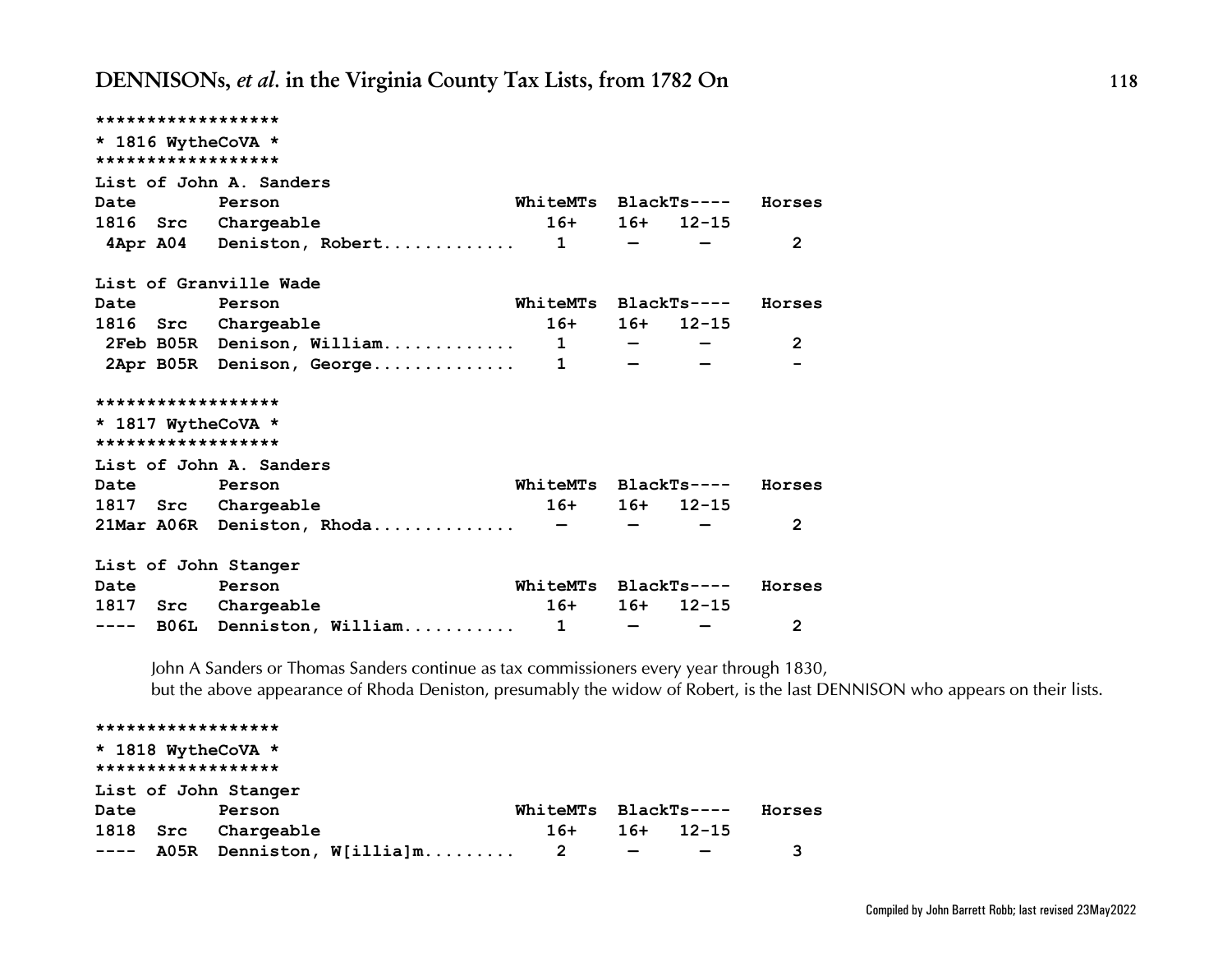```
******************
* 1816 WytheCoVA *
******************
```

List of John A. Sanders

| Date 1816 | Src | Person Chargeable | WhiteMTs 16+ | BlackTs---- 16+ | 12-15 | Horses |
|---|---|---|---|---|---|---|
| 4Apr | A04 | Deniston, Robert............ | 1 | — | — | 2 |

List of Granville Wade

| Date 1816 | Src | Person Chargeable | WhiteMTs 16+ | BlackTs---- 16+ | 12-15 | Horses |
|---|---|---|---|---|---|---|
| 2Feb | B05R | Denison, William............ | 1 | — | — | 2 |
| 2Apr | B05R | Denison, George............. | 1 | — | — | - |

```
******************
* 1817 WytheCoVA *
******************
```

List of John A. Sanders

| Date 1817 | Src | Person Chargeable | WhiteMTs 16+ | BlackTs---- 16+ | 12-15 | Horses |
|---|---|---|---|---|---|---|
| 21Mar | A06R | Deniston, Rhoda............. | — | — | — | 2 |

List of John Stanger

| Date 1817 | Src | Person Chargeable | WhiteMTs 16+ | BlackTs---- 16+ | 12-15 | Horses |
|---|---|---|---|---|---|---|
| ---- | B06L | Denniston, William.......... | 1 | — | — | 2 |

John A Sanders or Thomas Sanders continue as tax commissioners every year through 1830, but the above appearance of Rhoda Deniston, presumably the widow of Robert, is the last DENNISON who appears on their lists.

```
******************
* 1818 WytheCoVA *
******************
```

List of John Stanger

| Date 1818 | Src | Person Chargeable | WhiteMTs 16+ | BlackTs---- 16+ | 12-15 | Horses |
|---|---|---|---|---|---|---|
| ---- | A05R | Denniston, W[illia]m......... | 2 | — | — | 3 |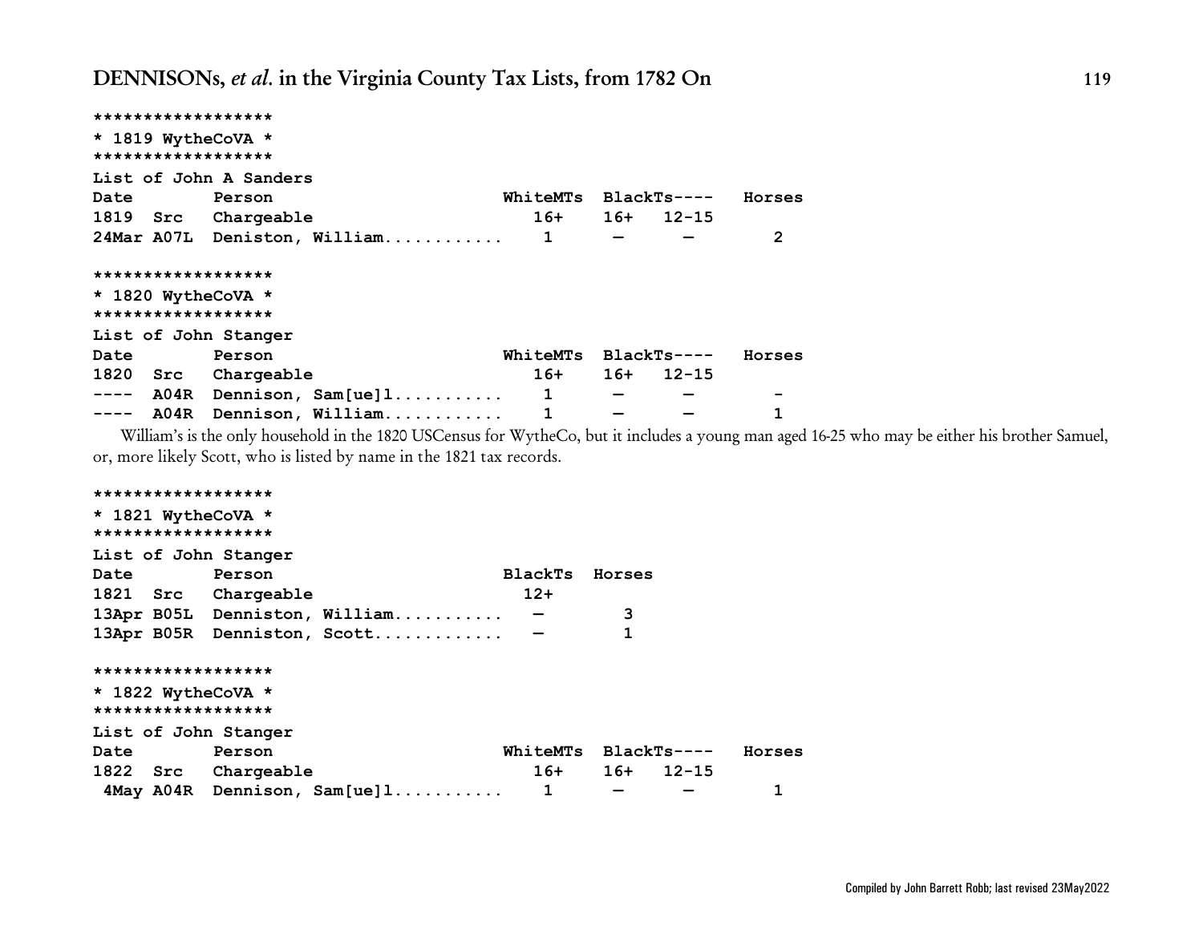```
******************
* 1819 WytheCoVA *
******************
List of John A Sanders
Date        Person                        WhiteMTs  BlackTs----   Horses
1819  Src   Chargeable                       16+    16+   12-15
24Mar A07L  Deniston, William............    1      —      —        2

******************
* 1820 WytheCoVA *
******************
List of John Stanger
Date        Person                        WhiteMTs  BlackTs----   Horses
1820  Src   Chargeable                       16+    16+   12-15
----  A04R  Dennison, Sam[ue]l...........    1      —      —        -
----  A04R  Dennison, William............    1      —      —        1
```

William's is the only household in the 1820 USCensus for WytheCo, but it includes a young man aged 16-25 who may be either his brother Samuel, or, more likely Scott, who is listed by name in the 1821 tax records.

```
******************
* 1821 WytheCoVA *
******************
List of John Stanger
Date        Person                        BlackTs  Horses
1821  Src   Chargeable                      12+
13Apr B05L  Denniston, William...........   —        3
13Apr B05R  Denniston, Scott.............   —        1

******************
* 1822 WytheCoVA *
******************
List of John Stanger
Date        Person                        WhiteMTs  BlackTs----   Horses
1822  Src   Chargeable                       16+    16+   12-15
 4May A04R  Dennison, Sam[ue]l...........    1      —      —        1
```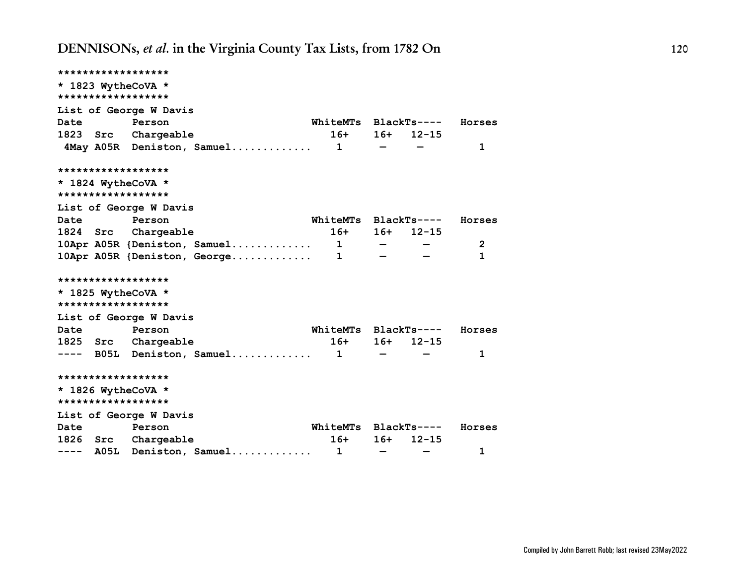```
******************
* 1823 WytheCoVA *
******************
List of George W Davis
Date        Person                          WhiteMTs  BlackTs----   Horses
1823  Src   Chargeable                         16+    16+   12-15
 4May A05R  Deniston, Samuel............     1      —     —          1

******************
* 1824 WytheCoVA *
******************
List of George W Davis
Date        Person                          WhiteMTs  BlackTs----   Horses
1824  Src   Chargeable                         16+    16+   12-15
10Apr A05R {Deniston, Samuel............     1      —     —          2
10Apr A05R {Deniston, George............     1      —     —          1

******************
* 1825 WytheCoVA *
******************
List of George W Davis
Date        Person                          WhiteMTs  BlackTs----   Horses
1825  Src   Chargeable                         16+    16+   12-15
----  B05L  Deniston, Samuel............     1      —     —          1

******************
* 1826 WytheCoVA *
******************
List of George W Davis
Date        Person                          WhiteMTs  BlackTs----   Horses
1826  Src   Chargeable                         16+    16+   12-15
----  A05L  Deniston, Samuel............     1      —     —          1
```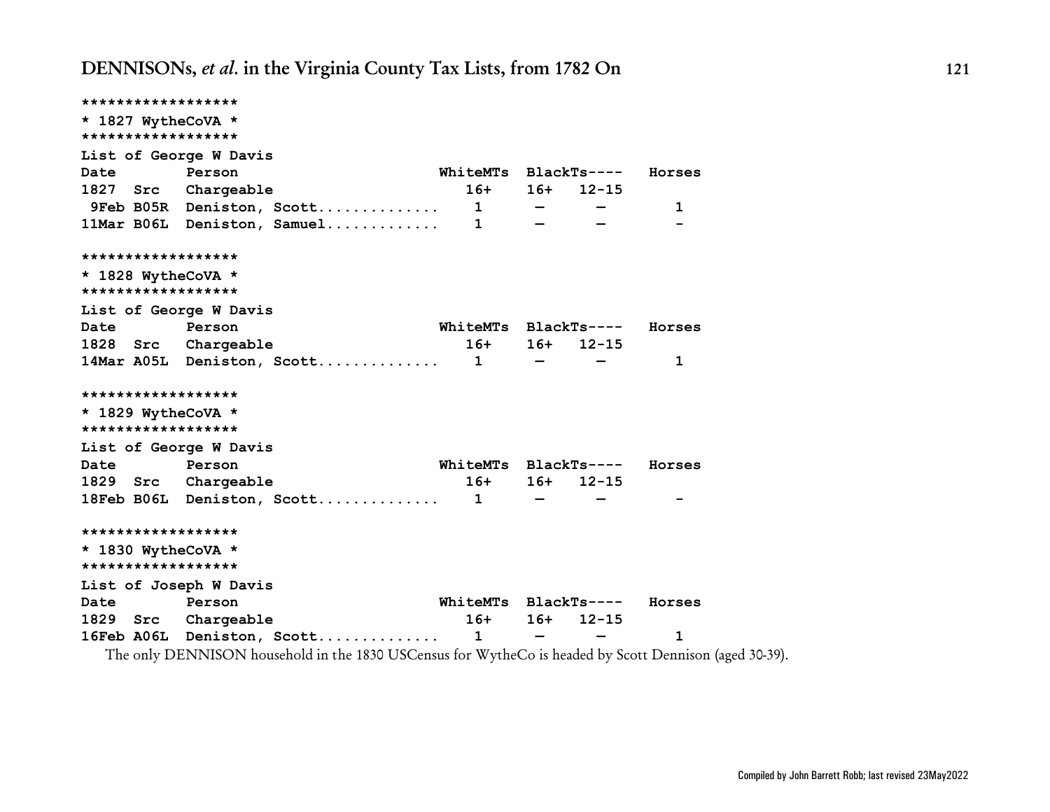```
******************
* 1827 WytheCoVA *
******************
List of George W Davis
Date        Person                       WhiteMTs  BlackTs----   Horses
1827  Src   Chargeable                      16+    16+   12-15
 9Feb B05R  Deniston, Scott.............    1      —      —        1
11Mar B06L  Deniston, Samuel............    1      —      —        -

******************
* 1828 WytheCoVA *
******************
List of George W Davis
Date        Person                       WhiteMTs  BlackTs----   Horses
1828  Src   Chargeable                      16+    16+   12-15
14Mar A05L  Deniston, Scott.............    1      —      —        1

******************
* 1829 WytheCoVA *
******************
List of George W Davis
Date        Person                       WhiteMTs  BlackTs----   Horses
1829  Src   Chargeable                      16+    16+   12-15
18Feb B06L  Deniston, Scott.............    1      —      —        -

******************
* 1830 WytheCoVA *
******************
List of Joseph W Davis
Date        Person                       WhiteMTs  BlackTs----   Horses
1829  Src   Chargeable                      16+    16+   12-15
16Feb A06L  Deniston, Scott.............    1      —      —        1
```

The only DENNISON household in the 1830 USCensus for WytheCo is headed by Scott Dennison (aged 30-39).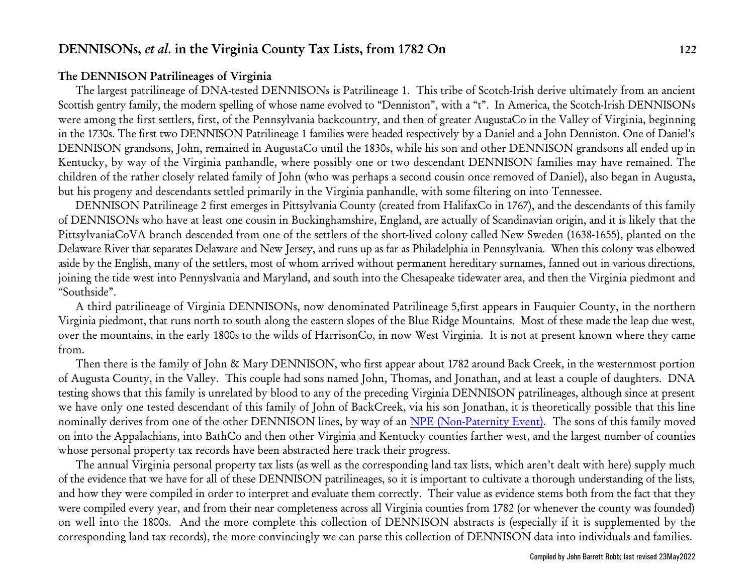### The DENNISON Patrilineages of Virginia

The largest patrilineage of DNA-tested DENNISONs is Patrilineage 1. This tribe of Scotch-Irish derive ultimately from an ancient Scottish gentry family, the modern spelling of whose name evolved to "Denniston", with a "t". In America, the Scotch-Irish DENNISONs were among the first settlers, first, of the Pennsylvania backcountry, and then of greater AugustaCo in the Valley of Virginia, beginning in the 1730s. The first two DENNISON Patrilineage 1 families were headed respectively by a Daniel and a John Denniston. One of Daniel's DENNISON grandsons, John, remained in AugustaCo until the 1830s, while his son and other DENNISON grandsons all ended up in Kentucky, by way of the Virginia panhandle, where possibly one or two descendant DENNISON families may have remained. The children of the rather closely related family of John (who was perhaps a second cousin once removed of Daniel), also began in Augusta, but his progeny and descendants settled primarily in the Virginia panhandle, with some filtering on into Tennessee.

DENNISON Patrilineage 2 first emerges in Pittsylvania County (created from HalifaxCo in 1767), and the descendants of this family of DENNISONs who have at least one cousin in Buckinghamshire, England, are actually of Scandinavian origin, and it is likely that the PittsylvaniaCoVA branch descended from one of the settlers of the short-lived colony called New Sweden (1638-1655), planted on the Delaware River that separates Delaware and New Jersey, and runs up as far as Philadelphia in Pennsylvania. When this colony was elbowed aside by the English, many of the settlers, most of whom arrived without permanent hereditary surnames, fanned out in various directions, joining the tide west into Pennyslvania and Maryland, and south into the Chesapeake tidewater area, and then the Virginia piedmont and "Southside".

A third patrilineage of Virginia DENNISONs, now denominated Patrilineage 5,first appears in Fauquier County, in the northern Virginia piedmont, that runs north to south along the eastern slopes of the Blue Ridge Mountains. Most of these made the leap due west, over the mountains, in the early 1800s to the wilds of HarrisonCo, in now West Virginia. It is not at present known where they came from.

Then there is the family of John & Mary DENNISON, who first appear about 1782 around Back Creek, in the westernmost portion of Augusta County, in the Valley. This couple had sons named John, Thomas, and Jonathan, and at least a couple of daughters. DNA testing shows that this family is unrelated by blood to any of the preceding Virginia DENNISON patrilineages, although since at present we have only one tested descendant of this family of John of BackCreek, via his son Jonathan, it is theoretically possible that this line nominally derives from one of the other DENNISON lines, by way of an NPE (Non-Paternity Event). The sons of this family moved on into the Appalachians, into BathCo and then other Virginia and Kentucky counties farther west, and the largest number of counties whose personal property tax records have been abstracted here track their progress.

The annual Virginia personal property tax lists (as well as the corresponding land tax lists, which aren't dealt with here) supply much of the evidence that we have for all of these DENNISON patrilineages, so it is important to cultivate a thorough understanding of the lists, and how they were compiled in order to interpret and evaluate them correctly. Their value as evidence stems both from the fact that they were compiled every year, and from their near completeness across all Virginia counties from 1782 (or whenever the county was founded) on well into the 1800s. And the more complete this collection of DENNISON abstracts is (especially if it is supplemented by the corresponding land tax records), the more convincingly we can parse this collection of DENNISON data into individuals and families.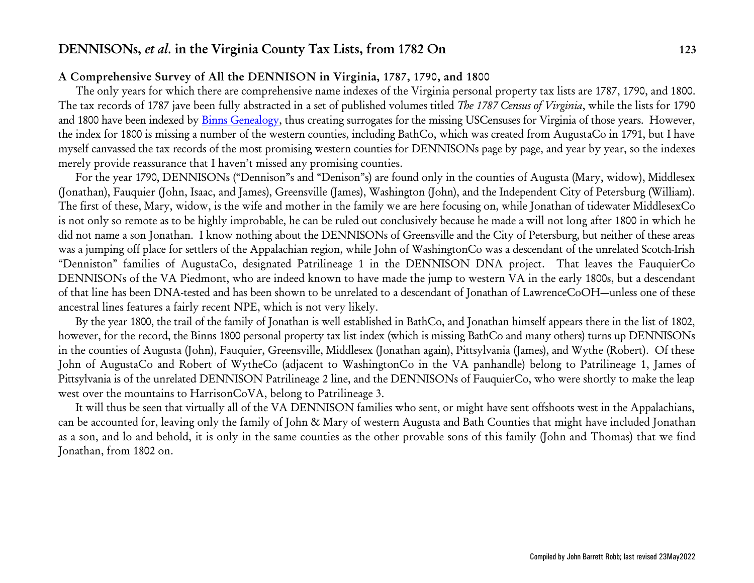### A Comprehensive Survey of All the DENNISON in Virginia, 1787, 1790, and 1800

The only years for which there are comprehensive name indexes of the Virginia personal property tax lists are 1787, 1790, and 1800. The tax records of 1787 jave been fully abstracted in a set of published volumes titled *The 1787 Census of Virginia*, while the lists for 1790 and 1800 have been indexed by Binns Genealogy, thus creating surrogates for the missing USCensuses for Virginia of those years. However, the index for 1800 is missing a number of the western counties, including BathCo, which was created from AugustaCo in 1791, but I have myself canvassed the tax records of the most promising western counties for DENNISONs page by page, and year by year, so the indexes merely provide reassurance that I haven't missed any promising counties.

For the year 1790, DENNISONs ("Dennison"s and "Denison"s) are found only in the counties of Augusta (Mary, widow), Middlesex (Jonathan), Fauquier (John, Isaac, and James), Greensville (James), Washington (John), and the Independent City of Petersburg (William). The first of these, Mary, widow, is the wife and mother in the family we are here focusing on, while Jonathan of tidewater MiddlesexCo is not only so remote as to be highly improbable, he can be ruled out conclusively because he made a will not long after 1800 in which he did not name a son Jonathan. I know nothing about the DENNISONs of Greensville and the City of Petersburg, but neither of these areas was a jumping off place for settlers of the Appalachian region, while John of WashingtonCo was a descendant of the unrelated Scotch-Irish "Denniston" families of AugustaCo, designated Patrilineage 1 in the DENNISON DNA project. That leaves the FauquierCo DENNISONs of the VA Piedmont, who are indeed known to have made the jump to western VA in the early 1800s, but a descendant of that line has been DNA-tested and has been shown to be unrelated to a descendant of Jonathan of LawrenceCoOH—unless one of these ancestral lines features a fairly recent NPE, which is not very likely.

By the year 1800, the trail of the family of Jonathan is well established in BathCo, and Jonathan himself appears there in the list of 1802, however, for the record, the Binns 1800 personal property tax list index (which is missing BathCo and many others) turns up DENNISONs in the counties of Augusta (John), Fauquier, Greensville, Middlesex (Jonathan again), Pittsylvania (James), and Wythe (Robert). Of these John of AugustaCo and Robert of WytheCo (adjacent to WashingtonCo in the VA panhandle) belong to Patrilineage 1, James of Pittsylvania is of the unrelated DENNISON Patrilineage 2 line, and the DENNISONs of FauquierCo, who were shortly to make the leap west over the mountains to HarrisonCoVA, belong to Patrilineage 3.

It will thus be seen that virtually all of the VA DENNISON families who sent, or might have sent offshoots west in the Appalachians, can be accounted for, leaving only the family of John & Mary of western Augusta and Bath Counties that might have included Jonathan as a son, and lo and behold, it is only in the same counties as the other provable sons of this family (John and Thomas) that we find Jonathan, from 1802 on.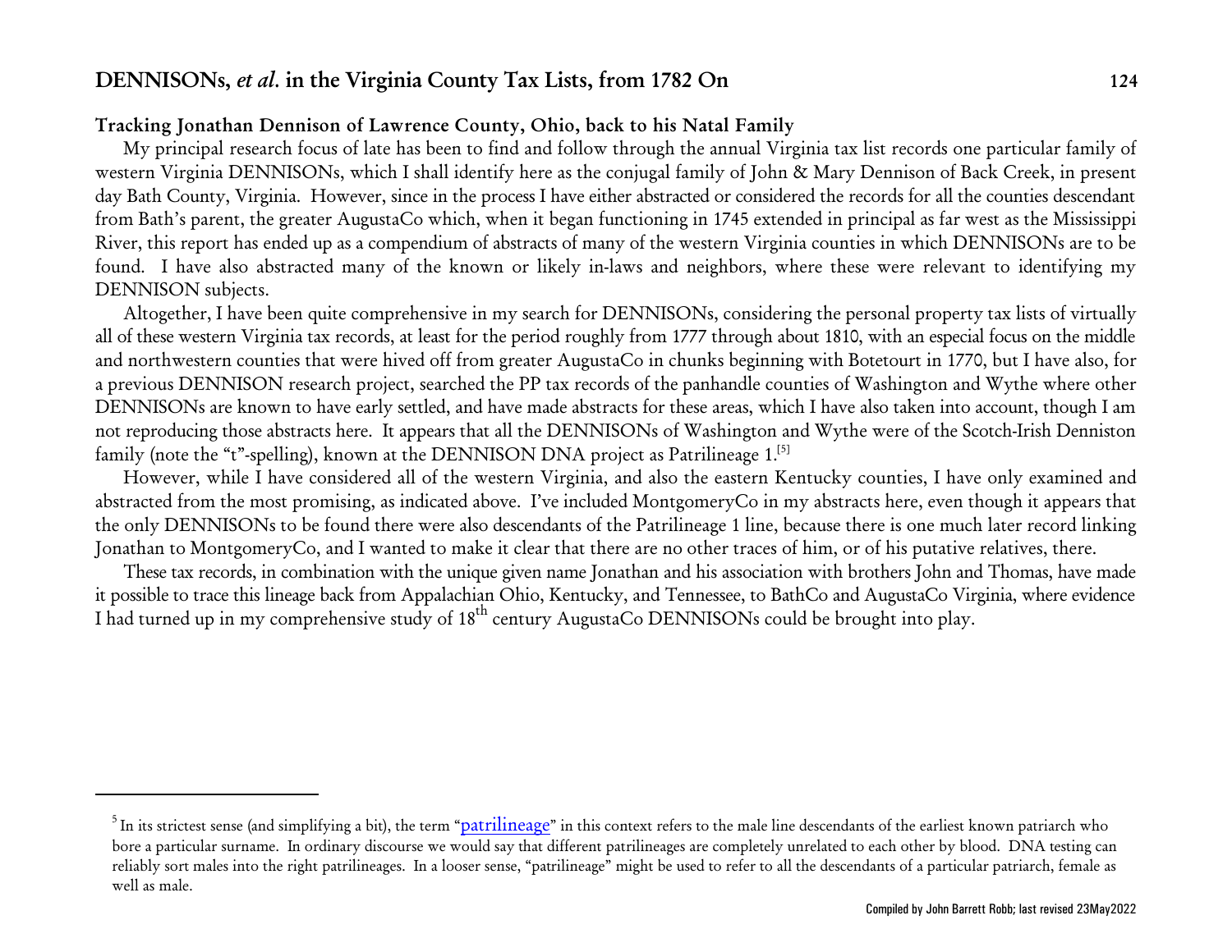### Tracking Jonathan Dennison of Lawrence County, Ohio, back to his Natal Family

My principal research focus of late has been to find and follow through the annual Virginia tax list records one particular family of western Virginia DENNISONs, which I shall identify here as the conjugal family of John & Mary Dennison of Back Creek, in present day Bath County, Virginia. However, since in the process I have either abstracted or considered the records for all the counties descendant from Bath's parent, the greater AugustaCo which, when it began functioning in 1745 extended in principal as far west as the Mississippi River, this report has ended up as a compendium of abstracts of many of the western Virginia counties in which DENNISONs are to be found. I have also abstracted many of the known or likely in-laws and neighbors, where these were relevant to identifying my DENNISON subjects.

Altogether, I have been quite comprehensive in my search for DENNISONs, considering the personal property tax lists of virtually all of these western Virginia tax records, at least for the period roughly from 1777 through about 1810, with an especial focus on the middle and northwestern counties that were hived off from greater AugustaCo in chunks beginning with Botetourt in 1770, but I have also, for a previous DENNISON research project, searched the PP tax records of the panhandle counties of Washington and Wythe where other DENNISONs are known to have early settled, and have made abstracts for these areas, which I have also taken into account, though I am not reproducing those abstracts here. It appears that all the DENNISONs of Washington and Wythe were of the Scotch-Irish Denniston family (note the "t"-spelling), known at the DENNISON DNA project as Patrilineage 1.[5]

However, while I have considered all of the western Virginia, and also the eastern Kentucky counties, I have only examined and abstracted from the most promising, as indicated above. I've included MontgomeryCo in my abstracts here, even though it appears that the only DENNISONs to be found there were also descendants of the Patrilineage 1 line, because there is one much later record linking Jonathan to MontgomeryCo, and I wanted to make it clear that there are no other traces of him, or of his putative relatives, there.

These tax records, in combination with the unique given name Jonathan and his association with brothers John and Thomas, have made it possible to trace this lineage back from Appalachian Ohio, Kentucky, and Tennessee, to BathCo and AugustaCo Virginia, where evidence I had turned up in my comprehensive study of 18th century AugustaCo DENNISONs could be brought into play.

---

[5] In its strictest sense (and simplifying a bit), the term "patrilineage" in this context refers to the male line descendants of the earliest known patriarch who bore a particular surname. In ordinary discourse we would say that different patrilineages are completely unrelated to each other by blood. DNA testing can reliably sort males into the right patrilineages. In a looser sense, "patrilineage" might be used to refer to all the descendants of a particular patriarch, female as well as male.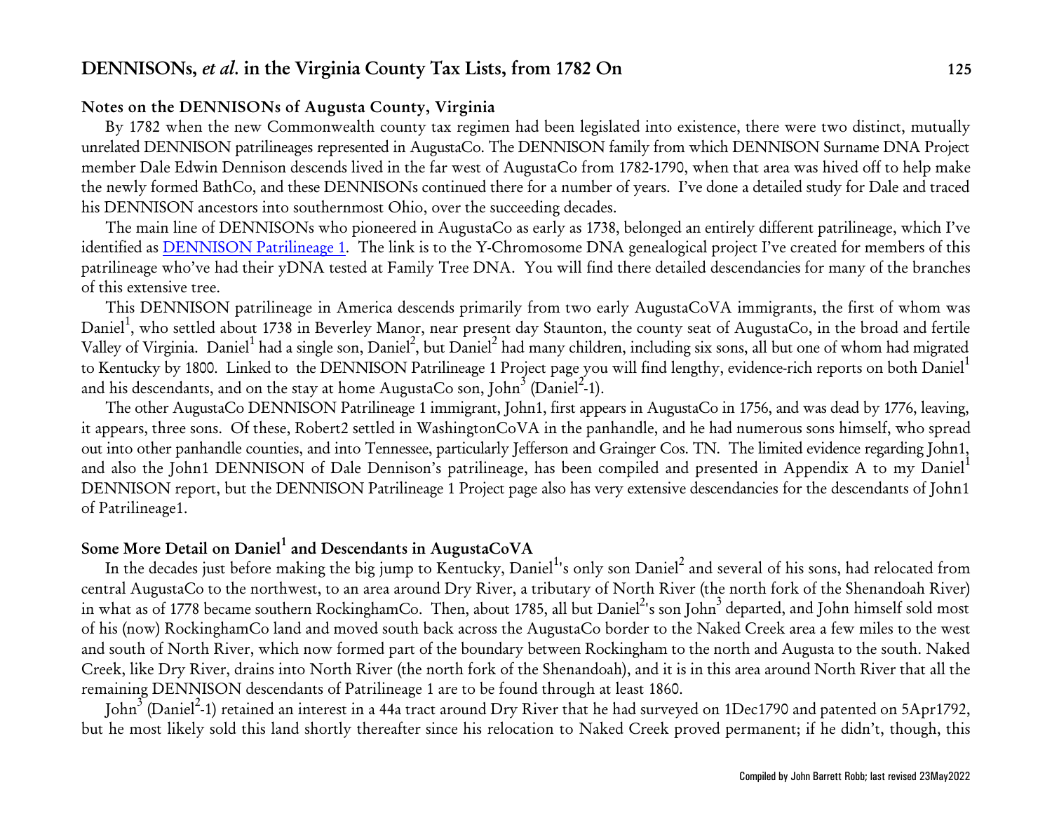## Notes on the DENNISONs of Augusta County, Virginia

By 1782 when the new Commonwealth county tax regimen had been legislated into existence, there were two distinct, mutually unrelated DENNISON patrilineages represented in AugustaCo. The DENNISON family from which DENNISON Surname DNA Project member Dale Edwin Dennison descends lived in the far west of AugustaCo from 1782-1790, when that area was hived off to help make the newly formed BathCo, and these DENNISONs continued there for a number of years. I've done a detailed study for Dale and traced his DENNISON ancestors into southernmost Ohio, over the succeeding decades.

The main line of DENNISONs who pioneered in AugustaCo as early as 1738, belonged an entirely different patrilineage, which I've identified as DENNISON Patrilineage 1. The link is to the Y-Chromosome DNA genealogical project I've created for members of this patrilineage who've had their yDNA tested at Family Tree DNA. You will find there detailed descendancies for many of the branches of this extensive tree.

This DENNISON patrilineage in America descends primarily from two early AugustaCoVA immigrants, the first of whom was Daniel[1], who settled about 1738 in Beverley Manor, near present day Staunton, the county seat of AugustaCo, in the broad and fertile Valley of Virginia. Daniel[1] had a single son, Daniel[2], but Daniel[2] had many children, including six sons, all but one of whom had migrated to Kentucky by 1800. Linked to the DENNISON Patrilineage 1 Project page you will find lengthy, evidence-rich reports on both Daniel[1] and his descendants, and on the stay at home AugustaCo son, John[3] (Daniel[2]-1).

The other AugustaCo DENNISON Patrilineage 1 immigrant, John1, first appears in AugustaCo in 1756, and was dead by 1776, leaving, it appears, three sons. Of these, Robert2 settled in WashingtonCoVA in the panhandle, and he had numerous sons himself, who spread out into other panhandle counties, and into Tennessee, particularly Jefferson and Grainger Cos. TN. The limited evidence regarding John1, and also the John1 DENNISON of Dale Dennison's patrilineage, has been compiled and presented in Appendix A to my Daniel[1] DENNISON report, but the DENNISON Patrilineage 1 Project page also has very extensive descendancies for the descendants of John1 of Patrilineage1.

## Some More Detail on Daniel[1] and Descendants in AugustaCoVA

In the decades just before making the big jump to Kentucky, Daniel[1]'s only son Daniel[2] and several of his sons, had relocated from central AugustaCo to the northwest, to an area around Dry River, a tributary of North River (the north fork of the Shenandoah River) in what as of 1778 became southern RockinghamCo. Then, about 1785, all but Daniel[2]'s son John[3] departed, and John himself sold most of his (now) RockinghamCo land and moved south back across the AugustaCo border to the Naked Creek area a few miles to the west and south of North River, which now formed part of the boundary between Rockingham to the north and Augusta to the south. Naked Creek, like Dry River, drains into North River (the north fork of the Shenandoah), and it is in this area around North River that all the remaining DENNISON descendants of Patrilineage 1 are to be found through at least 1860.

John[3] (Daniel[2]-1) retained an interest in a 44a tract around Dry River that he had surveyed on 1Dec1790 and patented on 5Apr1792, but he most likely sold this land shortly thereafter since his relocation to Naked Creek proved permanent; if he didn't, though, this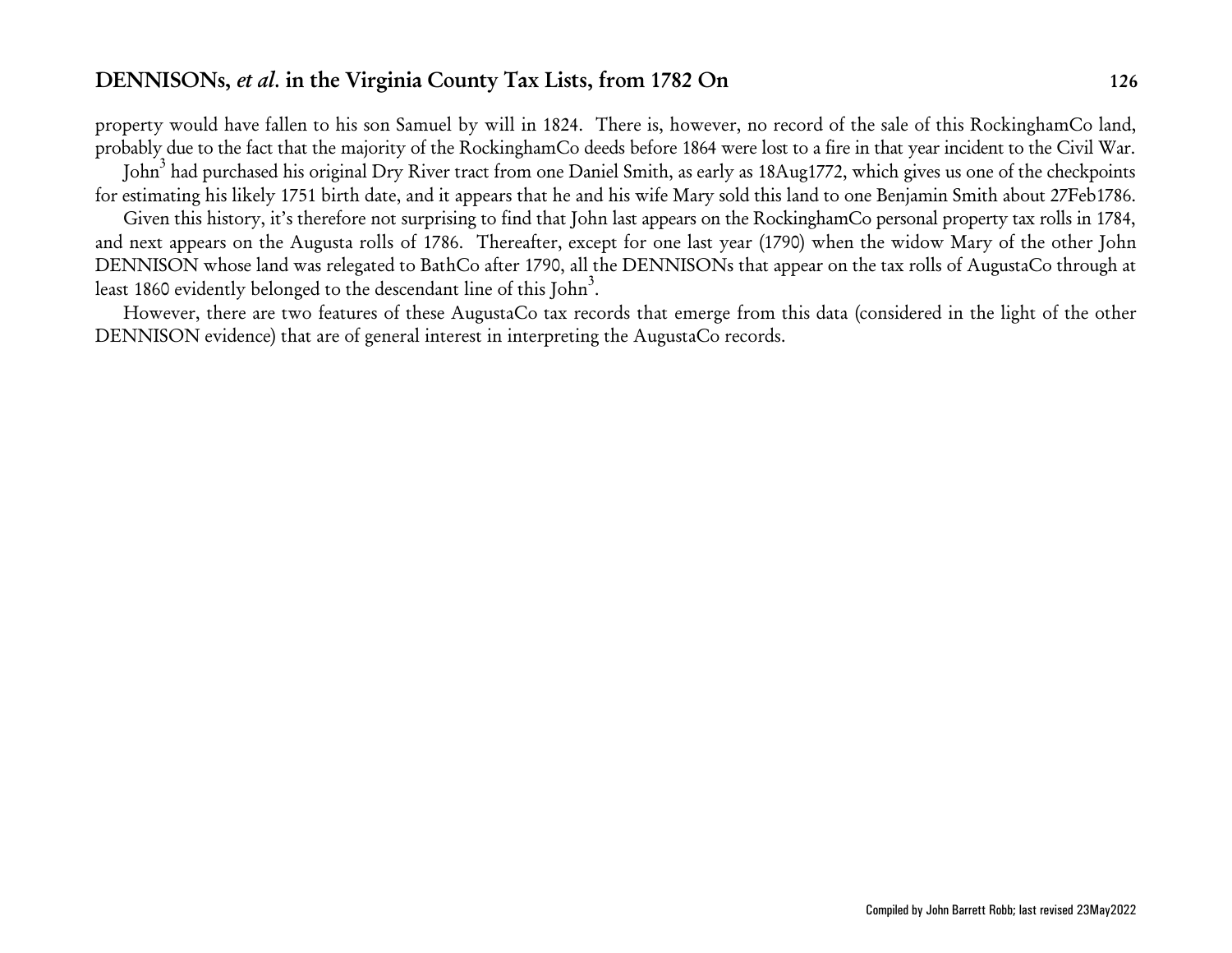property would have fallen to his son Samuel by will in 1824. There is, however, no record of the sale of this RockinghamCo land, probably due to the fact that the majority of the RockinghamCo deeds before 1864 were lost to a fire in that year incident to the Civil War.

John[3] had purchased his original Dry River tract from one Daniel Smith, as early as 18Aug1772, which gives us one of the checkpoints for estimating his likely 1751 birth date, and it appears that he and his wife Mary sold this land to one Benjamin Smith about 27Feb1786.

Given this history, it's therefore not surprising to find that John last appears on the RockinghamCo personal property tax rolls in 1784, and next appears on the Augusta rolls of 1786. Thereafter, except for one last year (1790) when the widow Mary of the other John DENNISON whose land was relegated to BathCo after 1790, all the DENNISONs that appear on the tax rolls of AugustaCo through at least 1860 evidently belonged to the descendant line of this John[3].

However, there are two features of these AugustaCo tax records that emerge from this data (considered in the light of the other DENNISON evidence) that are of general interest in interpreting the AugustaCo records.